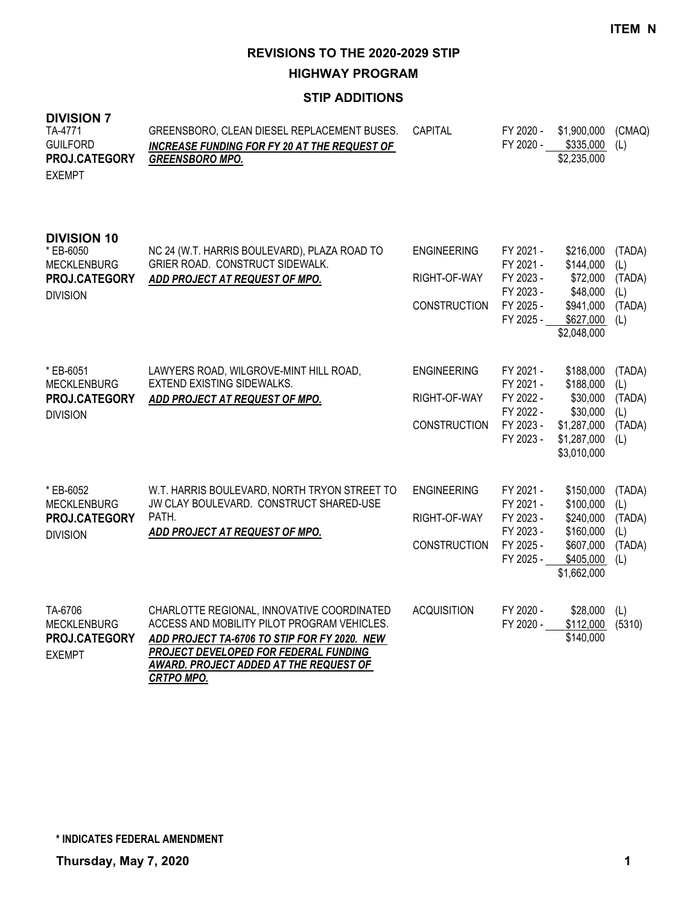**ITEM N**

# REVISIONS TO THE 2020-2029 STIP

## HIGHWAY PROGRAM

### STIP ADDITIONS

**DIVISION 7**

| Project | Description | Work Type | Fiscal Year | Amount | Funding |
|---|---|---|---|---|---|
| TA-4771<br>GUILFORD<br>**PROJ.CATEGORY**<br>EXEMPT | GREENSBORO, CLEAN DIESEL REPLACEMENT BUSES.<br>***INCREASE FUNDING FOR FY 20 AT THE REQUEST OF GREENSBORO MPO.*** | CAPITAL | FY 2020 - | $1,900,000 | (CMAQ) |
| | | | FY 2020 - | $335,000 | (L) |
| | | | | $2,235,000 | |

**DIVISION 10**

| Project | Description | Work Type | Fiscal Year | Amount | Funding |
|---|---|---|---|---|---|
| * EB-6050<br>MECKLENBURG<br>**PROJ.CATEGORY**<br>DIVISION | NC 24 (W.T. HARRIS BOULEVARD), PLAZA ROAD TO GRIER ROAD. CONSTRUCT SIDEWALK.<br>***ADD PROJECT AT REQUEST OF MPO.*** | ENGINEERING | FY 2021 - | $216,000 | (TADA) |
| | | | FY 2021 - | $144,000 | (L) |
| | | RIGHT-OF-WAY | FY 2023 - | $72,000 | (TADA) |
| | | | FY 2023 - | $48,000 | (L) |
| | | CONSTRUCTION | FY 2025 - | $941,000 | (TADA) |
| | | | FY 2025 - | $627,000 | (L) |
| | | | | $2,048,000 | |
| * EB-6051<br>MECKLENBURG<br>**PROJ.CATEGORY**<br>DIVISION | LAWYERS ROAD, WILGROVE-MINT HILL ROAD, EXTEND EXISTING SIDEWALKS.<br>***ADD PROJECT AT REQUEST OF MPO.*** | ENGINEERING | FY 2021 - | $188,000 | (TADA) |
| | | | FY 2021 - | $188,000 | (L) |
| | | RIGHT-OF-WAY | FY 2022 - | $30,000 | (TADA) |
| | | | FY 2022 - | $30,000 | (L) |
| | | CONSTRUCTION | FY 2023 - | $1,287,000 | (TADA) |
| | | | FY 2023 - | $1,287,000 | (L) |
| | | | | $3,010,000 | |
| * EB-6052<br>MECKLENBURG<br>**PROJ.CATEGORY**<br>DIVISION | W.T. HARRIS BOULEVARD, NORTH TRYON STREET TO JW CLAY BOULEVARD. CONSTRUCT SHARED-USE PATH.<br>***ADD PROJECT AT REQUEST OF MPO.*** | ENGINEERING | FY 2021 - | $150,000 | (TADA) |
| | | | FY 2021 - | $100,000 | (L) |
| | | RIGHT-OF-WAY | FY 2023 - | $240,000 | (TADA) |
| | | | FY 2023 - | $160,000 | (L) |
| | | CONSTRUCTION | FY 2025 - | $607,000 | (TADA) |
| | | | FY 2025 - | $405,000 | (L) |
| | | | | $1,662,000 | |
| TA-6706<br>MECKLENBURG<br>**PROJ.CATEGORY**<br>EXEMPT | CHARLOTTE REGIONAL, INNOVATIVE COORDINATED ACCESS AND MOBILITY PILOT PROGRAM VEHICLES.<br>***ADD PROJECT TA-6706 TO STIP FOR FY 2020. NEW PROJECT DEVELOPED FOR FEDERAL FUNDING AWARD. PROJECT ADDED AT THE REQUEST OF CRTPO MPO.*** | ACQUISITION | FY 2020 - | $28,000 | (L) |
| | | | FY 2020 - | $112,000 | (5310) |
| | | | | $140,000 | |

**\* INDICATES FEDERAL AMENDMENT**

**Thursday, May 7, 2020**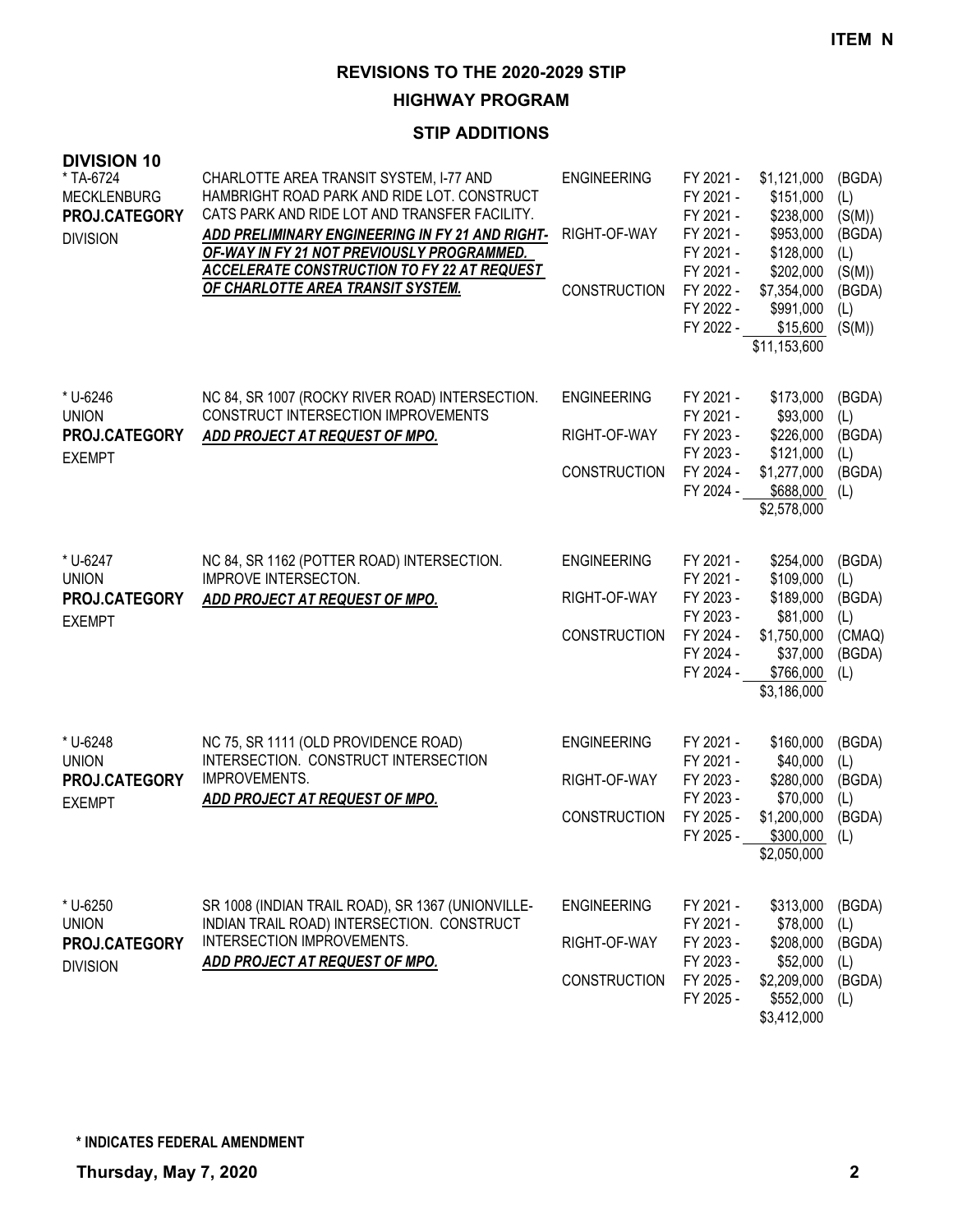**ITEM N**

# REVISIONS TO THE 2020-2029 STIP

## HIGHWAY PROGRAM

### STIP ADDITIONS

**DIVISION 10**

| Project | Description | Phase | Fiscal Year | Amount | Fund |
|---|---|---|---|---|---|
| * TA-6724<br>MECKLENBURG<br>**PROJ.CATEGORY**<br>DIVISION | CHARLOTTE AREA TRANSIT SYSTEM, I-77 AND HAMBRIGHT ROAD PARK AND RIDE LOT. CONSTRUCT CATS PARK AND RIDE LOT AND TRANSFER FACILITY.<br>***ADD PRELIMINARY ENGINEERING IN FY 21 AND RIGHT-OF-WAY IN FY 21 NOT PREVIOUSLY PROGRAMMED. ACCELERATE CONSTRUCTION TO FY 22 AT REQUEST OF CHARLOTTE AREA TRANSIT SYSTEM.*** | ENGINEERING | FY 2021 - | $1,121,000 | (BGDA) |
| | | | FY 2021 - | $151,000 | (L) |
| | | | FY 2021 - | $238,000 | (S(M)) |
| | | RIGHT-OF-WAY | FY 2021 - | $953,000 | (BGDA) |
| | | | FY 2021 - | $128,000 | (L) |
| | | | FY 2021 - | $202,000 | (S(M)) |
| | | CONSTRUCTION | FY 2022 - | $7,354,000 | (BGDA) |
| | | | FY 2022 - | $991,000 | (L) |
| | | | FY 2022 - | $15,600 | (S(M)) |
| | | | | $11,153,600 | |
| * U-6246<br>UNION<br>**PROJ.CATEGORY**<br>EXEMPT | NC 84, SR 1007 (ROCKY RIVER ROAD) INTERSECTION. CONSTRUCT INTERSECTION IMPROVEMENTS<br>***ADD PROJECT AT REQUEST OF MPO.*** | ENGINEERING | FY 2021 - | $173,000 | (BGDA) |
| | | | FY 2021 - | $93,000 | (L) |
| | | RIGHT-OF-WAY | FY 2023 - | $226,000 | (BGDA) |
| | | | FY 2023 - | $121,000 | (L) |
| | | CONSTRUCTION | FY 2024 - | $1,277,000 | (BGDA) |
| | | | FY 2024 - | $688,000 | (L) |
| | | | | $2,578,000 | |
| * U-6247<br>UNION<br>**PROJ.CATEGORY**<br>EXEMPT | NC 84, SR 1162 (POTTER ROAD) INTERSECTION. IMPROVE INTERSECTON.<br>***ADD PROJECT AT REQUEST OF MPO.*** | ENGINEERING | FY 2021 - | $254,000 | (BGDA) |
| | | | FY 2021 - | $109,000 | (L) |
| | | RIGHT-OF-WAY | FY 2023 - | $189,000 | (BGDA) |
| | | | FY 2023 - | $81,000 | (L) |
| | | CONSTRUCTION | FY 2024 - | $1,750,000 | (CMAQ) |
| | | | FY 2024 - | $37,000 | (BGDA) |
| | | | FY 2024 - | $766,000 | (L) |
| | | | | $3,186,000 | |
| * U-6248<br>UNION<br>**PROJ.CATEGORY**<br>EXEMPT | NC 75, SR 1111 (OLD PROVIDENCE ROAD) INTERSECTION. CONSTRUCT INTERSECTION IMPROVEMENTS.<br>***ADD PROJECT AT REQUEST OF MPO.*** | ENGINEERING | FY 2021 - | $160,000 | (BGDA) |
| | | | FY 2021 - | $40,000 | (L) |
| | | RIGHT-OF-WAY | FY 2023 - | $280,000 | (BGDA) |
| | | | FY 2023 - | $70,000 | (L) |
| | | CONSTRUCTION | FY 2025 - | $1,200,000 | (BGDA) |
| | | | FY 2025 - | $300,000 | (L) |
| | | | | $2,050,000 | |
| * U-6250<br>UNION<br>**PROJ.CATEGORY**<br>DIVISION | SR 1008 (INDIAN TRAIL ROAD), SR 1367 (UNIONVILLE-INDIAN TRAIL ROAD) INTERSECTION. CONSTRUCT INTERSECTION IMPROVEMENTS.<br>***ADD PROJECT AT REQUEST OF MPO.*** | ENGINEERING | FY 2021 - | $313,000 | (BGDA) |
| | | | FY 2021 - | $78,000 | (L) |
| | | RIGHT-OF-WAY | FY 2023 - | $208,000 | (BGDA) |
| | | | FY 2023 - | $52,000 | (L) |
| | | CONSTRUCTION | FY 2025 - | $2,209,000 | (BGDA) |
| | | | FY 2025 - | $552,000 | (L) |
| | | | | $3,412,000 | |

**\* INDICATES FEDERAL AMENDMENT**

**Thursday, May 7, 2020**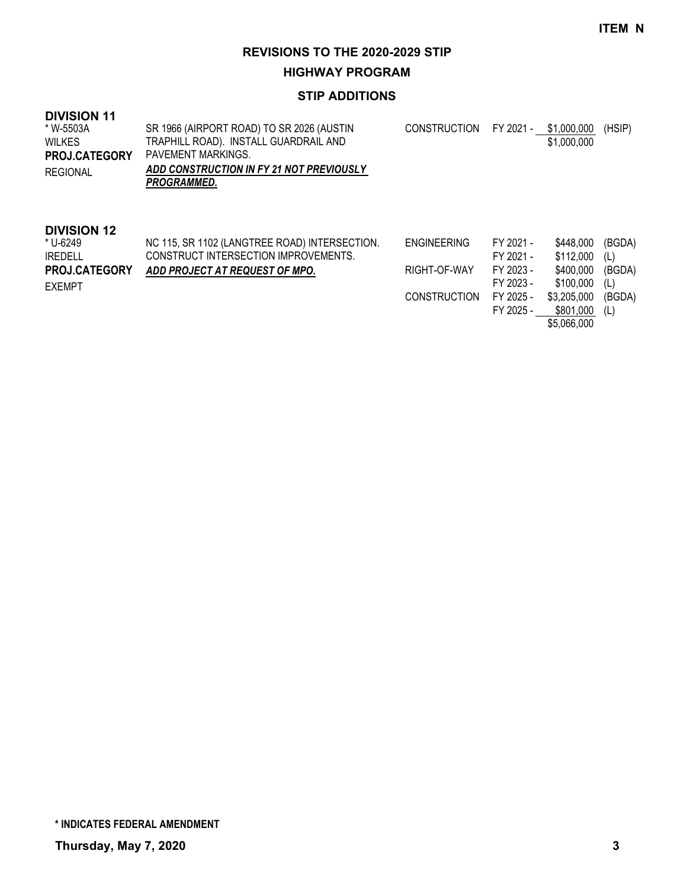**ITEM N**

# REVISIONS TO THE 2020-2029 STIP

## HIGHWAY PROGRAM

### STIP ADDITIONS

**DIVISION 11**

| | | | | | |
|---|---|---|---|---|---|
| * W-5503A | SR 1966 (AIRPORT ROAD) TO SR 2026 (AUSTIN TRAPHILL ROAD). INSTALL GUARDRAIL AND PAVEMENT MARKINGS. | CONSTRUCTION | FY 2021 - | $1,000,000 | (HSIP) |
| WILKES | ***ADD CONSTRUCTION IN FY 21 NOT PREVIOUSLY PROGRAMMED.*** | | | $1,000,000 | |
| **PROJ.CATEGORY** | | | | | |
| REGIONAL | | | | | |

**DIVISION 12**

| | | | | | |
|---|---|---|---|---|---|
| * U-6249 | NC 115, SR 1102 (LANGTREE ROAD) INTERSECTION. CONSTRUCT INTERSECTION IMPROVEMENTS. | ENGINEERING | FY 2021 - | $448,000 | (BGDA) |
| IREDELL | ***ADD PROJECT AT REQUEST OF MPO.*** | | FY 2021 - | $112,000 | (L) |
| **PROJ.CATEGORY** | | RIGHT-OF-WAY | FY 2023 - | $400,000 | (BGDA) |
| EXEMPT | | | FY 2023 - | $100,000 | (L) |
| | | CONSTRUCTION | FY 2025 - | $3,205,000 | (BGDA) |
| | | | FY 2025 - | $801,000 | (L) |
| | | | | $5,066,000 | |

**\* INDICATES FEDERAL AMENDMENT**

**Thursday, May 7, 2020**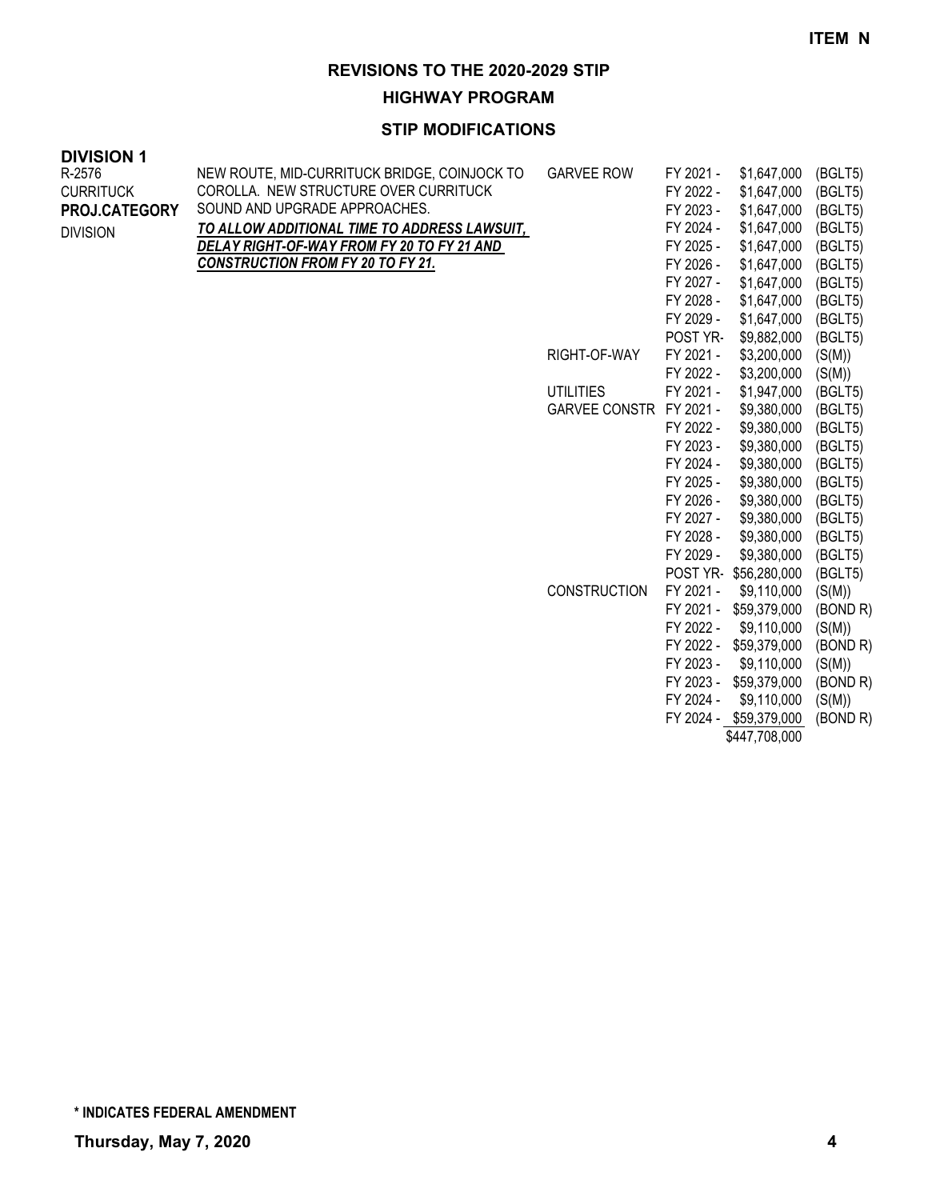**ITEM N**

# REVISIONS TO THE 2020-2029 STIP

## HIGHWAY PROGRAM

### STIP MODIFICATIONS

**DIVISION 1**

| Project | Description | Work Type | Year | Amount | Funding |
|---|---|---|---|---|---|
| R-2576<br>CURRITUCK<br>**PROJ.CATEGORY**<br>DIVISION | NEW ROUTE, MID-CURRITUCK BRIDGE, COINJOCK TO COROLLA. NEW STRUCTURE OVER CURRITUCK SOUND AND UPGRADE APPROACHES.<br>***TO ALLOW ADDITIONAL TIME TO ADDRESS LAWSUIT, DELAY RIGHT-OF-WAY FROM FY 20 TO FY 21 AND CONSTRUCTION FROM FY 20 TO FY 21.*** | GARVEE ROW | FY 2021 - | $1,647,000 | (BGLT5) |
| | | | FY 2022 - | $1,647,000 | (BGLT5) |
| | | | FY 2023 - | $1,647,000 | (BGLT5) |
| | | | FY 2024 - | $1,647,000 | (BGLT5) |
| | | | FY 2025 - | $1,647,000 | (BGLT5) |
| | | | FY 2026 - | $1,647,000 | (BGLT5) |
| | | | FY 2027 - | $1,647,000 | (BGLT5) |
| | | | FY 2028 - | $1,647,000 | (BGLT5) |
| | | | FY 2029 - | $1,647,000 | (BGLT5) |
| | | | POST YR- | $9,882,000 | (BGLT5) |
| | | RIGHT-OF-WAY | FY 2021 - | $3,200,000 | (S(M)) |
| | | | FY 2022 - | $3,200,000 | (S(M)) |
| | | UTILITIES | FY 2021 - | $1,947,000 | (BGLT5) |
| | | GARVEE CONSTR | FY 2021 - | $9,380,000 | (BGLT5) |
| | | | FY 2022 - | $9,380,000 | (BGLT5) |
| | | | FY 2023 - | $9,380,000 | (BGLT5) |
| | | | FY 2024 - | $9,380,000 | (BGLT5) |
| | | | FY 2025 - | $9,380,000 | (BGLT5) |
| | | | FY 2026 - | $9,380,000 | (BGLT5) |
| | | | FY 2027 - | $9,380,000 | (BGLT5) |
| | | | FY 2028 - | $9,380,000 | (BGLT5) |
| | | | FY 2029 - | $9,380,000 | (BGLT5) |
| | | | POST YR- | $56,280,000 | (BGLT5) |
| | | CONSTRUCTION | FY 2021 - | $9,110,000 | (S(M)) |
| | | | FY 2021 - | $59,379,000 | (BOND R) |
| | | | FY 2022 - | $9,110,000 | (S(M)) |
| | | | FY 2022 - | $59,379,000 | (BOND R) |
| | | | FY 2023 - | $9,110,000 | (S(M)) |
| | | | FY 2023 - | $59,379,000 | (BOND R) |
| | | | FY 2024 - | $9,110,000 | (S(M)) |
| | | | FY 2024 - | $59,379,000 | (BOND R) |
| | | | | $447,708,000 | |

**\* INDICATES FEDERAL AMENDMENT**

**Thursday, May 7, 2020**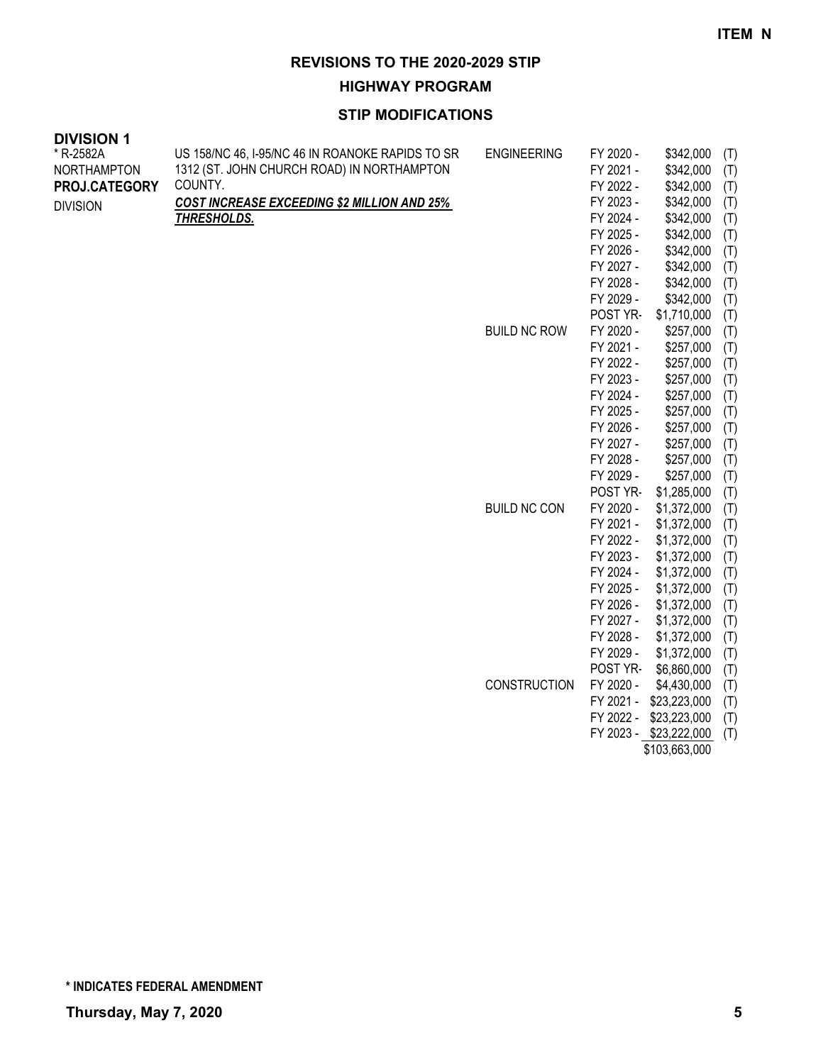ITEM N

# REVISIONS TO THE 2020-2029 STIP

## HIGHWAY PROGRAM

### STIP MODIFICATIONS

**DIVISION 1**

| Project | Description | Work Type | Fiscal Year | Amount | Source |
|---|---|---|---|---|---|
| * R-2582A<br>NORTHAMPTON<br>**PROJ.CATEGORY**<br>DIVISION | US 158/NC 46, I-95/NC 46 IN ROANOKE RAPIDS TO SR 1312 (ST. JOHN CHURCH ROAD) IN NORTHAMPTON COUNTY.<br>***COST INCREASE EXCEEDING $2 MILLION AND 25% THRESHOLDS.*** | ENGINEERING | FY 2020 - | $342,000 | (T) |
| | | | FY 2021 - | $342,000 | (T) |
| | | | FY 2022 - | $342,000 | (T) |
| | | | FY 2023 - | $342,000 | (T) |
| | | | FY 2024 - | $342,000 | (T) |
| | | | FY 2025 - | $342,000 | (T) |
| | | | FY 2026 - | $342,000 | (T) |
| | | | FY 2027 - | $342,000 | (T) |
| | | | FY 2028 - | $342,000 | (T) |
| | | | FY 2029 - | $342,000 | (T) |
| | | | POST YR- | $1,710,000 | (T) |
| | | BUILD NC ROW | FY 2020 - | $257,000 | (T) |
| | | | FY 2021 - | $257,000 | (T) |
| | | | FY 2022 - | $257,000 | (T) |
| | | | FY 2023 - | $257,000 | (T) |
| | | | FY 2024 - | $257,000 | (T) |
| | | | FY 2025 - | $257,000 | (T) |
| | | | FY 2026 - | $257,000 | (T) |
| | | | FY 2027 - | $257,000 | (T) |
| | | | FY 2028 - | $257,000 | (T) |
| | | | FY 2029 - | $257,000 | (T) |
| | | | POST YR- | $1,285,000 | (T) |
| | | BUILD NC CON | FY 2020 - | $1,372,000 | (T) |
| | | | FY 2021 - | $1,372,000 | (T) |
| | | | FY 2022 - | $1,372,000 | (T) |
| | | | FY 2023 - | $1,372,000 | (T) |
| | | | FY 2024 - | $1,372,000 | (T) |
| | | | FY 2025 - | $1,372,000 | (T) |
| | | | FY 2026 - | $1,372,000 | (T) |
| | | | FY 2027 - | $1,372,000 | (T) |
| | | | FY 2028 - | $1,372,000 | (T) |
| | | | FY 2029 - | $1,372,000 | (T) |
| | | | POST YR- | $6,860,000 | (T) |
| | | CONSTRUCTION | FY 2020 - | $4,430,000 | (T) |
| | | | FY 2021 - | $23,223,000 | (T) |
| | | | FY 2022 - | $23,223,000 | (T) |
| | | | FY 2023 - | $23,222,000 | (T) |
| | | | | $103,663,000 | |

**\* INDICATES FEDERAL AMENDMENT**

**Thursday, May 7, 2020**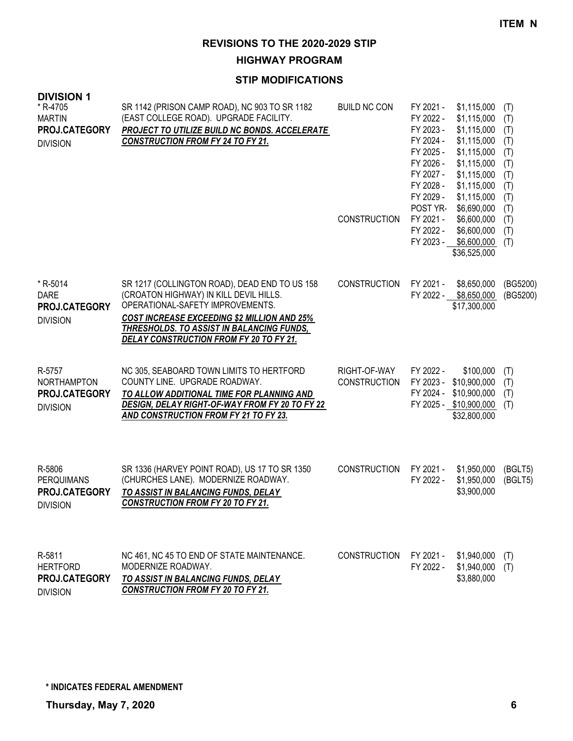**ITEM N**

# REVISIONS TO THE 2020-2029 STIP

## HIGHWAY PROGRAM

### STIP MODIFICATIONS

**DIVISION 1**

| Project | Description | Work Type | Fiscal Year | Amount | Fund |
|---|---|---|---|---|---|
| * R-4705<br>MARTIN<br>**PROJ.CATEGORY**<br>DIVISION | SR 1142 (PRISON CAMP ROAD), NC 903 TO SR 1182 (EAST COLLEGE ROAD). UPGRADE FACILITY.<br>***PROJECT TO UTILIZE BUILD NC BONDS. ACCELERATE CONSTRUCTION FROM FY 24 TO FY 21.*** | BUILD NC CON | FY 2021 - | $1,115,000 | (T) |
| | | | FY 2022 - | $1,115,000 | (T) |
| | | | FY 2023 - | $1,115,000 | (T) |
| | | | FY 2024 - | $1,115,000 | (T) |
| | | | FY 2025 - | $1,115,000 | (T) |
| | | | FY 2026 - | $1,115,000 | (T) |
| | | | FY 2027 - | $1,115,000 | (T) |
| | | | FY 2028 - | $1,115,000 | (T) |
| | | | FY 2029 - | $1,115,000 | (T) |
| | | | POST YR- | $6,690,000 | (T) |
| | | CONSTRUCTION | FY 2021 - | $6,600,000 | (T) |
| | | | FY 2022 - | $6,600,000 | (T) |
| | | | FY 2023 - | $6,600,000 | (T) |
| | | | | $36,525,000 | |
| * R-5014<br>DARE<br>**PROJ.CATEGORY**<br>DIVISION | SR 1217 (COLLINGTON ROAD), DEAD END TO US 158 (CROATON HIGHWAY) IN KILL DEVIL HILLS. OPERATIONAL-SAFETY IMPROVEMENTS.<br>***COST INCREASE EXCEEDING $2 MILLION AND 25% THRESHOLDS. TO ASSIST IN BALANCING FUNDS, DELAY CONSTRUCTION FROM FY 20 TO FY 21.*** | CONSTRUCTION | FY 2021 - | $8,650,000 | (BG5200) |
| | | | FY 2022 - | $8,650,000 | (BG5200) |
| | | | | $17,300,000 | |
| R-5757<br>NORTHAMPTON<br>**PROJ.CATEGORY**<br>DIVISION | NC 305, SEABOARD TOWN LIMITS TO HERTFORD COUNTY LINE. UPGRADE ROADWAY.<br>***TO ALLOW ADDITIONAL TIME FOR PLANNING AND DESIGN, DELAY RIGHT-OF-WAY FROM FY 20 TO FY 22 AND CONSTRUCTION FROM FY 21 TO FY 23.*** | RIGHT-OF-WAY | FY 2022 - | $100,000 | (T) |
| | | CONSTRUCTION | FY 2023 - | $10,900,000 | (T) |
| | | | FY 2024 - | $10,900,000 | (T) |
| | | | FY 2025 - | $10,900,000 | (T) |
| | | | | $32,800,000 | |
| R-5806<br>PERQUIMANS<br>**PROJ.CATEGORY**<br>DIVISION | SR 1336 (HARVEY POINT ROAD), US 17 TO SR 1350 (CHURCHES LANE). MODERNIZE ROADWAY.<br>***TO ASSIST IN BALANCING FUNDS, DELAY CONSTRUCTION FROM FY 20 TO FY 21.*** | CONSTRUCTION | FY 2021 - | $1,950,000 | (BGLT5) |
| | | | FY 2022 - | $1,950,000 | (BGLT5) |
| | | | | $3,900,000 | |
| R-5811<br>HERTFORD<br>**PROJ.CATEGORY**<br>DIVISION | NC 461, NC 45 TO END OF STATE MAINTENANCE. MODERNIZE ROADWAY.<br>***TO ASSIST IN BALANCING FUNDS, DELAY CONSTRUCTION FROM FY 20 TO FY 21.*** | CONSTRUCTION | FY 2021 - | $1,940,000 | (T) |
| | | | FY 2022 - | $1,940,000 | (T) |
| | | | | $3,880,000 | |

**\* INDICATES FEDERAL AMENDMENT**

**Thursday, May 7, 2020**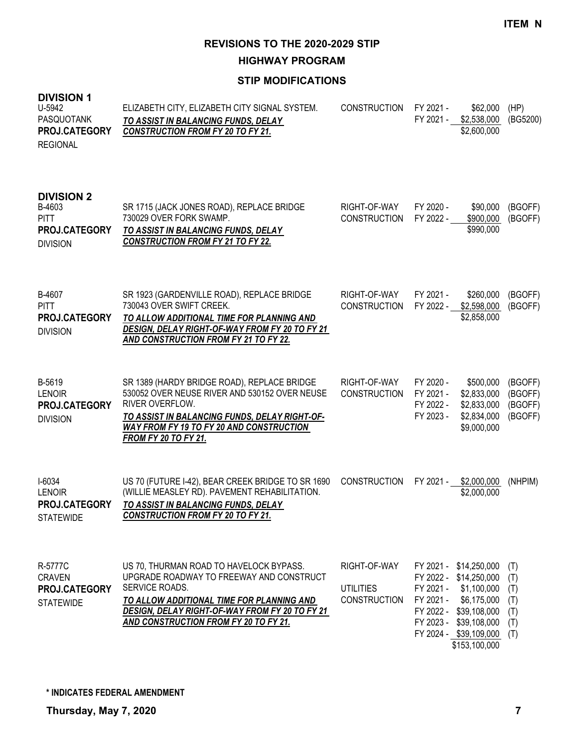**ITEM N**

# REVISIONS TO THE 2020-2029 STIP

## HIGHWAY PROGRAM

### STIP MODIFICATIONS

## DIVISION 1

| Project | Description | Phase | Fiscal Year | Amount | Funding |
|---|---|---|---|---|---|
| U-5942<br>PASQUOTANK<br>**PROJ.CATEGORY**<br>REGIONAL | ELIZABETH CITY, ELIZABETH CITY SIGNAL SYSTEM.<br>***TO ASSIST IN BALANCING FUNDS, DELAY CONSTRUCTION FROM FY 20 TO FY 21.*** | CONSTRUCTION | FY 2021 - | $62,000 | (HP) |
| | | | FY 2021 - | $2,538,000 | (BG5200) |
| | | | | $2,600,000 | |

## DIVISION 2

| Project | Description | Phase | Fiscal Year | Amount | Funding |
|---|---|---|---|---|---|
| B-4603<br>PITT<br>**PROJ.CATEGORY**<br>DIVISION | SR 1715 (JACK JONES ROAD), REPLACE BRIDGE 730029 OVER FORK SWAMP.<br>***TO ASSIST IN BALANCING FUNDS, DELAY CONSTRUCTION FROM FY 21 TO FY 22.*** | RIGHT-OF-WAY | FY 2020 - | $90,000 | (BGOFF) |
| | | CONSTRUCTION | FY 2022 - | $900,000 | (BGOFF) |
| | | | | $990,000 | |
| B-4607<br>PITT<br>**PROJ.CATEGORY**<br>DIVISION | SR 1923 (GARDENVILLE ROAD), REPLACE BRIDGE 730043 OVER SWIFT CREEK.<br>***TO ALLOW ADDITIONAL TIME FOR PLANNING AND DESIGN, DELAY RIGHT-OF-WAY FROM FY 20 TO FY 21 AND CONSTRUCTION FROM FY 21 TO FY 22.*** | RIGHT-OF-WAY | FY 2021 - | $260,000 | (BGOFF) |
| | | CONSTRUCTION | FY 2022 - | $2,598,000 | (BGOFF) |
| | | | | $2,858,000 | |
| B-5619<br>LENOIR<br>**PROJ.CATEGORY**<br>DIVISION | SR 1389 (HARDY BRIDGE ROAD), REPLACE BRIDGE 530052 OVER NEUSE RIVER AND 530152 OVER NEUSE RIVER OVERFLOW.<br>***TO ASSIST IN BALANCING FUNDS, DELAY RIGHT-OF-WAY FROM FY 19 TO FY 20 AND CONSTRUCTION FROM FY 20 TO FY 21.*** | RIGHT-OF-WAY | FY 2020 - | $500,000 | (BGOFF) |
| | | CONSTRUCTION | FY 2021 - | $2,833,000 | (BGOFF) |
| | | | FY 2022 - | $2,833,000 | (BGOFF) |
| | | | FY 2023 - | $2,834,000 | (BGOFF) |
| | | | | $9,000,000 | |
| I-6034<br>LENOIR<br>**PROJ.CATEGORY**<br>STATEWIDE | US 70 (FUTURE I-42), BEAR CREEK BRIDGE TO SR 1690 (WILLIE MEASLEY RD). PAVEMENT REHABILITATION.<br>***TO ASSIST IN BALANCING FUNDS, DELAY CONSTRUCTION FROM FY 20 TO FY 21.*** | CONSTRUCTION | FY 2021 - | $2,000,000 | (NHPIM) |
| | | | | $2,000,000 | |
| R-5777C<br>CRAVEN<br>**PROJ.CATEGORY**<br>STATEWIDE | US 70, THURMAN ROAD TO HAVELOCK BYPASS. UPGRADE ROADWAY TO FREEWAY AND CONSTRUCT SERVICE ROADS.<br>***TO ALLOW ADDITIONAL TIME FOR PLANNING AND DESIGN, DELAY RIGHT-OF-WAY FROM FY 20 TO FY 21 AND CONSTRUCTION FROM FY 20 TO FY 21.*** | RIGHT-OF-WAY | FY 2021 - | $14,250,000 | (T) |
| | | | FY 2022 - | $14,250,000 | (T) |
| | | UTILITIES | FY 2021 - | $1,100,000 | (T) |
| | | CONSTRUCTION | FY 2021 - | $6,175,000 | (T) |
| | | | FY 2022 - | $39,108,000 | (T) |
| | | | FY 2023 - | $39,108,000 | (T) |
| | | | FY 2024 - | $39,109,000 | (T) |
| | | | | $153,100,000 | |

**\* INDICATES FEDERAL AMENDMENT**

**Thursday, May 7, 2020**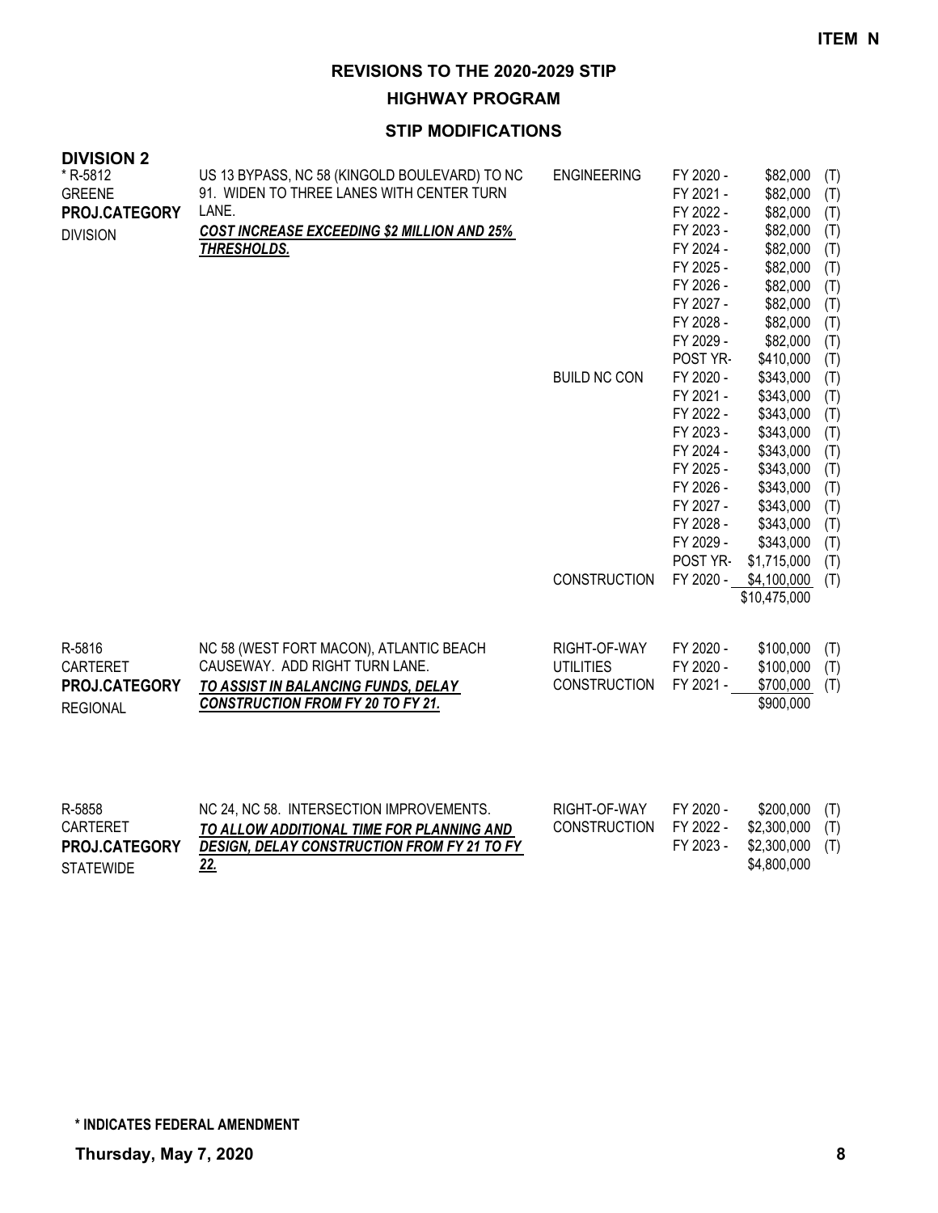**ITEM N**

# REVISIONS TO THE 2020-2029 STIP

## HIGHWAY PROGRAM

### STIP MODIFICATIONS

**DIVISION 2**

| Project | Description | Phase | Year | Amount | |
|---|---|---|---|---|---|
| * R-5812<br>GREENE<br>**PROJ.CATEGORY**<br>DIVISION | US 13 BYPASS, NC 58 (KINGOLD BOULEVARD) TO NC 91. WIDEN TO THREE LANES WITH CENTER TURN LANE.<br>***COST INCREASE EXCEEDING $2 MILLION AND 25% THRESHOLDS.*** | ENGINEERING | FY 2020 - | $82,000 | (T) |
| | | | FY 2021 - | $82,000 | (T) |
| | | | FY 2022 - | $82,000 | (T) |
| | | | FY 2023 - | $82,000 | (T) |
| | | | FY 2024 - | $82,000 | (T) |
| | | | FY 2025 - | $82,000 | (T) |
| | | | FY 2026 - | $82,000 | (T) |
| | | | FY 2027 - | $82,000 | (T) |
| | | | FY 2028 - | $82,000 | (T) |
| | | | FY 2029 - | $82,000 | (T) |
| | | | POST YR- | $410,000 | (T) |
| | | BUILD NC CON | FY 2020 - | $343,000 | (T) |
| | | | FY 2021 - | $343,000 | (T) |
| | | | FY 2022 - | $343,000 | (T) |
| | | | FY 2023 - | $343,000 | (T) |
| | | | FY 2024 - | $343,000 | (T) |
| | | | FY 2025 - | $343,000 | (T) |
| | | | FY 2026 - | $343,000 | (T) |
| | | | FY 2027 - | $343,000 | (T) |
| | | | FY 2028 - | $343,000 | (T) |
| | | | FY 2029 - | $343,000 | (T) |
| | | | POST YR- | $1,715,000 | (T) |
| | | CONSTRUCTION | FY 2020 - | $4,100,000 | (T) |
| | | | | $10,475,000 | |
| R-5816<br>CARTERET<br>**PROJ.CATEGORY**<br>REGIONAL | NC 58 (WEST FORT MACON), ATLANTIC BEACH CAUSEWAY. ADD RIGHT TURN LANE.<br>***TO ASSIST IN BALANCING FUNDS, DELAY CONSTRUCTION FROM FY 20 TO FY 21.*** | RIGHT-OF-WAY | FY 2020 - | $100,000 | (T) |
| | | UTILITIES | FY 2020 - | $100,000 | (T) |
| | | CONSTRUCTION | FY 2021 - | $700,000 | (T) |
| | | | | $900,000 | |
| R-5858<br>CARTERET<br>**PROJ.CATEGORY**<br>STATEWIDE | NC 24, NC 58. INTERSECTION IMPROVEMENTS.<br>***TO ALLOW ADDITIONAL TIME FOR PLANNING AND DESIGN, DELAY CONSTRUCTION FROM FY 21 TO FY 22.*** | RIGHT-OF-WAY | FY 2020 - | $200,000 | (T) |
| | | CONSTRUCTION | FY 2022 - | $2,300,000 | (T) |
| | | | FY 2023 - | $2,300,000 | (T) |
| | | | | $4,800,000 | |

**\* INDICATES FEDERAL AMENDMENT**

**Thursday, May 7, 2020**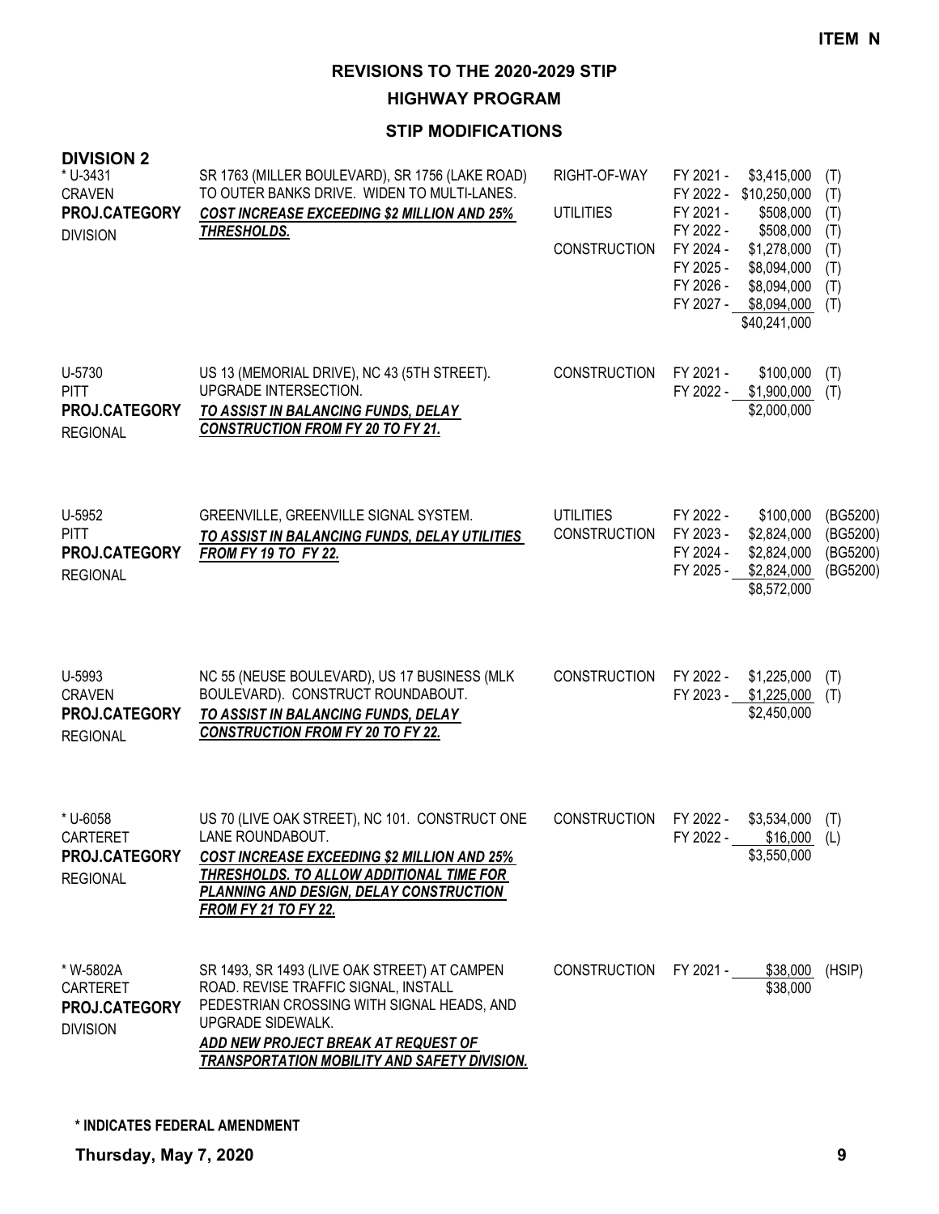**ITEM N**

# REVISIONS TO THE 2020-2029 STIP

## HIGHWAY PROGRAM

### STIP MODIFICATIONS

**DIVISION 2**

| Project | Description | Phase | Fiscal Year | Amount | Source |
|---|---|---|---|---|---|
| * U-3431<br>CRAVEN<br>**PROJ.CATEGORY**<br>DIVISION | SR 1763 (MILLER BOULEVARD), SR 1756 (LAKE ROAD) TO OUTER BANKS DRIVE. WIDEN TO MULTI-LANES.<br>***COST INCREASE EXCEEDING $2 MILLION AND 25% THRESHOLDS.*** | RIGHT-OF-WAY | FY 2021 - | $3,415,000 | (T) |
| | | | FY 2022 - | $10,250,000 | (T) |
| | | UTILITIES | FY 2021 - | $508,000 | (T) |
| | | | FY 2022 - | $508,000 | (T) |
| | | CONSTRUCTION | FY 2024 - | $1,278,000 | (T) |
| | | | FY 2025 - | $8,094,000 | (T) |
| | | | FY 2026 - | $8,094,000 | (T) |
| | | | FY 2027 - | $8,094,000 | (T) |
| | | | | $40,241,000 | |
| U-5730<br>PITT<br>**PROJ.CATEGORY**<br>REGIONAL | US 13 (MEMORIAL DRIVE), NC 43 (5TH STREET). UPGRADE INTERSECTION.<br>***TO ASSIST IN BALANCING FUNDS, DELAY CONSTRUCTION FROM FY 20 TO FY 21.*** | CONSTRUCTION | FY 2021 - | $100,000 | (T) |
| | | | FY 2022 - | $1,900,000 | (T) |
| | | | | $2,000,000 | |
| U-5952<br>PITT<br>**PROJ.CATEGORY**<br>REGIONAL | GREENVILLE, GREENVILLE SIGNAL SYSTEM.<br>***TO ASSIST IN BALANCING FUNDS, DELAY UTILITIES FROM FY 19 TO FY 22.*** | UTILITIES | FY 2022 - | $100,000 | (BG5200) |
| | | CONSTRUCTION | FY 2023 - | $2,824,000 | (BG5200) |
| | | | FY 2024 - | $2,824,000 | (BG5200) |
| | | | FY 2025 - | $2,824,000 | (BG5200) |
| | | | | $8,572,000 | |
| U-5993<br>CRAVEN<br>**PROJ.CATEGORY**<br>REGIONAL | NC 55 (NEUSE BOULEVARD), US 17 BUSINESS (MLK BOULEVARD). CONSTRUCT ROUNDABOUT.<br>***TO ASSIST IN BALANCING FUNDS, DELAY CONSTRUCTION FROM FY 20 TO FY 22.*** | CONSTRUCTION | FY 2022 - | $1,225,000 | (T) |
| | | | FY 2023 - | $1,225,000 | (T) |
| | | | | $2,450,000 | |
| * U-6058<br>CARTERET<br>**PROJ.CATEGORY**<br>REGIONAL | US 70 (LIVE OAK STREET), NC 101. CONSTRUCT ONE LANE ROUNDABOUT.<br>***COST INCREASE EXCEEDING $2 MILLION AND 25% THRESHOLDS. TO ALLOW ADDITIONAL TIME FOR PLANNING AND DESIGN, DELAY CONSTRUCTION FROM FY 21 TO FY 22.*** | CONSTRUCTION | FY 2022 - | $3,534,000 | (T) |
| | | | FY 2022 - | $16,000 | (L) |
| | | | | $3,550,000 | |
| * W-5802A<br>CARTERET<br>**PROJ.CATEGORY**<br>DIVISION | SR 1493, SR 1493 (LIVE OAK STREET) AT CAMPEN ROAD. REVISE TRAFFIC SIGNAL, INSTALL PEDESTRIAN CROSSING WITH SIGNAL HEADS, AND UPGRADE SIDEWALK.<br>***ADD NEW PROJECT BREAK AT REQUEST OF TRANSPORTATION MOBILITY AND SAFETY DIVISION.*** | CONSTRUCTION | FY 2021 - | $38,000 | (HSIP) |
| | | | | $38,000 | |

**\* INDICATES FEDERAL AMENDMENT**

**Thursday, May 7, 2020**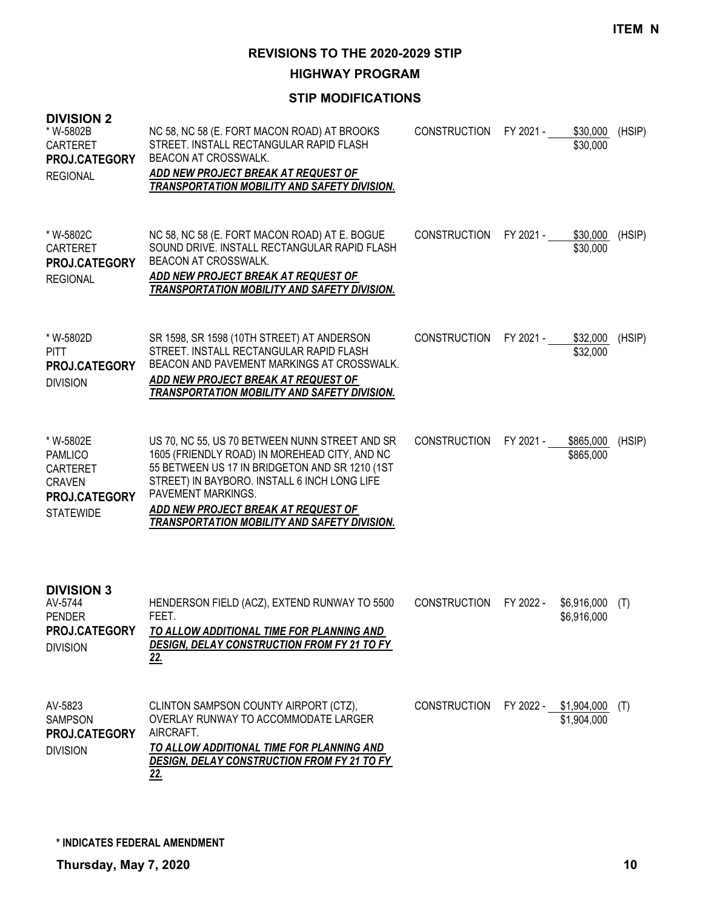# REVISIONS TO THE 2020-2029 STIP

## HIGHWAY PROGRAM

### STIP MODIFICATIONS

**DIVISION 2**

| Project | Description | Phase | FY | Cost | Funding |
|---|---|---|---|---|---|
| * W-5802B<br>CARTERET<br>**PROJ.CATEGORY**<br>REGIONAL | NC 58, NC 58 (E. FORT MACON ROAD) AT BROOKS STREET. INSTALL RECTANGULAR RAPID FLASH BEACON AT CROSSWALK.<br>***ADD NEW PROJECT BREAK AT REQUEST OF TRANSPORTATION MOBILITY AND SAFETY DIVISION.*** | CONSTRUCTION | FY 2021 - | \$30,000<br>\$30,000 | (HSIP) |
| * W-5802C<br>CARTERET<br>**PROJ.CATEGORY**<br>REGIONAL | NC 58, NC 58 (E. FORT MACON ROAD) AT E. BOGUE SOUND DRIVE. INSTALL RECTANGULAR RAPID FLASH BEACON AT CROSSWALK.<br>***ADD NEW PROJECT BREAK AT REQUEST OF TRANSPORTATION MOBILITY AND SAFETY DIVISION.*** | CONSTRUCTION | FY 2021 - | \$30,000<br>\$30,000 | (HSIP) |
| * W-5802D<br>PITT<br>**PROJ.CATEGORY**<br>DIVISION | SR 1598, SR 1598 (10TH STREET) AT ANDERSON STREET. INSTALL RECTANGULAR RAPID FLASH BEACON AND PAVEMENT MARKINGS AT CROSSWALK.<br>***ADD NEW PROJECT BREAK AT REQUEST OF TRANSPORTATION MOBILITY AND SAFETY DIVISION.*** | CONSTRUCTION | FY 2021 - | \$32,000<br>\$32,000 | (HSIP) |
| * W-5802E<br>PAMLICO<br>CARTERET<br>CRAVEN<br>**PROJ.CATEGORY**<br>STATEWIDE | US 70, NC 55, US 70 BETWEEN NUNN STREET AND SR 1605 (FRIENDLY ROAD) IN MOREHEAD CITY, AND NC 55 BETWEEN US 17 IN BRIDGETON AND SR 1210 (1ST STREET) IN BAYBORO. INSTALL 6 INCH LONG LIFE PAVEMENT MARKINGS.<br>***ADD NEW PROJECT BREAK AT REQUEST OF TRANSPORTATION MOBILITY AND SAFETY DIVISION.*** | CONSTRUCTION | FY 2021 - | \$865,000<br>\$865,000 | (HSIP) |

**DIVISION 3**

| Project | Description | Phase | FY | Cost | Funding |
|---|---|---|---|---|---|
| AV-5744<br>PENDER<br>**PROJ.CATEGORY**<br>DIVISION | HENDERSON FIELD (ACZ), EXTEND RUNWAY TO 5500 FEET.<br>***TO ALLOW ADDITIONAL TIME FOR PLANNING AND DESIGN, DELAY CONSTRUCTION FROM FY 21 TO FY 22.*** | CONSTRUCTION | FY 2022 - | \$6,916,000<br>\$6,916,000 | (T) |
| AV-5823<br>SAMPSON<br>**PROJ.CATEGORY**<br>DIVISION | CLINTON SAMPSON COUNTY AIRPORT (CTZ), OVERLAY RUNWAY TO ACCOMMODATE LARGER AIRCRAFT.<br>***TO ALLOW ADDITIONAL TIME FOR PLANNING AND DESIGN, DELAY CONSTRUCTION FROM FY 21 TO FY 22.*** | CONSTRUCTION | FY 2022 - | \$1,904,000<br>\$1,904,000 | (T) |

**\* INDICATES FEDERAL AMENDMENT**

**Thursday, May 7, 2020**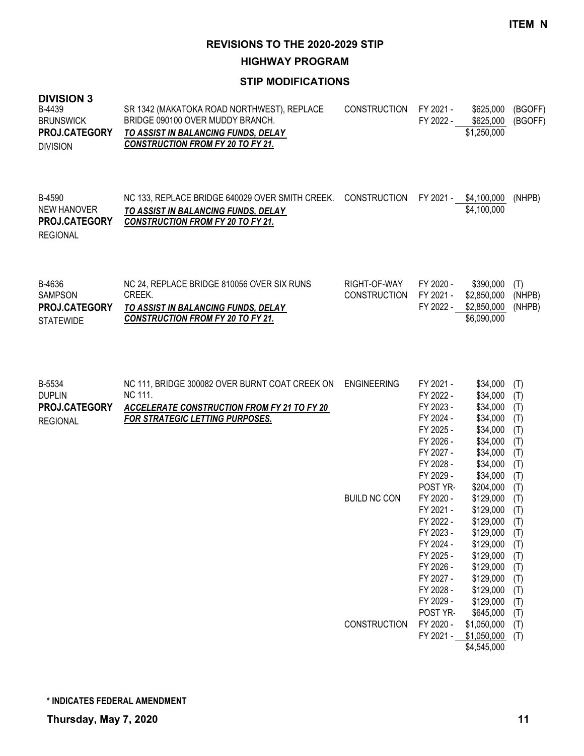**ITEM N**

# REVISIONS TO THE 2020-2029 STIP

## HIGHWAY PROGRAM

### STIP MODIFICATIONS

**DIVISION 3**

| Project | Description | Work Type | Fiscal Year | Amount | Fund |
|---|---|---|---|---|---|
| B-4439<br>BRUNSWICK<br>**PROJ.CATEGORY**<br>DIVISION | SR 1342 (MAKATOKA ROAD NORTHWEST), REPLACE BRIDGE 090100 OVER MUDDY BRANCH.<br>***TO ASSIST IN BALANCING FUNDS, DELAY CONSTRUCTION FROM FY 20 TO FY 21.*** | CONSTRUCTION | FY 2021 - | $625,000 | (BGOFF) |
| | | | FY 2022 - | $625,000 | (BGOFF) |
| | | | | $1,250,000 | |
| B-4590<br>NEW HANOVER<br>**PROJ.CATEGORY**<br>REGIONAL | NC 133, REPLACE BRIDGE 640029 OVER SMITH CREEK.<br>***TO ASSIST IN BALANCING FUNDS, DELAY CONSTRUCTION FROM FY 20 TO FY 21.*** | CONSTRUCTION | FY 2021 - | $4,100,000 | (NHPB) |
| | | | | $4,100,000 | |
| B-4636<br>SAMPSON<br>**PROJ.CATEGORY**<br>STATEWIDE | NC 24, REPLACE BRIDGE 810056 OVER SIX RUNS CREEK.<br>***TO ASSIST IN BALANCING FUNDS, DELAY CONSTRUCTION FROM FY 20 TO FY 21.*** | RIGHT-OF-WAY | FY 2020 - | $390,000 | (T) |
| | | CONSTRUCTION | FY 2021 - | $2,850,000 | (NHPB) |
| | | | FY 2022 - | $2,850,000 | (NHPB) |
| | | | | $6,090,000 | |
| B-5534<br>DUPLIN<br>**PROJ.CATEGORY**<br>REGIONAL | NC 111, BRIDGE 300082 OVER BURNT COAT CREEK ON NC 111.<br>***ACCELERATE CONSTRUCTION FROM FY 21 TO FY 20 FOR STRATEGIC LETTING PURPOSES.*** | ENGINEERING | FY 2021 - | $34,000 | (T) |
| | | | FY 2022 - | $34,000 | (T) |
| | | | FY 2023 - | $34,000 | (T) |
| | | | FY 2024 - | $34,000 | (T) |
| | | | FY 2025 - | $34,000 | (T) |
| | | | FY 2026 - | $34,000 | (T) |
| | | | FY 2027 - | $34,000 | (T) |
| | | | FY 2028 - | $34,000 | (T) |
| | | | FY 2029 - | $34,000 | (T) |
| | | | POST YR- | $204,000 | (T) |
| | | BUILD NC CON | FY 2020 - | $129,000 | (T) |
| | | | FY 2021 - | $129,000 | (T) |
| | | | FY 2022 - | $129,000 | (T) |
| | | | FY 2023 - | $129,000 | (T) |
| | | | FY 2024 - | $129,000 | (T) |
| | | | FY 2025 - | $129,000 | (T) |
| | | | FY 2026 - | $129,000 | (T) |
| | | | FY 2027 - | $129,000 | (T) |
| | | | FY 2028 - | $129,000 | (T) |
| | | | FY 2029 - | $129,000 | (T) |
| | | | POST YR- | $645,000 | (T) |
| | | CONSTRUCTION | FY 2020 - | $1,050,000 | (T) |
| | | | FY 2021 - | $1,050,000 | (T) |
| | | | | $4,545,000 | |

**\* INDICATES FEDERAL AMENDMENT**

**Thursday, May 7, 2020**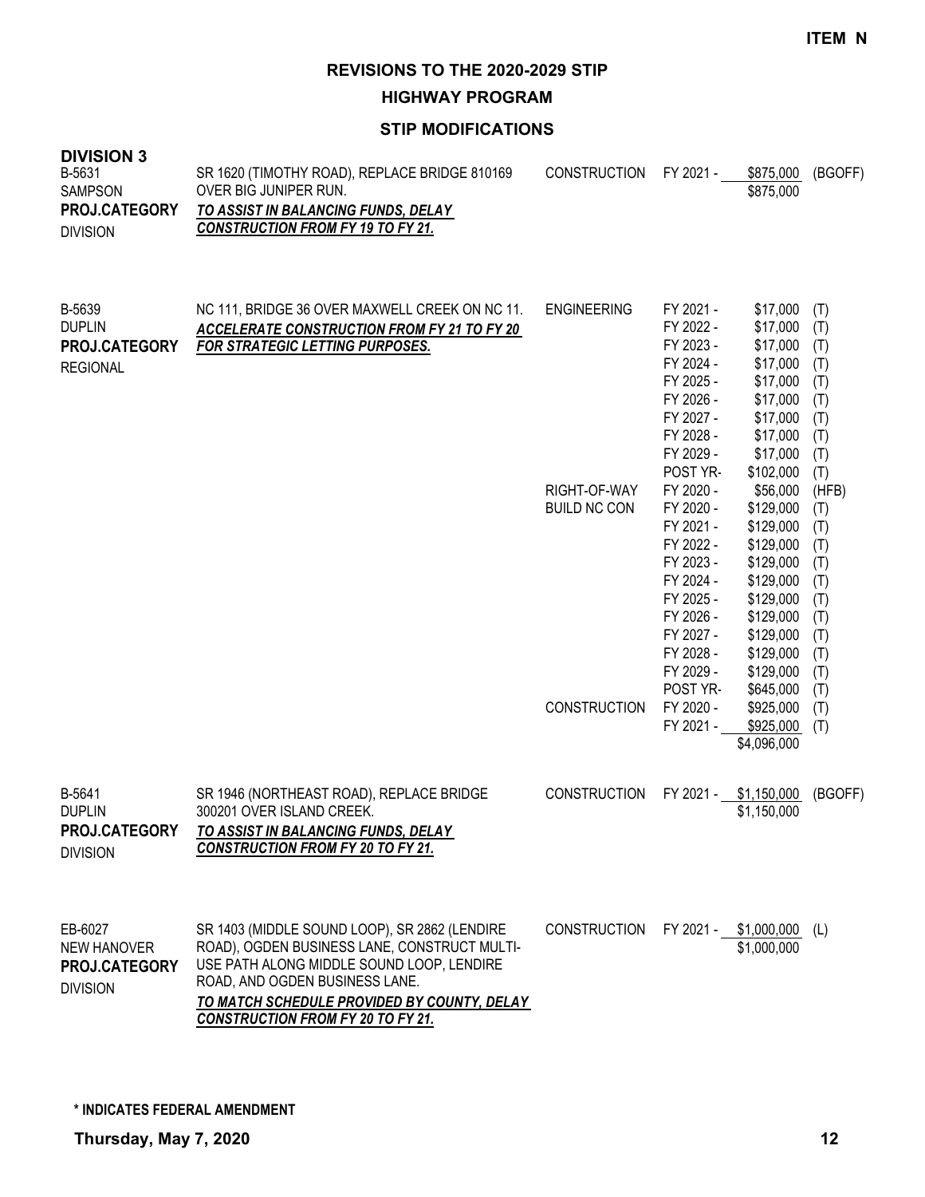**ITEM N**

# REVISIONS TO THE 2020-2029 STIP

## HIGHWAY PROGRAM

## STIP MODIFICATIONS

### DIVISION 3

| Project | Description | Phase | Year | Amount | Fund |
|---|---|---|---|---|---|
| B-5631<br>SAMPSON<br>**PROJ.CATEGORY**<br>DIVISION | SR 1620 (TIMOTHY ROAD), REPLACE BRIDGE 810169 OVER BIG JUNIPER RUN.<br>***TO ASSIST IN BALANCING FUNDS, DELAY CONSTRUCTION FROM FY 19 TO FY 21.*** | CONSTRUCTION | FY 2021 - | $875,000 | (BGOFF) |
| | | | | $875,000 | |
| B-5639<br>DUPLIN<br>**PROJ.CATEGORY**<br>REGIONAL | NC 111, BRIDGE 36 OVER MAXWELL CREEK ON NC 11.<br>***ACCELERATE CONSTRUCTION FROM FY 21 TO FY 20 FOR STRATEGIC LETTING PURPOSES.*** | ENGINEERING | FY 2021 - | $17,000 | (T) |
| | | | FY 2022 - | $17,000 | (T) |
| | | | FY 2023 - | $17,000 | (T) |
| | | | FY 2024 - | $17,000 | (T) |
| | | | FY 2025 - | $17,000 | (T) |
| | | | FY 2026 - | $17,000 | (T) |
| | | | FY 2027 - | $17,000 | (T) |
| | | | FY 2028 - | $17,000 | (T) |
| | | | FY 2029 - | $17,000 | (T) |
| | | | POST YR- | $102,000 | (T) |
| | | RIGHT-OF-WAY | FY 2020 - | $56,000 | (HFB) |
| | | BUILD NC CON | FY 2020 - | $129,000 | (T) |
| | | | FY 2021 - | $129,000 | (T) |
| | | | FY 2022 - | $129,000 | (T) |
| | | | FY 2023 - | $129,000 | (T) |
| | | | FY 2024 - | $129,000 | (T) |
| | | | FY 2025 - | $129,000 | (T) |
| | | | FY 2026 - | $129,000 | (T) |
| | | | FY 2027 - | $129,000 | (T) |
| | | | FY 2028 - | $129,000 | (T) |
| | | | FY 2029 - | $129,000 | (T) |
| | | | POST YR- | $645,000 | (T) |
| | | CONSTRUCTION | FY 2020 - | $925,000 | (T) |
| | | | FY 2021 - | $925,000 | (T) |
| | | | | $4,096,000 | |
| B-5641<br>DUPLIN<br>**PROJ.CATEGORY**<br>DIVISION | SR 1946 (NORTHEAST ROAD), REPLACE BRIDGE 300201 OVER ISLAND CREEK.<br>***TO ASSIST IN BALANCING FUNDS, DELAY CONSTRUCTION FROM FY 20 TO FY 21.*** | CONSTRUCTION | FY 2021 - | $1,150,000 | (BGOFF) |
| | | | | $1,150,000 | |
| EB-6027<br>NEW HANOVER<br>**PROJ.CATEGORY**<br>DIVISION | SR 1403 (MIDDLE SOUND LOOP), SR 2862 (LENDIRE ROAD), OGDEN BUSINESS LANE, CONSTRUCT MULTI-USE PATH ALONG MIDDLE SOUND LOOP, LENDIRE ROAD, AND OGDEN BUSINESS LANE.<br>***TO MATCH SCHEDULE PROVIDED BY COUNTY, DELAY CONSTRUCTION FROM FY 20 TO FY 21.*** | CONSTRUCTION | FY 2021 - | $1,000,000 | (L) |
| | | | | $1,000,000 | |

**\* INDICATES FEDERAL AMENDMENT**

**Thursday, May 7, 2020**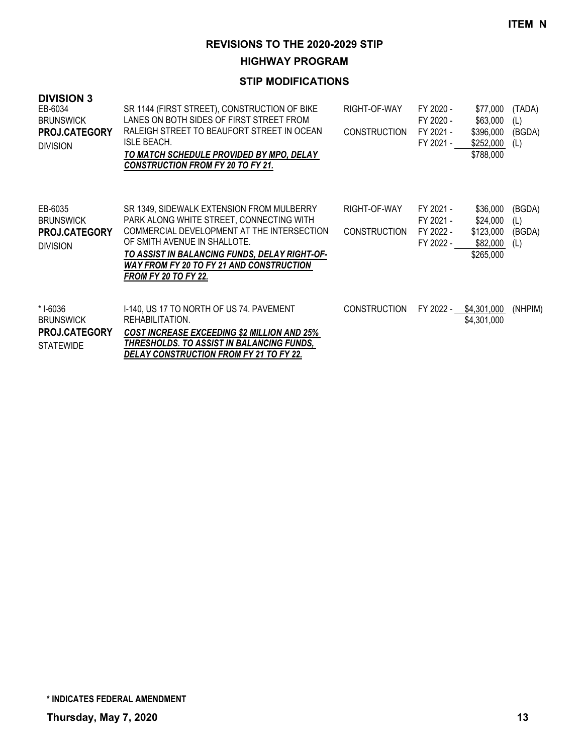**ITEM N**

# REVISIONS TO THE 2020-2029 STIP

## HIGHWAY PROGRAM

### STIP MODIFICATIONS

**DIVISION 3**

| Project | Description | Work Type | Fiscal Year | Amount | Funding |
|---|---|---|---|---|---|
| EB-6034<br>BRUNSWICK<br>**PROJ.CATEGORY**<br>DIVISION | SR 1144 (FIRST STREET), CONSTRUCTION OF BIKE LANES ON BOTH SIDES OF FIRST STREET FROM RALEIGH STREET TO BEAUFORT STREET IN OCEAN ISLE BEACH.<br>***TO MATCH SCHEDULE PROVIDED BY MPO, DELAY CONSTRUCTION FROM FY 20 TO FY 21.*** | RIGHT-OF-WAY | FY 2020 - | $77,000 | (TADA) |
| | | | FY 2020 - | $63,000 | (L) |
| | | CONSTRUCTION | FY 2021 - | $396,000 | (BGDA) |
| | | | FY 2021 - | $252,000 | (L) |
| | | | | $788,000 | |
| EB-6035<br>BRUNSWICK<br>**PROJ.CATEGORY**<br>DIVISION | SR 1349, SIDEWALK EXTENSION FROM MULBERRY PARK ALONG WHITE STREET, CONNECTING WITH COMMERCIAL DEVELOPMENT AT THE INTERSECTION OF SMITH AVENUE IN SHALLOTE.<br>***TO ASSIST IN BALANCING FUNDS, DELAY RIGHT-OF-WAY FROM FY 20 TO FY 21 AND CONSTRUCTION FROM FY 20 TO FY 22.*** | RIGHT-OF-WAY | FY 2021 - | $36,000 | (BGDA) |
| | | | FY 2021 - | $24,000 | (L) |
| | | CONSTRUCTION | FY 2022 - | $123,000 | (BGDA) |
| | | | FY 2022 - | $82,000 | (L) |
| | | | | $265,000 | |
| * I-6036<br>BRUNSWICK<br>**PROJ.CATEGORY**<br>STATEWIDE | I-140, US 17 TO NORTH OF US 74. PAVEMENT REHABILITATION.<br>***COST INCREASE EXCEEDING $2 MILLION AND 25% THRESHOLDS. TO ASSIST IN BALANCING FUNDS, DELAY CONSTRUCTION FROM FY 21 TO FY 22.*** | CONSTRUCTION | FY 2022 - | $4,301,000 | (NHPIM) |
| | | | | $4,301,000 | |

**\* INDICATES FEDERAL AMENDMENT**

**Thursday, May 7, 2020**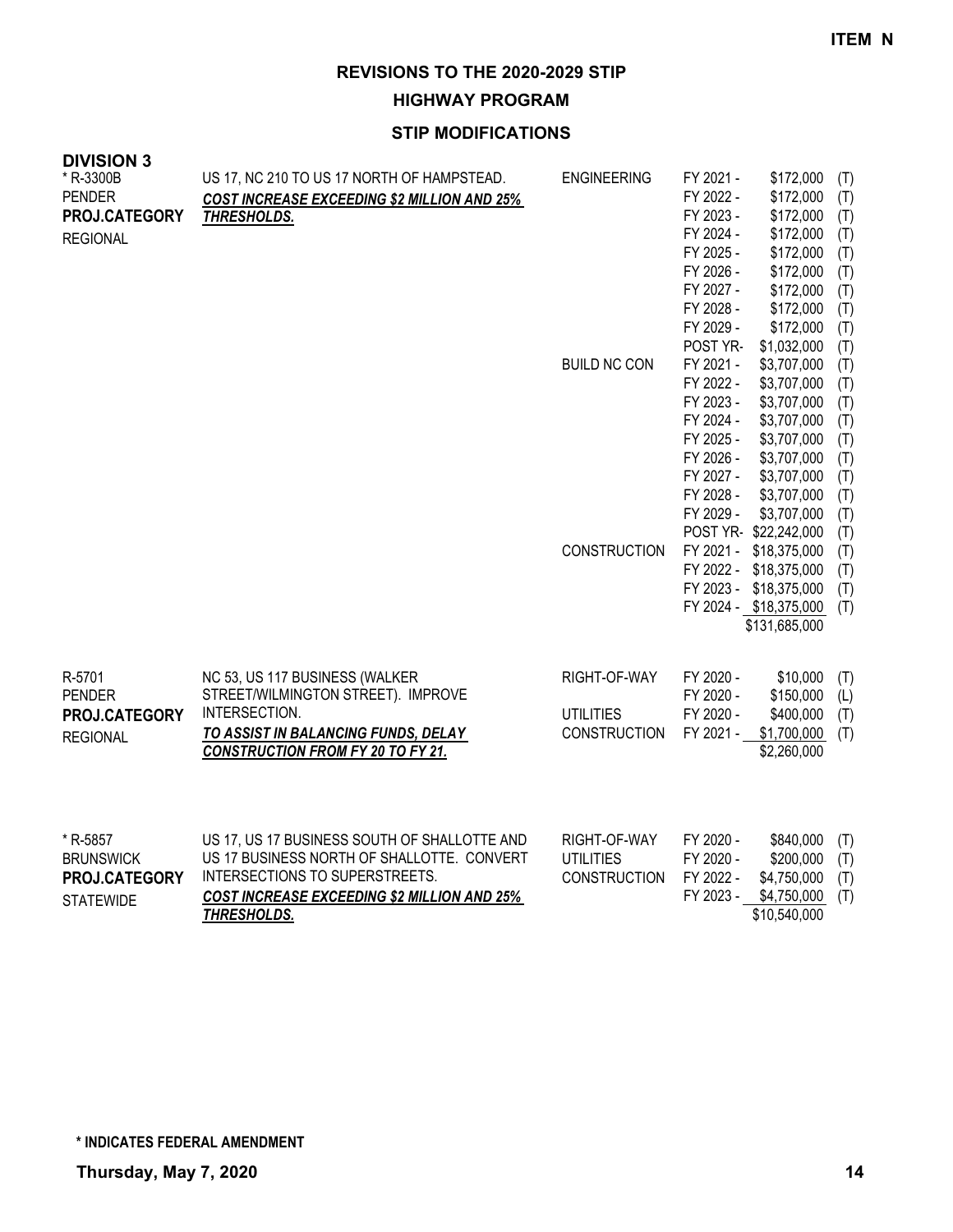**ITEM N**

# REVISIONS TO THE 2020-2029 STIP

## HIGHWAY PROGRAM

### STIP MODIFICATIONS

**DIVISION 3**

| Project | Description | Work Type | Fiscal Year | Amount | Source |
|---|---|---|---|---|---|
| * R-3300B<br>PENDER<br>**PROJ.CATEGORY**<br>REGIONAL | US 17, NC 210 TO US 17 NORTH OF HAMPSTEAD.<br>***COST INCREASE EXCEEDING $2 MILLION AND 25% THRESHOLDS.*** | ENGINEERING | FY 2021 - | $172,000 | (T) |
| | | | FY 2022 - | $172,000 | (T) |
| | | | FY 2023 - | $172,000 | (T) |
| | | | FY 2024 - | $172,000 | (T) |
| | | | FY 2025 - | $172,000 | (T) |
| | | | FY 2026 - | $172,000 | (T) |
| | | | FY 2027 - | $172,000 | (T) |
| | | | FY 2028 - | $172,000 | (T) |
| | | | FY 2029 - | $172,000 | (T) |
| | | | POST YR- | $1,032,000 | (T) |
| | | BUILD NC CON | FY 2021 - | $3,707,000 | (T) |
| | | | FY 2022 - | $3,707,000 | (T) |
| | | | FY 2023 - | $3,707,000 | (T) |
| | | | FY 2024 - | $3,707,000 | (T) |
| | | | FY 2025 - | $3,707,000 | (T) |
| | | | FY 2026 - | $3,707,000 | (T) |
| | | | FY 2027 - | $3,707,000 | (T) |
| | | | FY 2028 - | $3,707,000 | (T) |
| | | | FY 2029 - | $3,707,000 | (T) |
| | | | POST YR- | $22,242,000 | (T) |
| | | CONSTRUCTION | FY 2021 - | $18,375,000 | (T) |
| | | | FY 2022 - | $18,375,000 | (T) |
| | | | FY 2023 - | $18,375,000 | (T) |
| | | | FY 2024 - | $18,375,000 | (T) |
| | | | | $131,685,000 | |
| R-5701<br>PENDER<br>**PROJ.CATEGORY**<br>REGIONAL | NC 53, US 117 BUSINESS (WALKER STREET/WILMINGTON STREET). IMPROVE INTERSECTION.<br>***TO ASSIST IN BALANCING FUNDS, DELAY CONSTRUCTION FROM FY 20 TO FY 21.*** | RIGHT-OF-WAY | FY 2020 - | $10,000 | (T) |
| | | | FY 2020 - | $150,000 | (L) |
| | | UTILITIES | FY 2020 - | $400,000 | (T) |
| | | CONSTRUCTION | FY 2021 - | $1,700,000 | (T) |
| | | | | $2,260,000 | |
| * R-5857<br>BRUNSWICK<br>**PROJ.CATEGORY**<br>STATEWIDE | US 17, US 17 BUSINESS SOUTH OF SHALLOTTE AND US 17 BUSINESS NORTH OF SHALLOTTE. CONVERT INTERSECTIONS TO SUPERSTREETS.<br>***COST INCREASE EXCEEDING $2 MILLION AND 25% THRESHOLDS.*** | RIGHT-OF-WAY | FY 2020 - | $840,000 | (T) |
| | | UTILITIES | FY 2020 - | $200,000 | (T) |
| | | CONSTRUCTION | FY 2022 - | $4,750,000 | (T) |
| | | | FY 2023 - | $4,750,000 | (T) |
| | | | | $10,540,000 | |

**\* INDICATES FEDERAL AMENDMENT**

**Thursday, May 7, 2020**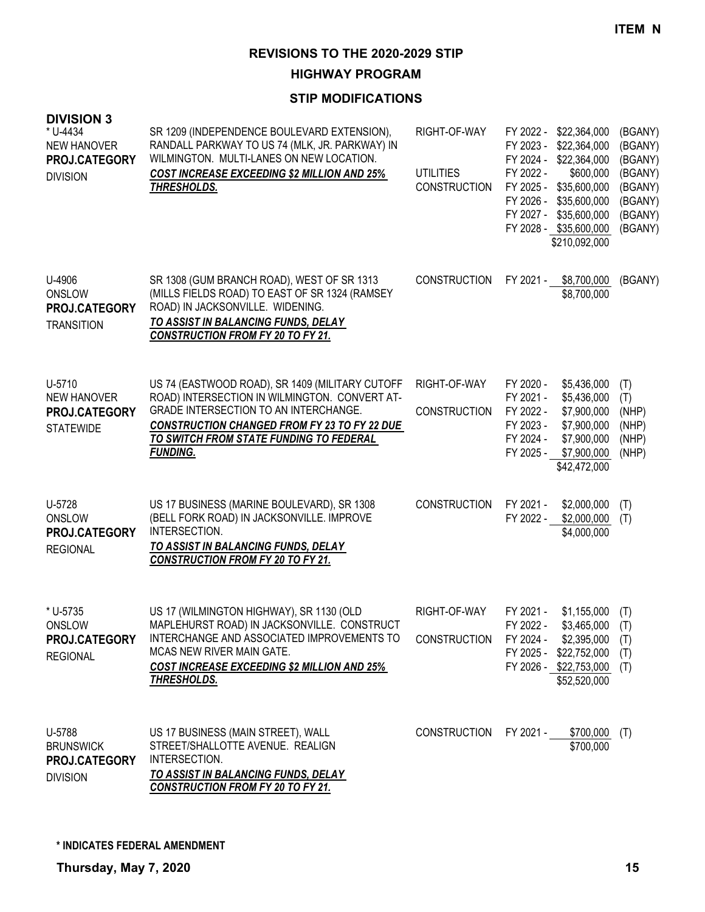ITEM N

# REVISIONS TO THE 2020-2029 STIP

## HIGHWAY PROGRAM

### STIP MODIFICATIONS

**DIVISION 3**

| Project | Description | Phase | Fiscal Year / Amount | Fund |
|---|---|---|---|---|
| * U-4434<br>NEW HANOVER<br>**PROJ.CATEGORY**<br>DIVISION | SR 1209 (INDEPENDENCE BOULEVARD EXTENSION), RANDALL PARKWAY TO US 74 (MLK, JR. PARKWAY) IN WILMINGTON. MULTI-LANES ON NEW LOCATION.<br>***COST INCREASE EXCEEDING $2 MILLION AND 25% THRESHOLDS.*** | RIGHT-OF-WAY | FY 2022 - $22,364,000 | (BGANY) |
| | | | FY 2023 - $22,364,000 | (BGANY) |
| | | | FY 2024 - $22,364,000 | (BGANY) |
| | | UTILITIES | FY 2022 - $600,000 | (BGANY) |
| | | CONSTRUCTION | FY 2025 - $35,600,000 | (BGANY) |
| | | | FY 2026 - $35,600,000 | (BGANY) |
| | | | FY 2027 - $35,600,000 | (BGANY) |
| | | | FY 2028 - $35,600,000 | (BGANY) |
| | | | $210,092,000 | |
| U-4906<br>ONSLOW<br>**PROJ.CATEGORY**<br>TRANSITION | SR 1308 (GUM BRANCH ROAD), WEST OF SR 1313 (MILLS FIELDS ROAD) TO EAST OF SR 1324 (RAMSEY ROAD) IN JACKSONVILLE. WIDENING.<br>***TO ASSIST IN BALANCING FUNDS, DELAY CONSTRUCTION FROM FY 20 TO FY 21.*** | CONSTRUCTION | FY 2021 - $8,700,000 | (BGANY) |
| | | | $8,700,000 | |
| U-5710<br>NEW HANOVER<br>**PROJ.CATEGORY**<br>STATEWIDE | US 74 (EASTWOOD ROAD), SR 1409 (MILITARY CUTOFF ROAD) INTERSECTION IN WILMINGTON. CONVERT AT-GRADE INTERSECTION TO AN INTERCHANGE.<br>***CONSTRUCTION CHANGED FROM FY 23 TO FY 22 DUE TO SWITCH FROM STATE FUNDING TO FEDERAL FUNDING.*** | RIGHT-OF-WAY | FY 2020 - $5,436,000 | (T) |
| | | | FY 2021 - $5,436,000 | (T) |
| | | CONSTRUCTION | FY 2022 - $7,900,000 | (NHP) |
| | | | FY 2023 - $7,900,000 | (NHP) |
| | | | FY 2024 - $7,900,000 | (NHP) |
| | | | FY 2025 - $7,900,000 | (NHP) |
| | | | $42,472,000 | |
| U-5728<br>ONSLOW<br>**PROJ.CATEGORY**<br>REGIONAL | US 17 BUSINESS (MARINE BOULEVARD), SR 1308 (BELL FORK ROAD) IN JACKSONVILLE. IMPROVE INTERSECTION.<br>***TO ASSIST IN BALANCING FUNDS, DELAY CONSTRUCTION FROM FY 20 TO FY 21.*** | CONSTRUCTION | FY 2021 - $2,000,000 | (T) |
| | | | FY 2022 - $2,000,000 | (T) |
| | | | $4,000,000 | |
| * U-5735<br>ONSLOW<br>**PROJ.CATEGORY**<br>REGIONAL | US 17 (WILMINGTON HIGHWAY), SR 1130 (OLD MAPLEHURST ROAD) IN JACKSONVILLE. CONSTRUCT INTERCHANGE AND ASSOCIATED IMPROVEMENTS TO MCAS NEW RIVER MAIN GATE.<br>***COST INCREASE EXCEEDING $2 MILLION AND 25% THRESHOLDS.*** | RIGHT-OF-WAY | FY 2021 - $1,155,000 | (T) |
| | | | FY 2022 - $3,465,000 | (T) |
| | | CONSTRUCTION | FY 2024 - $2,395,000 | (T) |
| | | | FY 2025 - $22,752,000 | (T) |
| | | | FY 2026 - $22,753,000 | (T) |
| | | | $52,520,000 | |
| U-5788<br>BRUNSWICK<br>**PROJ.CATEGORY**<br>DIVISION | US 17 BUSINESS (MAIN STREET), WALL STREET/SHALLOTTE AVENUE. REALIGN INTERSECTION.<br>***TO ASSIST IN BALANCING FUNDS, DELAY CONSTRUCTION FROM FY 20 TO FY 21.*** | CONSTRUCTION | FY 2021 - $700,000 | (T) |
| | | | $700,000 | |

**\* INDICATES FEDERAL AMENDMENT**

**Thursday, May 7, 2020**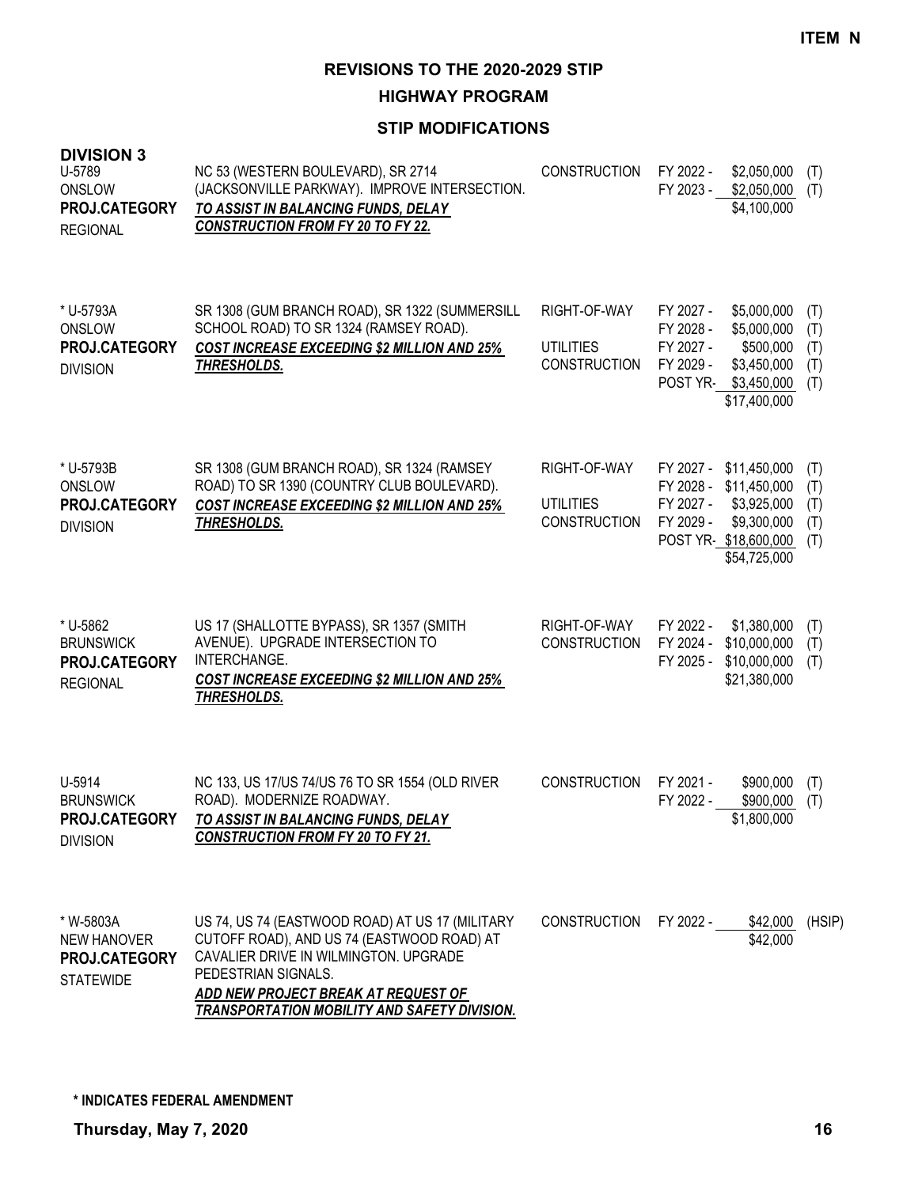**ITEM N**

# REVISIONS TO THE 2020-2029 STIP

## HIGHWAY PROGRAM

## STIP MODIFICATIONS

### DIVISION 3

| Project | Description | Work | Year | Amount | Fund |
|---|---|---|---|---|---|
| U-5789<br>ONSLOW<br>**PROJ.CATEGORY**<br>REGIONAL | NC 53 (WESTERN BOULEVARD), SR 2714 (JACKSONVILLE PARKWAY). IMPROVE INTERSECTION.<br>***TO ASSIST IN BALANCING FUNDS, DELAY CONSTRUCTION FROM FY 20 TO FY 22.*** | CONSTRUCTION | FY 2022 -<br>FY 2023 - | \$2,050,000<br>\$2,050,000<br>\$4,100,000 | (T)<br>(T) |
| * U-5793A<br>ONSLOW<br>**PROJ.CATEGORY**<br>DIVISION | SR 1308 (GUM BRANCH ROAD), SR 1322 (SUMMERSILL SCHOOL ROAD) TO SR 1324 (RAMSEY ROAD).<br>***COST INCREASE EXCEEDING \$2 MILLION AND 25% THRESHOLDS.*** | RIGHT-OF-WAY<br><br>UTILITIES<br>CONSTRUCTION | FY 2027 -<br>FY 2028 -<br>FY 2027 -<br>FY 2029 -<br>POST YR- | \$5,000,000<br>\$5,000,000<br>\$500,000<br>\$3,450,000<br>\$3,450,000<br>\$17,400,000 | (T)<br>(T)<br>(T)<br>(T)<br>(T) |
| * U-5793B<br>ONSLOW<br>**PROJ.CATEGORY**<br>DIVISION | SR 1308 (GUM BRANCH ROAD), SR 1324 (RAMSEY ROAD) TO SR 1390 (COUNTRY CLUB BOULEVARD).<br>***COST INCREASE EXCEEDING \$2 MILLION AND 25% THRESHOLDS.*** | RIGHT-OF-WAY<br><br>UTILITIES<br>CONSTRUCTION | FY 2027 -<br>FY 2028 -<br>FY 2027 -<br>FY 2029 -<br>POST YR- | \$11,450,000<br>\$11,450,000<br>\$3,925,000<br>\$9,300,000<br>\$18,600,000<br>\$54,725,000 | (T)<br>(T)<br>(T)<br>(T)<br>(T) |
| * U-5862<br>BRUNSWICK<br>**PROJ.CATEGORY**<br>REGIONAL | US 17 (SHALLOTTE BYPASS), SR 1357 (SMITH AVENUE). UPGRADE INTERSECTION TO INTERCHANGE.<br>***COST INCREASE EXCEEDING \$2 MILLION AND 25% THRESHOLDS.*** | RIGHT-OF-WAY<br>CONSTRUCTION | FY 2022 -<br>FY 2024 -<br>FY 2025 - | \$1,380,000<br>\$10,000,000<br>\$10,000,000<br>\$21,380,000 | (T)<br>(T)<br>(T) |
| U-5914<br>BRUNSWICK<br>**PROJ.CATEGORY**<br>DIVISION | NC 133, US 17/US 74/US 76 TO SR 1554 (OLD RIVER ROAD). MODERNIZE ROADWAY.<br>***TO ASSIST IN BALANCING FUNDS, DELAY CONSTRUCTION FROM FY 20 TO FY 21.*** | CONSTRUCTION | FY 2021 -<br>FY 2022 - | \$900,000<br>\$900,000<br>\$1,800,000 | (T)<br>(T) |
| * W-5803A<br>NEW HANOVER<br>**PROJ.CATEGORY**<br>STATEWIDE | US 74, US 74 (EASTWOOD ROAD) AT US 17 (MILITARY CUTOFF ROAD), AND US 74 (EASTWOOD ROAD) AT CAVALIER DRIVE IN WILMINGTON. UPGRADE PEDESTRIAN SIGNALS.<br>***ADD NEW PROJECT BREAK AT REQUEST OF TRANSPORTATION MOBILITY AND SAFETY DIVISION.*** | CONSTRUCTION | FY 2022 - | \$42,000<br>\$42,000 | (HSIP) |

**\* INDICATES FEDERAL AMENDMENT**

**Thursday, May 7, 2020**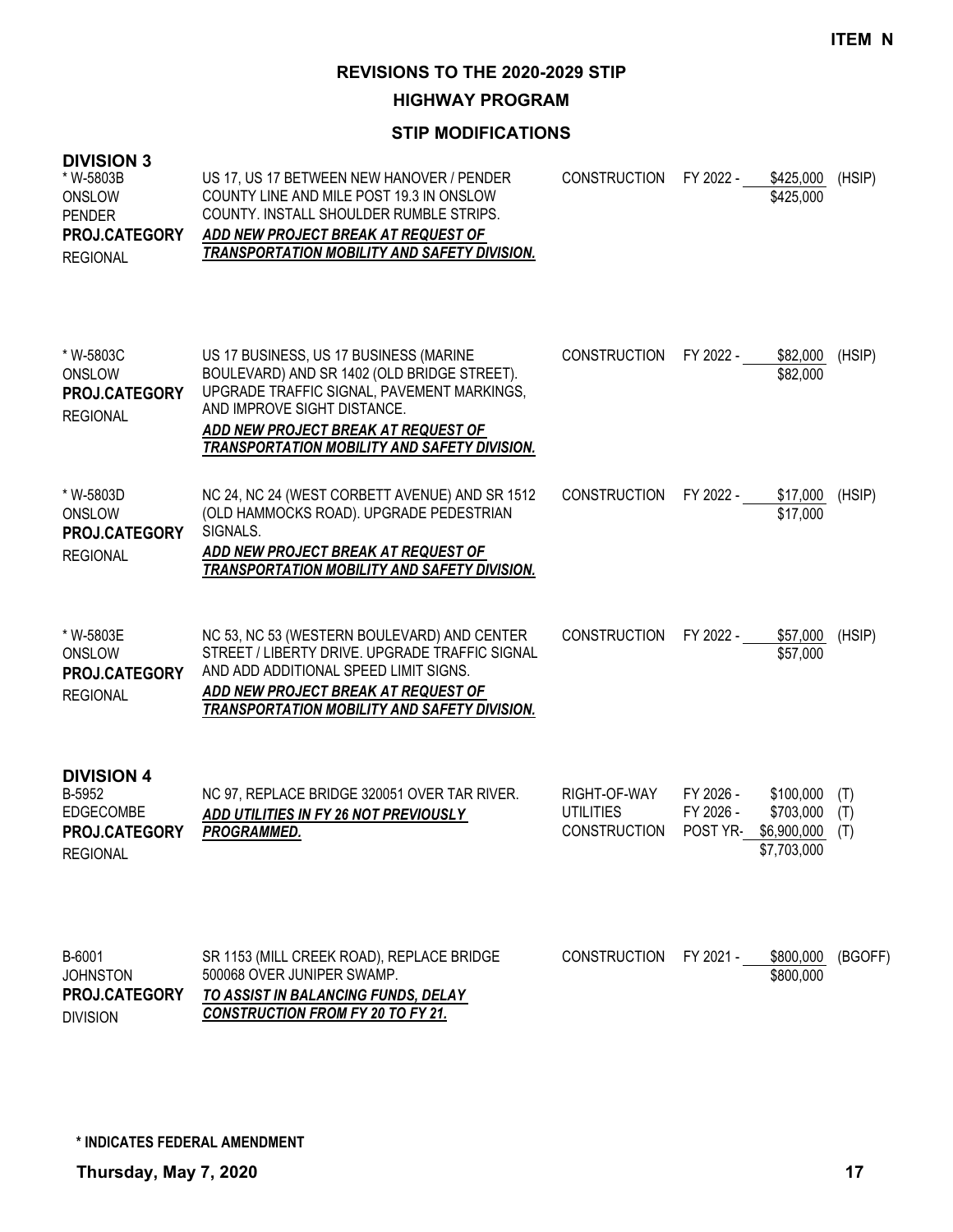ITEM N

# REVISIONS TO THE 2020-2029 STIP

## HIGHWAY PROGRAM

### STIP MODIFICATIONS

**DIVISION 3**

| Project | Description | Work Type | Fiscal Year | Amount | Funding |
|---|---|---|---|---|---|
| * W-5803B<br>ONSLOW<br>PENDER<br>**PROJ.CATEGORY**<br>REGIONAL | US 17, US 17 BETWEEN NEW HANOVER / PENDER COUNTY LINE AND MILE POST 19.3 IN ONSLOW COUNTY. INSTALL SHOULDER RUMBLE STRIPS.<br>***ADD NEW PROJECT BREAK AT REQUEST OF TRANSPORTATION MOBILITY AND SAFETY DIVISION.*** | CONSTRUCTION | FY 2022 - | \$425,000<br>\$425,000 | (HSIP) |
| * W-5803C<br>ONSLOW<br>**PROJ.CATEGORY**<br>REGIONAL | US 17 BUSINESS, US 17 BUSINESS (MARINE BOULEVARD) AND SR 1402 (OLD BRIDGE STREET). UPGRADE TRAFFIC SIGNAL, PAVEMENT MARKINGS, AND IMPROVE SIGHT DISTANCE.<br>***ADD NEW PROJECT BREAK AT REQUEST OF TRANSPORTATION MOBILITY AND SAFETY DIVISION.*** | CONSTRUCTION | FY 2022 - | \$82,000<br>\$82,000 | (HSIP) |
| * W-5803D<br>ONSLOW<br>**PROJ.CATEGORY**<br>REGIONAL | NC 24, NC 24 (WEST CORBETT AVENUE) AND SR 1512 (OLD HAMMOCKS ROAD). UPGRADE PEDESTRIAN SIGNALS.<br>***ADD NEW PROJECT BREAK AT REQUEST OF TRANSPORTATION MOBILITY AND SAFETY DIVISION.*** | CONSTRUCTION | FY 2022 - | \$17,000<br>\$17,000 | (HSIP) |
| * W-5803E<br>ONSLOW<br>**PROJ.CATEGORY**<br>REGIONAL | NC 53, NC 53 (WESTERN BOULEVARD) AND CENTER STREET / LIBERTY DRIVE. UPGRADE TRAFFIC SIGNAL AND ADD ADDITIONAL SPEED LIMIT SIGNS.<br>***ADD NEW PROJECT BREAK AT REQUEST OF TRANSPORTATION MOBILITY AND SAFETY DIVISION.*** | CONSTRUCTION | FY 2022 - | \$57,000<br>\$57,000 | (HSIP) |

**DIVISION 4**

| Project | Description | Work Type | Fiscal Year | Amount | Funding |
|---|---|---|---|---|---|
| B-5952<br>EDGECOMBE<br>**PROJ.CATEGORY**<br>REGIONAL | NC 97, REPLACE BRIDGE 320051 OVER TAR RIVER.<br>***ADD UTILITIES IN FY 26 NOT PREVIOUSLY PROGRAMMED.*** | RIGHT-OF-WAY<br>UTILITIES<br>CONSTRUCTION | FY 2026 -<br>FY 2026 -<br>POST YR- | \$100,000<br>\$703,000<br>\$6,900,000<br>\$7,703,000 | (T)<br>(T)<br>(T) |
| B-6001<br>JOHNSTON<br>**PROJ.CATEGORY**<br>DIVISION | SR 1153 (MILL CREEK ROAD), REPLACE BRIDGE 500068 OVER JUNIPER SWAMP.<br>***TO ASSIST IN BALANCING FUNDS, DELAY CONSTRUCTION FROM FY 20 TO FY 21.*** | CONSTRUCTION | FY 2021 - | \$800,000<br>\$800,000 | (BGOFF) |

**\* INDICATES FEDERAL AMENDMENT**

**Thursday, May 7, 2020**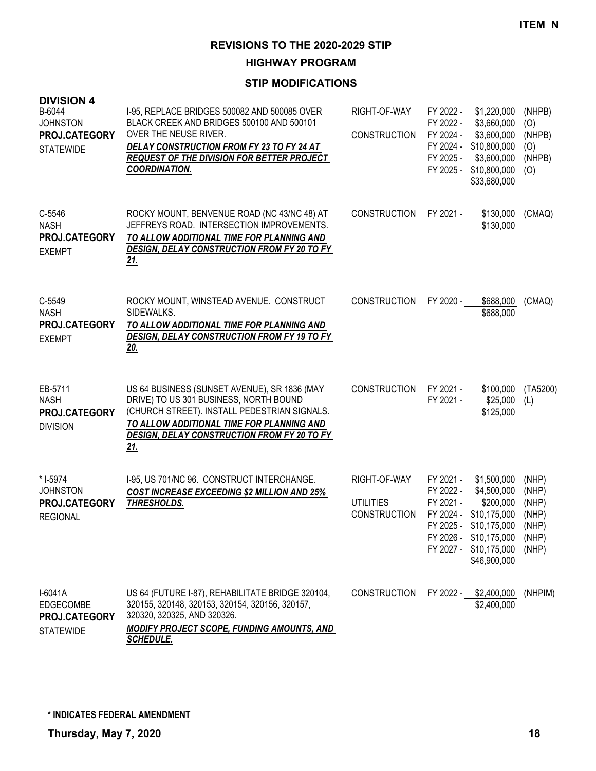**ITEM N**

# REVISIONS TO THE 2020-2029 STIP

## HIGHWAY PROGRAM

### STIP MODIFICATIONS

**DIVISION 4**

| Project | Description | Work Type | Fiscal Year | Amount | Fund |
|---|---|---|---|---|---|
| B-6044<br>JOHNSTON<br>**PROJ.CATEGORY**<br>STATEWIDE | I-95, REPLACE BRIDGES 500082 AND 500085 OVER BLACK CREEK AND BRIDGES 500100 AND 500101 OVER THE NEUSE RIVER.<br>***DELAY CONSTRUCTION FROM FY 23 TO FY 24 AT REQUEST OF THE DIVISION FOR BETTER PROJECT COORDINATION.*** | RIGHT-OF-WAY | FY 2022 - | $1,220,000 | (NHPB) |
| | | | FY 2022 - | $3,660,000 | (O) |
| | | CONSTRUCTION | FY 2024 - | $3,600,000 | (NHPB) |
| | | | FY 2024 - | $10,800,000 | (O) |
| | | | FY 2025 - | $3,600,000 | (NHPB) |
| | | | FY 2025 - | $10,800,000 | (O) |
| | | | | $33,680,000 | |
| C-5546<br>NASH<br>**PROJ.CATEGORY**<br>EXEMPT | ROCKY MOUNT, BENVENUE ROAD (NC 43/NC 48) AT JEFFREYS ROAD. INTERSECTION IMPROVEMENTS.<br>***TO ALLOW ADDITIONAL TIME FOR PLANNING AND DESIGN, DELAY CONSTRUCTION FROM FY 20 TO FY 21.*** | CONSTRUCTION | FY 2021 - | $130,000 | (CMAQ) |
| | | | | $130,000 | |
| C-5549<br>NASH<br>**PROJ.CATEGORY**<br>EXEMPT | ROCKY MOUNT, WINSTEAD AVENUE. CONSTRUCT SIDEWALKS.<br>***TO ALLOW ADDITIONAL TIME FOR PLANNING AND DESIGN, DELAY CONSTRUCTION FROM FY 19 TO FY 20.*** | CONSTRUCTION | FY 2020 - | $688,000 | (CMAQ) |
| | | | | $688,000 | |
| EB-5711<br>NASH<br>**PROJ.CATEGORY**<br>DIVISION | US 64 BUSINESS (SUNSET AVENUE), SR 1836 (MAY DRIVE) TO US 301 BUSINESS, NORTH BOUND (CHURCH STREET). INSTALL PEDESTRIAN SIGNALS.<br>***TO ALLOW ADDITIONAL TIME FOR PLANNING AND DESIGN, DELAY CONSTRUCTION FROM FY 20 TO FY 21.*** | CONSTRUCTION | FY 2021 - | $100,000 | (TA5200) |
| | | | FY 2021 - | $25,000 | (L) |
| | | | | $125,000 | |
| * I-5974<br>JOHNSTON<br>**PROJ.CATEGORY**<br>REGIONAL | I-95, US 701/NC 96. CONSTRUCT INTERCHANGE.<br>***COST INCREASE EXCEEDING $2 MILLION AND 25% THRESHOLDS.*** | RIGHT-OF-WAY | FY 2021 - | $1,500,000 | (NHP) |
| | | | FY 2022 - | $4,500,000 | (NHP) |
| | | UTILITIES | FY 2021 - | $200,000 | (NHP) |
| | | CONSTRUCTION | FY 2024 - | $10,175,000 | (NHP) |
| | | | FY 2025 - | $10,175,000 | (NHP) |
| | | | FY 2026 - | $10,175,000 | (NHP) |
| | | | FY 2027 - | $10,175,000 | (NHP) |
| | | | | $46,900,000 | |
| I-6041A<br>EDGECOMBE<br>**PROJ.CATEGORY**<br>STATEWIDE | US 64 (FUTURE I-87), REHABILITATE BRIDGE 320104, 320155, 320148, 320153, 320154, 320156, 320157, 320320, 320325, AND 320326.<br>***MODIFY PROJECT SCOPE, FUNDING AMOUNTS, AND SCHEDULE.*** | CONSTRUCTION | FY 2022 - | $2,400,000 | (NHPIM) |
| | | | | $2,400,000 | |

**\* INDICATES FEDERAL AMENDMENT**

**Thursday, May 7, 2020**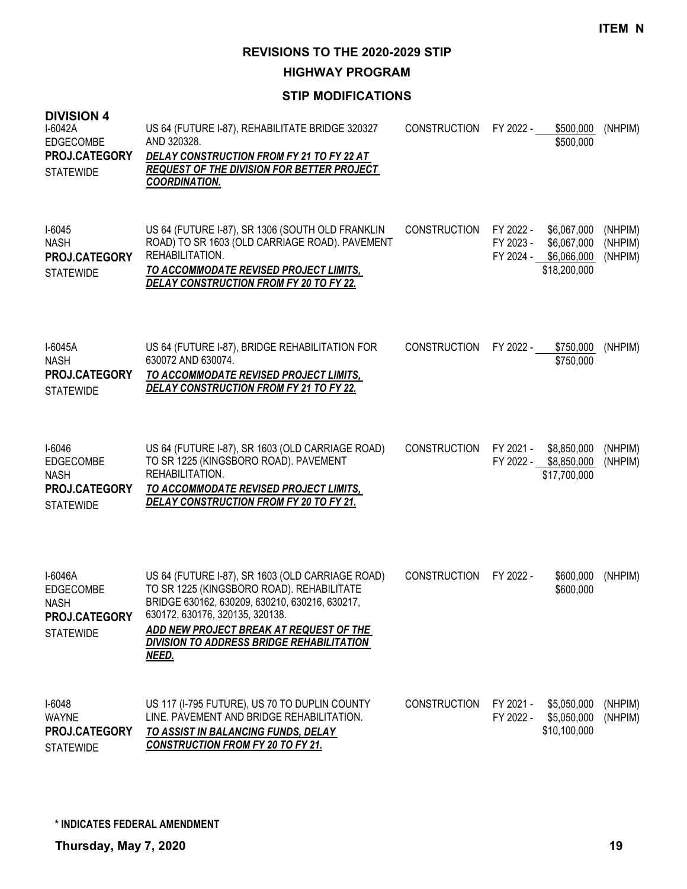**ITEM N**

# REVISIONS TO THE 2020-2029 STIP

## HIGHWAY PROGRAM

### STIP MODIFICATIONS

**DIVISION 4**

| Project | Description | Work Type | Fiscal Year | Amount | Funding |
|---|---|---|---|---|---|
| I-6042A<br>EDGECOMBE<br>**PROJ.CATEGORY**<br>STATEWIDE | US 64 (FUTURE I-87), REHABILITATE BRIDGE 320327 AND 320328.<br>***DELAY CONSTRUCTION FROM FY 21 TO FY 22 AT REQUEST OF THE DIVISION FOR BETTER PROJECT COORDINATION.*** | CONSTRUCTION | FY 2022 - | $500,000<br>$500,000 | (NHPIM) |
| I-6045<br>NASH<br>**PROJ.CATEGORY**<br>STATEWIDE | US 64 (FUTURE I-87), SR 1306 (SOUTH OLD FRANKLIN ROAD) TO SR 1603 (OLD CARRIAGE ROAD). PAVEMENT REHABILITATION.<br>***TO ACCOMMODATE REVISED PROJECT LIMITS, DELAY CONSTRUCTION FROM FY 20 TO FY 22.*** | CONSTRUCTION | FY 2022 -<br>FY 2023 -<br>FY 2024 - | $6,067,000<br>$6,067,000<br>$6,066,000<br>$18,200,000 | (NHPIM)<br>(NHPIM)<br>(NHPIM) |
| I-6045A<br>NASH<br>**PROJ.CATEGORY**<br>STATEWIDE | US 64 (FUTURE I-87), BRIDGE REHABILITATION FOR 630072 AND 630074.<br>***TO ACCOMMODATE REVISED PROJECT LIMITS, DELAY CONSTRUCTION FROM FY 21 TO FY 22.*** | CONSTRUCTION | FY 2022 - | $750,000<br>$750,000 | (NHPIM) |
| I-6046<br>EDGECOMBE<br>NASH<br>**PROJ.CATEGORY**<br>STATEWIDE | US 64 (FUTURE I-87), SR 1603 (OLD CARRIAGE ROAD) TO SR 1225 (KINGSBORO ROAD). PAVEMENT REHABILITATION.<br>***TO ACCOMMODATE REVISED PROJECT LIMITS, DELAY CONSTRUCTION FROM FY 20 TO FY 21.*** | CONSTRUCTION | FY 2021 -<br>FY 2022 - | $8,850,000<br>$8,850,000<br>$17,700,000 | (NHPIM)<br>(NHPIM) |
| I-6046A<br>EDGECOMBE<br>NASH<br>**PROJ.CATEGORY**<br>STATEWIDE | US 64 (FUTURE I-87), SR 1603 (OLD CARRIAGE ROAD) TO SR 1225 (KINGSBORO ROAD). REHABILITATE BRIDGE 630162, 630209, 630210, 630216, 630217, 630172, 630176, 320135, 320138.<br>***ADD NEW PROJECT BREAK AT REQUEST OF THE DIVISION TO ADDRESS BRIDGE REHABILITATION NEED.*** | CONSTRUCTION | FY 2022 - | $600,000<br>$600,000 | (NHPIM) |
| I-6048<br>WAYNE<br>**PROJ.CATEGORY**<br>STATEWIDE | US 117 (I-795 FUTURE), US 70 TO DUPLIN COUNTY LINE. PAVEMENT AND BRIDGE REHABILITATION.<br>***TO ASSIST IN BALANCING FUNDS, DELAY CONSTRUCTION FROM FY 20 TO FY 21.*** | CONSTRUCTION | FY 2021 -<br>FY 2022 - | $5,050,000<br>$5,050,000<br>$10,100,000 | (NHPIM)<br>(NHPIM) |

**\* INDICATES FEDERAL AMENDMENT**

**Thursday, May 7, 2020**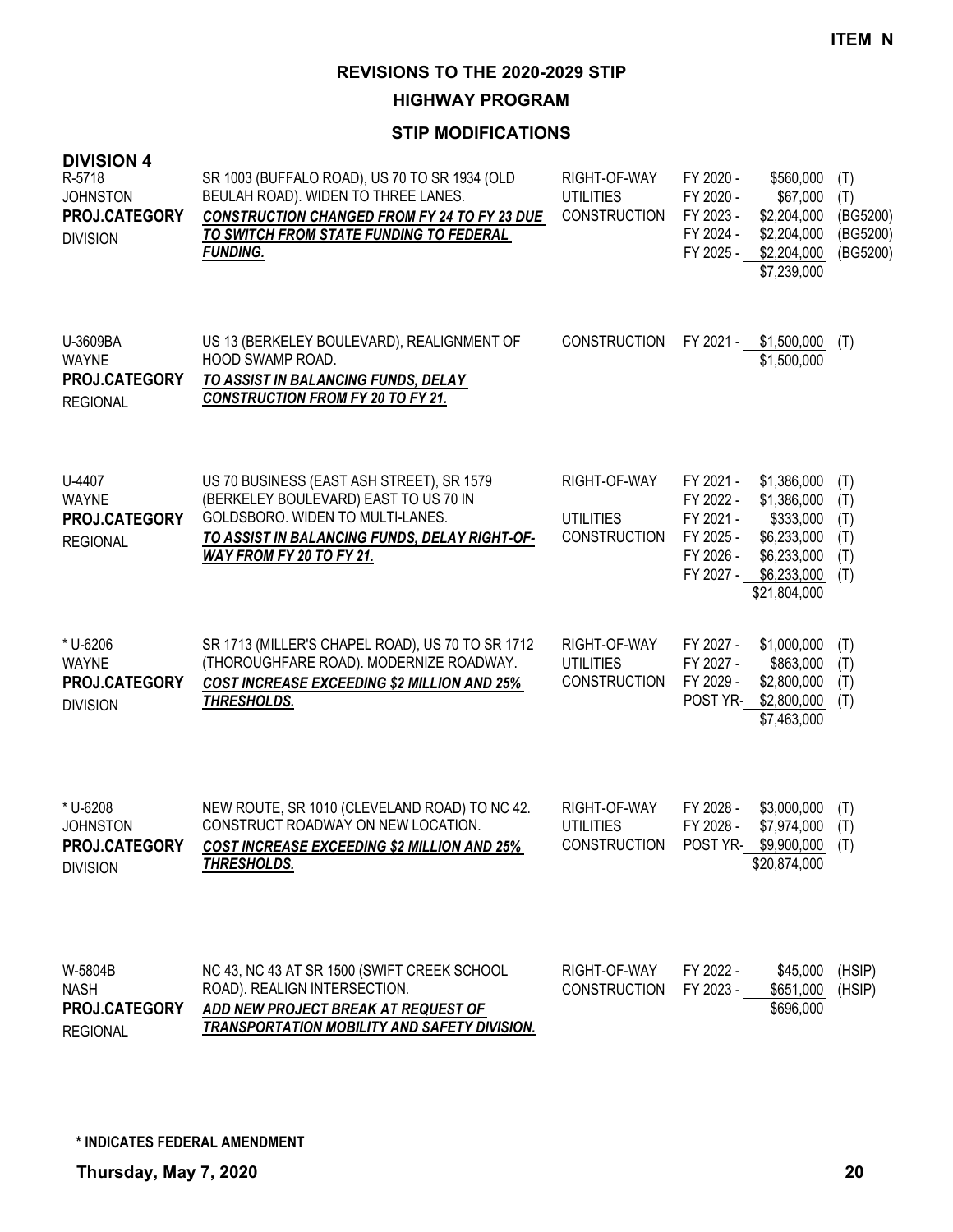ITEM N

# REVISIONS TO THE 2020-2029 STIP

## HIGHWAY PROGRAM

### STIP MODIFICATIONS

**DIVISION 4**

| Project | Description | Phase | Year | Amount | Funding |
|---|---|---|---|---|---|
| R-5718<br>JOHNSTON<br>**PROJ.CATEGORY**<br>DIVISION | SR 1003 (BUFFALO ROAD), US 70 TO SR 1934 (OLD BEULAH ROAD). WIDEN TO THREE LANES.<br>***CONSTRUCTION CHANGED FROM FY 24 TO FY 23 DUE TO SWITCH FROM STATE FUNDING TO FEDERAL FUNDING.*** | RIGHT-OF-WAY | FY 2020 - | $560,000 | (T) |
| | | UTILITIES | FY 2020 - | $67,000 | (T) |
| | | CONSTRUCTION | FY 2023 - | $2,204,000 | (BG5200) |
| | | | FY 2024 - | $2,204,000 | (BG5200) |
| | | | FY 2025 - | $2,204,000 | (BG5200) |
| | | | | $7,239,000 | |
| U-3609BA<br>WAYNE<br>**PROJ.CATEGORY**<br>REGIONAL | US 13 (BERKELEY BOULEVARD), REALIGNMENT OF HOOD SWAMP ROAD.<br>***TO ASSIST IN BALANCING FUNDS, DELAY CONSTRUCTION FROM FY 20 TO FY 21.*** | CONSTRUCTION | FY 2021 - | $1,500,000 | (T) |
| | | | | $1,500,000 | |
| U-4407<br>WAYNE<br>**PROJ.CATEGORY**<br>REGIONAL | US 70 BUSINESS (EAST ASH STREET), SR 1579 (BERKELEY BOULEVARD) EAST TO US 70 IN GOLDSBORO. WIDEN TO MULTI-LANES.<br>***TO ASSIST IN BALANCING FUNDS, DELAY RIGHT-OF-WAY FROM FY 20 TO FY 21.*** | RIGHT-OF-WAY | FY 2021 - | $1,386,000 | (T) |
| | | | FY 2022 - | $1,386,000 | (T) |
| | | UTILITIES | FY 2021 - | $333,000 | (T) |
| | | CONSTRUCTION | FY 2025 - | $6,233,000 | (T) |
| | | | FY 2026 - | $6,233,000 | (T) |
| | | | FY 2027 - | $6,233,000 | (T) |
| | | | | $21,804,000 | |
| * U-6206<br>WAYNE<br>**PROJ.CATEGORY**<br>DIVISION | SR 1713 (MILLER'S CHAPEL ROAD), US 70 TO SR 1712 (THOROUGHFARE ROAD). MODERNIZE ROADWAY.<br>***COST INCREASE EXCEEDING $2 MILLION AND 25% THRESHOLDS.*** | RIGHT-OF-WAY | FY 2027 - | $1,000,000 | (T) |
| | | UTILITIES | FY 2027 - | $863,000 | (T) |
| | | CONSTRUCTION | FY 2029 - | $2,800,000 | (T) |
| | | | POST YR- | $2,800,000 | (T) |
| | | | | $7,463,000 | |
| * U-6208<br>JOHNSTON<br>**PROJ.CATEGORY**<br>DIVISION | NEW ROUTE, SR 1010 (CLEVELAND ROAD) TO NC 42. CONSTRUCT ROADWAY ON NEW LOCATION.<br>***COST INCREASE EXCEEDING $2 MILLION AND 25% THRESHOLDS.*** | RIGHT-OF-WAY | FY 2028 - | $3,000,000 | (T) |
| | | UTILITIES | FY 2028 - | $7,974,000 | (T) |
| | | CONSTRUCTION | POST YR- | $9,900,000 | (T) |
| | | | | $20,874,000 | |
| W-5804B<br>NASH<br>**PROJ.CATEGORY**<br>REGIONAL | NC 43, NC 43 AT SR 1500 (SWIFT CREEK SCHOOL ROAD). REALIGN INTERSECTION.<br>***ADD NEW PROJECT BREAK AT REQUEST OF TRANSPORTATION MOBILITY AND SAFETY DIVISION.*** | RIGHT-OF-WAY | FY 2022 - | $45,000 | (HSIP) |
| | | CONSTRUCTION | FY 2023 - | $651,000 | (HSIP) |
| | | | | $696,000 | |

**\* INDICATES FEDERAL AMENDMENT**

**Thursday, May 7, 2020**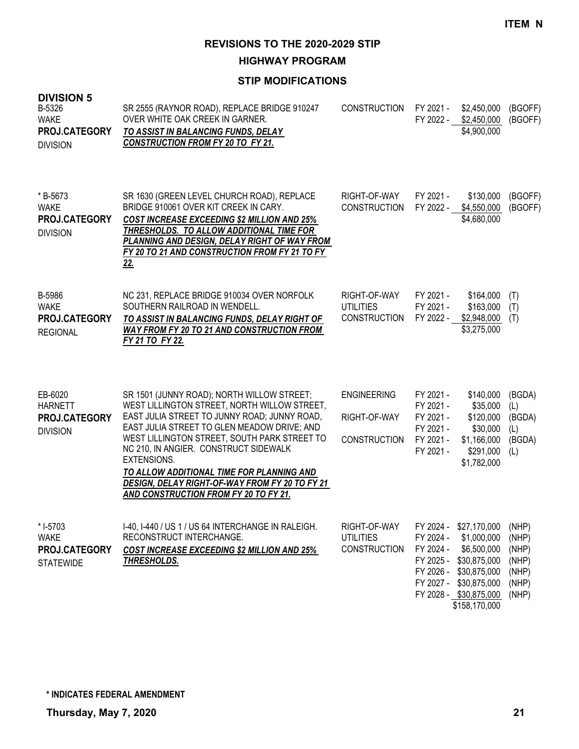**ITEM N**

# REVISIONS TO THE 2020-2029 STIP

## HIGHWAY PROGRAM

### STIP MODIFICATIONS

**DIVISION 5**

| Project | Description | Work Type | Fiscal Year | Amount | Fund |
|---|---|---|---|---|---|
| B-5326<br>WAKE<br>**PROJ.CATEGORY**<br>DIVISION | SR 2555 (RAYNOR ROAD), REPLACE BRIDGE 910247 OVER WHITE OAK CREEK IN GARNER.<br>***TO ASSIST IN BALANCING FUNDS, DELAY CONSTRUCTION FROM FY 20 TO FY 21.*** | CONSTRUCTION | FY 2021 -<br>FY 2022 - | \$2,450,000<br>\$2,450,000<br>\$4,900,000 | (BGOFF)<br>(BGOFF) |
| * B-5673<br>WAKE<br>**PROJ.CATEGORY**<br>DIVISION | SR 1630 (GREEN LEVEL CHURCH ROAD), REPLACE BRIDGE 910061 OVER KIT CREEK IN CARY.<br>***COST INCREASE EXCEEDING \$2 MILLION AND 25% THRESHOLDS. TO ALLOW ADDITIONAL TIME FOR PLANNING AND DESIGN, DELAY RIGHT OF WAY FROM FY 20 TO 21 AND CONSTRUCTION FROM FY 21 TO FY 22.*** | RIGHT-OF-WAY<br>CONSTRUCTION | FY 2021 -<br>FY 2022 - | \$130,000<br>\$4,550,000<br>\$4,680,000 | (BGOFF)<br>(BGOFF) |
| B-5986<br>WAKE<br>**PROJ.CATEGORY**<br>REGIONAL | NC 231, REPLACE BRIDGE 910034 OVER NORFOLK SOUTHERN RAILROAD IN WENDELL.<br>***TO ASSIST IN BALANCING FUNDS, DELAY RIGHT OF WAY FROM FY 20 TO 21 AND CONSTRUCTION FROM FY 21 TO FY 22.*** | RIGHT-OF-WAY<br>UTILITIES<br>CONSTRUCTION | FY 2021 -<br>FY 2021 -<br>FY 2022 - | \$164,000<br>\$163,000<br>\$2,948,000<br>\$3,275,000 | (T)<br>(T)<br>(T) |
| EB-6020<br>HARNETT<br>**PROJ.CATEGORY**<br>DIVISION | SR 1501 (JUNNY ROAD); NORTH WILLOW STREET; WEST LILLINGTON STREET, NORTH WILLOW STREET, EAST JULIA STREET TO JUNNY ROAD; JUNNY ROAD, EAST JULIA STREET TO GLEN MEADOW DRIVE; AND WEST LILLINGTON STREET, SOUTH PARK STREET TO NC 210, IN ANGIER. CONSTRUCT SIDEWALK EXTENSIONS.<br>***TO ALLOW ADDITIONAL TIME FOR PLANNING AND DESIGN, DELAY RIGHT-OF-WAY FROM FY 20 TO FY 21 AND CONSTRUCTION FROM FY 20 TO FY 21.*** | ENGINEERING<br><br>RIGHT-OF-WAY<br><br>CONSTRUCTION | FY 2021 -<br>FY 2021 -<br>FY 2021 -<br>FY 2021 -<br>FY 2021 -<br>FY 2021 - | \$140,000<br>\$35,000<br>\$120,000<br>\$30,000<br>\$1,166,000<br>\$291,000<br>\$1,782,000 | (BGDA)<br>(L)<br>(BGDA)<br>(L)<br>(BGDA)<br>(L) |
| * I-5703<br>WAKE<br>**PROJ.CATEGORY**<br>STATEWIDE | I-40, I-440 / US 1 / US 64 INTERCHANGE IN RALEIGH. RECONSTRUCT INTERCHANGE.<br>***COST INCREASE EXCEEDING \$2 MILLION AND 25% THRESHOLDS.*** | RIGHT-OF-WAY<br>UTILITIES<br>CONSTRUCTION | FY 2024 -<br>FY 2024 -<br>FY 2024 -<br>FY 2025 -<br>FY 2026 -<br>FY 2027 -<br>FY 2028 - | \$27,170,000<br>\$1,000,000<br>\$6,500,000<br>\$30,875,000<br>\$30,875,000<br>\$30,875,000<br>\$30,875,000<br>\$158,170,000 | (NHP)<br>(NHP)<br>(NHP)<br>(NHP)<br>(NHP)<br>(NHP)<br>(NHP) |

**\* INDICATES FEDERAL AMENDMENT**

**Thursday, May 7, 2020**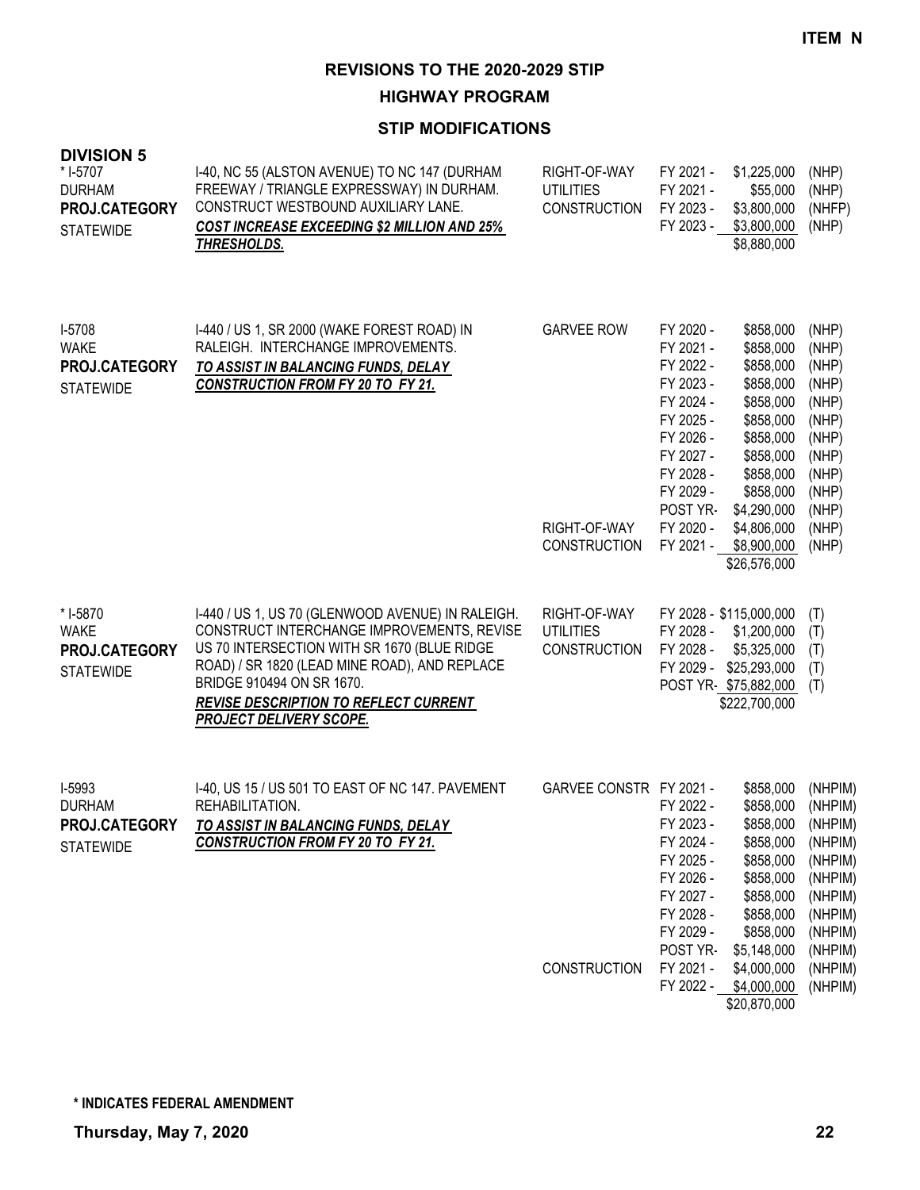**ITEM N**

# REVISIONS TO THE 2020-2029 STIP

## HIGHWAY PROGRAM

### STIP MODIFICATIONS

**DIVISION 5**

| Project | Description | Phase | Fiscal Year | Amount | Fund |
|---|---|---|---|---|---|
| * I-5707<br>DURHAM<br>**PROJ.CATEGORY**<br>STATEWIDE | I-40, NC 55 (ALSTON AVENUE) TO NC 147 (DURHAM FREEWAY / TRIANGLE EXPRESSWAY) IN DURHAM. CONSTRUCT WESTBOUND AUXILIARY LANE.<br>***COST INCREASE EXCEEDING $2 MILLION AND 25% THRESHOLDS.*** | RIGHT-OF-WAY | FY 2021 - | $1,225,000 | (NHP) |
| | | UTILITIES | FY 2021 - | $55,000 | (NHP) |
| | | CONSTRUCTION | FY 2023 - | $3,800,000 | (NHFP) |
| | | | FY 2023 - | $3,800,000 | (NHP) |
| | | | | $8,880,000 | |
| I-5708<br>WAKE<br>**PROJ.CATEGORY**<br>STATEWIDE | I-440 / US 1, SR 2000 (WAKE FOREST ROAD) IN RALEIGH. INTERCHANGE IMPROVEMENTS.<br>***TO ASSIST IN BALANCING FUNDS, DELAY CONSTRUCTION FROM FY 20 TO FY 21.*** | GARVEE ROW | FY 2020 - | $858,000 | (NHP) |
| | | | FY 2021 - | $858,000 | (NHP) |
| | | | FY 2022 - | $858,000 | (NHP) |
| | | | FY 2023 - | $858,000 | (NHP) |
| | | | FY 2024 - | $858,000 | (NHP) |
| | | | FY 2025 - | $858,000 | (NHP) |
| | | | FY 2026 - | $858,000 | (NHP) |
| | | | FY 2027 - | $858,000 | (NHP) |
| | | | FY 2028 - | $858,000 | (NHP) |
| | | | FY 2029 - | $858,000 | (NHP) |
| | | | POST YR- | $4,290,000 | (NHP) |
| | | RIGHT-OF-WAY | FY 2020 - | $4,806,000 | (NHP) |
| | | CONSTRUCTION | FY 2021 - | $8,900,000 | (NHP) |
| | | | | $26,576,000 | |
| * I-5870<br>WAKE<br>**PROJ.CATEGORY**<br>STATEWIDE | I-440 / US 1, US 70 (GLENWOOD AVENUE) IN RALEIGH. CONSTRUCT INTERCHANGE IMPROVEMENTS, REVISE US 70 INTERSECTION WITH SR 1670 (BLUE RIDGE ROAD) / SR 1820 (LEAD MINE ROAD), AND REPLACE BRIDGE 910494 ON SR 1670.<br>***REVISE DESCRIPTION TO REFLECT CURRENT PROJECT DELIVERY SCOPE.*** | RIGHT-OF-WAY | FY 2028 - | $115,000,000 | (T) |
| | | UTILITIES | FY 2028 - | $1,200,000 | (T) |
| | | CONSTRUCTION | FY 2028 - | $5,325,000 | (T) |
| | | | FY 2029 - | $25,293,000 | (T) |
| | | | POST YR- | $75,882,000 | (T) |
| | | | | $222,700,000 | |
| I-5993<br>DURHAM<br>**PROJ.CATEGORY**<br>STATEWIDE | I-40, US 15 / US 501 TO EAST OF NC 147. PAVEMENT REHABILITATION.<br>***TO ASSIST IN BALANCING FUNDS, DELAY CONSTRUCTION FROM FY 20 TO FY 21.*** | GARVEE CONSTR | FY 2021 - | $858,000 | (NHPIM) |
| | | | FY 2022 - | $858,000 | (NHPIM) |
| | | | FY 2023 - | $858,000 | (NHPIM) |
| | | | FY 2024 - | $858,000 | (NHPIM) |
| | | | FY 2025 - | $858,000 | (NHPIM) |
| | | | FY 2026 - | $858,000 | (NHPIM) |
| | | | FY 2027 - | $858,000 | (NHPIM) |
| | | | FY 2028 - | $858,000 | (NHPIM) |
| | | | FY 2029 - | $858,000 | (NHPIM) |
| | | | POST YR- | $5,148,000 | (NHPIM) |
| | | CONSTRUCTION | FY 2021 - | $4,000,000 | (NHPIM) |
| | | | FY 2022 - | $4,000,000 | (NHPIM) |
| | | | | $20,870,000 | |

**\* INDICATES FEDERAL AMENDMENT**

**Thursday, May 7, 2020**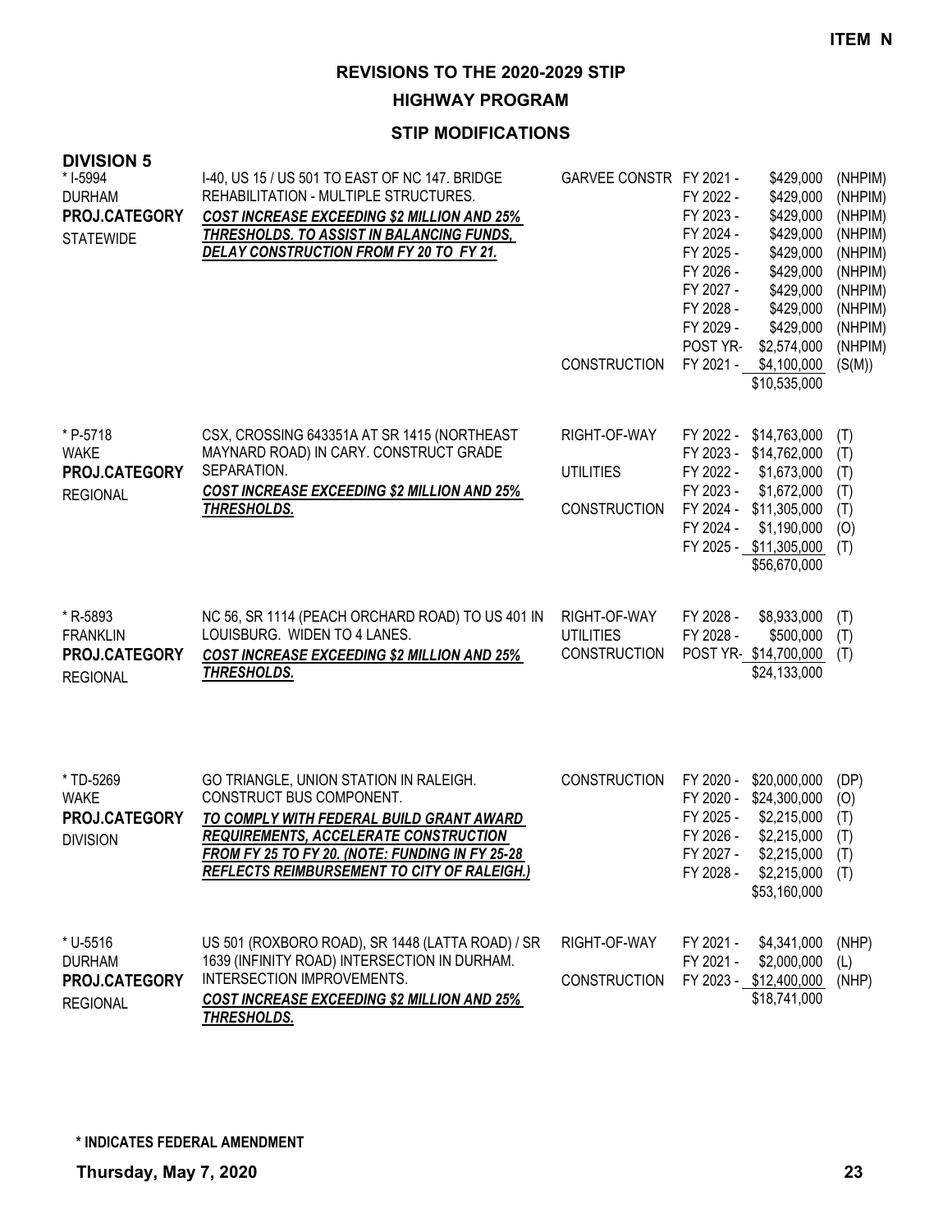**ITEM N**

# REVISIONS TO THE 2020-2029 STIP

## HIGHWAY PROGRAM

### STIP MODIFICATIONS

**DIVISION 5**

| Project | Description | Phase | Year | Amount | Source |
|---|---|---|---|---|---|
| * I-5994<br>DURHAM<br>**PROJ.CATEGORY**<br>STATEWIDE | I-40, US 15 / US 501 TO EAST OF NC 147. BRIDGE REHABILITATION - MULTIPLE STRUCTURES.<br>***COST INCREASE EXCEEDING $2 MILLION AND 25% THRESHOLDS. TO ASSIST IN BALANCING FUNDS, DELAY CONSTRUCTION FROM FY 20 TO FY 21.*** | GARVEE CONSTR | FY 2021 - | $429,000 | (NHPIM) |
| | | | FY 2022 - | $429,000 | (NHPIM) |
| | | | FY 2023 - | $429,000 | (NHPIM) |
| | | | FY 2024 - | $429,000 | (NHPIM) |
| | | | FY 2025 - | $429,000 | (NHPIM) |
| | | | FY 2026 - | $429,000 | (NHPIM) |
| | | | FY 2027 - | $429,000 | (NHPIM) |
| | | | FY 2028 - | $429,000 | (NHPIM) |
| | | | FY 2029 - | $429,000 | (NHPIM) |
| | | | POST YR- | $2,574,000 | (NHPIM) |
| | | CONSTRUCTION | FY 2021 - | $4,100,000 | (S(M)) |
| | | | | $10,535,000 | |
| * P-5718<br>WAKE<br>**PROJ.CATEGORY**<br>REGIONAL | CSX, CROSSING 643351A AT SR 1415 (NORTHEAST MAYNARD ROAD) IN CARY. CONSTRUCT GRADE SEPARATION.<br>***COST INCREASE EXCEEDING $2 MILLION AND 25% THRESHOLDS.*** | RIGHT-OF-WAY | FY 2022 - | $14,763,000 | (T) |
| | | | FY 2023 - | $14,762,000 | (T) |
| | | UTILITIES | FY 2022 - | $1,673,000 | (T) |
| | | | FY 2023 - | $1,672,000 | (T) |
| | | CONSTRUCTION | FY 2024 - | $11,305,000 | (T) |
| | | | FY 2024 - | $1,190,000 | (O) |
| | | | FY 2025 - | $11,305,000 | (T) |
| | | | | $56,670,000 | |
| * R-5893<br>FRANKLIN<br>**PROJ.CATEGORY**<br>REGIONAL | NC 56, SR 1114 (PEACH ORCHARD ROAD) TO US 401 IN LOUISBURG. WIDEN TO 4 LANES.<br>***COST INCREASE EXCEEDING $2 MILLION AND 25% THRESHOLDS.*** | RIGHT-OF-WAY | FY 2028 - | $8,933,000 | (T) |
| | | UTILITIES | FY 2028 - | $500,000 | (T) |
| | | CONSTRUCTION | POST YR- | $14,700,000 | (T) |
| | | | | $24,133,000 | |
| * TD-5269<br>WAKE<br>**PROJ.CATEGORY**<br>DIVISION | GO TRIANGLE, UNION STATION IN RALEIGH. CONSTRUCT BUS COMPONENT.<br>***TO COMPLY WITH FEDERAL BUILD GRANT AWARD REQUIREMENTS, ACCELERATE CONSTRUCTION FROM FY 25 TO FY 20. (NOTE: FUNDING IN FY 25-28 REFLECTS REIMBURSEMENT TO CITY OF RALEIGH.)*** | CONSTRUCTION | FY 2020 - | $20,000,000 | (DP) |
| | | | FY 2020 - | $24,300,000 | (O) |
| | | | FY 2025 - | $2,215,000 | (T) |
| | | | FY 2026 - | $2,215,000 | (T) |
| | | | FY 2027 - | $2,215,000 | (T) |
| | | | FY 2028 - | $2,215,000 | (T) |
| | | | | $53,160,000 | |
| * U-5516<br>DURHAM<br>**PROJ.CATEGORY**<br>REGIONAL | US 501 (ROXBORO ROAD), SR 1448 (LATTA ROAD) / SR 1639 (INFINITY ROAD) INTERSECTION IN DURHAM. INTERSECTION IMPROVEMENTS.<br>***COST INCREASE EXCEEDING $2 MILLION AND 25% THRESHOLDS.*** | RIGHT-OF-WAY | FY 2021 - | $4,341,000 | (NHP) |
| | | | FY 2021 - | $2,000,000 | (L) |
| | | CONSTRUCTION | FY 2023 - | $12,400,000 | (NHP) |
| | | | | $18,741,000 | |

**\* INDICATES FEDERAL AMENDMENT**

**Thursday, May 7, 2020**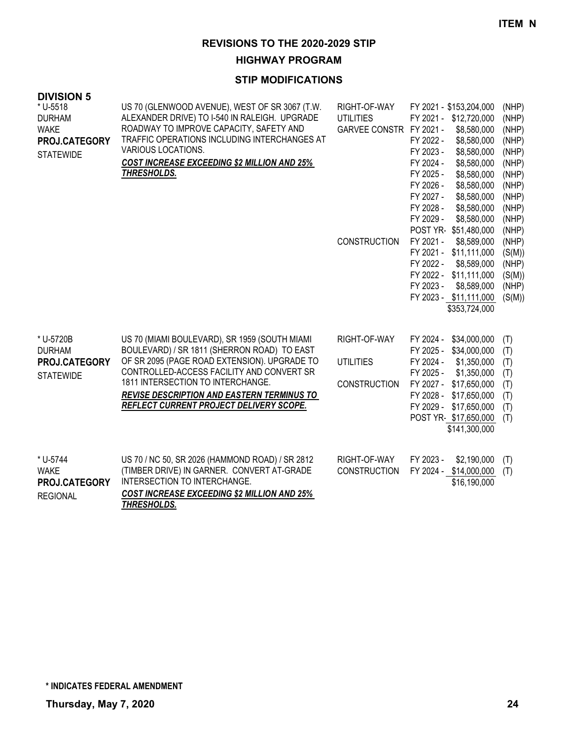ITEM N

# REVISIONS TO THE 2020-2029 STIP

## HIGHWAY PROGRAM

### STIP MODIFICATIONS

**DIVISION 5**

| Project | Description | Phase | Fiscal Year / Amount | Fund |
|---|---|---|---|---|
| * U-5518<br>DURHAM<br>WAKE<br>**PROJ.CATEGORY**<br>STATEWIDE | US 70 (GLENWOOD AVENUE), WEST OF SR 3067 (T.W. ALEXANDER DRIVE) TO I-540 IN RALEIGH. UPGRADE ROADWAY TO IMPROVE CAPACITY, SAFETY AND TRAFFIC OPERATIONS INCLUDING INTERCHANGES AT VARIOUS LOCATIONS.<br>***COST INCREASE EXCEEDING $2 MILLION AND 25% THRESHOLDS.*** | RIGHT-OF-WAY | FY 2021 - $153,204,000 | (NHP) |
| | | UTILITIES | FY 2021 - $12,720,000 | (NHP) |
| | | GARVEE CONSTR | FY 2021 - $8,580,000 | (NHP) |
| | | | FY 2022 - $8,580,000 | (NHP) |
| | | | FY 2023 - $8,580,000 | (NHP) |
| | | | FY 2024 - $8,580,000 | (NHP) |
| | | | FY 2025 - $8,580,000 | (NHP) |
| | | | FY 2026 - $8,580,000 | (NHP) |
| | | | FY 2027 - $8,580,000 | (NHP) |
| | | | FY 2028 - $8,580,000 | (NHP) |
| | | | FY 2029 - $8,580,000 | (NHP) |
| | | | POST YR- $51,480,000 | (NHP) |
| | | CONSTRUCTION | FY 2021 - $8,589,000 | (NHP) |
| | | | FY 2021 - $11,111,000 | (S(M)) |
| | | | FY 2022 - $8,589,000 | (NHP) |
| | | | FY 2022 - $11,111,000 | (S(M)) |
| | | | FY 2023 - $8,589,000 | (NHP) |
| | | | FY 2023 - $11,111,000 | (S(M)) |
| | | | $353,724,000 | |
| * U-5720B<br>DURHAM<br>**PROJ.CATEGORY**<br>STATEWIDE | US 70 (MIAMI BOULEVARD), SR 1959 (SOUTH MIAMI BOULEVARD) / SR 1811 (SHERRON ROAD) TO EAST OF SR 2095 (PAGE ROAD EXTENSION). UPGRADE TO CONTROLLED-ACCESS FACILITY AND CONVERT SR 1811 INTERSECTION TO INTERCHANGE.<br>***REVISE DESCRIPTION AND EASTERN TERMINUS TO REFLECT CURRENT PROJECT DELIVERY SCOPE.*** | RIGHT-OF-WAY | FY 2024 - $34,000,000 | (T) |
| | | | FY 2025 - $34,000,000 | (T) |
| | | UTILITIES | FY 2024 - $1,350,000 | (T) |
| | | | FY 2025 - $1,350,000 | (T) |
| | | CONSTRUCTION | FY 2027 - $17,650,000 | (T) |
| | | | FY 2028 - $17,650,000 | (T) |
| | | | FY 2029 - $17,650,000 | (T) |
| | | | POST YR- $17,650,000 | (T) |
| | | | $141,300,000 | |
| * U-5744<br>WAKE<br>**PROJ.CATEGORY**<br>REGIONAL | US 70 / NC 50, SR 2026 (HAMMOND ROAD) / SR 2812 (TIMBER DRIVE) IN GARNER. CONVERT AT-GRADE INTERSECTION TO INTERCHANGE.<br>***COST INCREASE EXCEEDING $2 MILLION AND 25% THRESHOLDS.*** | RIGHT-OF-WAY | FY 2023 - $2,190,000 | (T) |
| | | CONSTRUCTION | FY 2024 - $14,000,000 | (T) |
| | | | $16,190,000 | |

**\* INDICATES FEDERAL AMENDMENT**

**Thursday, May 7, 2020**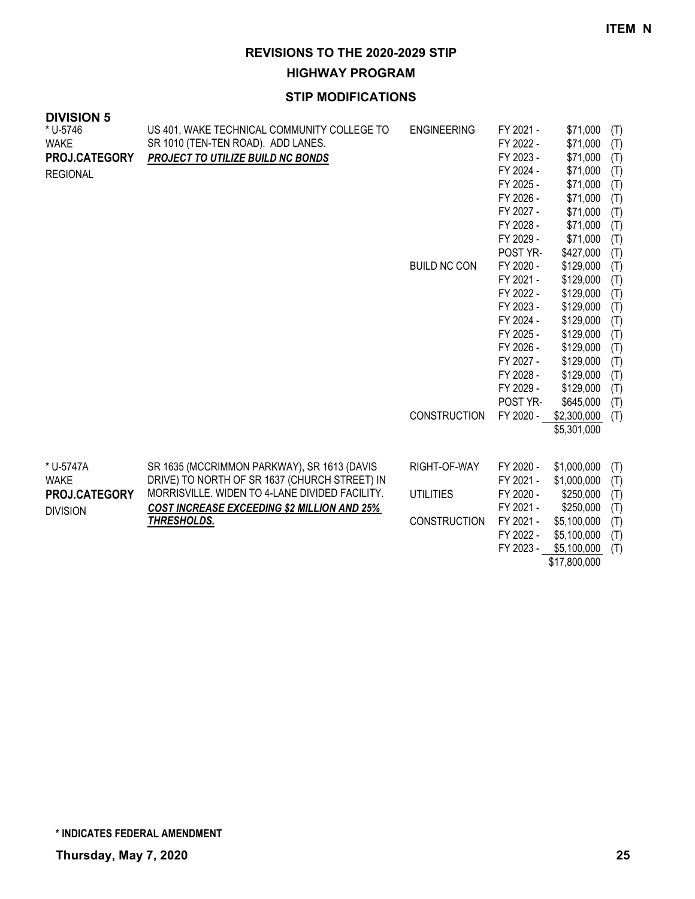**ITEM N**

# REVISIONS TO THE 2020-2029 STIP

## HIGHWAY PROGRAM

### STIP MODIFICATIONS

**DIVISION 5**

| Project | Description | Work Type | Fiscal Year | Amount | Funding |
|---|---|---|---|---|---|
| * U-5746<br>WAKE<br>**PROJ.CATEGORY**<br>REGIONAL | US 401, WAKE TECHNICAL COMMUNITY COLLEGE TO SR 1010 (TEN-TEN ROAD). ADD LANES.<br>***PROJECT TO UTILIZE BUILD NC BONDS*** | ENGINEERING | FY 2021 - | $71,000 | (T) |
| | | | FY 2022 - | $71,000 | (T) |
| | | | FY 2023 - | $71,000 | (T) |
| | | | FY 2024 - | $71,000 | (T) |
| | | | FY 2025 - | $71,000 | (T) |
| | | | FY 2026 - | $71,000 | (T) |
| | | | FY 2027 - | $71,000 | (T) |
| | | | FY 2028 - | $71,000 | (T) |
| | | | FY 2029 - | $71,000 | (T) |
| | | | POST YR- | $427,000 | (T) |
| | | BUILD NC CON | FY 2020 - | $129,000 | (T) |
| | | | FY 2021 - | $129,000 | (T) |
| | | | FY 2022 - | $129,000 | (T) |
| | | | FY 2023 - | $129,000 | (T) |
| | | | FY 2024 - | $129,000 | (T) |
| | | | FY 2025 - | $129,000 | (T) |
| | | | FY 2026 - | $129,000 | (T) |
| | | | FY 2027 - | $129,000 | (T) |
| | | | FY 2028 - | $129,000 | (T) |
| | | | FY 2029 - | $129,000 | (T) |
| | | | POST YR- | $645,000 | (T) |
| | | CONSTRUCTION | FY 2020 - | $2,300,000 | (T) |
| | | | | $5,301,000 | |
| * U-5747A<br>WAKE<br>**PROJ.CATEGORY**<br>DIVISION | SR 1635 (MCCRIMMON PARKWAY), SR 1613 (DAVIS DRIVE) TO NORTH OF SR 1637 (CHURCH STREET) IN MORRISVILLE. WIDEN TO 4-LANE DIVIDED FACILITY.<br>***COST INCREASE EXCEEDING $2 MILLION AND 25% THRESHOLDS.*** | RIGHT-OF-WAY | FY 2020 - | $1,000,000 | (T) |
| | | | FY 2021 - | $1,000,000 | (T) |
| | | UTILITIES | FY 2020 - | $250,000 | (T) |
| | | | FY 2021 - | $250,000 | (T) |
| | | CONSTRUCTION | FY 2021 - | $5,100,000 | (T) |
| | | | FY 2022 - | $5,100,000 | (T) |
| | | | FY 2023 - | $5,100,000 | (T) |
| | | | | $17,800,000 | |

**\* INDICATES FEDERAL AMENDMENT**

**Thursday, May 7, 2020**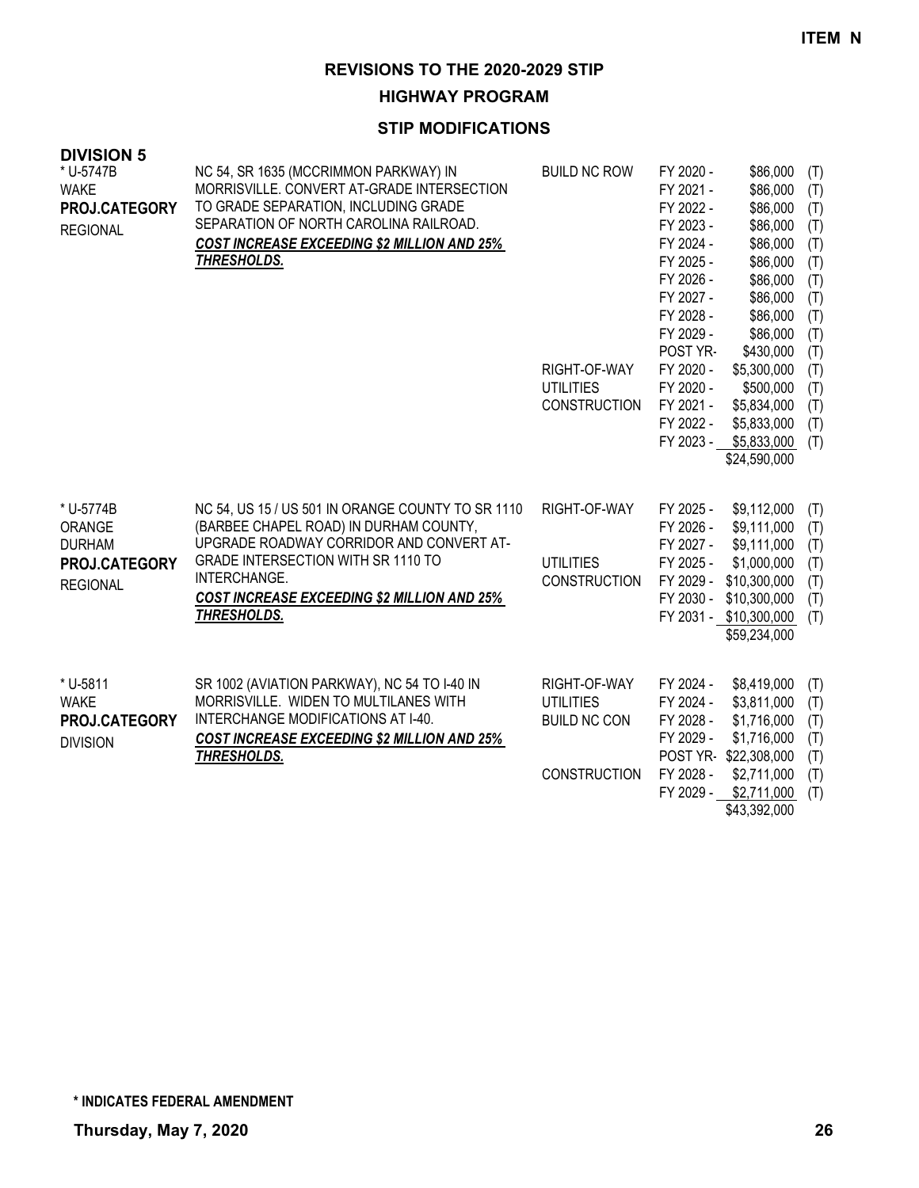ITEM N

# REVISIONS TO THE 2020-2029 STIP

## HIGHWAY PROGRAM

### STIP MODIFICATIONS

**DIVISION 5**

| Project | Description | Work Type | Fiscal Year | Amount | |
|---|---|---|---|---|---|
| * U-5747B<br>WAKE<br>**PROJ.CATEGORY**<br>REGIONAL | NC 54, SR 1635 (MCCRIMMON PARKWAY) IN MORRISVILLE. CONVERT AT-GRADE INTERSECTION TO GRADE SEPARATION, INCLUDING GRADE SEPARATION OF NORTH CAROLINA RAILROAD.<br>***COST INCREASE EXCEEDING $2 MILLION AND 25% THRESHOLDS.*** | BUILD NC ROW | FY 2020 - | $86,000 | (T) |
| | | | FY 2021 - | $86,000 | (T) |
| | | | FY 2022 - | $86,000 | (T) |
| | | | FY 2023 - | $86,000 | (T) |
| | | | FY 2024 - | $86,000 | (T) |
| | | | FY 2025 - | $86,000 | (T) |
| | | | FY 2026 - | $86,000 | (T) |
| | | | FY 2027 - | $86,000 | (T) |
| | | | FY 2028 - | $86,000 | (T) |
| | | | FY 2029 - | $86,000 | (T) |
| | | | POST YR- | $430,000 | (T) |
| | | RIGHT-OF-WAY | FY 2020 - | $5,300,000 | (T) |
| | | UTILITIES | FY 2020 - | $500,000 | (T) |
| | | CONSTRUCTION | FY 2021 - | $5,834,000 | (T) |
| | | | FY 2022 - | $5,833,000 | (T) |
| | | | FY 2023 - | $5,833,000 | (T) |
| | | | | $24,590,000 | |
| * U-5774B<br>ORANGE<br>DURHAM<br>**PROJ.CATEGORY**<br>REGIONAL | NC 54, US 15 / US 501 IN ORANGE COUNTY TO SR 1110 (BARBEE CHAPEL ROAD) IN DURHAM COUNTY, UPGRADE ROADWAY CORRIDOR AND CONVERT AT-GRADE INTERSECTION WITH SR 1110 TO INTERCHANGE.<br>***COST INCREASE EXCEEDING $2 MILLION AND 25% THRESHOLDS.*** | RIGHT-OF-WAY | FY 2025 - | $9,112,000 | (T) |
| | | | FY 2026 - | $9,111,000 | (T) |
| | | | FY 2027 - | $9,111,000 | (T) |
| | | UTILITIES | FY 2025 - | $1,000,000 | (T) |
| | | CONSTRUCTION | FY 2029 - | $10,300,000 | (T) |
| | | | FY 2030 - | $10,300,000 | (T) |
| | | | FY 2031 - | $10,300,000 | (T) |
| | | | | $59,234,000 | |
| * U-5811<br>WAKE<br>**PROJ.CATEGORY**<br>DIVISION | SR 1002 (AVIATION PARKWAY), NC 54 TO I-40 IN MORRISVILLE. WIDEN TO MULTILANES WITH INTERCHANGE MODIFICATIONS AT I-40.<br>***COST INCREASE EXCEEDING $2 MILLION AND 25% THRESHOLDS.*** | RIGHT-OF-WAY | FY 2024 - | $8,419,000 | (T) |
| | | UTILITIES | FY 2024 - | $3,811,000 | (T) |
| | | BUILD NC CON | FY 2028 - | $1,716,000 | (T) |
| | | | FY 2029 - | $1,716,000 | (T) |
| | | | POST YR- | $22,308,000 | (T) |
| | | CONSTRUCTION | FY 2028 - | $2,711,000 | (T) |
| | | | FY 2029 - | $2,711,000 | (T) |
| | | | | $43,392,000 | |

**\* INDICATES FEDERAL AMENDMENT**

**Thursday, May 7, 2020**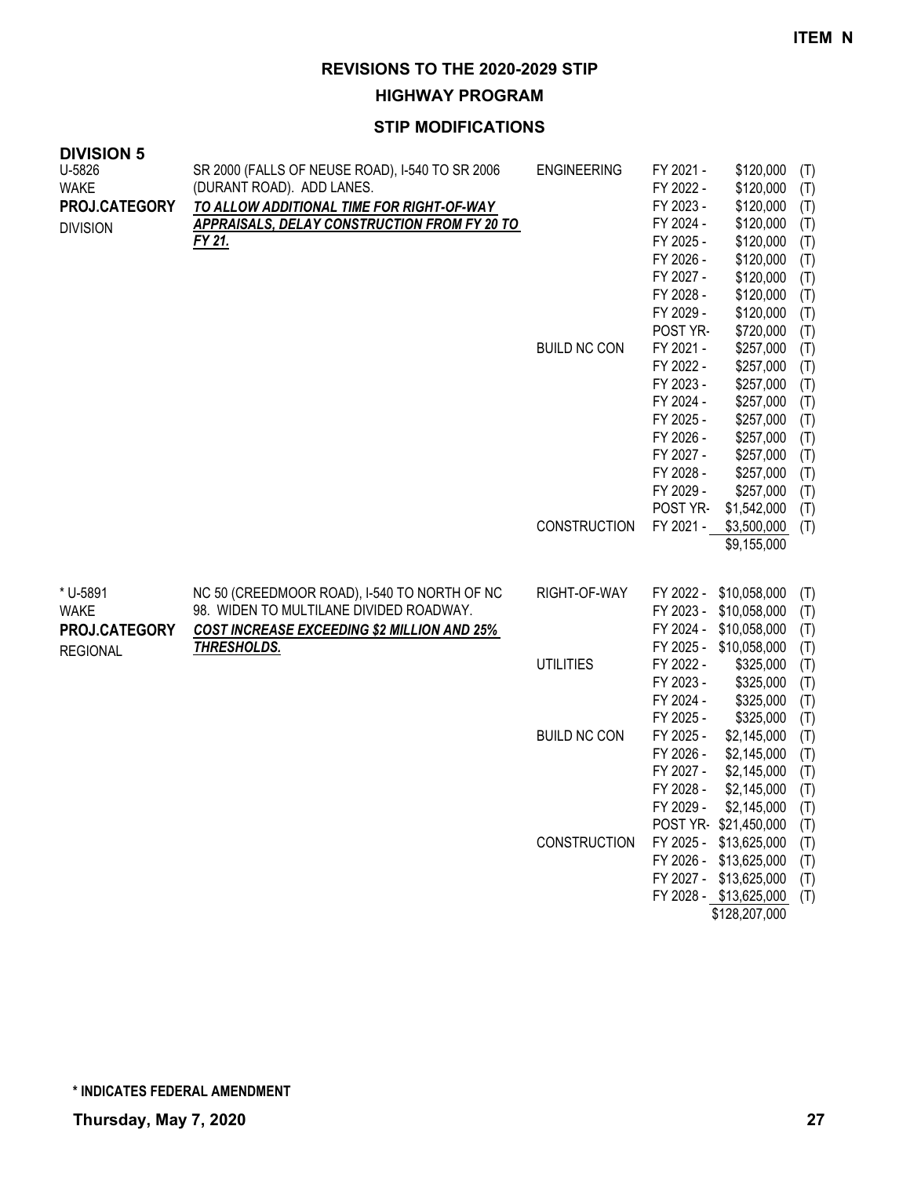**ITEM N**

## REVISIONS TO THE 2020-2029 STIP

### HIGHWAY PROGRAM

### STIP MODIFICATIONS

**DIVISION 5**

| Project | Description | Work Type | Year | Amount | Source |
|---|---|---|---|---|---|
| U-5826<br>WAKE<br>**PROJ.CATEGORY**<br>DIVISION | SR 2000 (FALLS OF NEUSE ROAD), I-540 TO SR 2006 (DURANT ROAD). ADD LANES.<br>***TO ALLOW ADDITIONAL TIME FOR RIGHT-OF-WAY APPRAISALS, DELAY CONSTRUCTION FROM FY 20 TO FY 21.*** | ENGINEERING | FY 2021 - | $120,000 | (T) |
| | | | FY 2022 - | $120,000 | (T) |
| | | | FY 2023 - | $120,000 | (T) |
| | | | FY 2024 - | $120,000 | (T) |
| | | | FY 2025 - | $120,000 | (T) |
| | | | FY 2026 - | $120,000 | (T) |
| | | | FY 2027 - | $120,000 | (T) |
| | | | FY 2028 - | $120,000 | (T) |
| | | | FY 2029 - | $120,000 | (T) |
| | | | POST YR- | $720,000 | (T) |
| | | BUILD NC CON | FY 2021 - | $257,000 | (T) |
| | | | FY 2022 - | $257,000 | (T) |
| | | | FY 2023 - | $257,000 | (T) |
| | | | FY 2024 - | $257,000 | (T) |
| | | | FY 2025 - | $257,000 | (T) |
| | | | FY 2026 - | $257,000 | (T) |
| | | | FY 2027 - | $257,000 | (T) |
| | | | FY 2028 - | $257,000 | (T) |
| | | | FY 2029 - | $257,000 | (T) |
| | | | POST YR- | $1,542,000 | (T) |
| | | CONSTRUCTION | FY 2021 - | $3,500,000 | (T) |
| | | | | $9,155,000 | |
| * U-5891<br>WAKE<br>**PROJ.CATEGORY**<br>REGIONAL | NC 50 (CREEDMOOR ROAD), I-540 TO NORTH OF NC 98. WIDEN TO MULTILANE DIVIDED ROADWAY.<br>***COST INCREASE EXCEEDING $2 MILLION AND 25% THRESHOLDS.*** | RIGHT-OF-WAY | FY 2022 - | $10,058,000 | (T) |
| | | | FY 2023 - | $10,058,000 | (T) |
| | | | FY 2024 - | $10,058,000 | (T) |
| | | | FY 2025 - | $10,058,000 | (T) |
| | | UTILITIES | FY 2022 - | $325,000 | (T) |
| | | | FY 2023 - | $325,000 | (T) |
| | | | FY 2024 - | $325,000 | (T) |
| | | | FY 2025 - | $325,000 | (T) |
| | | BUILD NC CON | FY 2025 - | $2,145,000 | (T) |
| | | | FY 2026 - | $2,145,000 | (T) |
| | | | FY 2027 - | $2,145,000 | (T) |
| | | | FY 2028 - | $2,145,000 | (T) |
| | | | FY 2029 - | $2,145,000 | (T) |
| | | | POST YR- | $21,450,000 | (T) |
| | | CONSTRUCTION | FY 2025 - | $13,625,000 | (T) |
| | | | FY 2026 - | $13,625,000 | (T) |
| | | | FY 2027 - | $13,625,000 | (T) |
| | | | FY 2028 - | $13,625,000 | (T) |
| | | | | $128,207,000 | |

**\* INDICATES FEDERAL AMENDMENT**

**Thursday, May 7, 2020**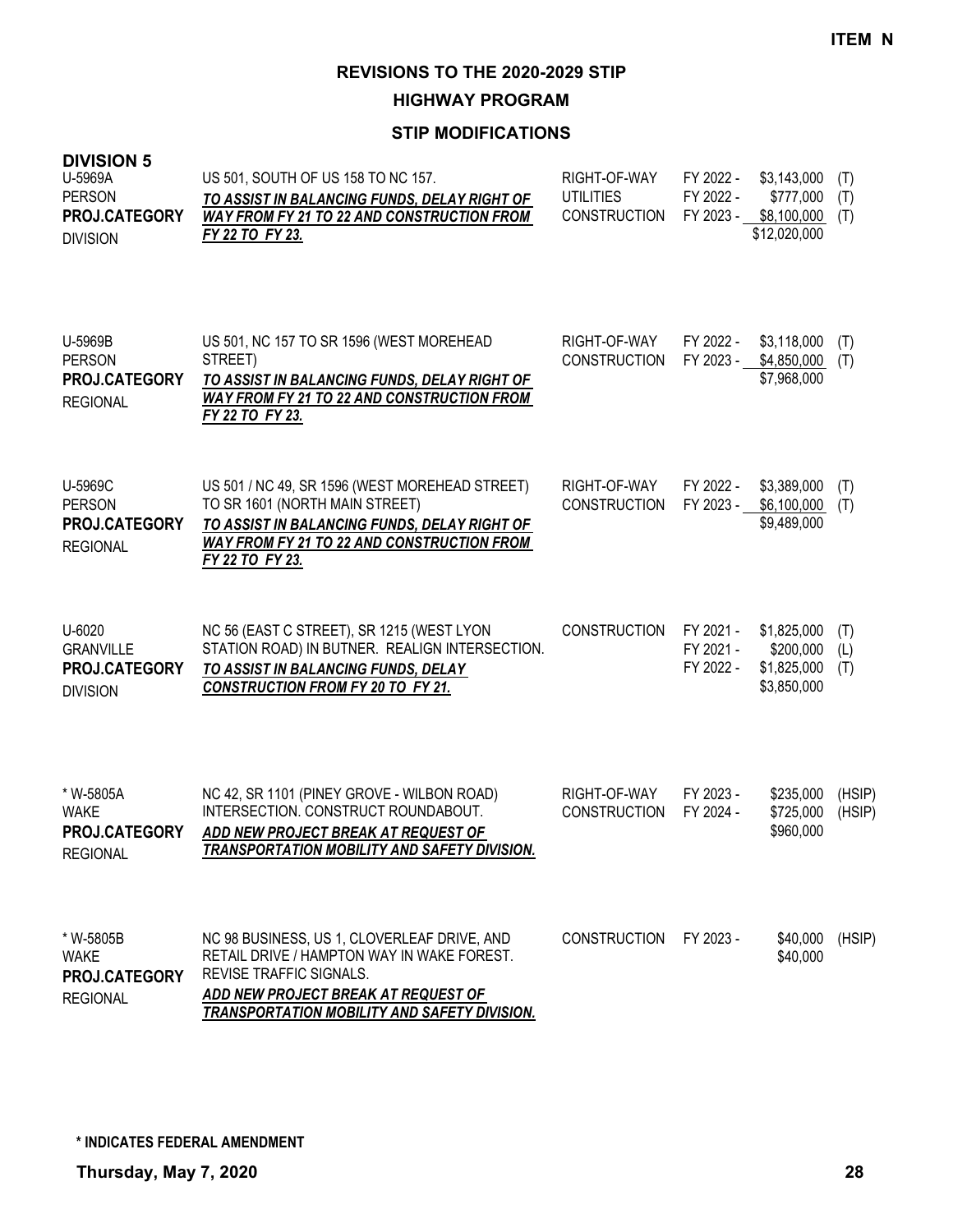**ITEM N**

# REVISIONS TO THE 2020-2029 STIP

## HIGHWAY PROGRAM

### STIP MODIFICATIONS

**DIVISION 5**

| Project | Description | Work Type | Fiscal Year | Amount | Fund |
|---|---|---|---|---|---|
| U-5969A<br>PERSON<br>**PROJ.CATEGORY**<br>DIVISION | US 501, SOUTH OF US 158 TO NC 157.<br>***TO ASSIST IN BALANCING FUNDS, DELAY RIGHT OF WAY FROM FY 21 TO 22 AND CONSTRUCTION FROM FY 22 TO FY 23.*** | RIGHT-OF-WAY<br>UTILITIES<br>CONSTRUCTION | FY 2022 -<br>FY 2022 -<br>FY 2023 - | \$3,143,000<br>\$777,000<br>\$8,100,000<br>\$12,020,000 | (T)<br>(T)<br>(T) |
| U-5969B<br>PERSON<br>**PROJ.CATEGORY**<br>REGIONAL | US 501, NC 157 TO SR 1596 (WEST MOREHEAD STREET)<br>***TO ASSIST IN BALANCING FUNDS, DELAY RIGHT OF WAY FROM FY 21 TO 22 AND CONSTRUCTION FROM FY 22 TO FY 23.*** | RIGHT-OF-WAY<br>CONSTRUCTION | FY 2022 -<br>FY 2023 - | \$3,118,000<br>\$4,850,000<br>\$7,968,000 | (T)<br>(T) |
| U-5969C<br>PERSON<br>**PROJ.CATEGORY**<br>REGIONAL | US 501 / NC 49, SR 1596 (WEST MOREHEAD STREET) TO SR 1601 (NORTH MAIN STREET)<br>***TO ASSIST IN BALANCING FUNDS, DELAY RIGHT OF WAY FROM FY 21 TO 22 AND CONSTRUCTION FROM FY 22 TO FY 23.*** | RIGHT-OF-WAY<br>CONSTRUCTION | FY 2022 -<br>FY 2023 - | \$3,389,000<br>\$6,100,000<br>\$9,489,000 | (T)<br>(T) |
| U-6020<br>GRANVILLE<br>**PROJ.CATEGORY**<br>DIVISION | NC 56 (EAST C STREET), SR 1215 (WEST LYON STATION ROAD) IN BUTNER. REALIGN INTERSECTION.<br>***TO ASSIST IN BALANCING FUNDS, DELAY CONSTRUCTION FROM FY 20 TO FY 21.*** | CONSTRUCTION | FY 2021 -<br>FY 2021 -<br>FY 2022 - | \$1,825,000<br>\$200,000<br>\$1,825,000<br>\$3,850,000 | (T)<br>(L)<br>(T) |
| * W-5805A<br>WAKE<br>**PROJ.CATEGORY**<br>REGIONAL | NC 42, SR 1101 (PINEY GROVE - WILBON ROAD) INTERSECTION. CONSTRUCT ROUNDABOUT.<br>***ADD NEW PROJECT BREAK AT REQUEST OF TRANSPORTATION MOBILITY AND SAFETY DIVISION.*** | RIGHT-OF-WAY<br>CONSTRUCTION | FY 2023 -<br>FY 2024 - | \$235,000<br>\$725,000<br>\$960,000 | (HSIP)<br>(HSIP) |
| * W-5805B<br>WAKE<br>**PROJ.CATEGORY**<br>REGIONAL | NC 98 BUSINESS, US 1, CLOVERLEAF DRIVE, AND RETAIL DRIVE / HAMPTON WAY IN WAKE FOREST. REVISE TRAFFIC SIGNALS.<br>***ADD NEW PROJECT BREAK AT REQUEST OF TRANSPORTATION MOBILITY AND SAFETY DIVISION.*** | CONSTRUCTION | FY 2023 - | \$40,000<br>\$40,000 | (HSIP) |

**\* INDICATES FEDERAL AMENDMENT**

**Thursday, May 7, 2020**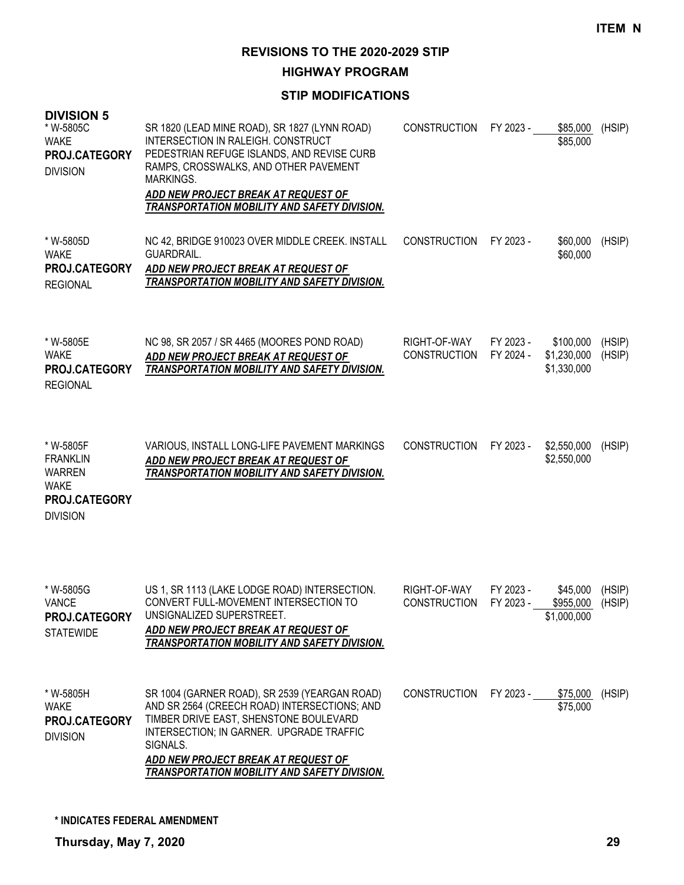ITEM N

# REVISIONS TO THE 2020-2029 STIP

## HIGHWAY PROGRAM

### STIP MODIFICATIONS

**DIVISION 5**

| Project | Description | Work Type | Fiscal Year | Amount | Funding |
|---|---|---|---|---|---|
| * W-5805C<br>WAKE<br>**PROJ.CATEGORY**<br>DIVISION | SR 1820 (LEAD MINE ROAD), SR 1827 (LYNN ROAD) INTERSECTION IN RALEIGH. CONSTRUCT PEDESTRIAN REFUGE ISLANDS, AND REVISE CURB RAMPS, CROSSWALKS, AND OTHER PAVEMENT MARKINGS.<br>***ADD NEW PROJECT BREAK AT REQUEST OF TRANSPORTATION MOBILITY AND SAFETY DIVISION.*** | CONSTRUCTION | FY 2023 - | $85,000<br>$85,000 | (HSIP) |
| * W-5805D<br>WAKE<br>**PROJ.CATEGORY**<br>REGIONAL | NC 42, BRIDGE 910023 OVER MIDDLE CREEK. INSTALL GUARDRAIL.<br>***ADD NEW PROJECT BREAK AT REQUEST OF TRANSPORTATION MOBILITY AND SAFETY DIVISION.*** | CONSTRUCTION | FY 2023 - | $60,000<br>$60,000 | (HSIP) |
| * W-5805E<br>WAKE<br>**PROJ.CATEGORY**<br>REGIONAL | NC 98, SR 2057 / SR 4465 (MOORES POND ROAD)<br>***ADD NEW PROJECT BREAK AT REQUEST OF TRANSPORTATION MOBILITY AND SAFETY DIVISION.*** | RIGHT-OF-WAY<br>CONSTRUCTION | FY 2023 -<br>FY 2024 - | $100,000<br>$1,230,000<br>$1,330,000 | (HSIP)<br>(HSIP) |
| * W-5805F<br>FRANKLIN<br>WARREN<br>WAKE<br>**PROJ.CATEGORY**<br>DIVISION | VARIOUS, INSTALL LONG-LIFE PAVEMENT MARKINGS<br>***ADD NEW PROJECT BREAK AT REQUEST OF TRANSPORTATION MOBILITY AND SAFETY DIVISION.*** | CONSTRUCTION | FY 2023 - | $2,550,000<br>$2,550,000 | (HSIP) |
| * W-5805G<br>VANCE<br>**PROJ.CATEGORY**<br>STATEWIDE | US 1, SR 1113 (LAKE LODGE ROAD) INTERSECTION. CONVERT FULL-MOVEMENT INTERSECTION TO UNSIGNALIZED SUPERSTREET.<br>***ADD NEW PROJECT BREAK AT REQUEST OF TRANSPORTATION MOBILITY AND SAFETY DIVISION.*** | RIGHT-OF-WAY<br>CONSTRUCTION | FY 2023 -<br>FY 2023 - | $45,000<br>$955,000<br>$1,000,000 | (HSIP)<br>(HSIP) |
| * W-5805H<br>WAKE<br>**PROJ.CATEGORY**<br>DIVISION | SR 1004 (GARNER ROAD), SR 2539 (YEARGAN ROAD) AND SR 2564 (CREECH ROAD) INTERSECTIONS; AND TIMBER DRIVE EAST, SHENSTONE BOULEVARD INTERSECTION; IN GARNER. UPGRADE TRAFFIC SIGNALS.<br>***ADD NEW PROJECT BREAK AT REQUEST OF TRANSPORTATION MOBILITY AND SAFETY DIVISION.*** | CONSTRUCTION | FY 2023 - | $75,000<br>$75,000 | (HSIP) |

**\* INDICATES FEDERAL AMENDMENT**

**Thursday, May 7, 2020**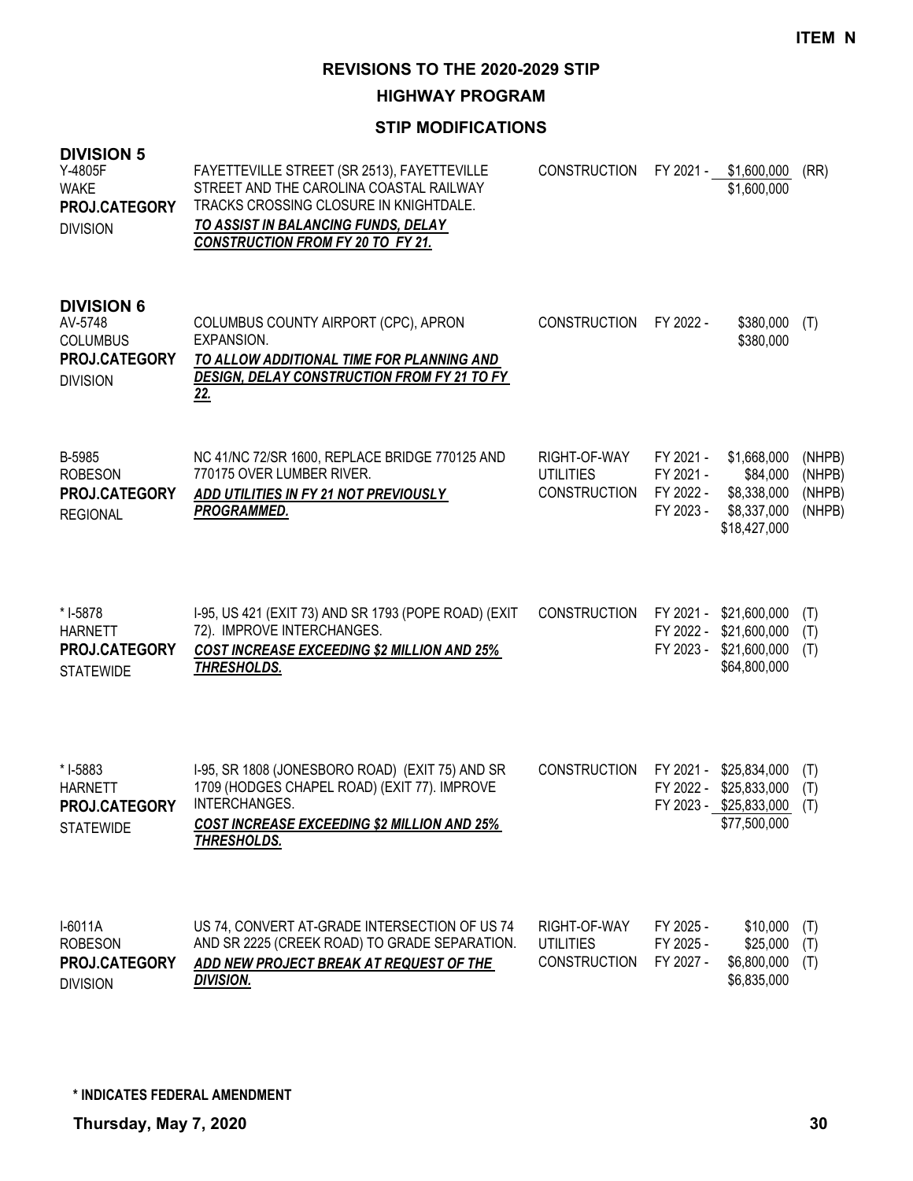ITEM N

# REVISIONS TO THE 2020-2029 STIP

## HIGHWAY PROGRAM

### STIP MODIFICATIONS

**DIVISION 5**

| Project | Description | Phase | FY | Amount | Fund |
|---|---|---|---|---|---|
| Y-4805F<br>WAKE<br>**PROJ.CATEGORY**<br>DIVISION | FAYETTEVILLE STREET (SR 2513), FAYETTEVILLE STREET AND THE CAROLINA COASTAL RAILWAY TRACKS CROSSING CLOSURE IN KNIGHTDALE.<br>***TO ASSIST IN BALANCING FUNDS, DELAY CONSTRUCTION FROM FY 20 TO FY 21.*** | CONSTRUCTION | FY 2021 - | $1,600,000 | (RR) |
| | | | | $1,600,000 | |

**DIVISION 6**

| Project | Description | Phase | FY | Amount | Fund |
|---|---|---|---|---|---|
| AV-5748<br>COLUMBUS<br>**PROJ.CATEGORY**<br>DIVISION | COLUMBUS COUNTY AIRPORT (CPC), APRON EXPANSION.<br>***TO ALLOW ADDITIONAL TIME FOR PLANNING AND DESIGN, DELAY CONSTRUCTION FROM FY 21 TO FY 22.*** | CONSTRUCTION | FY 2022 - | $380,000 | (T) |
| | | | | $380,000 | |
| B-5985<br>ROBESON<br>**PROJ.CATEGORY**<br>REGIONAL | NC 41/NC 72/SR 1600, REPLACE BRIDGE 770125 AND 770175 OVER LUMBER RIVER.<br>***ADD UTILITIES IN FY 21 NOT PREVIOUSLY PROGRAMMED.*** | RIGHT-OF-WAY | FY 2021 - | $1,668,000 | (NHPB) |
| | | UTILITIES | FY 2021 - | $84,000 | (NHPB) |
| | | CONSTRUCTION | FY 2022 - | $8,338,000 | (NHPB) |
| | | | FY 2023 - | $8,337,000 | (NHPB) |
| | | | | $18,427,000 | |
| * I-5878<br>HARNETT<br>**PROJ.CATEGORY**<br>STATEWIDE | I-95, US 421 (EXIT 73) AND SR 1793 (POPE ROAD) (EXIT 72). IMPROVE INTERCHANGES.<br>***COST INCREASE EXCEEDING $2 MILLION AND 25% THRESHOLDS.*** | CONSTRUCTION | FY 2021 - | $21,600,000 | (T) |
| | | | FY 2022 - | $21,600,000 | (T) |
| | | | FY 2023 - | $21,600,000 | (T) |
| | | | | $64,800,000 | |
| * I-5883<br>HARNETT<br>**PROJ.CATEGORY**<br>STATEWIDE | I-95, SR 1808 (JONESBORO ROAD) (EXIT 75) AND SR 1709 (HODGES CHAPEL ROAD) (EXIT 77). IMPROVE INTERCHANGES.<br>***COST INCREASE EXCEEDING $2 MILLION AND 25% THRESHOLDS.*** | CONSTRUCTION | FY 2021 - | $25,834,000 | (T) |
| | | | FY 2022 - | $25,833,000 | (T) |
| | | | FY 2023 - | $25,833,000 | (T) |
| | | | | $77,500,000 | |
| I-6011A<br>ROBESON<br>**PROJ.CATEGORY**<br>DIVISION | US 74, CONVERT AT-GRADE INTERSECTION OF US 74 AND SR 2225 (CREEK ROAD) TO GRADE SEPARATION.<br>***ADD NEW PROJECT BREAK AT REQUEST OF THE DIVISION.*** | RIGHT-OF-WAY | FY 2025 - | $10,000 | (T) |
| | | UTILITIES | FY 2025 - | $25,000 | (T) |
| | | CONSTRUCTION | FY 2027 - | $6,800,000 | (T) |
| | | | | $6,835,000 | |

**\* INDICATES FEDERAL AMENDMENT**

**Thursday, May 7, 2020**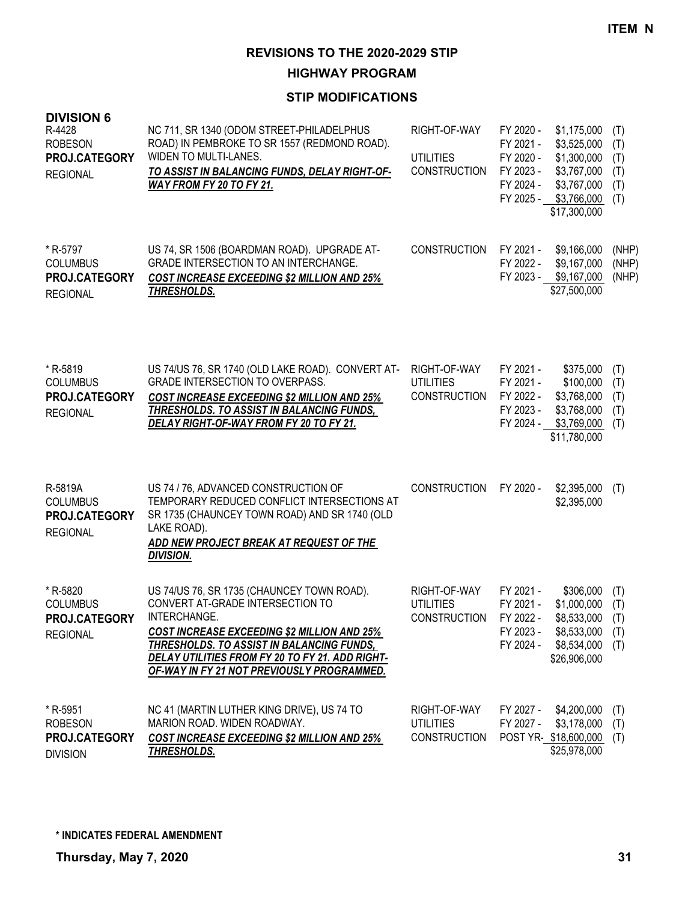**ITEM N**

# REVISIONS TO THE 2020-2029 STIP

## HIGHWAY PROGRAM

### STIP MODIFICATIONS

**DIVISION 6**

| Project | Description | Work Type | Fiscal Year | Amount | Fund |
|---|---|---|---|---|---|
| R-4428<br>ROBESON<br>**PROJ.CATEGORY**<br>REGIONAL | NC 711, SR 1340 (ODOM STREET-PHILADELPHUS ROAD) IN PEMBROKE TO SR 1557 (REDMOND ROAD). WIDEN TO MULTI-LANES.<br>***TO ASSIST IN BALANCING FUNDS, DELAY RIGHT-OF-WAY FROM FY 20 TO FY 21.*** | RIGHT-OF-WAY<br><br>UTILITIES<br>CONSTRUCTION | FY 2020 -<br>FY 2021 -<br>FY 2020 -<br>FY 2023 -<br>FY 2024 -<br>FY 2025 - | \$1,175,000<br>\$3,525,000<br>\$1,300,000<br>\$3,767,000<br>\$3,767,000<br>\$3,766,000<br>\$17,300,000 | (T)<br>(T)<br>(T)<br>(T)<br>(T)<br>(T) |
| * R-5797<br>COLUMBUS<br>**PROJ.CATEGORY**<br>REGIONAL | US 74, SR 1506 (BOARDMAN ROAD). UPGRADE AT-GRADE INTERSECTION TO AN INTERCHANGE.<br>***COST INCREASE EXCEEDING \$2 MILLION AND 25% THRESHOLDS.*** | CONSTRUCTION | FY 2021 -<br>FY 2022 -<br>FY 2023 - | \$9,166,000<br>\$9,167,000<br>\$9,167,000<br>\$27,500,000 | (NHP)<br>(NHP)<br>(NHP) |
| * R-5819<br>COLUMBUS<br>**PROJ.CATEGORY**<br>REGIONAL | US 74/US 76, SR 1740 (OLD LAKE ROAD). CONVERT AT-GRADE INTERSECTION TO OVERPASS.<br>***COST INCREASE EXCEEDING \$2 MILLION AND 25% THRESHOLDS. TO ASSIST IN BALANCING FUNDS, DELAY RIGHT-OF-WAY FROM FY 20 TO FY 21.*** | RIGHT-OF-WAY<br>UTILITIES<br>CONSTRUCTION | FY 2021 -<br>FY 2021 -<br>FY 2022 -<br>FY 2023 -<br>FY 2024 - | \$375,000<br>\$100,000<br>\$3,768,000<br>\$3,768,000<br>\$3,769,000<br>\$11,780,000 | (T)<br>(T)<br>(T)<br>(T)<br>(T) |
| R-5819A<br>COLUMBUS<br>**PROJ.CATEGORY**<br>REGIONAL | US 74 / 76, ADVANCED CONSTRUCTION OF TEMPORARY REDUCED CONFLICT INTERSECTIONS AT SR 1735 (CHAUNCEY TOWN ROAD) AND SR 1740 (OLD LAKE ROAD).<br>***ADD NEW PROJECT BREAK AT REQUEST OF THE DIVISION.*** | CONSTRUCTION | FY 2020 - | \$2,395,000<br>\$2,395,000 | (T) |
| * R-5820<br>COLUMBUS<br>**PROJ.CATEGORY**<br>REGIONAL | US 74/US 76, SR 1735 (CHAUNCEY TOWN ROAD). CONVERT AT-GRADE INTERSECTION TO INTERCHANGE.<br>***COST INCREASE EXCEEDING \$2 MILLION AND 25% THRESHOLDS. TO ASSIST IN BALANCING FUNDS, DELAY UTILITIES FROM FY 20 TO FY 21. ADD RIGHT-OF-WAY IN FY 21 NOT PREVIOUSLY PROGRAMMED.*** | RIGHT-OF-WAY<br>UTILITIES<br>CONSTRUCTION | FY 2021 -<br>FY 2021 -<br>FY 2022 -<br>FY 2023 -<br>FY 2024 - | \$306,000<br>\$1,000,000<br>\$8,533,000<br>\$8,533,000<br>\$8,534,000<br>\$26,906,000 | (T)<br>(T)<br>(T)<br>(T)<br>(T) |
| * R-5951<br>ROBESON<br>**PROJ.CATEGORY**<br>DIVISION | NC 41 (MARTIN LUTHER KING DRIVE), US 74 TO MARION ROAD. WIDEN ROADWAY.<br>***COST INCREASE EXCEEDING \$2 MILLION AND 25% THRESHOLDS.*** | RIGHT-OF-WAY<br>UTILITIES<br>CONSTRUCTION | FY 2027 -<br>FY 2027 -<br>POST YR- | \$4,200,000<br>\$3,178,000<br>\$18,600,000<br>\$25,978,000 | (T)<br>(T)<br>(T) |

**\* INDICATES FEDERAL AMENDMENT**

**Thursday, May 7, 2020**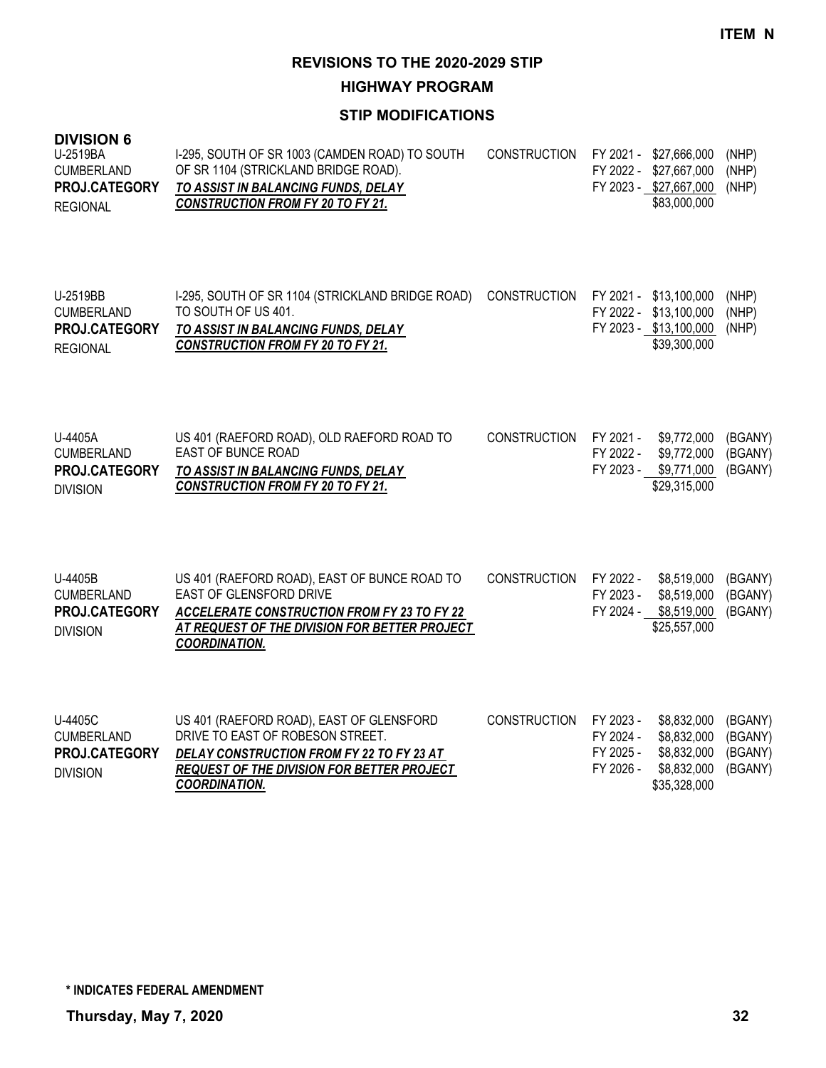**ITEM N**

# REVISIONS TO THE 2020-2029 STIP

## HIGHWAY PROGRAM

### STIP MODIFICATIONS

**DIVISION 6**

| Project | Description | Work Type | Fiscal Year | Amount | Funding |
|---|---|---|---|---|---|
| U-2519BA<br>CUMBERLAND<br>**PROJ.CATEGORY**<br>REGIONAL | I-295, SOUTH OF SR 1003 (CAMDEN ROAD) TO SOUTH OF SR 1104 (STRICKLAND BRIDGE ROAD).<br>***TO ASSIST IN BALANCING FUNDS, DELAY CONSTRUCTION FROM FY 20 TO FY 21.*** | CONSTRUCTION | FY 2021 -<br>FY 2022 -<br>FY 2023 - | \$27,666,000<br>\$27,667,000<br>\$27,667,000<br>\$83,000,000 | (NHP)<br>(NHP)<br>(NHP) |
| U-2519BB<br>CUMBERLAND<br>**PROJ.CATEGORY**<br>REGIONAL | I-295, SOUTH OF SR 1104 (STRICKLAND BRIDGE ROAD) TO SOUTH OF US 401.<br>***TO ASSIST IN BALANCING FUNDS, DELAY CONSTRUCTION FROM FY 20 TO FY 21.*** | CONSTRUCTION | FY 2021 -<br>FY 2022 -<br>FY 2023 - | \$13,100,000<br>\$13,100,000<br>\$13,100,000<br>\$39,300,000 | (NHP)<br>(NHP)<br>(NHP) |
| U-4405A<br>CUMBERLAND<br>**PROJ.CATEGORY**<br>DIVISION | US 401 (RAEFORD ROAD), OLD RAEFORD ROAD TO EAST OF BUNCE ROAD<br>***TO ASSIST IN BALANCING FUNDS, DELAY CONSTRUCTION FROM FY 20 TO FY 21.*** | CONSTRUCTION | FY 2021 -<br>FY 2022 -<br>FY 2023 - | \$9,772,000<br>\$9,772,000<br>\$9,771,000<br>\$29,315,000 | (BGANY)<br>(BGANY)<br>(BGANY) |
| U-4405B<br>CUMBERLAND<br>**PROJ.CATEGORY**<br>DIVISION | US 401 (RAEFORD ROAD), EAST OF BUNCE ROAD TO EAST OF GLENSFORD DRIVE<br>***ACCELERATE CONSTRUCTION FROM FY 23 TO FY 22 AT REQUEST OF THE DIVISION FOR BETTER PROJECT COORDINATION.*** | CONSTRUCTION | FY 2022 -<br>FY 2023 -<br>FY 2024 - | \$8,519,000<br>\$8,519,000<br>\$8,519,000<br>\$25,557,000 | (BGANY)<br>(BGANY)<br>(BGANY) |
| U-4405C<br>CUMBERLAND<br>**PROJ.CATEGORY**<br>DIVISION | US 401 (RAEFORD ROAD), EAST OF GLENSFORD DRIVE TO EAST OF ROBESON STREET.<br>***DELAY CONSTRUCTION FROM FY 22 TO FY 23 AT REQUEST OF THE DIVISION FOR BETTER PROJECT COORDINATION.*** | CONSTRUCTION | FY 2023 -<br>FY 2024 -<br>FY 2025 -<br>FY 2026 - | \$8,832,000<br>\$8,832,000<br>\$8,832,000<br>\$8,832,000<br>\$35,328,000 | (BGANY)<br>(BGANY)<br>(BGANY)<br>(BGANY) |

**\* INDICATES FEDERAL AMENDMENT**

**Thursday, May 7, 2020**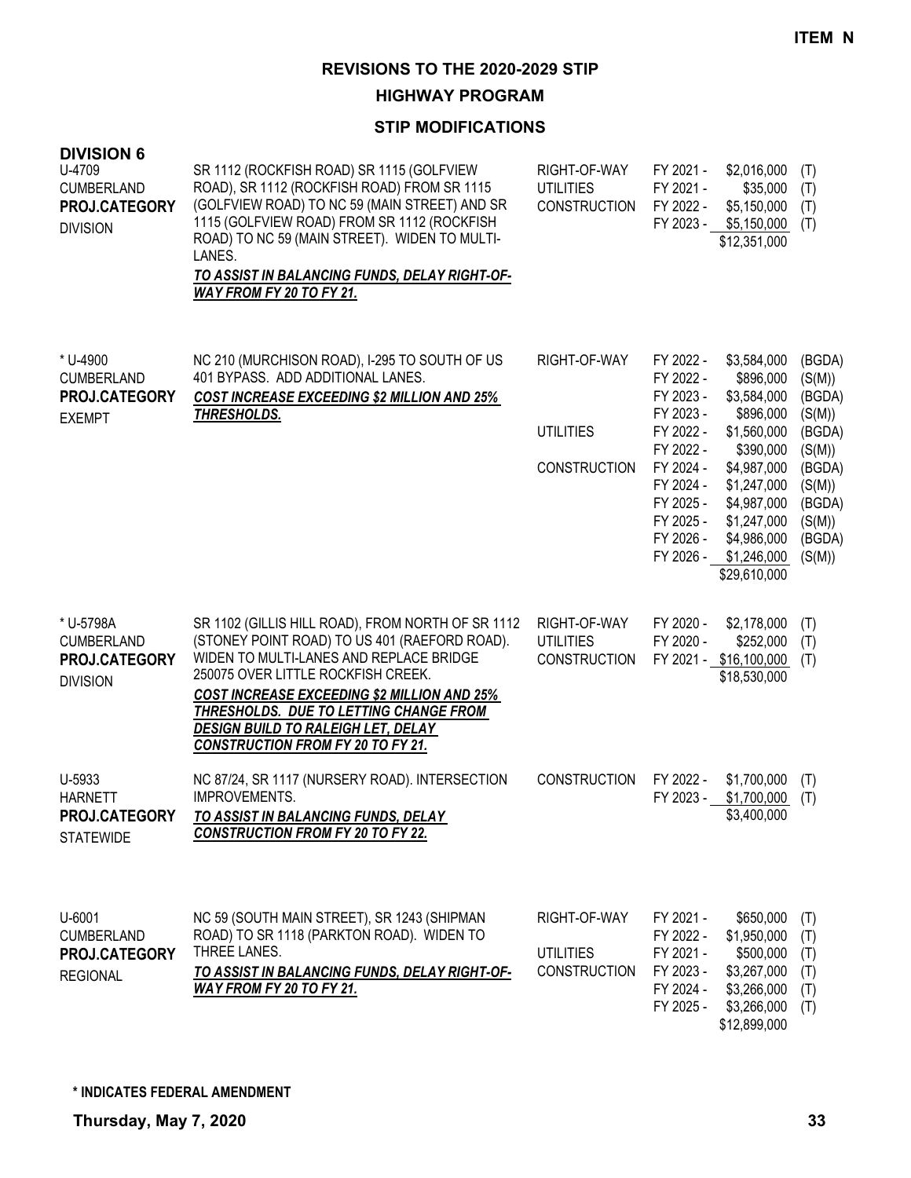ITEM N

## REVISIONS TO THE 2020-2029 STIP

### HIGHWAY PROGRAM

### STIP MODIFICATIONS

**DIVISION 6**

| Project | Description | Phase | Fiscal Year | Amount | Fund |
|---|---|---|---|---|---|
| U-4709<br>CUMBERLAND<br>**PROJ.CATEGORY**<br>DIVISION | SR 1112 (ROCKFISH ROAD) SR 1115 (GOLFVIEW ROAD), SR 1112 (ROCKFISH ROAD) FROM SR 1115 (GOLFVIEW ROAD) TO NC 59 (MAIN STREET) AND SR 1115 (GOLFVIEW ROAD) FROM SR 1112 (ROCKFISH ROAD) TO NC 59 (MAIN STREET). WIDEN TO MULTI-LANES.<br>***TO ASSIST IN BALANCING FUNDS, DELAY RIGHT-OF-WAY FROM FY 20 TO FY 21.*** | RIGHT-OF-WAY | FY 2021 - | $2,016,000 | (T) |
| | | UTILITIES | FY 2021 - | $35,000 | (T) |
| | | CONSTRUCTION | FY 2022 - | $5,150,000 | (T) |
| | | | FY 2023 - | $5,150,000 | (T) |
| | | | | $12,351,000 | |
| * U-4900<br>CUMBERLAND<br>**PROJ.CATEGORY**<br>EXEMPT | NC 210 (MURCHISON ROAD), I-295 TO SOUTH OF US 401 BYPASS. ADD ADDITIONAL LANES.<br>***COST INCREASE EXCEEDING $2 MILLION AND 25% THRESHOLDS.*** | RIGHT-OF-WAY | FY 2022 - | $3,584,000 | (BGDA) |
| | | | FY 2022 - | $896,000 | (S(M)) |
| | | | FY 2023 - | $3,584,000 | (BGDA) |
| | | | FY 2023 - | $896,000 | (S(M)) |
| | | UTILITIES | FY 2022 - | $1,560,000 | (BGDA) |
| | | | FY 2022 - | $390,000 | (S(M)) |
| | | CONSTRUCTION | FY 2024 - | $4,987,000 | (BGDA) |
| | | | FY 2024 - | $1,247,000 | (S(M)) |
| | | | FY 2025 - | $4,987,000 | (BGDA) |
| | | | FY 2025 - | $1,247,000 | (S(M)) |
| | | | FY 2026 - | $4,986,000 | (BGDA) |
| | | | FY 2026 - | $1,246,000 | (S(M)) |
| | | | | $29,610,000 | |
| * U-5798A<br>CUMBERLAND<br>**PROJ.CATEGORY**<br>DIVISION | SR 1102 (GILLIS HILL ROAD), FROM NORTH OF SR 1112 (STONEY POINT ROAD) TO US 401 (RAEFORD ROAD). WIDEN TO MULTI-LANES AND REPLACE BRIDGE 250075 OVER LITTLE ROCKFISH CREEK.<br>***COST INCREASE EXCEEDING $2 MILLION AND 25% THRESHOLDS. DUE TO LETTING CHANGE FROM DESIGN BUILD TO RALEIGH LET, DELAY CONSTRUCTION FROM FY 20 TO FY 21.*** | RIGHT-OF-WAY | FY 2020 - | $2,178,000 | (T) |
| | | UTILITIES | FY 2020 - | $252,000 | (T) |
| | | CONSTRUCTION | FY 2021 - | $16,100,000 | (T) |
| | | | | $18,530,000 | |
| U-5933<br>HARNETT<br>**PROJ.CATEGORY**<br>STATEWIDE | NC 87/24, SR 1117 (NURSERY ROAD). INTERSECTION IMPROVEMENTS.<br>***TO ASSIST IN BALANCING FUNDS, DELAY CONSTRUCTION FROM FY 20 TO FY 22.*** | CONSTRUCTION | FY 2022 - | $1,700,000 | (T) |
| | | | FY 2023 - | $1,700,000 | (T) |
| | | | | $3,400,000 | |
| U-6001<br>CUMBERLAND<br>**PROJ.CATEGORY**<br>REGIONAL | NC 59 (SOUTH MAIN STREET), SR 1243 (SHIPMAN ROAD) TO SR 1118 (PARKTON ROAD). WIDEN TO THREE LANES.<br>***TO ASSIST IN BALANCING FUNDS, DELAY RIGHT-OF-WAY FROM FY 20 TO FY 21.*** | RIGHT-OF-WAY | FY 2021 - | $650,000 | (T) |
| | | | FY 2022 - | $1,950,000 | (T) |
| | | UTILITIES | FY 2021 - | $500,000 | (T) |
| | | CONSTRUCTION | FY 2023 - | $3,267,000 | (T) |
| | | | FY 2024 - | $3,266,000 | (T) |
| | | | FY 2025 - | $3,266,000 | (T) |
| | | | | $12,899,000 | |

**\* INDICATES FEDERAL AMENDMENT**

**Thursday, May 7, 2020**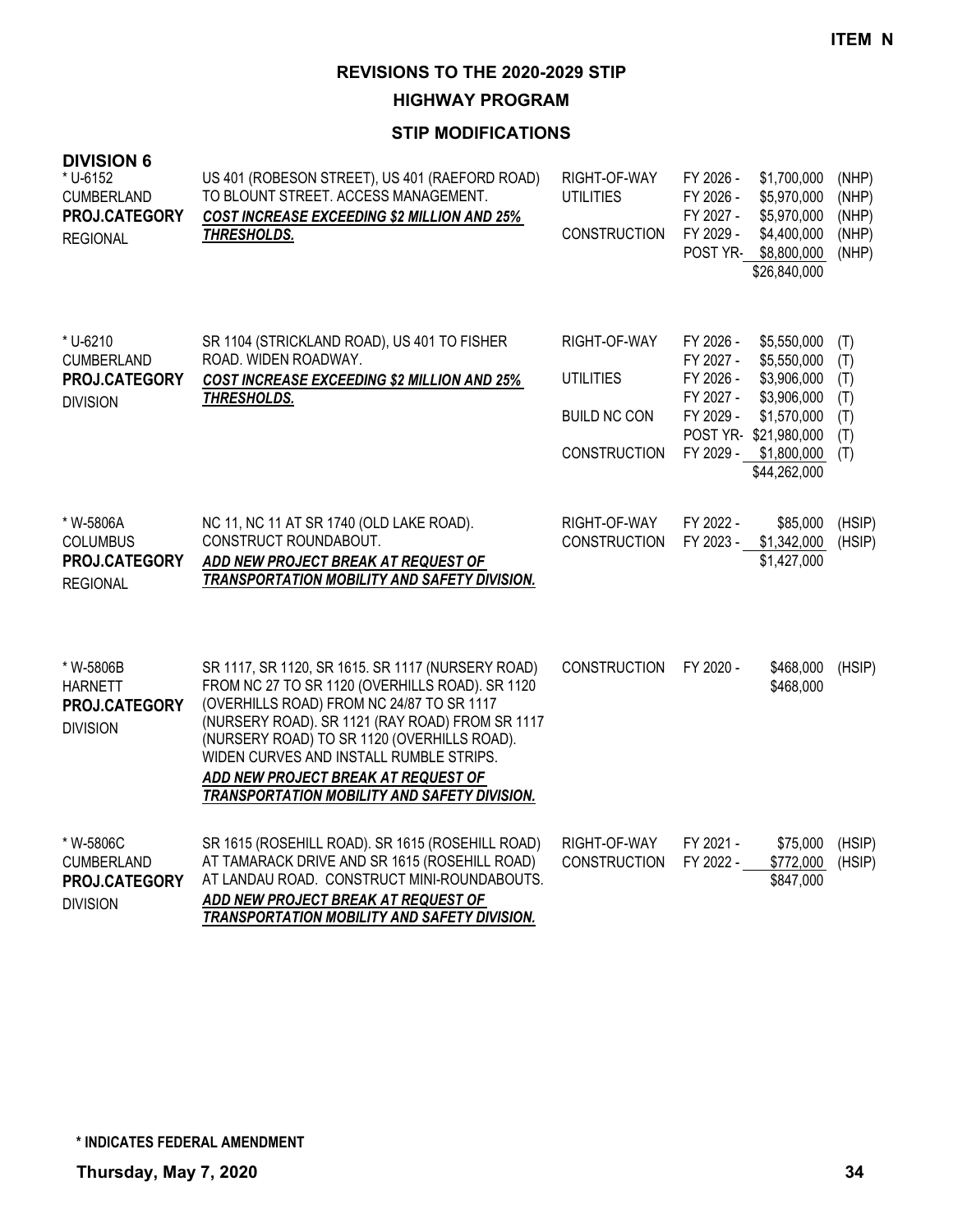**ITEM N**

# REVISIONS TO THE 2020-2029 STIP

## HIGHWAY PROGRAM

### STIP MODIFICATIONS

**DIVISION 6**

| Project | Description | Work Type | Fiscal Year | Amount | Funding |
|---|---|---|---|---|---|
| * U-6152<br>CUMBERLAND<br>**PROJ.CATEGORY**<br>REGIONAL | US 401 (ROBESON STREET), US 401 (RAEFORD ROAD) TO BLOUNT STREET. ACCESS MANAGEMENT.<br>***COST INCREASE EXCEEDING $2 MILLION AND 25% THRESHOLDS.*** | RIGHT-OF-WAY | FY 2026 - | $1,700,000 | (NHP) |
| | | UTILITIES | FY 2026 - | $5,970,000 | (NHP) |
| | | | FY 2027 - | $5,970,000 | (NHP) |
| | | CONSTRUCTION | FY 2029 - | $4,400,000 | (NHP) |
| | | | POST YR- | $8,800,000 | (NHP) |
| | | | | $26,840,000 | |
| * U-6210<br>CUMBERLAND<br>**PROJ.CATEGORY**<br>DIVISION | SR 1104 (STRICKLAND ROAD), US 401 TO FISHER ROAD. WIDEN ROADWAY.<br>***COST INCREASE EXCEEDING $2 MILLION AND 25% THRESHOLDS.*** | RIGHT-OF-WAY | FY 2026 - | $5,550,000 | (T) |
| | | | FY 2027 - | $5,550,000 | (T) |
| | | UTILITIES | FY 2026 - | $3,906,000 | (T) |
| | | | FY 2027 - | $3,906,000 | (T) |
| | | BUILD NC CON | FY 2029 - | $1,570,000 | (T) |
| | | | POST YR- | $21,980,000 | (T) |
| | | CONSTRUCTION | FY 2029 - | $1,800,000 | (T) |
| | | | | $44,262,000 | |
| * W-5806A<br>COLUMBUS<br>**PROJ.CATEGORY**<br>REGIONAL | NC 11, NC 11 AT SR 1740 (OLD LAKE ROAD). CONSTRUCT ROUNDABOUT.<br>***ADD NEW PROJECT BREAK AT REQUEST OF TRANSPORTATION MOBILITY AND SAFETY DIVISION.*** | RIGHT-OF-WAY | FY 2022 - | $85,000 | (HSIP) |
| | | CONSTRUCTION | FY 2023 - | $1,342,000 | (HSIP) |
| | | | | $1,427,000 | |
| * W-5806B<br>HARNETT<br>**PROJ.CATEGORY**<br>DIVISION | SR 1117, SR 1120, SR 1615. SR 1117 (NURSERY ROAD) FROM NC 27 TO SR 1120 (OVERHILLS ROAD). SR 1120 (OVERHILLS ROAD) FROM NC 24/87 TO SR 1117 (NURSERY ROAD). SR 1121 (RAY ROAD) FROM SR 1117 (NURSERY ROAD) TO SR 1120 (OVERHILLS ROAD). WIDEN CURVES AND INSTALL RUMBLE STRIPS.<br>***ADD NEW PROJECT BREAK AT REQUEST OF TRANSPORTATION MOBILITY AND SAFETY DIVISION.*** | CONSTRUCTION | FY 2020 - | $468,000 | (HSIP) |
| | | | | $468,000 | |
| * W-5806C<br>CUMBERLAND<br>**PROJ.CATEGORY**<br>DIVISION | SR 1615 (ROSEHILL ROAD). SR 1615 (ROSEHILL ROAD) AT TAMARACK DRIVE AND SR 1615 (ROSEHILL ROAD) AT LANDAU ROAD. CONSTRUCT MINI-ROUNDABOUTS.<br>***ADD NEW PROJECT BREAK AT REQUEST OF TRANSPORTATION MOBILITY AND SAFETY DIVISION.*** | RIGHT-OF-WAY | FY 2021 - | $75,000 | (HSIP) |
| | | CONSTRUCTION | FY 2022 - | $772,000 | (HSIP) |
| | | | | $847,000 | |

**\* INDICATES FEDERAL AMENDMENT**

**Thursday, May 7, 2020**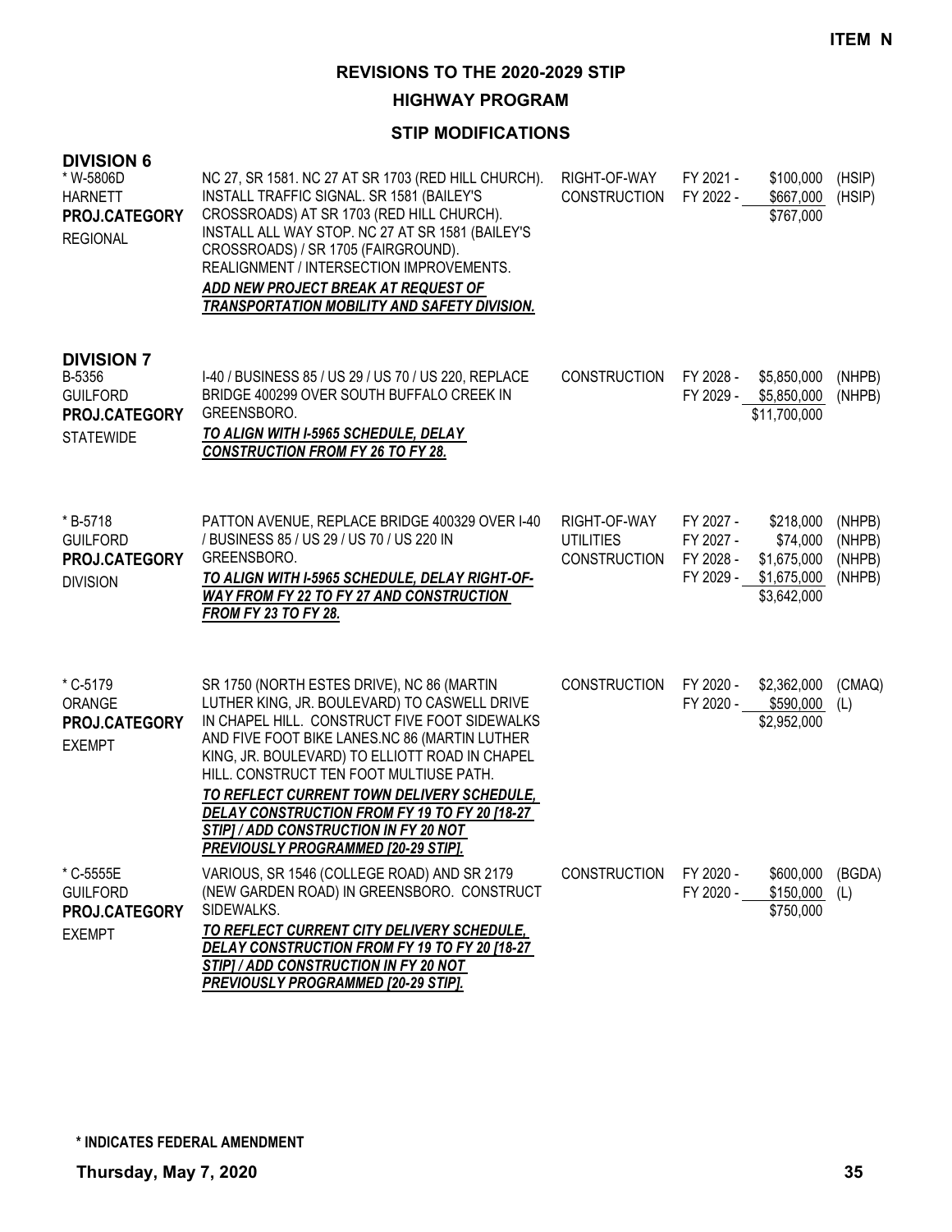**ITEM N**

# REVISIONS TO THE 2020-2029 STIP

## HIGHWAY PROGRAM

### STIP MODIFICATIONS

**DIVISION 6**

| Project | Description | Work Type | Fiscal Year | Cost | Funding |
|---|---|---|---|---|---|
| * W-5806D<br>HARNETT<br>**PROJ.CATEGORY**<br>REGIONAL | NC 27, SR 1581. NC 27 AT SR 1703 (RED HILL CHURCH). INSTALL TRAFFIC SIGNAL. SR 1581 (BAILEY'S CROSSROADS) AT SR 1703 (RED HILL CHURCH). INSTALL ALL WAY STOP. NC 27 AT SR 1581 (BAILEY'S CROSSROADS) / SR 1705 (FAIRGROUND). REALIGNMENT / INTERSECTION IMPROVEMENTS.<br>***ADD NEW PROJECT BREAK AT REQUEST OF TRANSPORTATION MOBILITY AND SAFETY DIVISION.*** | RIGHT-OF-WAY<br>CONSTRUCTION | FY 2021 -<br>FY 2022 - | \$100,000<br>\$667,000<br>\$767,000 | (HSIP)<br>(HSIP) |

**DIVISION 7**

| Project | Description | Work Type | Fiscal Year | Cost | Funding |
|---|---|---|---|---|---|
| B-5356<br>GUILFORD<br>**PROJ.CATEGORY**<br>STATEWIDE | I-40 / BUSINESS 85 / US 29 / US 70 / US 220, REPLACE BRIDGE 400299 OVER SOUTH BUFFALO CREEK IN GREENSBORO.<br>***TO ALIGN WITH I-5965 SCHEDULE, DELAY CONSTRUCTION FROM FY 26 TO FY 28.*** | CONSTRUCTION | FY 2028 -<br>FY 2029 - | \$5,850,000<br>\$5,850,000<br>\$11,700,000 | (NHPB)<br>(NHPB) |
| * B-5718<br>GUILFORD<br>**PROJ.CATEGORY**<br>DIVISION | PATTON AVENUE, REPLACE BRIDGE 400329 OVER I-40 / BUSINESS 85 / US 29 / US 70 / US 220 IN GREENSBORO.<br>***TO ALIGN WITH I-5965 SCHEDULE, DELAY RIGHT-OF-WAY FROM FY 22 TO FY 27 AND CONSTRUCTION FROM FY 23 TO FY 28.*** | RIGHT-OF-WAY<br>UTILITIES<br>CONSTRUCTION | FY 2027 -<br>FY 2027 -<br>FY 2028 -<br>FY 2029 - | \$218,000<br>\$74,000<br>\$1,675,000<br>\$1,675,000<br>\$3,642,000 | (NHPB)<br>(NHPB)<br>(NHPB)<br>(NHPB) |
| * C-5179<br>ORANGE<br>**PROJ.CATEGORY**<br>EXEMPT | SR 1750 (NORTH ESTES DRIVE), NC 86 (MARTIN LUTHER KING, JR. BOULEVARD) TO CASWELL DRIVE IN CHAPEL HILL. CONSTRUCT FIVE FOOT SIDEWALKS AND FIVE FOOT BIKE LANES.NC 86 (MARTIN LUTHER KING, JR. BOULEVARD) TO ELLIOTT ROAD IN CHAPEL HILL. CONSTRUCT TEN FOOT MULTIUSE PATH.<br>***TO REFLECT CURRENT TOWN DELIVERY SCHEDULE, DELAY CONSTRUCTION FROM FY 19 TO FY 20 [18-27 STIP] / ADD CONSTRUCTION IN FY 20 NOT PREVIOUSLY PROGRAMMED [20-29 STIP].*** | CONSTRUCTION | FY 2020 -<br>FY 2020 - | \$2,362,000<br>\$590,000<br>\$2,952,000 | (CMAQ)<br>(L) |
| * C-5555E<br>GUILFORD<br>**PROJ.CATEGORY**<br>EXEMPT | VARIOUS, SR 1546 (COLLEGE ROAD) AND SR 2179 (NEW GARDEN ROAD) IN GREENSBORO. CONSTRUCT SIDEWALKS.<br>***TO REFLECT CURRENT CITY DELIVERY SCHEDULE, DELAY CONSTRUCTION FROM FY 19 TO FY 20 [18-27 STIP] / ADD CONSTRUCTION IN FY 20 NOT PREVIOUSLY PROGRAMMED [20-29 STIP].*** | CONSTRUCTION | FY 2020 -<br>FY 2020 - | \$600,000<br>\$150,000<br>\$750,000 | (BGDA)<br>(L) |

**\* INDICATES FEDERAL AMENDMENT**

**Thursday, May 7, 2020**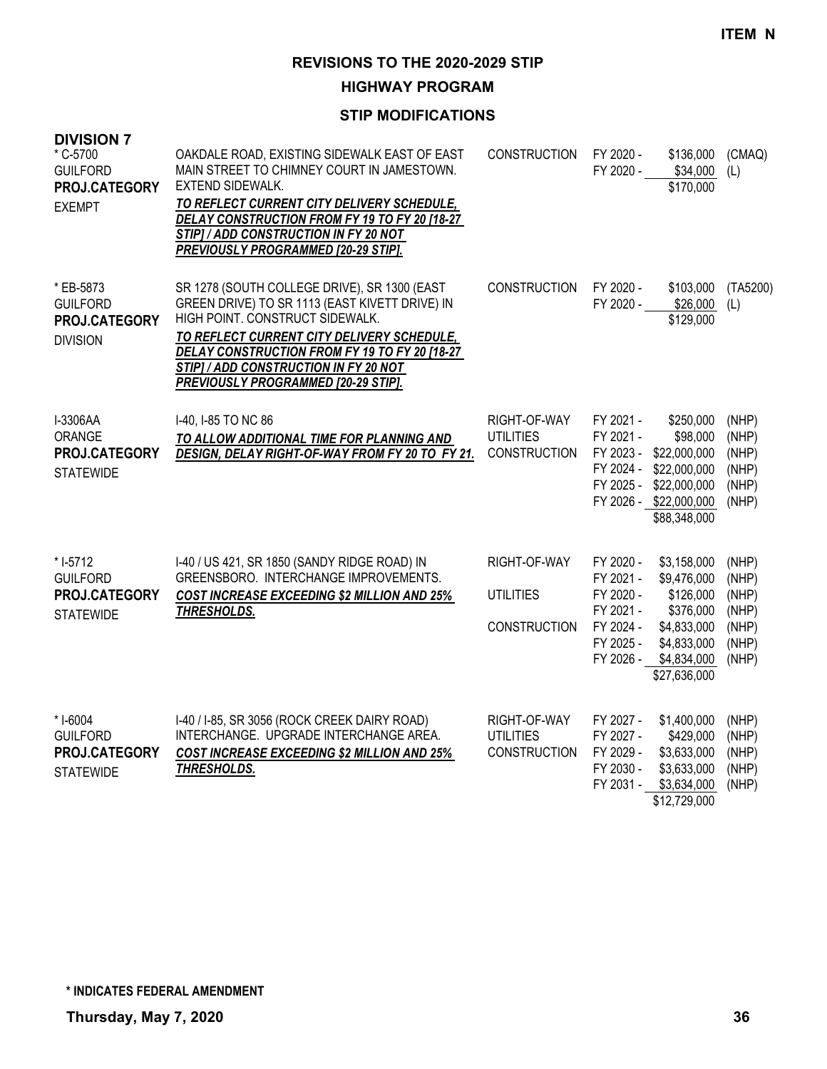**ITEM N**

## REVISIONS TO THE 2020-2029 STIP

### HIGHWAY PROGRAM

### STIP MODIFICATIONS

**DIVISION 7**

| Project | Description | Work Type | Fiscal Year | Amount | Fund |
|---|---|---|---|---|---|
| * C-5700<br>GUILFORD<br>**PROJ.CATEGORY**<br>EXEMPT | OAKDALE ROAD, EXISTING SIDEWALK EAST OF EAST MAIN STREET TO CHIMNEY COURT IN JAMESTOWN. EXTEND SIDEWALK.<br>***TO REFLECT CURRENT CITY DELIVERY SCHEDULE, DELAY CONSTRUCTION FROM FY 19 TO FY 20 [18-27 STIP] / ADD CONSTRUCTION IN FY 20 NOT PREVIOUSLY PROGRAMMED [20-29 STIP].*** | CONSTRUCTION | FY 2020 - | $136,000 | (CMAQ) |
| | | | FY 2020 - | $34,000 | (L) |
| | | | | $170,000 | |
| * EB-5873<br>GUILFORD<br>**PROJ.CATEGORY**<br>DIVISION | SR 1278 (SOUTH COLLEGE DRIVE), SR 1300 (EAST GREEN DRIVE) TO SR 1113 (EAST KIVETT DRIVE) IN HIGH POINT. CONSTRUCT SIDEWALK.<br>***TO REFLECT CURRENT CITY DELIVERY SCHEDULE, DELAY CONSTRUCTION FROM FY 19 TO FY 20 [18-27 STIP] / ADD CONSTRUCTION IN FY 20 NOT PREVIOUSLY PROGRAMMED [20-29 STIP].*** | CONSTRUCTION | FY 2020 - | $103,000 | (TA5200) |
| | | | FY 2020 - | $26,000 | (L) |
| | | | | $129,000 | |
| I-3306AA<br>ORANGE<br>**PROJ.CATEGORY**<br>STATEWIDE | I-40, I-85 TO NC 86<br>***TO ALLOW ADDITIONAL TIME FOR PLANNING AND DESIGN, DELAY RIGHT-OF-WAY FROM FY 20 TO FY 21.*** | RIGHT-OF-WAY | FY 2021 - | $250,000 | (NHP) |
| | | UTILITIES | FY 2021 - | $98,000 | (NHP) |
| | | CONSTRUCTION | FY 2023 - | $22,000,000 | (NHP) |
| | | | FY 2024 - | $22,000,000 | (NHP) |
| | | | FY 2025 - | $22,000,000 | (NHP) |
| | | | FY 2026 - | $22,000,000 | (NHP) |
| | | | | $88,348,000 | |
| * I-5712<br>GUILFORD<br>**PROJ.CATEGORY**<br>STATEWIDE | I-40 / US 421, SR 1850 (SANDY RIDGE ROAD) IN GREENSBORO. INTERCHANGE IMPROVEMENTS.<br>***COST INCREASE EXCEEDING $2 MILLION AND 25% THRESHOLDS.*** | RIGHT-OF-WAY | FY 2020 - | $3,158,000 | (NHP) |
| | | | FY 2021 - | $9,476,000 | (NHP) |
| | | UTILITIES | FY 2020 - | $126,000 | (NHP) |
| | | | FY 2021 - | $376,000 | (NHP) |
| | | CONSTRUCTION | FY 2024 - | $4,833,000 | (NHP) |
| | | | FY 2025 - | $4,833,000 | (NHP) |
| | | | FY 2026 - | $4,834,000 | (NHP) |
| | | | | $27,636,000 | |
| * I-6004<br>GUILFORD<br>**PROJ.CATEGORY**<br>STATEWIDE | I-40 / I-85, SR 3056 (ROCK CREEK DAIRY ROAD) INTERCHANGE. UPGRADE INTERCHANGE AREA.<br>***COST INCREASE EXCEEDING $2 MILLION AND 25% THRESHOLDS.*** | RIGHT-OF-WAY | FY 2027 - | $1,400,000 | (NHP) |
| | | UTILITIES | FY 2027 - | $429,000 | (NHP) |
| | | CONSTRUCTION | FY 2029 - | $3,633,000 | (NHP) |
| | | | FY 2030 - | $3,633,000 | (NHP) |
| | | | FY 2031 - | $3,634,000 | (NHP) |
| | | | | $12,729,000 | |

**\* INDICATES FEDERAL AMENDMENT**

**Thursday, May 7, 2020**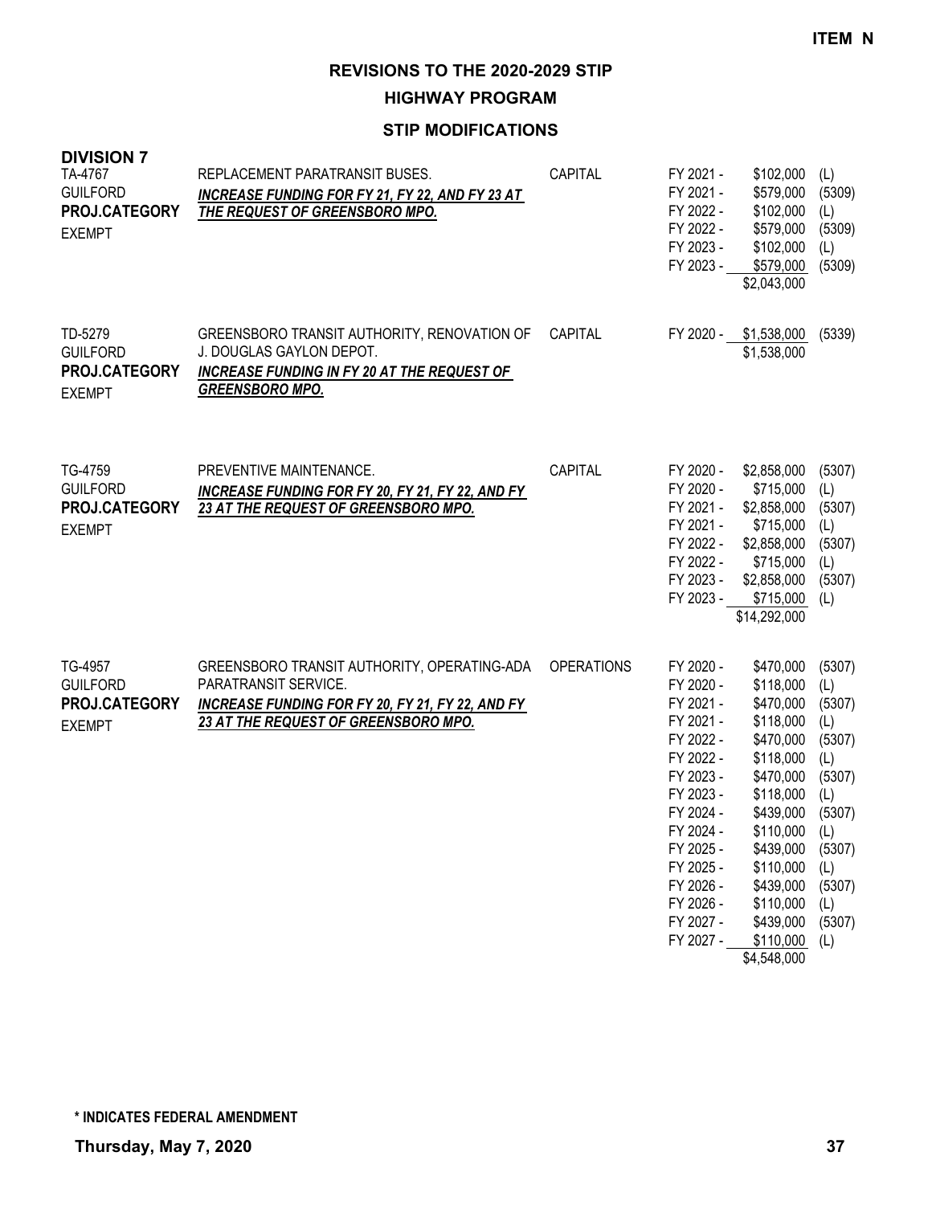**ITEM N**

# REVISIONS TO THE 2020-2029 STIP

## HIGHWAY PROGRAM

### STIP MODIFICATIONS

**DIVISION 7**

| Project | Description | Category | Fiscal Year | Amount | Source |
|---|---|---|---|---|---|
| TA-4767<br>GUILFORD<br>**PROJ.CATEGORY**<br>EXEMPT | REPLACEMENT PARATRANSIT BUSES.<br>***INCREASE FUNDING FOR FY 21, FY 22, AND FY 23 AT THE REQUEST OF GREENSBORO MPO.*** | CAPITAL | FY 2021 - | $102,000 | (L) |
| | | | FY 2021 - | $579,000 | (5309) |
| | | | FY 2022 - | $102,000 | (L) |
| | | | FY 2022 - | $579,000 | (5309) |
| | | | FY 2023 - | $102,000 | (L) |
| | | | FY 2023 - | $579,000 | (5309) |
| | | | | $2,043,000 | |
| TD-5279<br>GUILFORD<br>**PROJ.CATEGORY**<br>EXEMPT | GREENSBORO TRANSIT AUTHORITY, RENOVATION OF J. DOUGLAS GAYLON DEPOT.<br>***INCREASE FUNDING IN FY 20 AT THE REQUEST OF GREENSBORO MPO.*** | CAPITAL | FY 2020 - | $1,538,000 | (5339) |
| | | | | $1,538,000 | |
| TG-4759<br>GUILFORD<br>**PROJ.CATEGORY**<br>EXEMPT | PREVENTIVE MAINTENANCE.<br>***INCREASE FUNDING FOR FY 20, FY 21, FY 22, AND FY 23 AT THE REQUEST OF GREENSBORO MPO.*** | CAPITAL | FY 2020 - | $2,858,000 | (5307) |
| | | | FY 2020 - | $715,000 | (L) |
| | | | FY 2021 - | $2,858,000 | (5307) |
| | | | FY 2021 - | $715,000 | (L) |
| | | | FY 2022 - | $2,858,000 | (5307) |
| | | | FY 2022 - | $715,000 | (L) |
| | | | FY 2023 - | $2,858,000 | (5307) |
| | | | FY 2023 - | $715,000 | (L) |
| | | | | $14,292,000 | |
| TG-4957<br>GUILFORD<br>**PROJ.CATEGORY**<br>EXEMPT | GREENSBORO TRANSIT AUTHORITY, OPERATING-ADA PARATRANSIT SERVICE.<br>***INCREASE FUNDING FOR FY 20, FY 21, FY 22, AND FY 23 AT THE REQUEST OF GREENSBORO MPO.*** | OPERATIONS | FY 2020 - | $470,000 | (5307) |
| | | | FY 2020 - | $118,000 | (L) |
| | | | FY 2021 - | $470,000 | (5307) |
| | | | FY 2021 - | $118,000 | (L) |
| | | | FY 2022 - | $470,000 | (5307) |
| | | | FY 2022 - | $118,000 | (L) |
| | | | FY 2023 - | $470,000 | (5307) |
| | | | FY 2023 - | $118,000 | (L) |
| | | | FY 2024 - | $439,000 | (5307) |
| | | | FY 2024 - | $110,000 | (L) |
| | | | FY 2025 - | $439,000 | (5307) |
| | | | FY 2025 - | $110,000 | (L) |
| | | | FY 2026 - | $439,000 | (5307) |
| | | | FY 2026 - | $110,000 | (L) |
| | | | FY 2027 - | $439,000 | (5307) |
| | | | FY 2027 - | $110,000 | (L) |
| | | | | $4,548,000 | |

**\* INDICATES FEDERAL AMENDMENT**

**Thursday, May 7, 2020**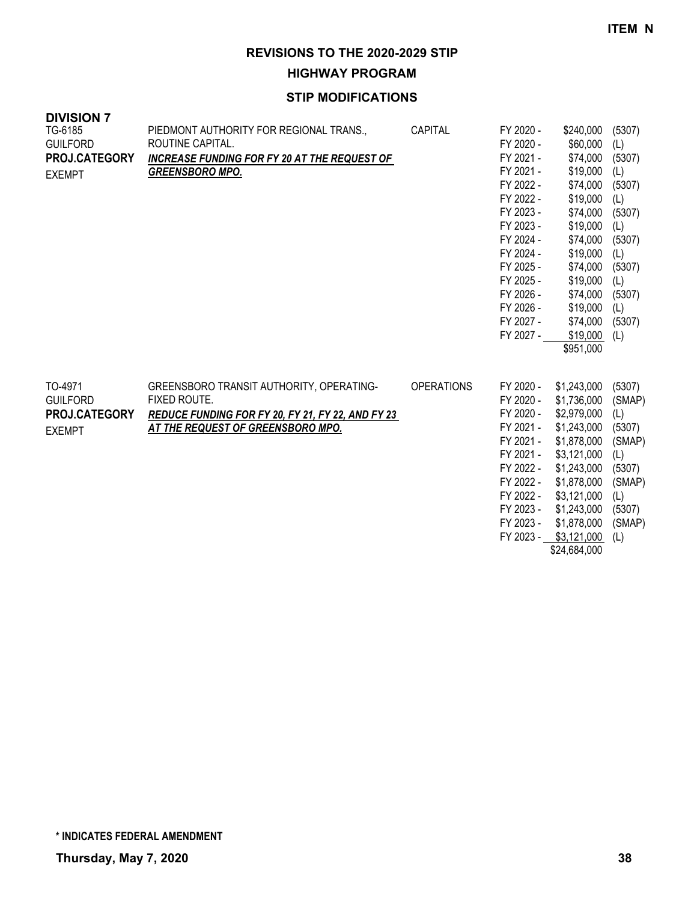**ITEM N**

# REVISIONS TO THE 2020-2029 STIP

## HIGHWAY PROGRAM

### STIP MODIFICATIONS

**DIVISION 7**

TG-6185
GUILFORD
**PROJ.CATEGORY**
EXEMPT

PIEDMONT AUTHORITY FOR REGIONAL TRANS., ROUTINE CAPITAL.
***INCREASE FUNDING FOR FY 20 AT THE REQUEST OF GREENSBORO MPO.***

CAPITAL

| Fiscal Year | Amount | Source |
|---|---|---|
| FY 2020 - | $240,000 | (5307) |
| FY 2020 - | $60,000 | (L) |
| FY 2021 - | $74,000 | (5307) |
| FY 2021 - | $19,000 | (L) |
| FY 2022 - | $74,000 | (5307) |
| FY 2022 - | $19,000 | (L) |
| FY 2023 - | $74,000 | (5307) |
| FY 2023 - | $19,000 | (L) |
| FY 2024 - | $74,000 | (5307) |
| FY 2024 - | $19,000 | (L) |
| FY 2025 - | $74,000 | (5307) |
| FY 2025 - | $19,000 | (L) |
| FY 2026 - | $74,000 | (5307) |
| FY 2026 - | $19,000 | (L) |
| FY 2027 - | $74,000 | (5307) |
| FY 2027 - | $19,000 | (L) |
| | $951,000 | |

TO-4971
GUILFORD
**PROJ.CATEGORY**
EXEMPT

GREENSBORO TRANSIT AUTHORITY, OPERATING-FIXED ROUTE.
***REDUCE FUNDING FOR FY 20, FY 21, FY 22, AND FY 23 AT THE REQUEST OF GREENSBORO MPO.***

OPERATIONS

| Fiscal Year | Amount | Source |
|---|---|---|
| FY 2020 - | $1,243,000 | (5307) |
| FY 2020 - | $1,736,000 | (SMAP) |
| FY 2020 - | $2,979,000 | (L) |
| FY 2021 - | $1,243,000 | (5307) |
| FY 2021 - | $1,878,000 | (SMAP) |
| FY 2021 - | $3,121,000 | (L) |
| FY 2022 - | $1,243,000 | (5307) |
| FY 2022 - | $1,878,000 | (SMAP) |
| FY 2022 - | $3,121,000 | (L) |
| FY 2023 - | $1,243,000 | (5307) |
| FY 2023 - | $1,878,000 | (SMAP) |
| FY 2023 - | $3,121,000 | (L) |
| | $24,684,000 | |

**\* INDICATES FEDERAL AMENDMENT**

**Thursday, May 7, 2020**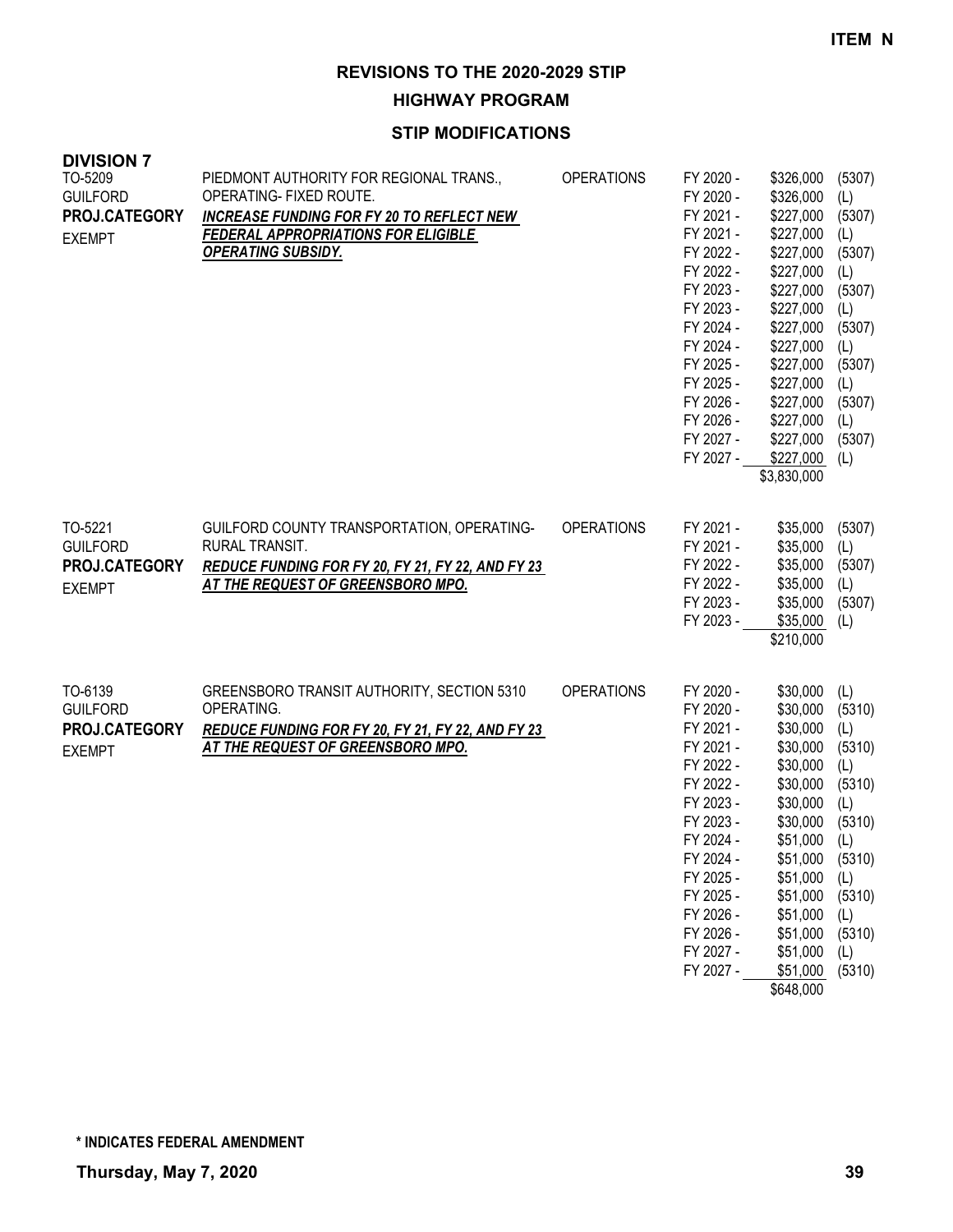**ITEM N**

# REVISIONS TO THE 2020-2029 STIP

## HIGHWAY PROGRAM

### STIP MODIFICATIONS

**DIVISION 7**

| Project | Description | Category | Fiscal Year | Amount | Source |
|---|---|---|---|---|---|
| TO-5209<br>GUILFORD<br>**PROJ.CATEGORY**<br>EXEMPT | PIEDMONT AUTHORITY FOR REGIONAL TRANS., OPERATING- FIXED ROUTE.<br>***INCREASE FUNDING FOR FY 20 TO REFLECT NEW FEDERAL APPROPRIATIONS FOR ELIGIBLE OPERATING SUBSIDY.*** | OPERATIONS | FY 2020 - | $326,000 | (5307) |
| | | | FY 2020 - | $326,000 | (L) |
| | | | FY 2021 - | $227,000 | (5307) |
| | | | FY 2021 - | $227,000 | (L) |
| | | | FY 2022 - | $227,000 | (5307) |
| | | | FY 2022 - | $227,000 | (L) |
| | | | FY 2023 - | $227,000 | (5307) |
| | | | FY 2023 - | $227,000 | (L) |
| | | | FY 2024 - | $227,000 | (5307) |
| | | | FY 2024 - | $227,000 | (L) |
| | | | FY 2025 - | $227,000 | (5307) |
| | | | FY 2025 - | $227,000 | (L) |
| | | | FY 2026 - | $227,000 | (5307) |
| | | | FY 2026 - | $227,000 | (L) |
| | | | FY 2027 - | $227,000 | (5307) |
| | | | FY 2027 - | $227,000 | (L) |
| | | | | $3,830,000 | |
| TO-5221<br>GUILFORD<br>**PROJ.CATEGORY**<br>EXEMPT | GUILFORD COUNTY TRANSPORTATION, OPERATING- RURAL TRANSIT.<br>***REDUCE FUNDING FOR FY 20, FY 21, FY 22, AND FY 23 AT THE REQUEST OF GREENSBORO MPO.*** | OPERATIONS | FY 2021 - | $35,000 | (5307) |
| | | | FY 2021 - | $35,000 | (L) |
| | | | FY 2022 - | $35,000 | (5307) |
| | | | FY 2022 - | $35,000 | (L) |
| | | | FY 2023 - | $35,000 | (5307) |
| | | | FY 2023 - | $35,000 | (L) |
| | | | | $210,000 | |
| TO-6139<br>GUILFORD<br>**PROJ.CATEGORY**<br>EXEMPT | GREENSBORO TRANSIT AUTHORITY, SECTION 5310 OPERATING.<br>***REDUCE FUNDING FOR FY 20, FY 21, FY 22, AND FY 23 AT THE REQUEST OF GREENSBORO MPO.*** | OPERATIONS | FY 2020 - | $30,000 | (L) |
| | | | FY 2020 - | $30,000 | (5310) |
| | | | FY 2021 - | $30,000 | (L) |
| | | | FY 2021 - | $30,000 | (5310) |
| | | | FY 2022 - | $30,000 | (L) |
| | | | FY 2022 - | $30,000 | (5310) |
| | | | FY 2023 - | $30,000 | (L) |
| | | | FY 2023 - | $30,000 | (5310) |
| | | | FY 2024 - | $51,000 | (L) |
| | | | FY 2024 - | $51,000 | (5310) |
| | | | FY 2025 - | $51,000 | (L) |
| | | | FY 2025 - | $51,000 | (5310) |
| | | | FY 2026 - | $51,000 | (L) |
| | | | FY 2026 - | $51,000 | (5310) |
| | | | FY 2027 - | $51,000 | (L) |
| | | | FY 2027 - | $51,000 | (5310) |
| | | | | $648,000 | |

**\* INDICATES FEDERAL AMENDMENT**

**Thursday, May 7, 2020**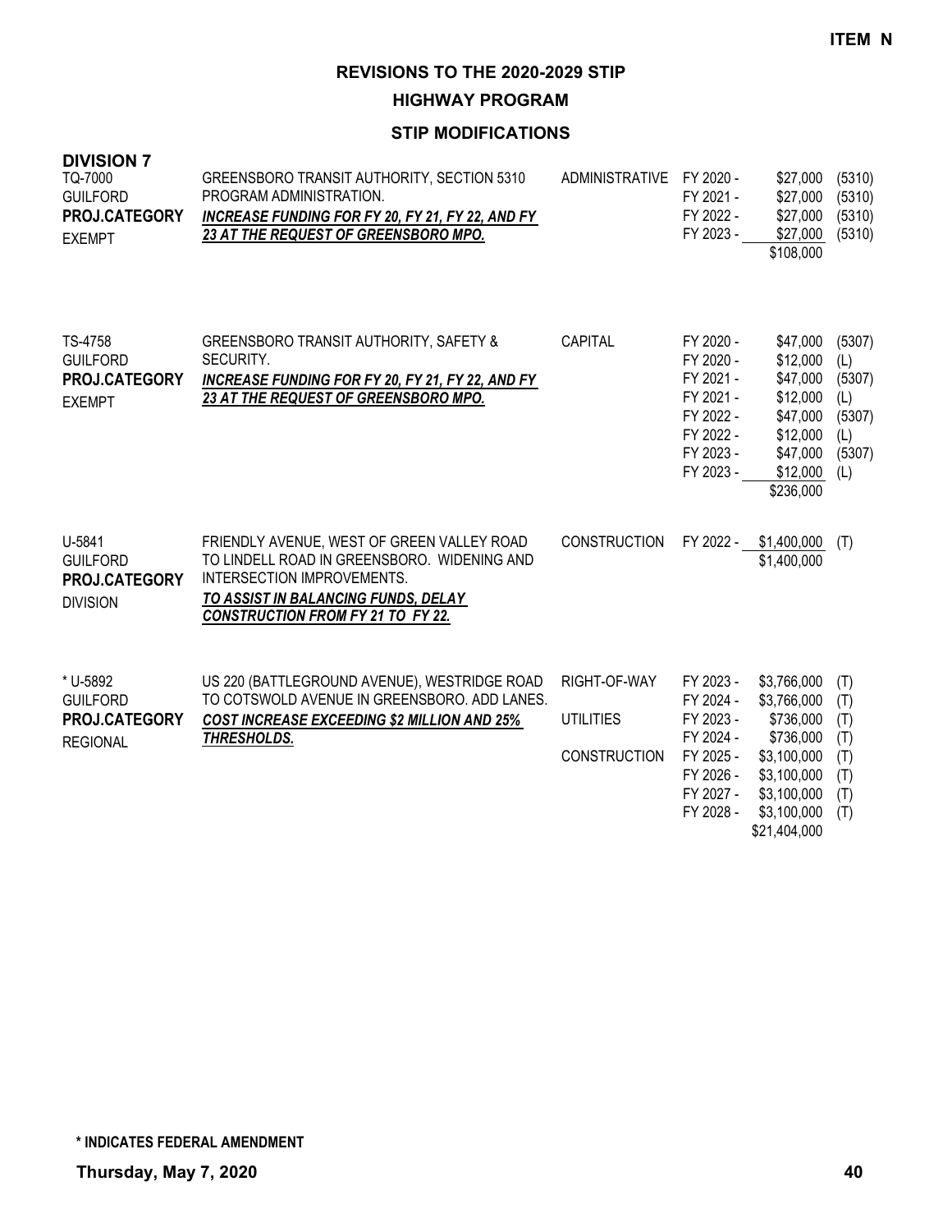**ITEM N**

## REVISIONS TO THE 2020-2029 STIP

### HIGHWAY PROGRAM

### STIP MODIFICATIONS

**DIVISION 7**

| Project | Description | Work Type | Fiscal Year | Amount | Source |
|---|---|---|---|---|---|
| TQ-7000<br>GUILFORD<br>**PROJ.CATEGORY**<br>EXEMPT | GREENSBORO TRANSIT AUTHORITY, SECTION 5310 PROGRAM ADMINISTRATION.<br>***INCREASE FUNDING FOR FY 20, FY 21, FY 22, AND FY 23 AT THE REQUEST OF GREENSBORO MPO.*** | ADMINISTRATIVE | FY 2020 - | $27,000 | (5310) |
| | | | FY 2021 - | $27,000 | (5310) |
| | | | FY 2022 - | $27,000 | (5310) |
| | | | FY 2023 - | $27,000 | (5310) |
| | | | | $108,000 | |
| TS-4758<br>GUILFORD<br>**PROJ.CATEGORY**<br>EXEMPT | GREENSBORO TRANSIT AUTHORITY, SAFETY & SECURITY.<br>***INCREASE FUNDING FOR FY 20, FY 21, FY 22, AND FY 23 AT THE REQUEST OF GREENSBORO MPO.*** | CAPITAL | FY 2020 - | $47,000 | (5307) |
| | | | FY 2020 - | $12,000 | (L) |
| | | | FY 2021 - | $47,000 | (5307) |
| | | | FY 2021 - | $12,000 | (L) |
| | | | FY 2022 - | $47,000 | (5307) |
| | | | FY 2022 - | $12,000 | (L) |
| | | | FY 2023 - | $47,000 | (5307) |
| | | | FY 2023 - | $12,000 | (L) |
| | | | | $236,000 | |
| U-5841<br>GUILFORD<br>**PROJ.CATEGORY**<br>DIVISION | FRIENDLY AVENUE, WEST OF GREEN VALLEY ROAD TO LINDELL ROAD IN GREENSBORO. WIDENING AND INTERSECTION IMPROVEMENTS.<br>***TO ASSIST IN BALANCING FUNDS, DELAY CONSTRUCTION FROM FY 21 TO FY 22.*** | CONSTRUCTION | FY 2022 - | $1,400,000 | (T) |
| | | | | $1,400,000 | |
| * U-5892<br>GUILFORD<br>**PROJ.CATEGORY**<br>REGIONAL | US 220 (BATTLEGROUND AVENUE), WESTRIDGE ROAD TO COTSWOLD AVENUE IN GREENSBORO. ADD LANES.<br>***COST INCREASE EXCEEDING $2 MILLION AND 25% THRESHOLDS.*** | RIGHT-OF-WAY | FY 2023 - | $3,766,000 | (T) |
| | | | FY 2024 - | $3,766,000 | (T) |
| | | UTILITIES | FY 2023 - | $736,000 | (T) |
| | | | FY 2024 - | $736,000 | (T) |
| | | CONSTRUCTION | FY 2025 - | $3,100,000 | (T) |
| | | | FY 2026 - | $3,100,000 | (T) |
| | | | FY 2027 - | $3,100,000 | (T) |
| | | | FY 2028 - | $3,100,000 | (T) |
| | | | | $21,404,000 | |

**\* INDICATES FEDERAL AMENDMENT**

**Thursday, May 7, 2020**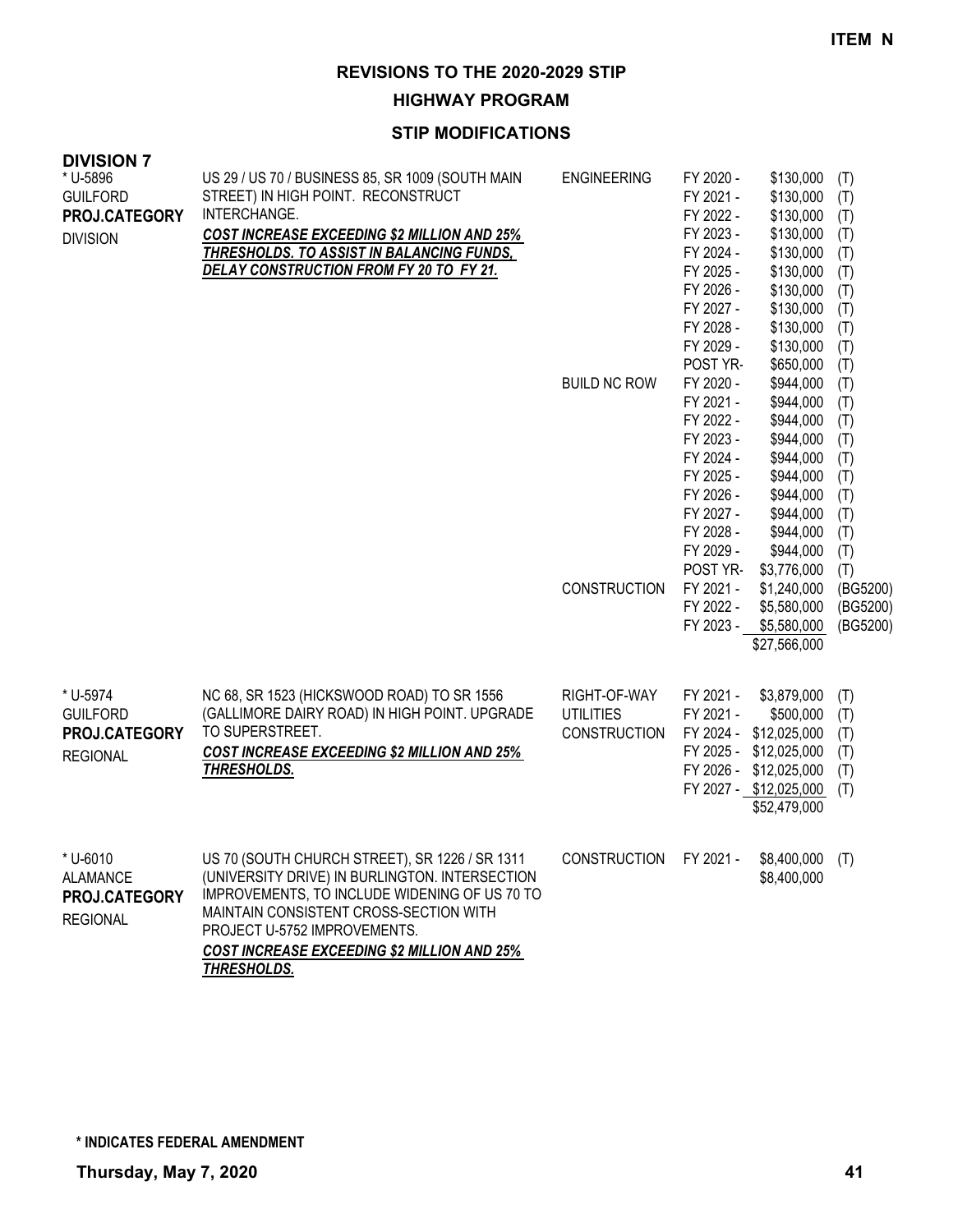**ITEM N**

# REVISIONS TO THE 2020-2029 STIP

## HIGHWAY PROGRAM

### STIP MODIFICATIONS

**DIVISION 7**

| Project | Description | Phase | Year | Amount | Fund |
|---|---|---|---|---|---|
| * U-5896<br>GUILFORD<br>**PROJ.CATEGORY**<br>DIVISION | US 29 / US 70 / BUSINESS 85, SR 1009 (SOUTH MAIN STREET) IN HIGH POINT. RECONSTRUCT INTERCHANGE.<br>***COST INCREASE EXCEEDING $2 MILLION AND 25% THRESHOLDS. TO ASSIST IN BALANCING FUNDS, DELAY CONSTRUCTION FROM FY 20 TO FY 21.*** | ENGINEERING | FY 2020 - | $130,000 | (T) |
| | | | FY 2021 - | $130,000 | (T) |
| | | | FY 2022 - | $130,000 | (T) |
| | | | FY 2023 - | $130,000 | (T) |
| | | | FY 2024 - | $130,000 | (T) |
| | | | FY 2025 - | $130,000 | (T) |
| | | | FY 2026 - | $130,000 | (T) |
| | | | FY 2027 - | $130,000 | (T) |
| | | | FY 2028 - | $130,000 | (T) |
| | | | FY 2029 - | $130,000 | (T) |
| | | | POST YR- | $650,000 | (T) |
| | | BUILD NC ROW | FY 2020 - | $944,000 | (T) |
| | | | FY 2021 - | $944,000 | (T) |
| | | | FY 2022 - | $944,000 | (T) |
| | | | FY 2023 - | $944,000 | (T) |
| | | | FY 2024 - | $944,000 | (T) |
| | | | FY 2025 - | $944,000 | (T) |
| | | | FY 2026 - | $944,000 | (T) |
| | | | FY 2027 - | $944,000 | (T) |
| | | | FY 2028 - | $944,000 | (T) |
| | | | FY 2029 - | $944,000 | (T) |
| | | | POST YR- | $3,776,000 | (T) |
| | | CONSTRUCTION | FY 2021 - | $1,240,000 | (BG5200) |
| | | | FY 2022 - | $5,580,000 | (BG5200) |
| | | | FY 2023 - | $5,580,000 | (BG5200) |
| | | | | $27,566,000 | |
| * U-5974<br>GUILFORD<br>**PROJ.CATEGORY**<br>REGIONAL | NC 68, SR 1523 (HICKSWOOD ROAD) TO SR 1556 (GALLIMORE DAIRY ROAD) IN HIGH POINT. UPGRADE TO SUPERSTREET.<br>***COST INCREASE EXCEEDING $2 MILLION AND 25% THRESHOLDS.*** | RIGHT-OF-WAY | FY 2021 - | $3,879,000 | (T) |
| | | UTILITIES | FY 2021 - | $500,000 | (T) |
| | | CONSTRUCTION | FY 2024 - | $12,025,000 | (T) |
| | | | FY 2025 - | $12,025,000 | (T) |
| | | | FY 2026 - | $12,025,000 | (T) |
| | | | FY 2027 - | $12,025,000 | (T) |
| | | | | $52,479,000 | |
| * U-6010<br>ALAMANCE<br>**PROJ.CATEGORY**<br>REGIONAL | US 70 (SOUTH CHURCH STREET), SR 1226 / SR 1311 (UNIVERSITY DRIVE) IN BURLINGTON. INTERSECTION IMPROVEMENTS, TO INCLUDE WIDENING OF US 70 TO MAINTAIN CONSISTENT CROSS-SECTION WITH PROJECT U-5752 IMPROVEMENTS.<br>***COST INCREASE EXCEEDING $2 MILLION AND 25% THRESHOLDS.*** | CONSTRUCTION | FY 2021 - | $8,400,000 | (T) |
| | | | | $8,400,000 | |

**\* INDICATES FEDERAL AMENDMENT**

**Thursday, May 7, 2020**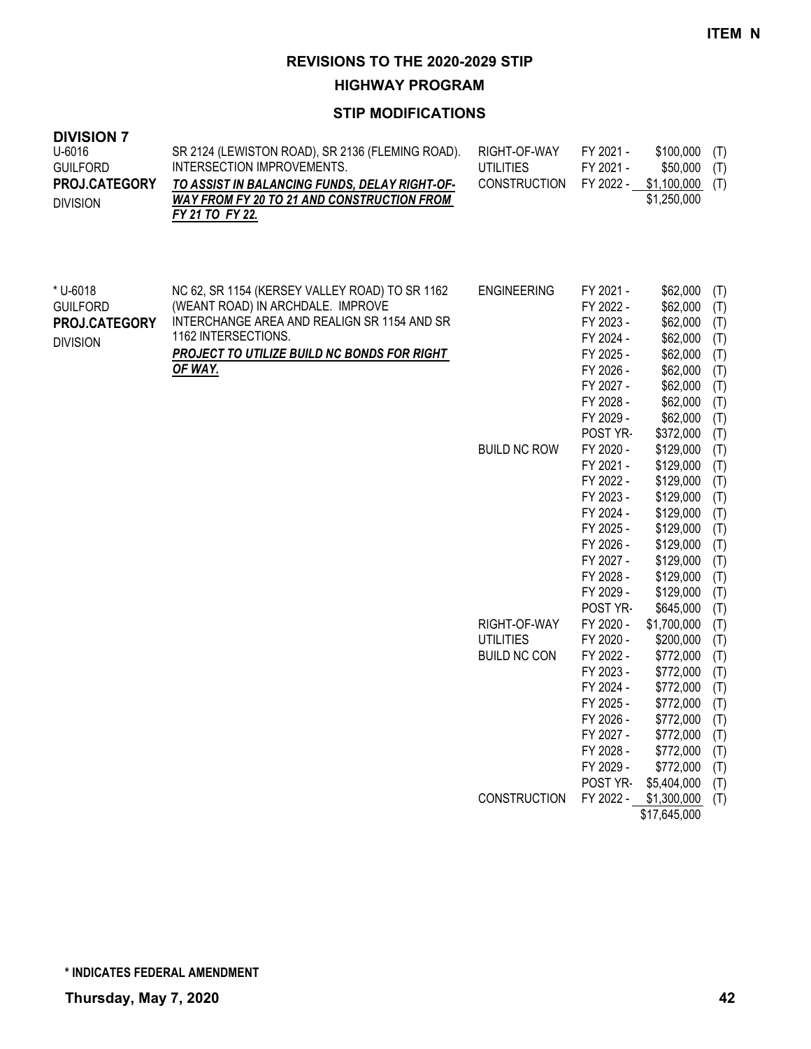**ITEM N**

# REVISIONS TO THE 2020-2029 STIP

## HIGHWAY PROGRAM

### STIP MODIFICATIONS

**DIVISION 7**

| Project | Description | Work Type | Fiscal Year | Amount | |
|---|---|---|---|---|---|
| U-6016<br>GUILFORD<br>**PROJ.CATEGORY**<br>DIVISION | SR 2124 (LEWISTON ROAD), SR 2136 (FLEMING ROAD). INTERSECTION IMPROVEMENTS.<br>***TO ASSIST IN BALANCING FUNDS, DELAY RIGHT-OF-WAY FROM FY 20 TO 21 AND CONSTRUCTION FROM FY 21 TO FY 22.*** | RIGHT-OF-WAY | FY 2021 - | $100,000 | (T) |
| | | UTILITIES | FY 2021 - | $50,000 | (T) |
| | | CONSTRUCTION | FY 2022 - | $1,100,000 | (T) |
| | | | | $1,250,000 | |
| * U-6018<br>GUILFORD<br>**PROJ.CATEGORY**<br>DIVISION | NC 62, SR 1154 (KERSEY VALLEY ROAD) TO SR 1162 (WEANT ROAD) IN ARCHDALE. IMPROVE INTERCHANGE AREA AND REALIGN SR 1154 AND SR 1162 INTERSECTIONS.<br>***PROJECT TO UTILIZE BUILD NC BONDS FOR RIGHT OF WAY.*** | ENGINEERING | FY 2021 - | $62,000 | (T) |
| | | | FY 2022 - | $62,000 | (T) |
| | | | FY 2023 - | $62,000 | (T) |
| | | | FY 2024 - | $62,000 | (T) |
| | | | FY 2025 - | $62,000 | (T) |
| | | | FY 2026 - | $62,000 | (T) |
| | | | FY 2027 - | $62,000 | (T) |
| | | | FY 2028 - | $62,000 | (T) |
| | | | FY 2029 - | $62,000 | (T) |
| | | | POST YR- | $372,000 | (T) |
| | | BUILD NC ROW | FY 2020 - | $129,000 | (T) |
| | | | FY 2021 - | $129,000 | (T) |
| | | | FY 2022 - | $129,000 | (T) |
| | | | FY 2023 - | $129,000 | (T) |
| | | | FY 2024 - | $129,000 | (T) |
| | | | FY 2025 - | $129,000 | (T) |
| | | | FY 2026 - | $129,000 | (T) |
| | | | FY 2027 - | $129,000 | (T) |
| | | | FY 2028 - | $129,000 | (T) |
| | | | FY 2029 - | $129,000 | (T) |
| | | | POST YR- | $645,000 | (T) |
| | | RIGHT-OF-WAY | FY 2020 - | $1,700,000 | (T) |
| | | UTILITIES | FY 2020 - | $200,000 | (T) |
| | | BUILD NC CON | FY 2022 - | $772,000 | (T) |
| | | | FY 2023 - | $772,000 | (T) |
| | | | FY 2024 - | $772,000 | (T) |
| | | | FY 2025 - | $772,000 | (T) |
| | | | FY 2026 - | $772,000 | (T) |
| | | | FY 2027 - | $772,000 | (T) |
| | | | FY 2028 - | $772,000 | (T) |
| | | | FY 2029 - | $772,000 | (T) |
| | | | POST YR- | $5,404,000 | (T) |
| | | CONSTRUCTION | FY 2022 - | $1,300,000 | (T) |
| | | | | $17,645,000 | |

**\* INDICATES FEDERAL AMENDMENT**

**Thursday, May 7, 2020**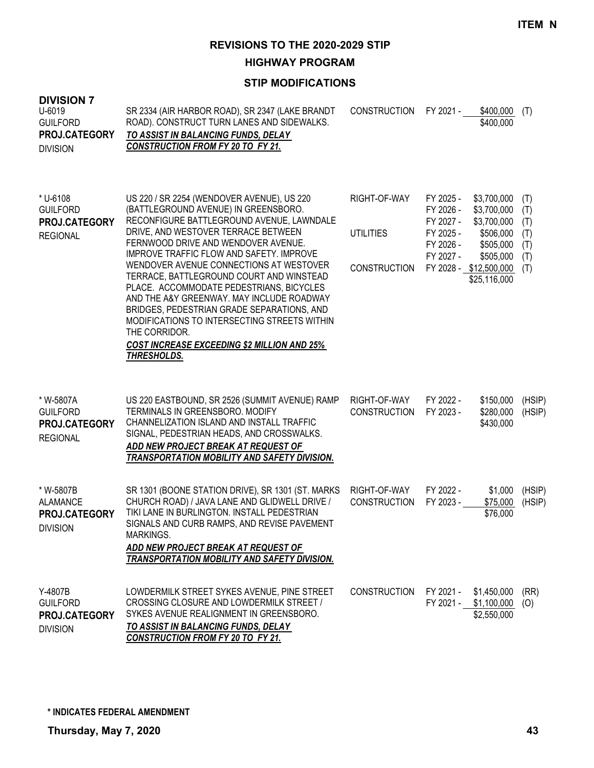**ITEM N**

## REVISIONS TO THE 2020-2029 STIP

### HIGHWAY PROGRAM

### STIP MODIFICATIONS

**DIVISION 7**

| Project | Description | Work Type | Fiscal Year | Cost | Fund |
|---|---|---|---|---|---|
| U-6019<br>GUILFORD<br>**PROJ.CATEGORY**<br>DIVISION | SR 2334 (AIR HARBOR ROAD), SR 2347 (LAKE BRANDT ROAD). CONSTRUCT TURN LANES AND SIDEWALKS.<br>***TO ASSIST IN BALANCING FUNDS, DELAY CONSTRUCTION FROM FY 20 TO FY 21.*** | CONSTRUCTION | FY 2021 - | $400,000 | (T) |
| | | | | $400,000 | |
| * U-6108<br>GUILFORD<br>**PROJ.CATEGORY**<br>REGIONAL | US 220 / SR 2254 (WENDOVER AVENUE), US 220 (BATTLEGROUND AVENUE) IN GREENSBORO. RECONFIGURE BATTLEGROUND AVENUE, LAWNDALE DRIVE, AND WESTOVER TERRACE BETWEEN FERNWOOD DRIVE AND WENDOVER AVENUE. IMPROVE TRAFFIC FLOW AND SAFETY. IMPROVE WENDOVER AVENUE CONNECTIONS AT WESTOVER TERRACE, BATTLEGROUND COURT AND WINSTEAD PLACE. ACCOMMODATE PEDESTRIANS, BICYCLES AND THE A&Y GREENWAY. MAY INCLUDE ROADWAY BRIDGES, PEDESTRIAN GRADE SEPARATIONS, AND MODIFICATIONS TO INTERSECTING STREETS WITHIN THE CORRIDOR.<br>***COST INCREASE EXCEEDING $2 MILLION AND 25% THRESHOLDS.*** | RIGHT-OF-WAY | FY 2025 - | $3,700,000 | (T) |
| | | | FY 2026 - | $3,700,000 | (T) |
| | | | FY 2027 - | $3,700,000 | (T) |
| | | UTILITIES | FY 2025 - | $506,000 | (T) |
| | | | FY 2026 - | $505,000 | (T) |
| | | | FY 2027 - | $505,000 | (T) |
| | | CONSTRUCTION | FY 2028 - | $12,500,000 | (T) |
| | | | | $25,116,000 | |
| * W-5807A<br>GUILFORD<br>**PROJ.CATEGORY**<br>REGIONAL | US 220 EASTBOUND, SR 2526 (SUMMIT AVENUE) RAMP TERMINALS IN GREENSBORO. MODIFY CHANNELIZATION ISLAND AND INSTALL TRAFFIC SIGNAL, PEDESTRIAN HEADS, AND CROSSWALKS.<br>***ADD NEW PROJECT BREAK AT REQUEST OF TRANSPORTATION MOBILITY AND SAFETY DIVISION.*** | RIGHT-OF-WAY | FY 2022 - | $150,000 | (HSIP) |
| | | CONSTRUCTION | FY 2023 - | $280,000 | (HSIP) |
| | | | | $430,000 | |
| * W-5807B<br>ALAMANCE<br>**PROJ.CATEGORY**<br>DIVISION | SR 1301 (BOONE STATION DRIVE), SR 1301 (ST. MARKS CHURCH ROAD) / JAVA LANE AND GLIDWELL DRIVE / TIKI LANE IN BURLINGTON. INSTALL PEDESTRIAN SIGNALS AND CURB RAMPS, AND REVISE PAVEMENT MARKINGS.<br>***ADD NEW PROJECT BREAK AT REQUEST OF TRANSPORTATION MOBILITY AND SAFETY DIVISION.*** | RIGHT-OF-WAY | FY 2022 - | $1,000 | (HSIP) |
| | | CONSTRUCTION | FY 2023 - | $75,000 | (HSIP) |
| | | | | $76,000 | |
| Y-4807B<br>GUILFORD<br>**PROJ.CATEGORY**<br>DIVISION | LOWDERMILK STREET SYKES AVENUE, PINE STREET CROSSING CLOSURE AND LOWDERMILK STREET / SYKES AVENUE REALIGNMENT IN GREENSBORO.<br>***TO ASSIST IN BALANCING FUNDS, DELAY CONSTRUCTION FROM FY 20 TO FY 21.*** | CONSTRUCTION | FY 2021 - | $1,450,000 | (RR) |
| | | | FY 2021 - | $1,100,000 | (O) |
| | | | | $2,550,000 | |

**\* INDICATES FEDERAL AMENDMENT**

**Thursday, May 7, 2020**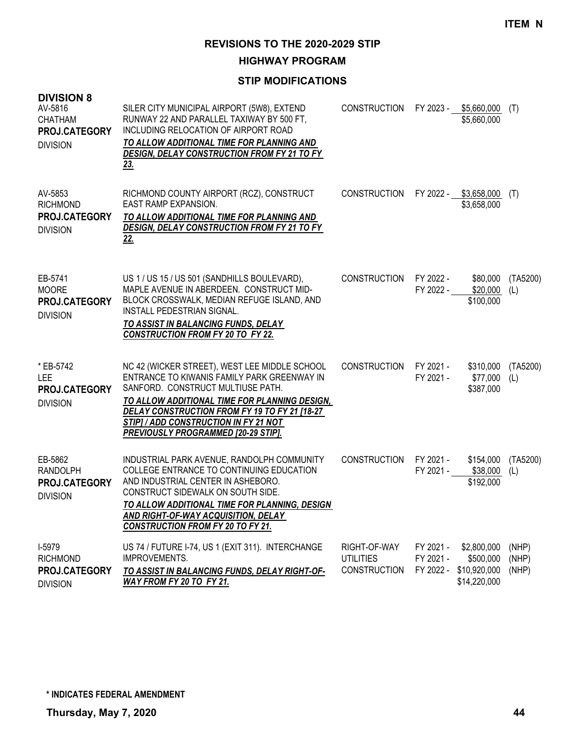**ITEM N**

# REVISIONS TO THE 2020-2029 STIP

## HIGHWAY PROGRAM

### STIP MODIFICATIONS

**DIVISION 8**

| Project | Description | Work Type | Fiscal Year | Amount | Fund Source |
|---|---|---|---|---|---|
| AV-5816<br>CHATHAM<br>**PROJ.CATEGORY**<br>DIVISION | SILER CITY MUNICIPAL AIRPORT (5W8), EXTEND RUNWAY 22 AND PARALLEL TAXIWAY BY 500 FT, INCLUDING RELOCATION OF AIRPORT ROAD<br>***TO ALLOW ADDITIONAL TIME FOR PLANNING AND DESIGN, DELAY CONSTRUCTION FROM FY 21 TO FY 23.*** | CONSTRUCTION | FY 2023 - | $5,660,000<br>$5,660,000 | (T) |
| AV-5853<br>RICHMOND<br>**PROJ.CATEGORY**<br>DIVISION | RICHMOND COUNTY AIRPORT (RCZ), CONSTRUCT EAST RAMP EXPANSION.<br>***TO ALLOW ADDITIONAL TIME FOR PLANNING AND DESIGN, DELAY CONSTRUCTION FROM FY 21 TO FY 22.*** | CONSTRUCTION | FY 2022 - | $3,658,000<br>$3,658,000 | (T) |
| EB-5741<br>MOORE<br>**PROJ.CATEGORY**<br>DIVISION | US 1 / US 15 / US 501 (SANDHILLS BOULEVARD), MAPLE AVENUE IN ABERDEEN. CONSTRUCT MID-BLOCK CROSSWALK, MEDIAN REFUGE ISLAND, AND INSTALL PEDESTRIAN SIGNAL.<br>***TO ASSIST IN BALANCING FUNDS, DELAY CONSTRUCTION FROM FY 20 TO FY 22.*** | CONSTRUCTION | FY 2022 -<br>FY 2022 - | $80,000<br>$20,000<br>$100,000 | (TA5200)<br>(L) |
| * EB-5742<br>LEE<br>**PROJ.CATEGORY**<br>DIVISION | NC 42 (WICKER STREET), WEST LEE MIDDLE SCHOOL ENTRANCE TO KIWANIS FAMILY PARK GREENWAY IN SANFORD. CONSTRUCT MULTIUSE PATH.<br>***TO ALLOW ADDITIONAL TIME FOR PLANNING DESIGN, DELAY CONSTRUCTION FROM FY 19 TO FY 21 [18-27 STIP] / ADD CONSTRUCTION IN FY 21 NOT PREVIOUSLY PROGRAMMED [20-29 STIP].*** | CONSTRUCTION | FY 2021 -<br>FY 2021 - | $310,000<br>$77,000<br>$387,000 | (TA5200)<br>(L) |
| EB-5862<br>RANDOLPH<br>**PROJ.CATEGORY**<br>DIVISION | INDUSTRIAL PARK AVENUE, RANDOLPH COMMUNITY COLLEGE ENTRANCE TO CONTINUING EDUCATION AND INDUSTRIAL CENTER IN ASHEBORO. CONSTRUCT SIDEWALK ON SOUTH SIDE.<br>***TO ALLOW ADDITIONAL TIME FOR PLANNING, DESIGN AND RIGHT-OF-WAY ACQUISITION, DELAY CONSTRUCTION FROM FY 20 TO FY 21.*** | CONSTRUCTION | FY 2021 -<br>FY 2021 - | $154,000<br>$38,000<br>$192,000 | (TA5200)<br>(L) |
| I-5979<br>RICHMOND<br>**PROJ.CATEGORY**<br>DIVISION | US 74 / FUTURE I-74, US 1 (EXIT 311). INTERCHANGE IMPROVEMENTS.<br>***TO ASSIST IN BALANCING FUNDS, DELAY RIGHT-OF-WAY FROM FY 20 TO FY 21.*** | RIGHT-OF-WAY<br>UTILITIES<br>CONSTRUCTION | FY 2021 -<br>FY 2021 -<br>FY 2022 - | $2,800,000<br>$500,000<br>$10,920,000<br>$14,220,000 | (NHP)<br>(NHP)<br>(NHP) |

**\* INDICATES FEDERAL AMENDMENT**

**Thursday, May 7, 2020**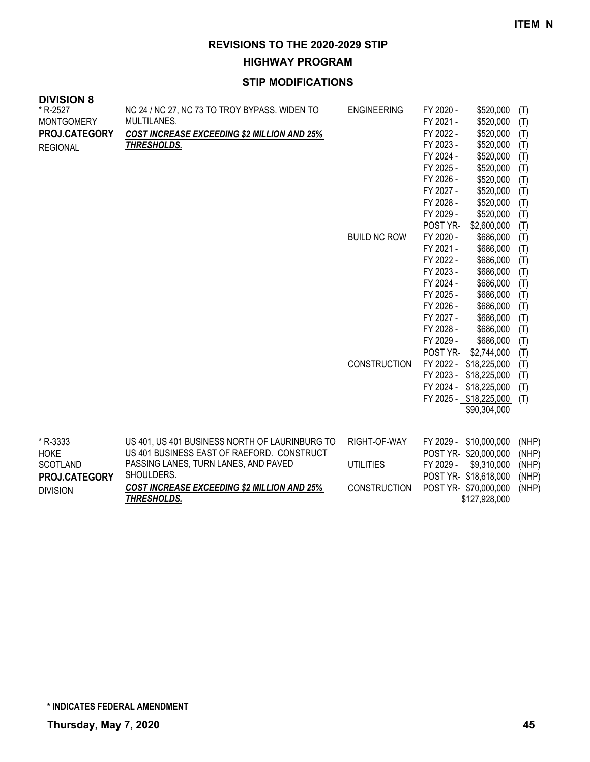**ITEM N**

## REVISIONS TO THE 2020-2029 STIP

### HIGHWAY PROGRAM

### STIP MODIFICATIONS

**DIVISION 8**

| Project | Description | Work Type | Fiscal Year | Amount | Fund |
|---|---|---|---|---|---|
| * R-2527<br>MONTGOMERY<br>**PROJ.CATEGORY**<br>REGIONAL | NC 24 / NC 27, NC 73 TO TROY BYPASS. WIDEN TO MULTILANES.<br>***COST INCREASE EXCEEDING $2 MILLION AND 25% THRESHOLDS.*** | ENGINEERING | FY 2020 - | $520,000 | (T) |
| | | | FY 2021 - | $520,000 | (T) |
| | | | FY 2022 - | $520,000 | (T) |
| | | | FY 2023 - | $520,000 | (T) |
| | | | FY 2024 - | $520,000 | (T) |
| | | | FY 2025 - | $520,000 | (T) |
| | | | FY 2026 - | $520,000 | (T) |
| | | | FY 2027 - | $520,000 | (T) |
| | | | FY 2028 - | $520,000 | (T) |
| | | | FY 2029 - | $520,000 | (T) |
| | | | POST YR- | $2,600,000 | (T) |
| | | BUILD NC ROW | FY 2020 - | $686,000 | (T) |
| | | | FY 2021 - | $686,000 | (T) |
| | | | FY 2022 - | $686,000 | (T) |
| | | | FY 2023 - | $686,000 | (T) |
| | | | FY 2024 - | $686,000 | (T) |
| | | | FY 2025 - | $686,000 | (T) |
| | | | FY 2026 - | $686,000 | (T) |
| | | | FY 2027 - | $686,000 | (T) |
| | | | FY 2028 - | $686,000 | (T) |
| | | | FY 2029 - | $686,000 | (T) |
| | | | POST YR- | $2,744,000 | (T) |
| | | CONSTRUCTION | FY 2022 - | $18,225,000 | (T) |
| | | | FY 2023 - | $18,225,000 | (T) |
| | | | FY 2024 - | $18,225,000 | (T) |
| | | | FY 2025 - | $18,225,000 | (T) |
| | | | | $90,304,000 | |
| * R-3333<br>HOKE<br>SCOTLAND<br>**PROJ.CATEGORY**<br>DIVISION | US 401, US 401 BUSINESS NORTH OF LAURINBURG TO US 401 BUSINESS EAST OF RAEFORD. CONSTRUCT PASSING LANES, TURN LANES, AND PAVED SHOULDERS.<br>***COST INCREASE EXCEEDING $2 MILLION AND 25% THRESHOLDS.*** | RIGHT-OF-WAY | FY 2029 - | $10,000,000 | (NHP) |
| | | | POST YR- | $20,000,000 | (NHP) |
| | | UTILITIES | FY 2029 - | $9,310,000 | (NHP) |
| | | | POST YR- | $18,618,000 | (NHP) |
| | | CONSTRUCTION | POST YR- | $70,000,000 | (NHP) |
| | | | | $127,928,000 | |

**\* INDICATES FEDERAL AMENDMENT**

**Thursday, May 7, 2020**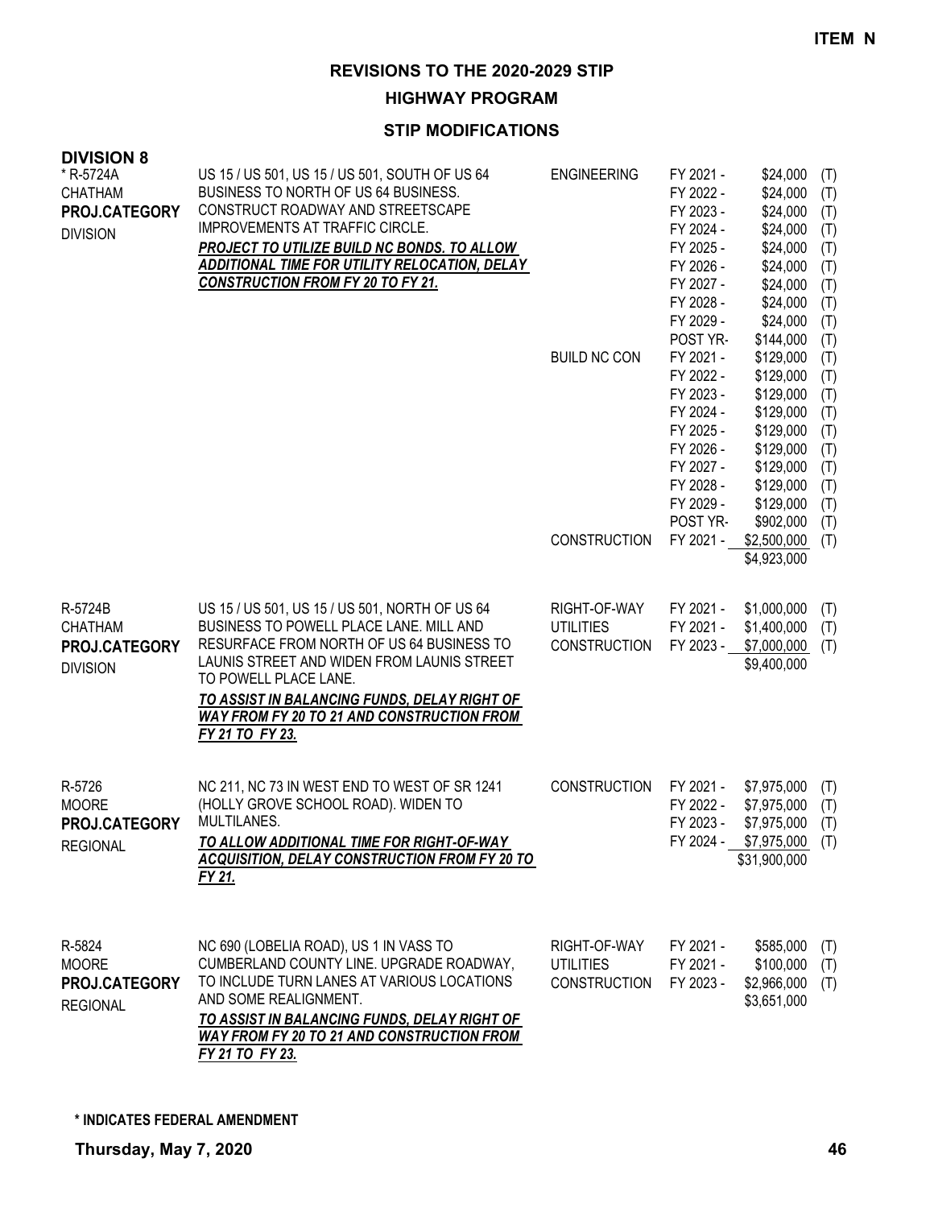**ITEM N**

# REVISIONS TO THE 2020-2029 STIP

## HIGHWAY PROGRAM

### STIP MODIFICATIONS

**DIVISION 8**

| Project | Description | Phase | Fiscal Year | Amount | Source |
|---|---|---|---|---|---|
| * R-5724A<br>CHATHAM<br>**PROJ.CATEGORY**<br>DIVISION | US 15 / US 501, US 15 / US 501, SOUTH OF US 64 BUSINESS TO NORTH OF US 64 BUSINESS. CONSTRUCT ROADWAY AND STREETSCAPE IMPROVEMENTS AT TRAFFIC CIRCLE.<br>***PROJECT TO UTILIZE BUILD NC BONDS. TO ALLOW ADDITIONAL TIME FOR UTILITY RELOCATION, DELAY CONSTRUCTION FROM FY 20 TO FY 21.*** | ENGINEERING | FY 2021 - | $24,000 | (T) |
| | | | FY 2022 - | $24,000 | (T) |
| | | | FY 2023 - | $24,000 | (T) |
| | | | FY 2024 - | $24,000 | (T) |
| | | | FY 2025 - | $24,000 | (T) |
| | | | FY 2026 - | $24,000 | (T) |
| | | | FY 2027 - | $24,000 | (T) |
| | | | FY 2028 - | $24,000 | (T) |
| | | | FY 2029 - | $24,000 | (T) |
| | | | POST YR- | $144,000 | (T) |
| | | BUILD NC CON | FY 2021 - | $129,000 | (T) |
| | | | FY 2022 - | $129,000 | (T) |
| | | | FY 2023 - | $129,000 | (T) |
| | | | FY 2024 - | $129,000 | (T) |
| | | | FY 2025 - | $129,000 | (T) |
| | | | FY 2026 - | $129,000 | (T) |
| | | | FY 2027 - | $129,000 | (T) |
| | | | FY 2028 - | $129,000 | (T) |
| | | | FY 2029 - | $129,000 | (T) |
| | | | POST YR- | $902,000 | (T) |
| | | CONSTRUCTION | FY 2021 - | $2,500,000 | (T) |
| | | | | $4,923,000 | |
| R-5724B<br>CHATHAM<br>**PROJ.CATEGORY**<br>DIVISION | US 15 / US 501, US 15 / US 501, NORTH OF US 64 BUSINESS TO POWELL PLACE LANE. MILL AND RESURFACE FROM NORTH OF US 64 BUSINESS TO LAUNIS STREET AND WIDEN FROM LAUNIS STREET TO POWELL PLACE LANE.<br>***TO ASSIST IN BALANCING FUNDS, DELAY RIGHT OF WAY FROM FY 20 TO 21 AND CONSTRUCTION FROM FY 21 TO FY 23.*** | RIGHT-OF-WAY | FY 2021 - | $1,000,000 | (T) |
| | | UTILITIES | FY 2021 - | $1,400,000 | (T) |
| | | CONSTRUCTION | FY 2023 - | $7,000,000 | (T) |
| | | | | $9,400,000 | |
| R-5726<br>MOORE<br>**PROJ.CATEGORY**<br>REGIONAL | NC 211, NC 73 IN WEST END TO WEST OF SR 1241 (HOLLY GROVE SCHOOL ROAD). WIDEN TO MULTILANES.<br>***TO ALLOW ADDITIONAL TIME FOR RIGHT-OF-WAY ACQUISITION, DELAY CONSTRUCTION FROM FY 20 TO FY 21.*** | CONSTRUCTION | FY 2021 - | $7,975,000 | (T) |
| | | | FY 2022 - | $7,975,000 | (T) |
| | | | FY 2023 - | $7,975,000 | (T) |
| | | | FY 2024 - | $7,975,000 | (T) |
| | | | | $31,900,000 | |
| R-5824<br>MOORE<br>**PROJ.CATEGORY**<br>REGIONAL | NC 690 (LOBELIA ROAD), US 1 IN VASS TO CUMBERLAND COUNTY LINE. UPGRADE ROADWAY, TO INCLUDE TURN LANES AT VARIOUS LOCATIONS AND SOME REALIGNMENT.<br>***TO ASSIST IN BALANCING FUNDS, DELAY RIGHT OF WAY FROM FY 20 TO 21 AND CONSTRUCTION FROM FY 21 TO FY 23.*** | RIGHT-OF-WAY | FY 2021 - | $585,000 | (T) |
| | | UTILITIES | FY 2021 - | $100,000 | (T) |
| | | CONSTRUCTION | FY 2023 - | $2,966,000 | (T) |
| | | | | $3,651,000 | |

**\* INDICATES FEDERAL AMENDMENT**

**Thursday, May 7, 2020**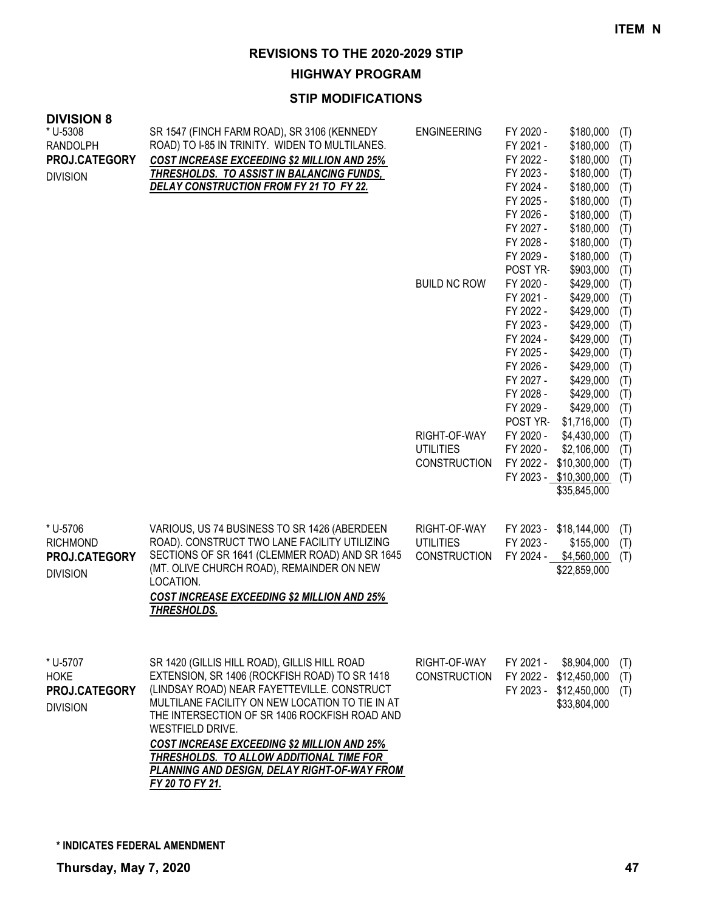ITEM N

# REVISIONS TO THE 2020-2029 STIP

## HIGHWAY PROGRAM

### STIP MODIFICATIONS

**DIVISION 8**

| Project | Description | Category | Year | Amount | |
|---|---|---|---|---|---|
| * U-5308<br>RANDOLPH<br>**PROJ.CATEGORY**<br>DIVISION | SR 1547 (FINCH FARM ROAD), SR 3106 (KENNEDY ROAD) TO I-85 IN TRINITY. WIDEN TO MULTILANES.<br>***COST INCREASE EXCEEDING $2 MILLION AND 25% THRESHOLDS. TO ASSIST IN BALANCING FUNDS, DELAY CONSTRUCTION FROM FY 21 TO FY 22.*** | ENGINEERING | FY 2020 - | $180,000 | (T) |
| | | | FY 2021 - | $180,000 | (T) |
| | | | FY 2022 - | $180,000 | (T) |
| | | | FY 2023 - | $180,000 | (T) |
| | | | FY 2024 - | $180,000 | (T) |
| | | | FY 2025 - | $180,000 | (T) |
| | | | FY 2026 - | $180,000 | (T) |
| | | | FY 2027 - | $180,000 | (T) |
| | | | FY 2028 - | $180,000 | (T) |
| | | | FY 2029 - | $180,000 | (T) |
| | | | POST YR- | $903,000 | (T) |
| | | BUILD NC ROW | FY 2020 - | $429,000 | (T) |
| | | | FY 2021 - | $429,000 | (T) |
| | | | FY 2022 - | $429,000 | (T) |
| | | | FY 2023 - | $429,000 | (T) |
| | | | FY 2024 - | $429,000 | (T) |
| | | | FY 2025 - | $429,000 | (T) |
| | | | FY 2026 - | $429,000 | (T) |
| | | | FY 2027 - | $429,000 | (T) |
| | | | FY 2028 - | $429,000 | (T) |
| | | | FY 2029 - | $429,000 | (T) |
| | | | POST YR- | $1,716,000 | (T) |
| | | RIGHT-OF-WAY | FY 2020 - | $4,430,000 | (T) |
| | | UTILITIES | FY 2020 - | $2,106,000 | (T) |
| | | CONSTRUCTION | FY 2022 - | $10,300,000 | (T) |
| | | | FY 2023 - | $10,300,000 | (T) |
| | | | | $35,845,000 | |
| * U-5706<br>RICHMOND<br>**PROJ.CATEGORY**<br>DIVISION | VARIOUS, US 74 BUSINESS TO SR 1426 (ABERDEEN ROAD). CONSTRUCT TWO LANE FACILITY UTILIZING SECTIONS OF SR 1641 (CLEMMER ROAD) AND SR 1645 (MT. OLIVE CHURCH ROAD), REMAINDER ON NEW LOCATION.<br>***COST INCREASE EXCEEDING $2 MILLION AND 25% THRESHOLDS.*** | RIGHT-OF-WAY | FY 2023 - | $18,144,000 | (T) |
| | | UTILITIES | FY 2023 - | $155,000 | (T) |
| | | CONSTRUCTION | FY 2024 - | $4,560,000 | (T) |
| | | | | $22,859,000 | |
| * U-5707<br>HOKE<br>**PROJ.CATEGORY**<br>DIVISION | SR 1420 (GILLIS HILL ROAD), GILLIS HILL ROAD EXTENSION, SR 1406 (ROCKFISH ROAD) TO SR 1418 (LINDSAY ROAD) NEAR FAYETTEVILLE. CONSTRUCT MULTILANE FACILITY ON NEW LOCATION TO TIE IN AT THE INTERSECTION OF SR 1406 ROCKFISH ROAD AND WESTFIELD DRIVE.<br>***COST INCREASE EXCEEDING $2 MILLION AND 25% THRESHOLDS. TO ALLOW ADDITIONAL TIME FOR PLANNING AND DESIGN, DELAY RIGHT-OF-WAY FROM FY 20 TO FY 21.*** | RIGHT-OF-WAY | FY 2021 - | $8,904,000 | (T) |
| | | CONSTRUCTION | FY 2022 - | $12,450,000 | (T) |
| | | | FY 2023 - | $12,450,000 | (T) |
| | | | | $33,804,000 | |

**\* INDICATES FEDERAL AMENDMENT**

**Thursday, May 7, 2020**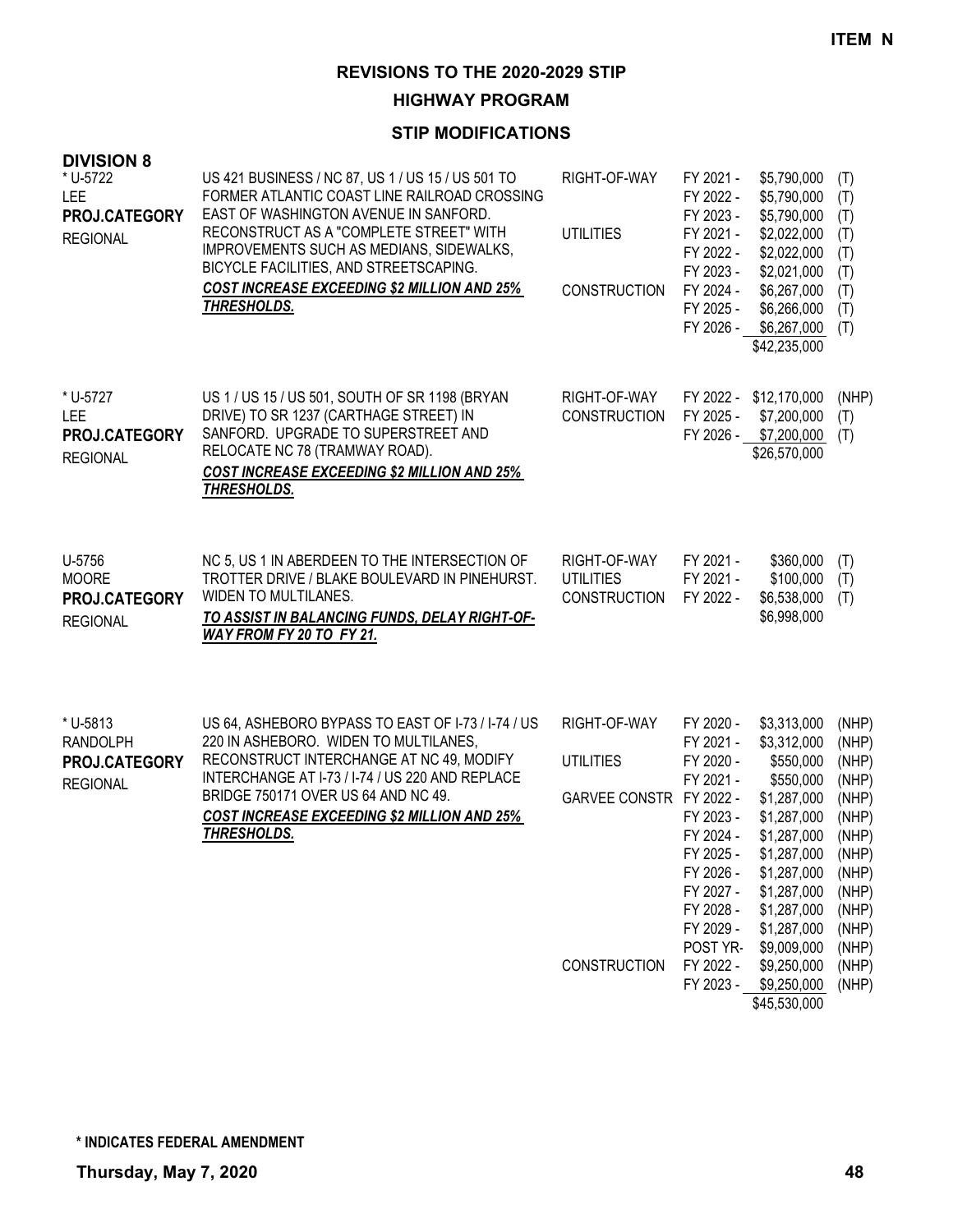**ITEM N**

## REVISIONS TO THE 2020-2029 STIP

### HIGHWAY PROGRAM

### STIP MODIFICATIONS

**DIVISION 8**

| Project | Description | Work Type | Year | Amount | Fund |
|---|---|---|---|---|---|
| * U-5722<br>LEE<br>**PROJ.CATEGORY**<br>REGIONAL | US 421 BUSINESS / NC 87, US 1 / US 15 / US 501 TO FORMER ATLANTIC COAST LINE RAILROAD CROSSING EAST OF WASHINGTON AVENUE IN SANFORD. RECONSTRUCT AS A "COMPLETE STREET" WITH IMPROVEMENTS SUCH AS MEDIANS, SIDEWALKS, BICYCLE FACILITIES, AND STREETSCAPING.<br>***COST INCREASE EXCEEDING $2 MILLION AND 25% THRESHOLDS.*** | RIGHT-OF-WAY | FY 2021 - | $5,790,000 | (T) |
| | | | FY 2022 - | $5,790,000 | (T) |
| | | | FY 2023 - | $5,790,000 | (T) |
| | | UTILITIES | FY 2021 - | $2,022,000 | (T) |
| | | | FY 2022 - | $2,022,000 | (T) |
| | | | FY 2023 - | $2,021,000 | (T) |
| | | CONSTRUCTION | FY 2024 - | $6,267,000 | (T) |
| | | | FY 2025 - | $6,266,000 | (T) |
| | | | FY 2026 - | $6,267,000 | (T) |
| | | | | $42,235,000 | |
| * U-5727<br>LEE<br>**PROJ.CATEGORY**<br>REGIONAL | US 1 / US 15 / US 501, SOUTH OF SR 1198 (BRYAN DRIVE) TO SR 1237 (CARTHAGE STREET) IN SANFORD. UPGRADE TO SUPERSTREET AND RELOCATE NC 78 (TRAMWAY ROAD).<br>***COST INCREASE EXCEEDING $2 MILLION AND 25% THRESHOLDS.*** | RIGHT-OF-WAY | FY 2022 - | $12,170,000 | (NHP) |
| | | CONSTRUCTION | FY 2025 - | $7,200,000 | (T) |
| | | | FY 2026 - | $7,200,000 | (T) |
| | | | | $26,570,000 | |
| U-5756<br>MOORE<br>**PROJ.CATEGORY**<br>REGIONAL | NC 5, US 1 IN ABERDEEN TO THE INTERSECTION OF TROTTER DRIVE / BLAKE BOULEVARD IN PINEHURST. WIDEN TO MULTILANES.<br>***TO ASSIST IN BALANCING FUNDS, DELAY RIGHT-OF-WAY FROM FY 20 TO FY 21.*** | RIGHT-OF-WAY | FY 2021 - | $360,000 | (T) |
| | | UTILITIES | FY 2021 - | $100,000 | (T) |
| | | CONSTRUCTION | FY 2022 - | $6,538,000 | (T) |
| | | | | $6,998,000 | |
| * U-5813<br>RANDOLPH<br>**PROJ.CATEGORY**<br>REGIONAL | US 64, ASHEBORO BYPASS TO EAST OF I-73 / I-74 / US 220 IN ASHEBORO. WIDEN TO MULTILANES, RECONSTRUCT INTERCHANGE AT NC 49, MODIFY INTERCHANGE AT I-73 / I-74 / US 220 AND REPLACE BRIDGE 750171 OVER US 64 AND NC 49.<br>***COST INCREASE EXCEEDING $2 MILLION AND 25% THRESHOLDS.*** | RIGHT-OF-WAY | FY 2020 - | $3,313,000 | (NHP) |
| | | | FY 2021 - | $3,312,000 | (NHP) |
| | | UTILITIES | FY 2020 - | $550,000 | (NHP) |
| | | | FY 2021 - | $550,000 | (NHP) |
| | | GARVEE CONSTR | FY 2022 - | $1,287,000 | (NHP) |
| | | | FY 2023 - | $1,287,000 | (NHP) |
| | | | FY 2024 - | $1,287,000 | (NHP) |
| | | | FY 2025 - | $1,287,000 | (NHP) |
| | | | FY 2026 - | $1,287,000 | (NHP) |
| | | | FY 2027 - | $1,287,000 | (NHP) |
| | | | FY 2028 - | $1,287,000 | (NHP) |
| | | | FY 2029 - | $1,287,000 | (NHP) |
| | | | POST YR- | $9,009,000 | (NHP) |
| | | CONSTRUCTION | FY 2022 - | $9,250,000 | (NHP) |
| | | | FY 2023 - | $9,250,000 | (NHP) |
| | | | | $45,530,000 | |

**\* INDICATES FEDERAL AMENDMENT**

**Thursday, May 7, 2020**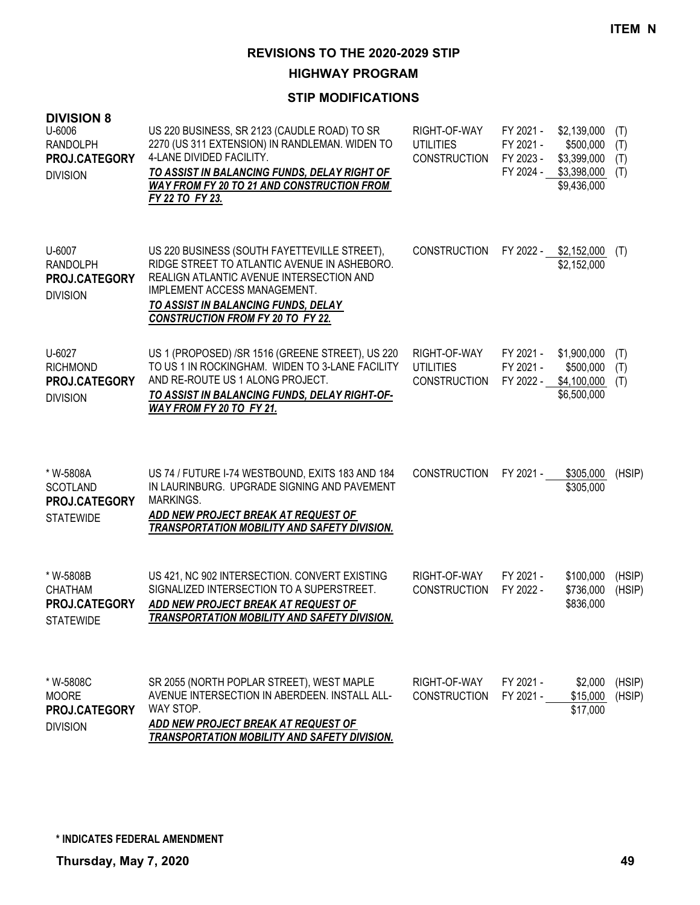ITEM N

# REVISIONS TO THE 2020-2029 STIP

## HIGHWAY PROGRAM

### STIP MODIFICATIONS

**DIVISION 8**

| Project | Description | Phase | FY | Amount | Fund |
|---|---|---|---|---|---|
| U-6006<br>RANDOLPH<br>**PROJ.CATEGORY**<br>DIVISION | US 220 BUSINESS, SR 2123 (CAUDLE ROAD) TO SR 2270 (US 311 EXTENSION) IN RANDLEMAN. WIDEN TO 4-LANE DIVIDED FACILITY.<br>***TO ASSIST IN BALANCING FUNDS, DELAY RIGHT OF WAY FROM FY 20 TO 21 AND CONSTRUCTION FROM FY 22 TO FY 23.*** | RIGHT-OF-WAY<br>UTILITIES<br>CONSTRUCTION<br><br> | FY 2021 -<br>FY 2021 -<br>FY 2023 -<br>FY 2024 -<br> | $2,139,000<br>$500,000<br>$3,399,000<br>$3,398,000<br>$9,436,000 | (T)<br>(T)<br>(T)<br>(T)<br> |
| U-6007<br>RANDOLPH<br>**PROJ.CATEGORY**<br>DIVISION | US 220 BUSINESS (SOUTH FAYETTEVILLE STREET), RIDGE STREET TO ATLANTIC AVENUE IN ASHEBORO. REALIGN ATLANTIC AVENUE INTERSECTION AND IMPLEMENT ACCESS MANAGEMENT.<br>***TO ASSIST IN BALANCING FUNDS, DELAY CONSTRUCTION FROM FY 20 TO FY 22.*** | CONSTRUCTION | FY 2022 - | $2,152,000<br>$2,152,000 | (T) |
| U-6027<br>RICHMOND<br>**PROJ.CATEGORY**<br>DIVISION | US 1 (PROPOSED) /SR 1516 (GREENE STREET), US 220 TO US 1 IN ROCKINGHAM. WIDEN TO 3-LANE FACILITY AND RE-ROUTE US 1 ALONG PROJECT.<br>***TO ASSIST IN BALANCING FUNDS, DELAY RIGHT-OF-WAY FROM FY 20 TO FY 21.*** | RIGHT-OF-WAY<br>UTILITIES<br>CONSTRUCTION<br> | FY 2021 -<br>FY 2021 -<br>FY 2022 -<br> | $1,900,000<br>$500,000<br>$4,100,000<br>$6,500,000 | (T)<br>(T)<br>(T)<br> |
| * W-5808A<br>SCOTLAND<br>**PROJ.CATEGORY**<br>STATEWIDE | US 74 / FUTURE I-74 WESTBOUND, EXITS 183 AND 184 IN LAURINBURG. UPGRADE SIGNING AND PAVEMENT MARKINGS.<br>***ADD NEW PROJECT BREAK AT REQUEST OF TRANSPORTATION MOBILITY AND SAFETY DIVISION.*** | CONSTRUCTION | FY 2021 - | $305,000<br>$305,000 | (HSIP) |
| * W-5808B<br>CHATHAM<br>**PROJ.CATEGORY**<br>STATEWIDE | US 421, NC 902 INTERSECTION. CONVERT EXISTING SIGNALIZED INTERSECTION TO A SUPERSTREET.<br>***ADD NEW PROJECT BREAK AT REQUEST OF TRANSPORTATION MOBILITY AND SAFETY DIVISION.*** | RIGHT-OF-WAY<br>CONSTRUCTION<br> | FY 2021 -<br>FY 2022 -<br> | $100,000<br>$736,000<br>$836,000 | (HSIP)<br>(HSIP)<br> |
| * W-5808C<br>MOORE<br>**PROJ.CATEGORY**<br>DIVISION | SR 2055 (NORTH POPLAR STREET), WEST MAPLE AVENUE INTERSECTION IN ABERDEEN. INSTALL ALL-WAY STOP.<br>***ADD NEW PROJECT BREAK AT REQUEST OF TRANSPORTATION MOBILITY AND SAFETY DIVISION.*** | RIGHT-OF-WAY<br>CONSTRUCTION<br> | FY 2021 -<br>FY 2021 -<br> | $2,000<br>$15,000<br>$17,000 | (HSIP)<br>(HSIP)<br> |

**\* INDICATES FEDERAL AMENDMENT**

**Thursday, May 7, 2020**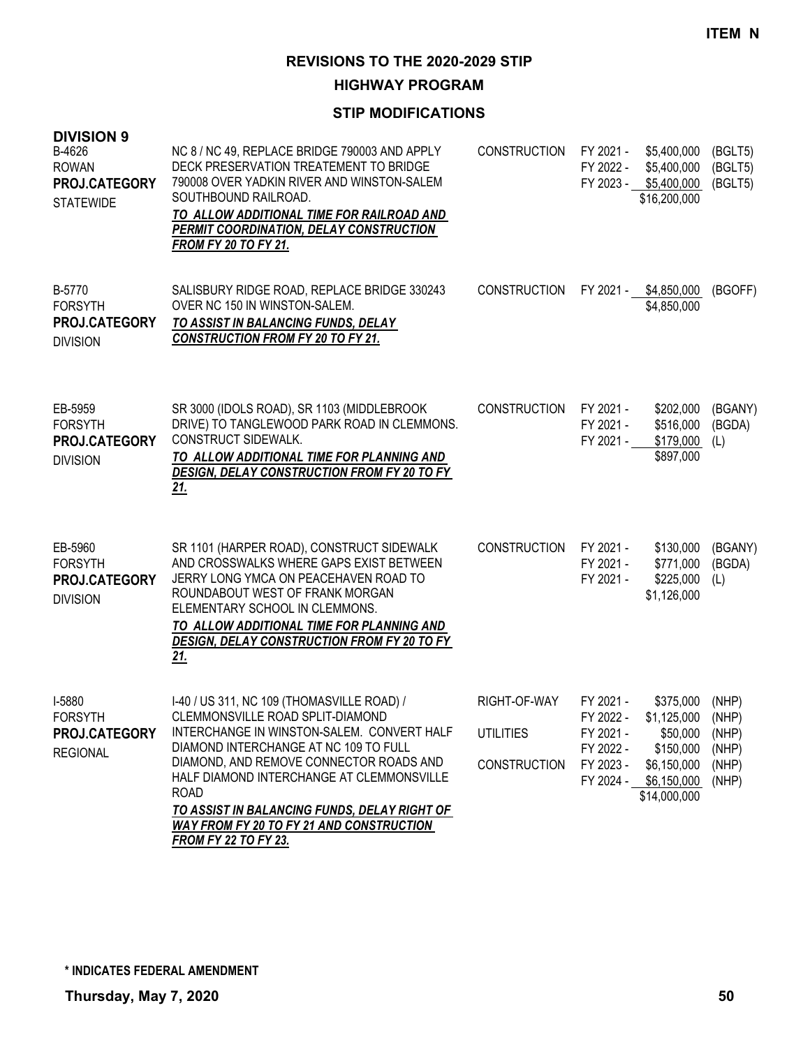**ITEM N**

# REVISIONS TO THE 2020-2029 STIP

## HIGHWAY PROGRAM

### STIP MODIFICATIONS

**DIVISION 9**

| Project | Description | Work Type | FY | Amount | Fund |
|---|---|---|---|---|---|
| B-4626<br>ROWAN<br>**PROJ.CATEGORY**<br>STATEWIDE | NC 8 / NC 49, REPLACE BRIDGE 790003 AND APPLY DECK PRESERVATION TREATEMENT TO BRIDGE 790008 OVER YADKIN RIVER AND WINSTON-SALEM SOUTHBOUND RAILROAD.<br>***TO ALLOW ADDITIONAL TIME FOR RAILROAD AND PERMIT COORDINATION, DELAY CONSTRUCTION FROM FY 20 TO FY 21.*** | CONSTRUCTION | FY 2021 -<br>FY 2022 -<br>FY 2023 - | \$5,400,000<br>\$5,400,000<br>\$5,400,000<br>\$16,200,000 | (BGLT5)<br>(BGLT5)<br>(BGLT5) |
| B-5770<br>FORSYTH<br>**PROJ.CATEGORY**<br>DIVISION | SALISBURY RIDGE ROAD, REPLACE BRIDGE 330243 OVER NC 150 IN WINSTON-SALEM.<br>***TO ASSIST IN BALANCING FUNDS, DELAY CONSTRUCTION FROM FY 20 TO FY 21.*** | CONSTRUCTION | FY 2021 - | \$4,850,000<br>\$4,850,000 | (BGOFF) |
| EB-5959<br>FORSYTH<br>**PROJ.CATEGORY**<br>DIVISION | SR 3000 (IDOLS ROAD), SR 1103 (MIDDLEBROOK DRIVE) TO TANGLEWOOD PARK ROAD IN CLEMMONS. CONSTRUCT SIDEWALK.<br>***TO ALLOW ADDITIONAL TIME FOR PLANNING AND DESIGN, DELAY CONSTRUCTION FROM FY 20 TO FY 21.*** | CONSTRUCTION | FY 2021 -<br>FY 2021 -<br>FY 2021 - | \$202,000<br>\$516,000<br>\$179,000<br>\$897,000 | (BGANY)<br>(BGDA)<br>(L) |
| EB-5960<br>FORSYTH<br>**PROJ.CATEGORY**<br>DIVISION | SR 1101 (HARPER ROAD), CONSTRUCT SIDEWALK AND CROSSWALKS WHERE GAPS EXIST BETWEEN JERRY LONG YMCA ON PEACEHAVEN ROAD TO ROUNDABOUT WEST OF FRANK MORGAN ELEMENTARY SCHOOL IN CLEMMONS.<br>***TO ALLOW ADDITIONAL TIME FOR PLANNING AND DESIGN, DELAY CONSTRUCTION FROM FY 20 TO FY 21.*** | CONSTRUCTION | FY 2021 -<br>FY 2021 -<br>FY 2021 - | \$130,000<br>\$771,000<br>\$225,000<br>\$1,126,000 | (BGANY)<br>(BGDA)<br>(L) |
| I-5880<br>FORSYTH<br>**PROJ.CATEGORY**<br>REGIONAL | I-40 / US 311, NC 109 (THOMASVILLE ROAD) / CLEMMONSVILLE ROAD SPLIT-DIAMOND INTERCHANGE IN WINSTON-SALEM. CONVERT HALF DIAMOND INTERCHANGE AT NC 109 TO FULL DIAMOND, AND REMOVE CONNECTOR ROADS AND HALF DIAMOND INTERCHANGE AT CLEMMONSVILLE ROAD<br>***TO ASSIST IN BALANCING FUNDS, DELAY RIGHT OF WAY FROM FY 20 TO FY 21 AND CONSTRUCTION FROM FY 22 TO FY 23.*** | RIGHT-OF-WAY<br><br>UTILITIES<br><br>CONSTRUCTION | FY 2021 -<br>FY 2022 -<br>FY 2021 -<br>FY 2022 -<br>FY 2023 -<br>FY 2024 - | \$375,000<br>\$1,125,000<br>\$50,000<br>\$150,000<br>\$6,150,000<br>\$6,150,000<br>\$14,000,000 | (NHP)<br>(NHP)<br>(NHP)<br>(NHP)<br>(NHP)<br>(NHP) |

**\* INDICATES FEDERAL AMENDMENT**

**Thursday, May 7, 2020**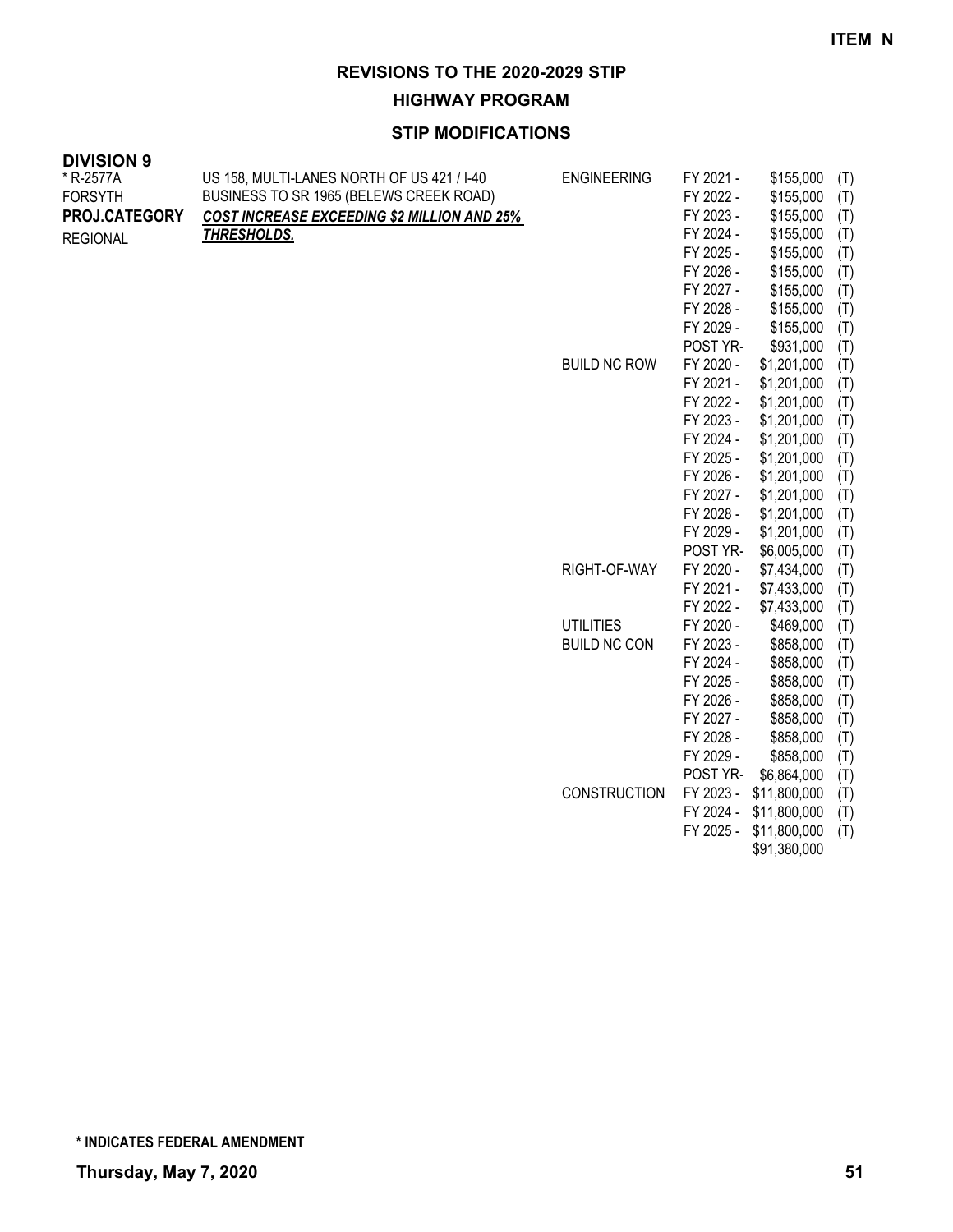ITEM N

# REVISIONS TO THE 2020-2029 STIP

## HIGHWAY PROGRAM

### STIP MODIFICATIONS

**DIVISION 9**

| Project | Description | Work Type | Fiscal Year | Amount | Source |
|---|---|---|---|---|---|
| * R-2577A | US 158, MULTI-LANES NORTH OF US 421 / I-40 | ENGINEERING | FY 2021 - | $155,000 | (T) |
| FORSYTH | BUSINESS TO SR 1965 (BELEWS CREEK ROAD) | | FY 2022 - | $155,000 | (T) |
| **PROJ.CATEGORY** | ***COST INCREASE EXCEEDING $2 MILLION AND 25% THRESHOLDS.*** | | FY 2023 - | $155,000 | (T) |
| REGIONAL | | | FY 2024 - | $155,000 | (T) |
| | | | FY 2025 - | $155,000 | (T) |
| | | | FY 2026 - | $155,000 | (T) |
| | | | FY 2027 - | $155,000 | (T) |
| | | | FY 2028 - | $155,000 | (T) |
| | | | FY 2029 - | $155,000 | (T) |
| | | | POST YR- | $931,000 | (T) |
| | | BUILD NC ROW | FY 2020 - | $1,201,000 | (T) |
| | | | FY 2021 - | $1,201,000 | (T) |
| | | | FY 2022 - | $1,201,000 | (T) |
| | | | FY 2023 - | $1,201,000 | (T) |
| | | | FY 2024 - | $1,201,000 | (T) |
| | | | FY 2025 - | $1,201,000 | (T) |
| | | | FY 2026 - | $1,201,000 | (T) |
| | | | FY 2027 - | $1,201,000 | (T) |
| | | | FY 2028 - | $1,201,000 | (T) |
| | | | FY 2029 - | $1,201,000 | (T) |
| | | | POST YR- | $6,005,000 | (T) |
| | | RIGHT-OF-WAY | FY 2020 - | $7,434,000 | (T) |
| | | | FY 2021 - | $7,433,000 | (T) |
| | | | FY 2022 - | $7,433,000 | (T) |
| | | UTILITIES | FY 2020 - | $469,000 | (T) |
| | | BUILD NC CON | FY 2023 - | $858,000 | (T) |
| | | | FY 2024 - | $858,000 | (T) |
| | | | FY 2025 - | $858,000 | (T) |
| | | | FY 2026 - | $858,000 | (T) |
| | | | FY 2027 - | $858,000 | (T) |
| | | | FY 2028 - | $858,000 | (T) |
| | | | FY 2029 - | $858,000 | (T) |
| | | | POST YR- | $6,864,000 | (T) |
| | | CONSTRUCTION | FY 2023 - | $11,800,000 | (T) |
| | | | FY 2024 - | $11,800,000 | (T) |
| | | | FY 2025 - | $11,800,000 | (T) |
| | | | | $91,380,000 | |

**\* INDICATES FEDERAL AMENDMENT**

**Thursday, May 7, 2020**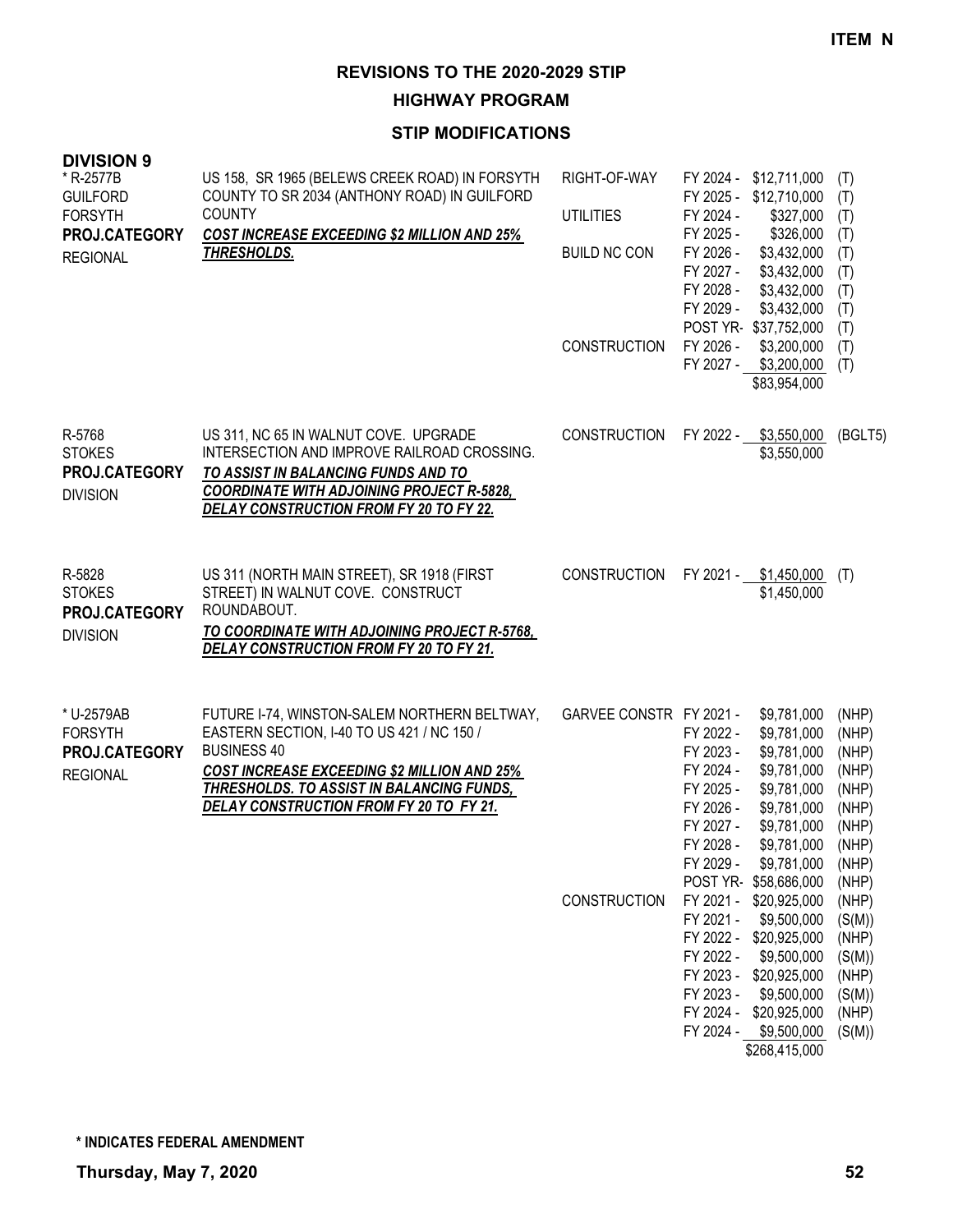**ITEM N**

# REVISIONS TO THE 2020-2029 STIP

## HIGHWAY PROGRAM

### STIP MODIFICATIONS

**DIVISION 9**

| Project | Description | Phase | Year | Amount | Fund |
|---|---|---|---|---|---|
| * R-2577B<br>GUILFORD<br>FORSYTH<br>**PROJ.CATEGORY**<br>REGIONAL | US 158, SR 1965 (BELEWS CREEK ROAD) IN FORSYTH COUNTY TO SR 2034 (ANTHONY ROAD) IN GUILFORD COUNTY<br>***COST INCREASE EXCEEDING $2 MILLION AND 25% THRESHOLDS.*** | RIGHT-OF-WAY | FY 2024 - | $12,711,000 | (T) |
| | | | FY 2025 - | $12,710,000 | (T) |
| | | UTILITIES | FY 2024 - | $327,000 | (T) |
| | | | FY 2025 - | $326,000 | (T) |
| | | BUILD NC CON | FY 2026 - | $3,432,000 | (T) |
| | | | FY 2027 - | $3,432,000 | (T) |
| | | | FY 2028 - | $3,432,000 | (T) |
| | | | FY 2029 - | $3,432,000 | (T) |
| | | | POST YR- | $37,752,000 | (T) |
| | | CONSTRUCTION | FY 2026 - | $3,200,000 | (T) |
| | | | FY 2027 - | $3,200,000 | (T) |
| | | | | $83,954,000 | |
| R-5768<br>STOKES<br>**PROJ.CATEGORY**<br>DIVISION | US 311, NC 65 IN WALNUT COVE. UPGRADE INTERSECTION AND IMPROVE RAILROAD CROSSING.<br>***TO ASSIST IN BALANCING FUNDS AND TO COORDINATE WITH ADJOINING PROJECT R-5828, DELAY CONSTRUCTION FROM FY 20 TO FY 22.*** | CONSTRUCTION | FY 2022 - | $3,550,000 | (BGLT5) |
| | | | | $3,550,000 | |
| R-5828<br>STOKES<br>**PROJ.CATEGORY**<br>DIVISION | US 311 (NORTH MAIN STREET), SR 1918 (FIRST STREET) IN WALNUT COVE. CONSTRUCT ROUNDABOUT.<br>***TO COORDINATE WITH ADJOINING PROJECT R-5768, DELAY CONSTRUCTION FROM FY 20 TO FY 21.*** | CONSTRUCTION | FY 2021 - | $1,450,000 | (T) |
| | | | | $1,450,000 | |
| * U-2579AB<br>FORSYTH<br>**PROJ.CATEGORY**<br>REGIONAL | FUTURE I-74, WINSTON-SALEM NORTHERN BELTWAY, EASTERN SECTION, I-40 TO US 421 / NC 150 / BUSINESS 40<br>***COST INCREASE EXCEEDING $2 MILLION AND 25% THRESHOLDS. TO ASSIST IN BALANCING FUNDS, DELAY CONSTRUCTION FROM FY 20 TO FY 21.*** | GARVEE CONSTR | FY 2021 - | $9,781,000 | (NHP) |
| | | | FY 2022 - | $9,781,000 | (NHP) |
| | | | FY 2023 - | $9,781,000 | (NHP) |
| | | | FY 2024 - | $9,781,000 | (NHP) |
| | | | FY 2025 - | $9,781,000 | (NHP) |
| | | | FY 2026 - | $9,781,000 | (NHP) |
| | | | FY 2027 - | $9,781,000 | (NHP) |
| | | | FY 2028 - | $9,781,000 | (NHP) |
| | | | FY 2029 - | $9,781,000 | (NHP) |
| | | | POST YR- | $58,686,000 | (NHP) |
| | | CONSTRUCTION | FY 2021 - | $20,925,000 | (NHP) |
| | | | FY 2021 - | $9,500,000 | (S(M)) |
| | | | FY 2022 - | $20,925,000 | (NHP) |
| | | | FY 2022 - | $9,500,000 | (S(M)) |
| | | | FY 2023 - | $20,925,000 | (NHP) |
| | | | FY 2023 - | $9,500,000 | (S(M)) |
| | | | FY 2024 - | $20,925,000 | (NHP) |
| | | | FY 2024 - | $9,500,000 | (S(M)) |
| | | | | $268,415,000 | |

**\* INDICATES FEDERAL AMENDMENT**

**Thursday, May 7, 2020**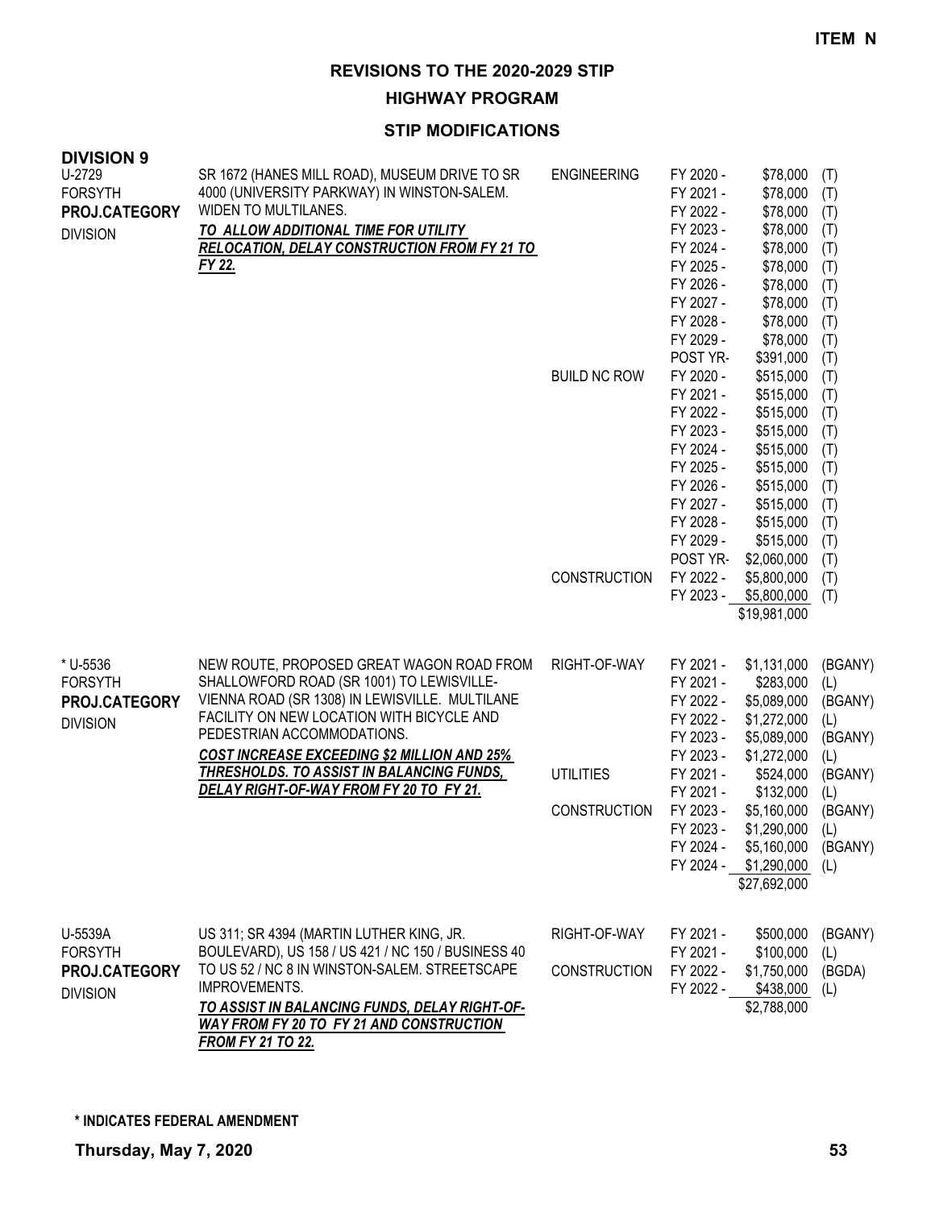**ITEM N**

# REVISIONS TO THE 2020-2029 STIP

## HIGHWAY PROGRAM

### STIP MODIFICATIONS

**DIVISION 9**

| Project | Description | Work Type | Year | Amount | Fund |
|---|---|---|---|---|---|
| U-2729<br>FORSYTH<br>**PROJ.CATEGORY**<br>DIVISION | SR 1672 (HANES MILL ROAD), MUSEUM DRIVE TO SR 4000 (UNIVERSITY PARKWAY) IN WINSTON-SALEM. WIDEN TO MULTILANES.<br>***TO ALLOW ADDITIONAL TIME FOR UTILITY RELOCATION, DELAY CONSTRUCTION FROM FY 21 TO FY 22.*** | ENGINEERING | FY 2020 - | $78,000 | (T) |
| | | | FY 2021 - | $78,000 | (T) |
| | | | FY 2022 - | $78,000 | (T) |
| | | | FY 2023 - | $78,000 | (T) |
| | | | FY 2024 - | $78,000 | (T) |
| | | | FY 2025 - | $78,000 | (T) |
| | | | FY 2026 - | $78,000 | (T) |
| | | | FY 2027 - | $78,000 | (T) |
| | | | FY 2028 - | $78,000 | (T) |
| | | | FY 2029 - | $78,000 | (T) |
| | | | POST YR- | $391,000 | (T) |
| | | BUILD NC ROW | FY 2020 - | $515,000 | (T) |
| | | | FY 2021 - | $515,000 | (T) |
| | | | FY 2022 - | $515,000 | (T) |
| | | | FY 2023 - | $515,000 | (T) |
| | | | FY 2024 - | $515,000 | (T) |
| | | | FY 2025 - | $515,000 | (T) |
| | | | FY 2026 - | $515,000 | (T) |
| | | | FY 2027 - | $515,000 | (T) |
| | | | FY 2028 - | $515,000 | (T) |
| | | | FY 2029 - | $515,000 | (T) |
| | | | POST YR- | $2,060,000 | (T) |
| | | CONSTRUCTION | FY 2022 - | $5,800,000 | (T) |
| | | | FY 2023 - | $5,800,000 | (T) |
| | | | | $19,981,000 | |
| * U-5536<br>FORSYTH<br>**PROJ.CATEGORY**<br>DIVISION | NEW ROUTE, PROPOSED GREAT WAGON ROAD FROM SHALLOWFORD ROAD (SR 1001) TO LEWISVILLE-VIENNA ROAD (SR 1308) IN LEWISVILLE. MULTILANE FACILITY ON NEW LOCATION WITH BICYCLE AND PEDESTRIAN ACCOMMODATIONS.<br>***COST INCREASE EXCEEDING $2 MILLION AND 25% THRESHOLDS. TO ASSIST IN BALANCING FUNDS, DELAY RIGHT-OF-WAY FROM FY 20 TO FY 21.*** | RIGHT-OF-WAY | FY 2021 - | $1,131,000 | (BGANY) |
| | | | FY 2021 - | $283,000 | (L) |
| | | | FY 2022 - | $5,089,000 | (BGANY) |
| | | | FY 2022 - | $1,272,000 | (L) |
| | | | FY 2023 - | $5,089,000 | (BGANY) |
| | | | FY 2023 - | $1,272,000 | (L) |
| | | UTILITIES | FY 2021 - | $524,000 | (BGANY) |
| | | | FY 2021 - | $132,000 | (L) |
| | | CONSTRUCTION | FY 2023 - | $5,160,000 | (BGANY) |
| | | | FY 2023 - | $1,290,000 | (L) |
| | | | FY 2024 - | $5,160,000 | (BGANY) |
| | | | FY 2024 - | $1,290,000 | (L) |
| | | | | $27,692,000 | |
| U-5539A<br>FORSYTH<br>**PROJ.CATEGORY**<br>DIVISION | US 311; SR 4394 (MARTIN LUTHER KING, JR. BOULEVARD), US 158 / US 421 / NC 150 / BUSINESS 40 TO US 52 / NC 8 IN WINSTON-SALEM. STREETSCAPE IMPROVEMENTS.<br>***TO ASSIST IN BALANCING FUNDS, DELAY RIGHT-OF-WAY FROM FY 20 TO FY 21 AND CONSTRUCTION FROM FY 21 TO 22.*** | RIGHT-OF-WAY | FY 2021 - | $500,000 | (BGANY) |
| | | | FY 2021 - | $100,000 | (L) |
| | | CONSTRUCTION | FY 2022 - | $1,750,000 | (BGDA) |
| | | | FY 2022 - | $438,000 | (L) |
| | | | | $2,788,000 | |

**\* INDICATES FEDERAL AMENDMENT**

**Thursday, May 7, 2020**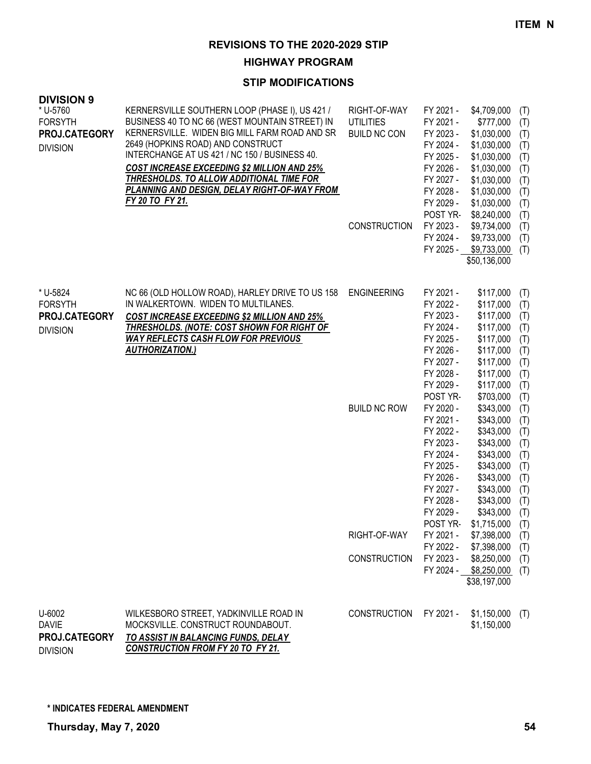**ITEM N**

# REVISIONS TO THE 2020-2029 STIP

## HIGHWAY PROGRAM

### STIP MODIFICATIONS

**DIVISION 9**

| Project | Description | Phase | Year | Amount | |
|---|---|---|---|---|---|
| * U-5760<br>FORSYTH<br>**PROJ.CATEGORY**<br>DIVISION | KERNERSVILLE SOUTHERN LOOP (PHASE I), US 421 / BUSINESS 40 TO NC 66 (WEST MOUNTAIN STREET) IN KERNERSVILLE. WIDEN BIG MILL FARM ROAD AND SR 2649 (HOPKINS ROAD) AND CONSTRUCT INTERCHANGE AT US 421 / NC 150 / BUSINESS 40.<br>***COST INCREASE EXCEEDING $2 MILLION AND 25% THRESHOLDS. TO ALLOW ADDITIONAL TIME FOR PLANNING AND DESIGN, DELAY RIGHT-OF-WAY FROM FY 20 TO FY 21.*** | RIGHT-OF-WAY | FY 2021 - | $4,709,000 | (T) |
| | | UTILITIES | FY 2021 - | $777,000 | (T) |
| | | BUILD NC CON | FY 2023 - | $1,030,000 | (T) |
| | | | FY 2024 - | $1,030,000 | (T) |
| | | | FY 2025 - | $1,030,000 | (T) |
| | | | FY 2026 - | $1,030,000 | (T) |
| | | | FY 2027 - | $1,030,000 | (T) |
| | | | FY 2028 - | $1,030,000 | (T) |
| | | | FY 2029 - | $1,030,000 | (T) |
| | | | POST YR- | $8,240,000 | (T) |
| | | CONSTRUCTION | FY 2023 - | $9,734,000 | (T) |
| | | | FY 2024 - | $9,733,000 | (T) |
| | | | FY 2025 - | $9,733,000 | (T) |
| | | | | $50,136,000 | |
| * U-5824<br>FORSYTH<br>**PROJ.CATEGORY**<br>DIVISION | NC 66 (OLD HOLLOW ROAD), HARLEY DRIVE TO US 158 IN WALKERTOWN. WIDEN TO MULTILANES.<br>***COST INCREASE EXCEEDING $2 MILLION AND 25% THRESHOLDS. (NOTE: COST SHOWN FOR RIGHT OF WAY REFLECTS CASH FLOW FOR PREVIOUS AUTHORIZATION.)*** | ENGINEERING | FY 2021 - | $117,000 | (T) |
| | | | FY 2022 - | $117,000 | (T) |
| | | | FY 2023 - | $117,000 | (T) |
| | | | FY 2024 - | $117,000 | (T) |
| | | | FY 2025 - | $117,000 | (T) |
| | | | FY 2026 - | $117,000 | (T) |
| | | | FY 2027 - | $117,000 | (T) |
| | | | FY 2028 - | $117,000 | (T) |
| | | | FY 2029 - | $117,000 | (T) |
| | | | POST YR- | $703,000 | (T) |
| | | BUILD NC ROW | FY 2020 - | $343,000 | (T) |
| | | | FY 2021 - | $343,000 | (T) |
| | | | FY 2022 - | $343,000 | (T) |
| | | | FY 2023 - | $343,000 | (T) |
| | | | FY 2024 - | $343,000 | (T) |
| | | | FY 2025 - | $343,000 | (T) |
| | | | FY 2026 - | $343,000 | (T) |
| | | | FY 2027 - | $343,000 | (T) |
| | | | FY 2028 - | $343,000 | (T) |
| | | | FY 2029 - | $343,000 | (T) |
| | | | POST YR- | $1,715,000 | (T) |
| | | RIGHT-OF-WAY | FY 2021 - | $7,398,000 | (T) |
| | | | FY 2022 - | $7,398,000 | (T) |
| | | CONSTRUCTION | FY 2023 - | $8,250,000 | (T) |
| | | | FY 2024 - | $8,250,000 | (T) |
| | | | | $38,197,000 | |
| U-6002<br>DAVIE<br>**PROJ.CATEGORY**<br>DIVISION | WILKESBORO STREET, YADKINVILLE ROAD IN MOCKSVILLE. CONSTRUCT ROUNDABOUT.<br>***TO ASSIST IN BALANCING FUNDS, DELAY CONSTRUCTION FROM FY 20 TO FY 21.*** | CONSTRUCTION | FY 2021 - | $1,150,000 | (T) |
| | | | | $1,150,000 | |

**\* INDICATES FEDERAL AMENDMENT**

**Thursday, May 7, 2020**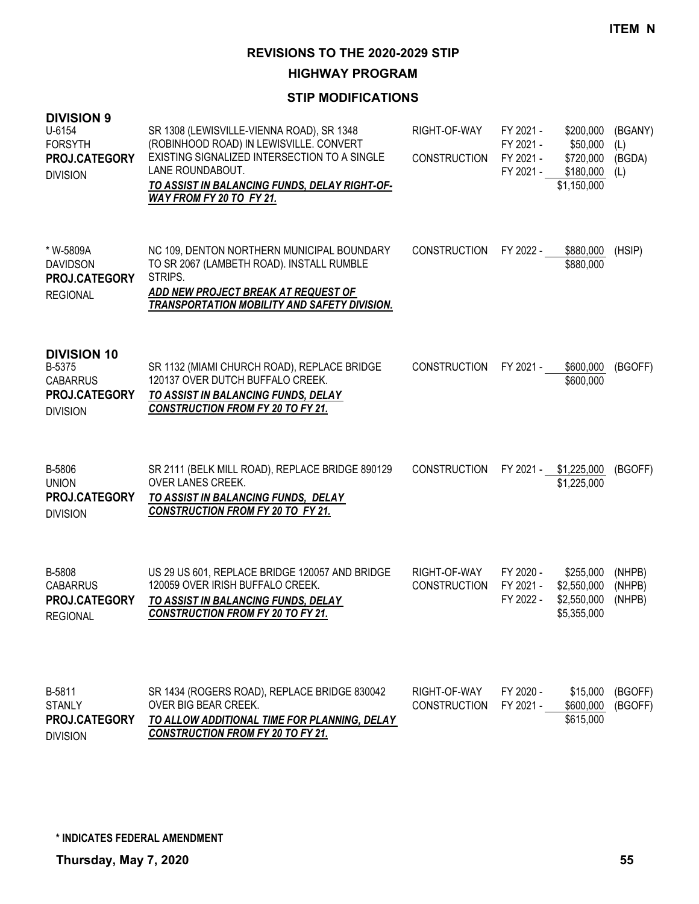**ITEM N**

# REVISIONS TO THE 2020-2029 STIP

## HIGHWAY PROGRAM

### STIP MODIFICATIONS

**DIVISION 9**

| Project | Description | Work Type | Fiscal Year | Amount | Funding |
|---|---|---|---|---|---|
| U-6154<br>FORSYTH<br>**PROJ.CATEGORY**<br>DIVISION | SR 1308 (LEWISVILLE-VIENNA ROAD), SR 1348 (ROBINHOOD ROAD) IN LEWISVILLE. CONVERT EXISTING SIGNALIZED INTERSECTION TO A SINGLE LANE ROUNDABOUT.<br>***TO ASSIST IN BALANCING FUNDS, DELAY RIGHT-OF-WAY FROM FY 20 TO FY 21.*** | RIGHT-OF-WAY | FY 2021 - | $200,000 | (BGANY) |
| | | | FY 2021 - | $50,000 | (L) |
| | | CONSTRUCTION | FY 2021 - | $720,000 | (BGDA) |
| | | | FY 2021 - | $180,000 | (L) |
| | | | | $1,150,000 | |
| * W-5809A<br>DAVIDSON<br>**PROJ.CATEGORY**<br>REGIONAL | NC 109, DENTON NORTHERN MUNICIPAL BOUNDARY TO SR 2067 (LAMBETH ROAD). INSTALL RUMBLE STRIPS.<br>***ADD NEW PROJECT BREAK AT REQUEST OF TRANSPORTATION MOBILITY AND SAFETY DIVISION.*** | CONSTRUCTION | FY 2022 - | $880,000 | (HSIP) |
| | | | | $880,000 | |

**DIVISION 10**

| Project | Description | Work Type | Fiscal Year | Amount | Funding |
|---|---|---|---|---|---|
| B-5375<br>CABARRUS<br>**PROJ.CATEGORY**<br>DIVISION | SR 1132 (MIAMI CHURCH ROAD), REPLACE BRIDGE 120137 OVER DUTCH BUFFALO CREEK.<br>***TO ASSIST IN BALANCING FUNDS, DELAY CONSTRUCTION FROM FY 20 TO FY 21.*** | CONSTRUCTION | FY 2021 - | $600,000 | (BGOFF) |
| | | | | $600,000 | |
| B-5806<br>UNION<br>**PROJ.CATEGORY**<br>DIVISION | SR 2111 (BELK MILL ROAD), REPLACE BRIDGE 890129 OVER LANES CREEK.<br>***TO ASSIST IN BALANCING FUNDS, DELAY CONSTRUCTION FROM FY 20 TO FY 21.*** | CONSTRUCTION | FY 2021 - | $1,225,000 | (BGOFF) |
| | | | | $1,225,000 | |
| B-5808<br>CABARRUS<br>**PROJ.CATEGORY**<br>REGIONAL | US 29 US 601, REPLACE BRIDGE 120057 AND BRIDGE 120059 OVER IRISH BUFFALO CREEK.<br>***TO ASSIST IN BALANCING FUNDS, DELAY CONSTRUCTION FROM FY 20 TO FY 21.*** | RIGHT-OF-WAY | FY 2020 - | $255,000 | (NHPB) |
| | | CONSTRUCTION | FY 2021 - | $2,550,000 | (NHPB) |
| | | | FY 2022 - | $2,550,000 | (NHPB) |
| | | | | $5,355,000 | |
| B-5811<br>STANLY<br>**PROJ.CATEGORY**<br>DIVISION | SR 1434 (ROGERS ROAD), REPLACE BRIDGE 830042 OVER BIG BEAR CREEK.<br>***TO ALLOW ADDITIONAL TIME FOR PLANNING, DELAY CONSTRUCTION FROM FY 20 TO FY 21.*** | RIGHT-OF-WAY | FY 2020 - | $15,000 | (BGOFF) |
| | | CONSTRUCTION | FY 2021 - | $600,000 | (BGOFF) |
| | | | | $615,000 | |

**\* INDICATES FEDERAL AMENDMENT**

**Thursday, May 7, 2020**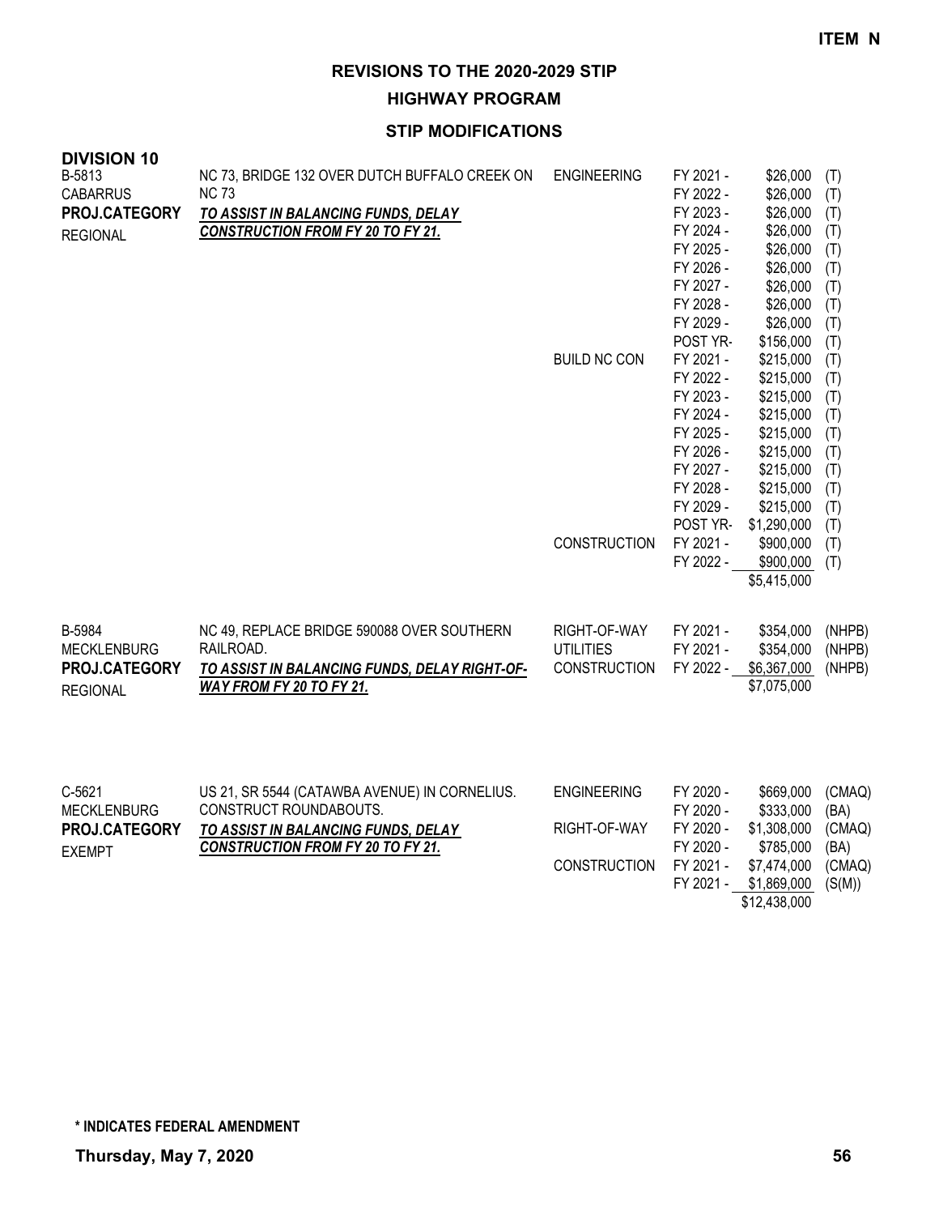**ITEM N**

# REVISIONS TO THE 2020-2029 STIP

## HIGHWAY PROGRAM

### STIP MODIFICATIONS

**DIVISION 10**

| Project | Description | Phase | Year | Amount | Fund |
|---|---|---|---|---|---|
| B-5813 | NC 73, BRIDGE 132 OVER DUTCH BUFFALO CREEK ON NC 73 | ENGINEERING | FY 2021 - | $26,000 | (T) |
| CABARRUS | ***TO ASSIST IN BALANCING FUNDS, DELAY CONSTRUCTION FROM FY 20 TO FY 21.*** | | FY 2022 - | $26,000 | (T) |
| **PROJ.CATEGORY** | | | FY 2023 - | $26,000 | (T) |
| REGIONAL | | | FY 2024 - | $26,000 | (T) |
| | | | FY 2025 - | $26,000 | (T) |
| | | | FY 2026 - | $26,000 | (T) |
| | | | FY 2027 - | $26,000 | (T) |
| | | | FY 2028 - | $26,000 | (T) |
| | | | FY 2029 - | $26,000 | (T) |
| | | | POST YR- | $156,000 | (T) |
| | | BUILD NC CON | FY 2021 - | $215,000 | (T) |
| | | | FY 2022 - | $215,000 | (T) |
| | | | FY 2023 - | $215,000 | (T) |
| | | | FY 2024 - | $215,000 | (T) |
| | | | FY 2025 - | $215,000 | (T) |
| | | | FY 2026 - | $215,000 | (T) |
| | | | FY 2027 - | $215,000 | (T) |
| | | | FY 2028 - | $215,000 | (T) |
| | | | FY 2029 - | $215,000 | (T) |
| | | | POST YR- | $1,290,000 | (T) |
| | | CONSTRUCTION | FY 2021 - | $900,000 | (T) |
| | | | FY 2022 - | $900,000 | (T) |
| | | | | $5,415,000 | |

| Project | Description | Phase | Year | Amount | Fund |
|---|---|---|---|---|---|
| B-5984 | NC 49, REPLACE BRIDGE 590088 OVER SOUTHERN RAILROAD. | RIGHT-OF-WAY | FY 2021 - | $354,000 | (NHPB) |
| MECKLENBURG | ***TO ASSIST IN BALANCING FUNDS, DELAY RIGHT-OF-WAY FROM FY 20 TO FY 21.*** | UTILITIES | FY 2021 - | $354,000 | (NHPB) |
| **PROJ.CATEGORY** | | CONSTRUCTION | FY 2022 - | $6,367,000 | (NHPB) |
| REGIONAL | | | | $7,075,000 | |

| Project | Description | Phase | Year | Amount | Fund |
|---|---|---|---|---|---|
| C-5621 | US 21, SR 5544 (CATAWBA AVENUE) IN CORNELIUS. CONSTRUCT ROUNDABOUTS. | ENGINEERING | FY 2020 - | $669,000 | (CMAQ) |
| MECKLENBURG | ***TO ASSIST IN BALANCING FUNDS, DELAY CONSTRUCTION FROM FY 20 TO FY 21.*** | | FY 2020 - | $333,000 | (BA) |
| **PROJ.CATEGORY** | | RIGHT-OF-WAY | FY 2020 - | $1,308,000 | (CMAQ) |
| EXEMPT | | | FY 2020 - | $785,000 | (BA) |
| | | CONSTRUCTION | FY 2021 - | $7,474,000 | (CMAQ) |
| | | | FY 2021 - | $1,869,000 | (S(M)) |
| | | | | $12,438,000 | |

**\* INDICATES FEDERAL AMENDMENT**

**Thursday, May 7, 2020**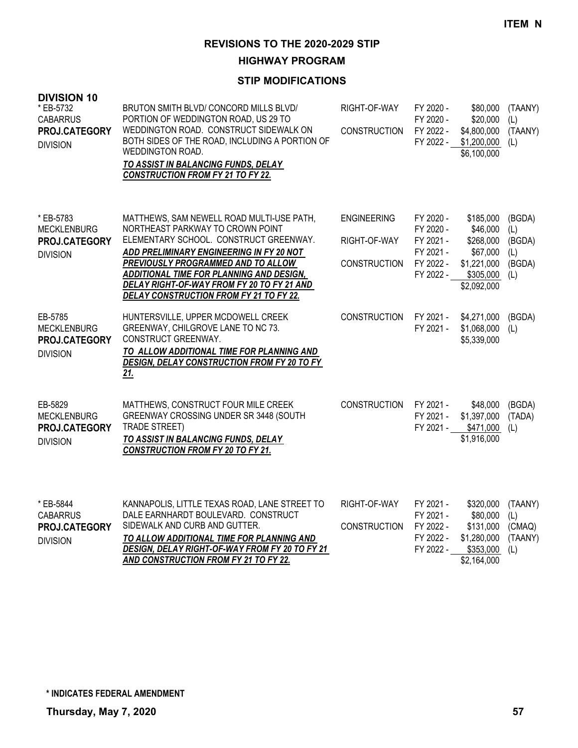**ITEM N**

# REVISIONS TO THE 2020-2029 STIP

## HIGHWAY PROGRAM

### STIP MODIFICATIONS

**DIVISION 10**

| Project | Description | Work Type | Fiscal Year | Amount | Fund |
|---|---|---|---|---|---|
| * EB-5732<br>CABARRUS<br>**PROJ.CATEGORY**<br>DIVISION | BRUTON SMITH BLVD/ CONCORD MILLS BLVD/ PORTION OF WEDDINGTON ROAD, US 29 TO WEDDINGTON ROAD. CONSTRUCT SIDEWALK ON BOTH SIDES OF THE ROAD, INCLUDING A PORTION OF WEDDINGTON ROAD.<br>***TO ASSIST IN BALANCING FUNDS, DELAY CONSTRUCTION FROM FY 21 TO FY 22.*** | RIGHT-OF-WAY | FY 2020 - | $80,000 | (TAANY) |
| | | | FY 2020 - | $20,000 | (L) |
| | | CONSTRUCTION | FY 2022 - | $4,800,000 | (TAANY) |
| | | | FY 2022 - | $1,200,000 | (L) |
| | | | | $6,100,000 | |
| * EB-5783<br>MECKLENBURG<br>**PROJ.CATEGORY**<br>DIVISION | MATTHEWS, SAM NEWELL ROAD MULTI-USE PATH, NORTHEAST PARKWAY TO CROWN POINT ELEMENTARY SCHOOL. CONSTRUCT GREENWAY.<br>***ADD PRELIMINARY ENGINEERING IN FY 20 NOT PREVIOUSLY PROGRAMMED AND TO ALLOW ADDITIONAL TIME FOR PLANNING AND DESIGN, DELAY RIGHT-OF-WAY FROM FY 20 TO FY 21 AND DELAY CONSTRUCTION FROM FY 21 TO FY 22.*** | ENGINEERING | FY 2020 - | $185,000 | (BGDA) |
| | | | FY 2020 - | $46,000 | (L) |
| | | RIGHT-OF-WAY | FY 2021 - | $268,000 | (BGDA) |
| | | | FY 2021 - | $67,000 | (L) |
| | | CONSTRUCTION | FY 2022 - | $1,221,000 | (BGDA) |
| | | | FY 2022 - | $305,000 | (L) |
| | | | | $2,092,000 | |
| EB-5785<br>MECKLENBURG<br>**PROJ.CATEGORY**<br>DIVISION | HUNTERSVILLE, UPPER MCDOWELL CREEK GREENWAY, CHILGROVE LANE TO NC 73. CONSTRUCT GREENWAY.<br>***TO ALLOW ADDITIONAL TIME FOR PLANNING AND DESIGN, DELAY CONSTRUCTION FROM FY 20 TO FY 21.*** | CONSTRUCTION | FY 2021 - | $4,271,000 | (BGDA) |
| | | | FY 2021 - | $1,068,000 | (L) |
| | | | | $5,339,000 | |
| EB-5829<br>MECKLENBURG<br>**PROJ.CATEGORY**<br>DIVISION | MATTHEWS, CONSTRUCT FOUR MILE CREEK GREENWAY CROSSING UNDER SR 3448 (SOUTH TRADE STREET)<br>***TO ASSIST IN BALANCING FUNDS, DELAY CONSTRUCTION FROM FY 20 TO FY 21.*** | CONSTRUCTION | FY 2021 - | $48,000 | (BGDA) |
| | | | FY 2021 - | $1,397,000 | (TADA) |
| | | | FY 2021 - | $471,000 | (L) |
| | | | | $1,916,000 | |
| * EB-5844<br>CABARRUS<br>**PROJ.CATEGORY**<br>DIVISION | KANNAPOLIS, LITTLE TEXAS ROAD, LANE STREET TO DALE EARNHARDT BOULEVARD. CONSTRUCT SIDEWALK AND CURB AND GUTTER.<br>***TO ALLOW ADDITIONAL TIME FOR PLANNING AND DESIGN, DELAY RIGHT-OF-WAY FROM FY 20 TO FY 21 AND CONSTRUCTION FROM FY 21 TO FY 22.*** | RIGHT-OF-WAY | FY 2021 - | $320,000 | (TAANY) |
| | | | FY 2021 - | $80,000 | (L) |
| | | CONSTRUCTION | FY 2022 - | $131,000 | (CMAQ) |
| | | | FY 2022 - | $1,280,000 | (TAANY) |
| | | | FY 2022 - | $353,000 | (L) |
| | | | | $2,164,000 | |

**\* INDICATES FEDERAL AMENDMENT**

**Thursday, May 7, 2020**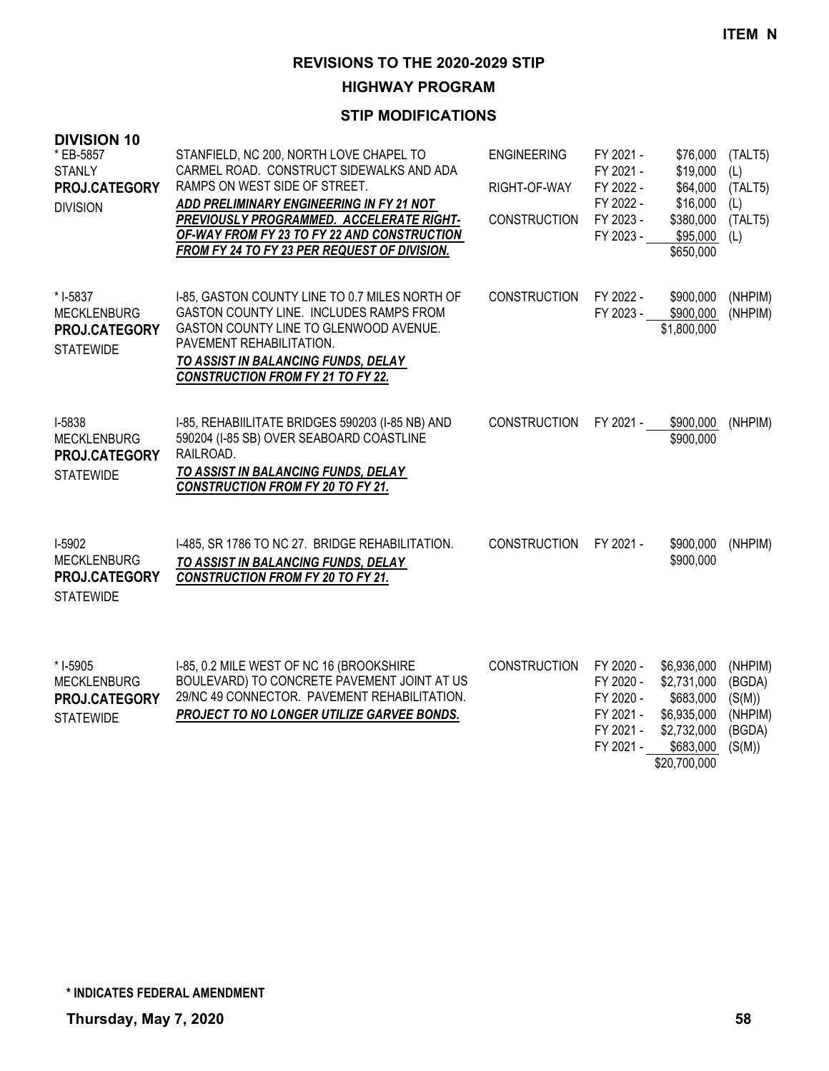**ITEM N**

# REVISIONS TO THE 2020-2029 STIP

## HIGHWAY PROGRAM

### STIP MODIFICATIONS

**DIVISION 10**

| Project | Description | Phase | Fiscal Year | Amount | Fund |
|---|---|---|---|---|---|
| * EB-5857<br>STANLY<br>**PROJ.CATEGORY**<br>DIVISION | STANFIELD, NC 200, NORTH LOVE CHAPEL TO CARMEL ROAD. CONSTRUCT SIDEWALKS AND ADA RAMPS ON WEST SIDE OF STREET.<br>***ADD PRELIMINARY ENGINEERING IN FY 21 NOT PREVIOUSLY PROGRAMMED. ACCELERATE RIGHT-OF-WAY FROM FY 23 TO FY 22 AND CONSTRUCTION FROM FY 24 TO FY 23 PER REQUEST OF DIVISION.*** | ENGINEERING | FY 2021 - | $76,000 | (TALT5) |
| | | | FY 2021 - | $19,000 | (L) |
| | | RIGHT-OF-WAY | FY 2022 - | $64,000 | (TALT5) |
| | | | FY 2022 - | $16,000 | (L) |
| | | CONSTRUCTION | FY 2023 - | $380,000 | (TALT5) |
| | | | FY 2023 - | $95,000 | (L) |
| | | | | $650,000 | |
| * I-5837<br>MECKLENBURG<br>**PROJ.CATEGORY**<br>STATEWIDE | I-85, GASTON COUNTY LINE TO 0.7 MILES NORTH OF GASTON COUNTY LINE. INCLUDES RAMPS FROM GASTON COUNTY LINE TO GLENWOOD AVENUE. PAVEMENT REHABILITATION.<br>***TO ASSIST IN BALANCING FUNDS, DELAY CONSTRUCTION FROM FY 21 TO FY 22.*** | CONSTRUCTION | FY 2022 - | $900,000 | (NHPIM) |
| | | | FY 2023 - | $900,000 | (NHPIM) |
| | | | | $1,800,000 | |
| I-5838<br>MECKLENBURG<br>**PROJ.CATEGORY**<br>STATEWIDE | I-85, REHABIILITATE BRIDGES 590203 (I-85 NB) AND 590204 (I-85 SB) OVER SEABOARD COASTLINE RAILROAD.<br>***TO ASSIST IN BALANCING FUNDS, DELAY CONSTRUCTION FROM FY 20 TO FY 21.*** | CONSTRUCTION | FY 2021 - | $900,000 | (NHPIM) |
| | | | | $900,000 | |
| I-5902<br>MECKLENBURG<br>**PROJ.CATEGORY**<br>STATEWIDE | I-485, SR 1786 TO NC 27. BRIDGE REHABILITATION.<br>***TO ASSIST IN BALANCING FUNDS, DELAY CONSTRUCTION FROM FY 20 TO FY 21.*** | CONSTRUCTION | FY 2021 - | $900,000 | (NHPIM) |
| | | | | $900,000 | |
| * I-5905<br>MECKLENBURG<br>**PROJ.CATEGORY**<br>STATEWIDE | I-85, 0.2 MILE WEST OF NC 16 (BROOKSHIRE BOULEVARD) TO CONCRETE PAVEMENT JOINT AT US 29/NC 49 CONNECTOR. PAVEMENT REHABILITATION.<br>***PROJECT TO NO LONGER UTILIZE GARVEE BONDS.*** | CONSTRUCTION | FY 2020 - | $6,936,000 | (NHPIM) |
| | | | FY 2020 - | $2,731,000 | (BGDA) |
| | | | FY 2020 - | $683,000 | (S(M)) |
| | | | FY 2021 - | $6,935,000 | (NHPIM) |
| | | | FY 2021 - | $2,732,000 | (BGDA) |
| | | | FY 2021 - | $683,000 | (S(M)) |
| | | | | $20,700,000 | |

**\* INDICATES FEDERAL AMENDMENT**

**Thursday, May 7, 2020**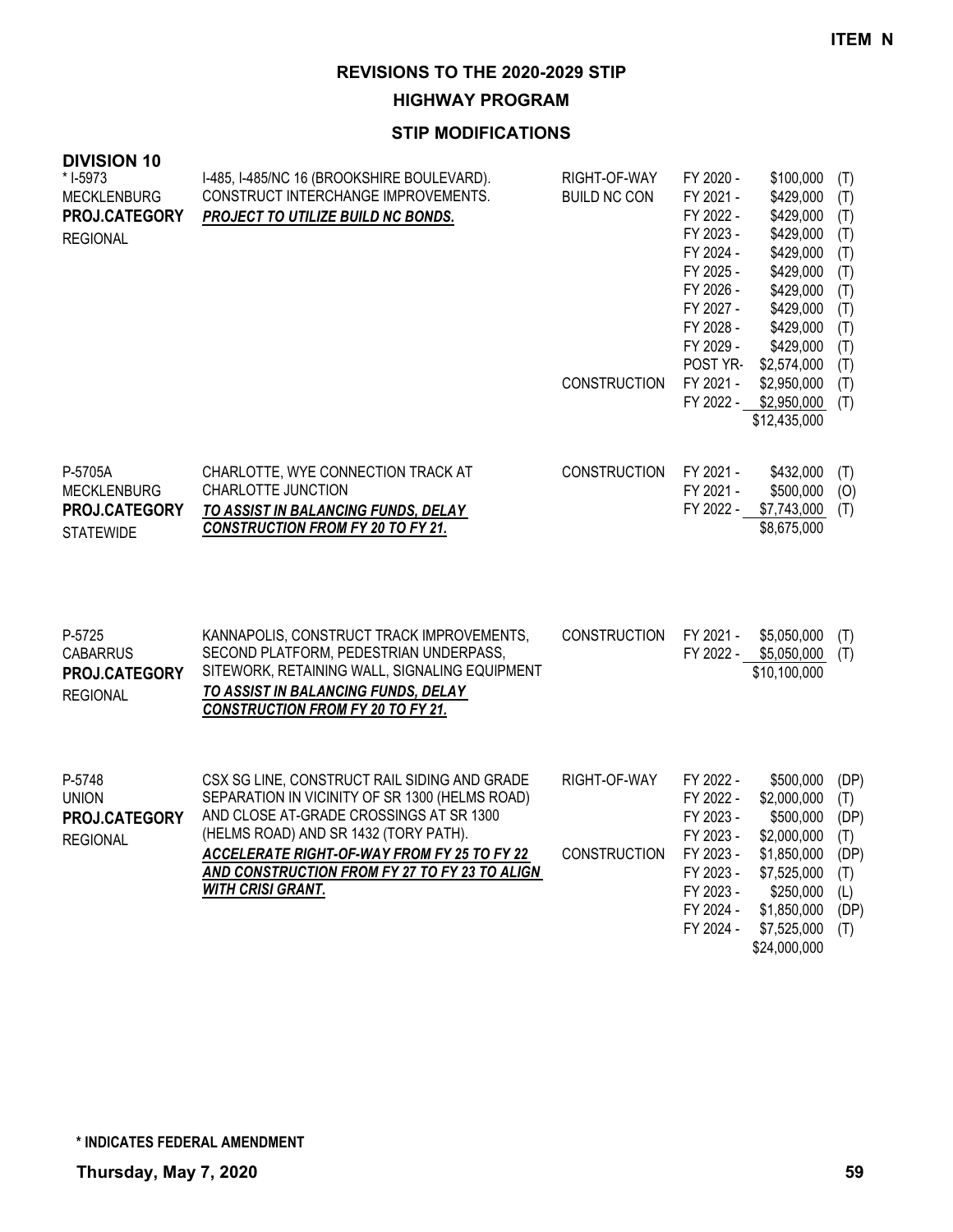**ITEM N**

# REVISIONS TO THE 2020-2029 STIP

## HIGHWAY PROGRAM

### STIP MODIFICATIONS

**DIVISION 10**

| Project | Description | Work Type | Fiscal Year | Amount | Source |
|---|---|---|---|---|---|
| * I-5973<br>MECKLENBURG<br>**PROJ.CATEGORY**<br>REGIONAL | I-485, I-485/NC 16 (BROOKSHIRE BOULEVARD). CONSTRUCT INTERCHANGE IMPROVEMENTS.<br>***PROJECT TO UTILIZE BUILD NC BONDS.*** | RIGHT-OF-WAY | FY 2020 - | $100,000 | (T) |
| | | BUILD NC CON | FY 2021 - | $429,000 | (T) |
| | | | FY 2022 - | $429,000 | (T) |
| | | | FY 2023 - | $429,000 | (T) |
| | | | FY 2024 - | $429,000 | (T) |
| | | | FY 2025 - | $429,000 | (T) |
| | | | FY 2026 - | $429,000 | (T) |
| | | | FY 2027 - | $429,000 | (T) |
| | | | FY 2028 - | $429,000 | (T) |
| | | | FY 2029 - | $429,000 | (T) |
| | | | POST YR- | $2,574,000 | (T) |
| | | CONSTRUCTION | FY 2021 - | $2,950,000 | (T) |
| | | | FY 2022 - | $2,950,000 | (T) |
| | | | | $12,435,000 | |
| P-5705A<br>MECKLENBURG<br>**PROJ.CATEGORY**<br>STATEWIDE | CHARLOTTE, WYE CONNECTION TRACK AT CHARLOTTE JUNCTION<br>***TO ASSIST IN BALANCING FUNDS, DELAY CONSTRUCTION FROM FY 20 TO FY 21.*** | CONSTRUCTION | FY 2021 - | $432,000 | (T) |
| | | | FY 2021 - | $500,000 | (O) |
| | | | FY 2022 - | $7,743,000 | (T) |
| | | | | $8,675,000 | |
| P-5725<br>CABARRUS<br>**PROJ.CATEGORY**<br>REGIONAL | KANNAPOLIS, CONSTRUCT TRACK IMPROVEMENTS, SECOND PLATFORM, PEDESTRIAN UNDERPASS, SITEWORK, RETAINING WALL, SIGNALING EQUIPMENT<br>***TO ASSIST IN BALANCING FUNDS, DELAY CONSTRUCTION FROM FY 20 TO FY 21.*** | CONSTRUCTION | FY 2021 - | $5,050,000 | (T) |
| | | | FY 2022 - | $5,050,000 | (T) |
| | | | | $10,100,000 | |
| P-5748<br>UNION<br>**PROJ.CATEGORY**<br>REGIONAL | CSX SG LINE, CONSTRUCT RAIL SIDING AND GRADE SEPARATION IN VICINITY OF SR 1300 (HELMS ROAD) AND CLOSE AT-GRADE CROSSINGS AT SR 1300 (HELMS ROAD) AND SR 1432 (TORY PATH).<br>***ACCELERATE RIGHT-OF-WAY FROM FY 25 TO FY 22 AND CONSTRUCTION FROM FY 27 TO FY 23 TO ALIGN WITH CRISI GRANT.*** | RIGHT-OF-WAY | FY 2022 - | $500,000 | (DP) |
| | | | FY 2022 - | $2,000,000 | (T) |
| | | | FY 2023 - | $500,000 | (DP) |
| | | | FY 2023 - | $2,000,000 | (T) |
| | | CONSTRUCTION | FY 2023 - | $1,850,000 | (DP) |
| | | | FY 2023 - | $7,525,000 | (T) |
| | | | FY 2023 - | $250,000 | (L) |
| | | | FY 2024 - | $1,850,000 | (DP) |
| | | | FY 2024 - | $7,525,000 | (T) |
| | | | | $24,000,000 | |

**\* INDICATES FEDERAL AMENDMENT**

**Thursday, May 7, 2020**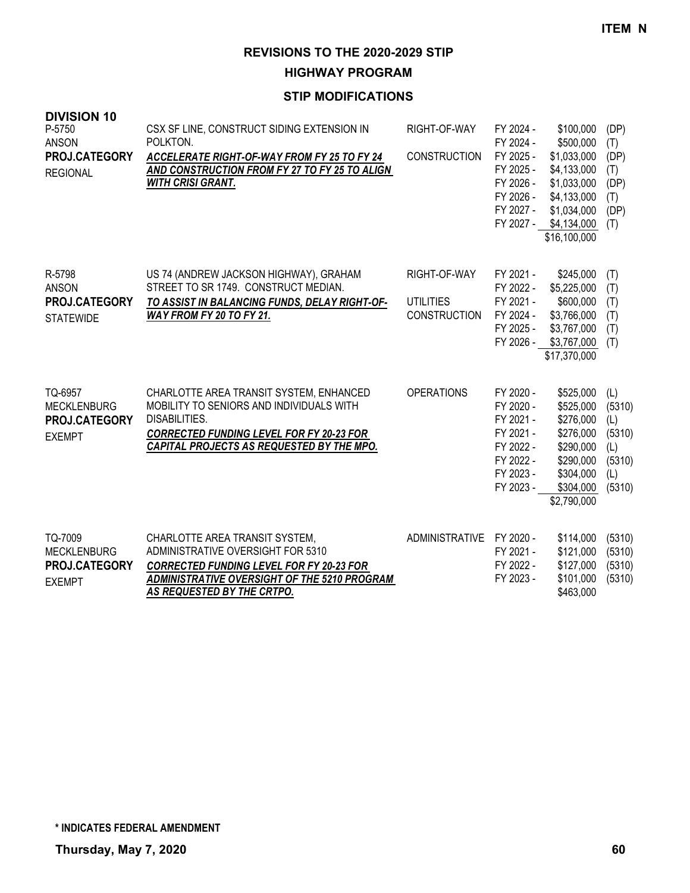**ITEM N**

# REVISIONS TO THE 2020-2029 STIP

## HIGHWAY PROGRAM

### STIP MODIFICATIONS

**DIVISION 10**

| Project | Description | Work Type | Fiscal Year | Amount | Source |
|---|---|---|---|---|---|
| P-5750<br>ANSON<br>**PROJ.CATEGORY**<br>REGIONAL | CSX SF LINE, CONSTRUCT SIDING EXTENSION IN POLKTON.<br>***ACCELERATE RIGHT-OF-WAY FROM FY 25 TO FY 24 AND CONSTRUCTION FROM FY 27 TO FY 25 TO ALIGN WITH CRISI GRANT.*** | RIGHT-OF-WAY | FY 2024 - | $100,000 | (DP) |
| | | | FY 2024 - | $500,000 | (T) |
| | | CONSTRUCTION | FY 2025 - | $1,033,000 | (DP) |
| | | | FY 2025 - | $4,133,000 | (T) |
| | | | FY 2026 - | $1,033,000 | (DP) |
| | | | FY 2026 - | $4,133,000 | (T) |
| | | | FY 2027 - | $1,034,000 | (DP) |
| | | | FY 2027 - | $4,134,000 | (T) |
| | | | | $16,100,000 | |
| R-5798<br>ANSON<br>**PROJ.CATEGORY**<br>STATEWIDE | US 74 (ANDREW JACKSON HIGHWAY), GRAHAM STREET TO SR 1749. CONSTRUCT MEDIAN.<br>***TO ASSIST IN BALANCING FUNDS, DELAY RIGHT-OF-WAY FROM FY 20 TO FY 21.*** | RIGHT-OF-WAY | FY 2021 - | $245,000 | (T) |
| | | | FY 2022 - | $5,225,000 | (T) |
| | | UTILITIES | FY 2021 - | $600,000 | (T) |
| | | CONSTRUCTION | FY 2024 - | $3,766,000 | (T) |
| | | | FY 2025 - | $3,767,000 | (T) |
| | | | FY 2026 - | $3,767,000 | (T) |
| | | | | $17,370,000 | |
| TQ-6957<br>MECKLENBURG<br>**PROJ.CATEGORY**<br>EXEMPT | CHARLOTTE AREA TRANSIT SYSTEM, ENHANCED MOBILITY TO SENIORS AND INDIVIDUALS WITH DISABILITIES.<br>***CORRECTED FUNDING LEVEL FOR FY 20-23 FOR CAPITAL PROJECTS AS REQUESTED BY THE MPO.*** | OPERATIONS | FY 2020 - | $525,000 | (L) |
| | | | FY 2020 - | $525,000 | (5310) |
| | | | FY 2021 - | $276,000 | (L) |
| | | | FY 2021 - | $276,000 | (5310) |
| | | | FY 2022 - | $290,000 | (L) |
| | | | FY 2022 - | $290,000 | (5310) |
| | | | FY 2023 - | $304,000 | (L) |
| | | | FY 2023 - | $304,000 | (5310) |
| | | | | $2,790,000 | |
| TQ-7009<br>MECKLENBURG<br>**PROJ.CATEGORY**<br>EXEMPT | CHARLOTTE AREA TRANSIT SYSTEM, ADMINISTRATIVE OVERSIGHT FOR 5310<br>***CORRECTED FUNDING LEVEL FOR FY 20-23 FOR ADMINISTRATIVE OVERSIGHT OF THE 5210 PROGRAM AS REQUESTED BY THE CRTPO.*** | ADMINISTRATIVE | FY 2020 - | $114,000 | (5310) |
| | | | FY 2021 - | $121,000 | (5310) |
| | | | FY 2022 - | $127,000 | (5310) |
| | | | FY 2023 - | $101,000 | (5310) |
| | | | | $463,000 | |

**\* INDICATES FEDERAL AMENDMENT**

**Thursday, May 7, 2020**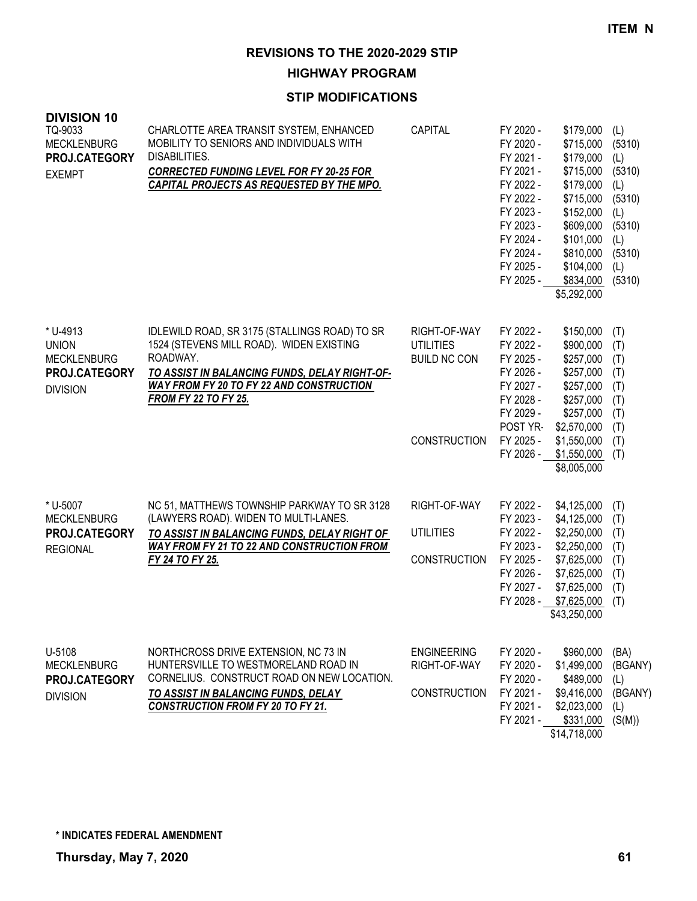**ITEM N**

# REVISIONS TO THE 2020-2029 STIP

## HIGHWAY PROGRAM

### STIP MODIFICATIONS

**DIVISION 10**

| Project | Description | Work Type | Fiscal Year | Amount | Source |
|---|---|---|---|---|---|
| TQ-9033<br>MECKLENBURG<br>**PROJ.CATEGORY**<br>EXEMPT | CHARLOTTE AREA TRANSIT SYSTEM, ENHANCED MOBILITY TO SENIORS AND INDIVIDUALS WITH DISABILITIES.<br>***CORRECTED FUNDING LEVEL FOR FY 20-25 FOR CAPITAL PROJECTS AS REQUESTED BY THE MPO.*** | CAPITAL | FY 2020 - | $179,000 | (L) |
| | | | FY 2020 - | $715,000 | (5310) |
| | | | FY 2021 - | $179,000 | (L) |
| | | | FY 2021 - | $715,000 | (5310) |
| | | | FY 2022 - | $179,000 | (L) |
| | | | FY 2022 - | $715,000 | (5310) |
| | | | FY 2023 - | $152,000 | (L) |
| | | | FY 2023 - | $609,000 | (5310) |
| | | | FY 2024 - | $101,000 | (L) |
| | | | FY 2024 - | $810,000 | (5310) |
| | | | FY 2025 - | $104,000 | (L) |
| | | | FY 2025 - | $834,000 | (5310) |
| | | | | $5,292,000 | |
| * U-4913<br>UNION<br>MECKLENBURG<br>**PROJ.CATEGORY**<br>DIVISION | IDLEWILD ROAD, SR 3175 (STALLINGS ROAD) TO SR 1524 (STEVENS MILL ROAD). WIDEN EXISTING ROADWAY.<br>***TO ASSIST IN BALANCING FUNDS, DELAY RIGHT-OF-WAY FROM FY 20 TO FY 22 AND CONSTRUCTION FROM FY 22 TO FY 25.*** | RIGHT-OF-WAY | FY 2022 - | $150,000 | (T) |
| | | UTILITIES | FY 2022 - | $900,000 | (T) |
| | | BUILD NC CON | FY 2025 - | $257,000 | (T) |
| | | | FY 2026 - | $257,000 | (T) |
| | | | FY 2027 - | $257,000 | (T) |
| | | | FY 2028 - | $257,000 | (T) |
| | | | FY 2029 - | $257,000 | (T) |
| | | | POST YR- | $2,570,000 | (T) |
| | | CONSTRUCTION | FY 2025 - | $1,550,000 | (T) |
| | | | FY 2026 - | $1,550,000 | (T) |
| | | | | $8,005,000 | |
| * U-5007<br>MECKLENBURG<br>**PROJ.CATEGORY**<br>REGIONAL | NC 51, MATTHEWS TOWNSHIP PARKWAY TO SR 3128 (LAWYERS ROAD). WIDEN TO MULTI-LANES.<br>***TO ASSIST IN BALANCING FUNDS, DELAY RIGHT OF WAY FROM FY 21 TO 22 AND CONSTRUCTION FROM FY 24 TO FY 25.*** | RIGHT-OF-WAY | FY 2022 - | $4,125,000 | (T) |
| | | | FY 2023 - | $4,125,000 | (T) |
| | | UTILITIES | FY 2022 - | $2,250,000 | (T) |
| | | | FY 2023 - | $2,250,000 | (T) |
| | | CONSTRUCTION | FY 2025 - | $7,625,000 | (T) |
| | | | FY 2026 - | $7,625,000 | (T) |
| | | | FY 2027 - | $7,625,000 | (T) |
| | | | FY 2028 - | $7,625,000 | (T) |
| | | | | $43,250,000 | |
| U-5108<br>MECKLENBURG<br>**PROJ.CATEGORY**<br>DIVISION | NORTHCROSS DRIVE EXTENSION, NC 73 IN HUNTERSVILLE TO WESTMORELAND ROAD IN CORNELIUS. CONSTRUCT ROAD ON NEW LOCATION.<br>***TO ASSIST IN BALANCING FUNDS, DELAY CONSTRUCTION FROM FY 20 TO FY 21.*** | ENGINEERING | FY 2020 - | $960,000 | (BA) |
| | | RIGHT-OF-WAY | FY 2020 - | $1,499,000 | (BGANY) |
| | | | FY 2020 - | $489,000 | (L) |
| | | CONSTRUCTION | FY 2021 - | $9,416,000 | (BGANY) |
| | | | FY 2021 - | $2,023,000 | (L) |
| | | | FY 2021 - | $331,000 | (S(M)) |
| | | | | $14,718,000 | |

**\* INDICATES FEDERAL AMENDMENT**

**Thursday, May 7, 2020**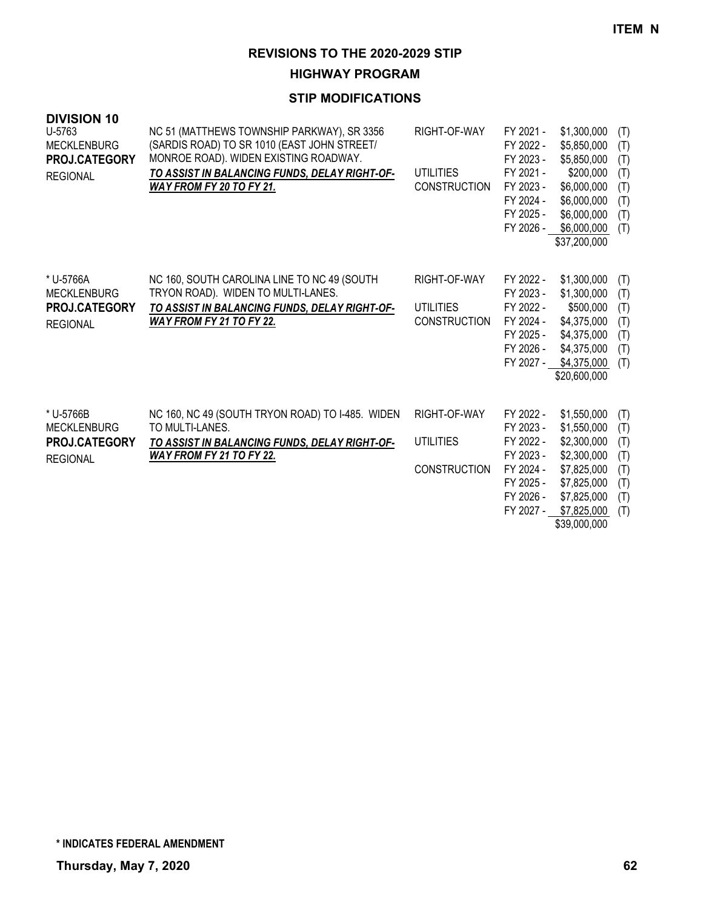**ITEM N**

## REVISIONS TO THE 2020-2029 STIP

### HIGHWAY PROGRAM

### STIP MODIFICATIONS

**DIVISION 10**

| Project | Description | Phase | Fiscal Year | Amount | Source |
|---|---|---|---|---|---|
| U-5763<br>MECKLENBURG<br>**PROJ.CATEGORY**<br>REGIONAL | NC 51 (MATTHEWS TOWNSHIP PARKWAY), SR 3356 (SARDIS ROAD) TO SR 1010 (EAST JOHN STREET/ MONROE ROAD). WIDEN EXISTING ROADWAY.<br>***TO ASSIST IN BALANCING FUNDS, DELAY RIGHT-OF-WAY FROM FY 20 TO FY 21.*** | RIGHT-OF-WAY | FY 2021 - | $1,300,000 | (T) |
| | | | FY 2022 - | $5,850,000 | (T) |
| | | | FY 2023 - | $5,850,000 | (T) |
| | | UTILITIES | FY 2021 - | $200,000 | (T) |
| | | CONSTRUCTION | FY 2023 - | $6,000,000 | (T) |
| | | | FY 2024 - | $6,000,000 | (T) |
| | | | FY 2025 - | $6,000,000 | (T) |
| | | | FY 2026 - | $6,000,000 | (T) |
| | | | | $37,200,000 | |
| * U-5766A<br>MECKLENBURG<br>**PROJ.CATEGORY**<br>REGIONAL | NC 160, SOUTH CAROLINA LINE TO NC 49 (SOUTH TRYON ROAD). WIDEN TO MULTI-LANES.<br>***TO ASSIST IN BALANCING FUNDS, DELAY RIGHT-OF-WAY FROM FY 21 TO FY 22.*** | RIGHT-OF-WAY | FY 2022 - | $1,300,000 | (T) |
| | | | FY 2023 - | $1,300,000 | (T) |
| | | UTILITIES | FY 2022 - | $500,000 | (T) |
| | | CONSTRUCTION | FY 2024 - | $4,375,000 | (T) |
| | | | FY 2025 - | $4,375,000 | (T) |
| | | | FY 2026 - | $4,375,000 | (T) |
| | | | FY 2027 - | $4,375,000 | (T) |
| | | | | $20,600,000 | |
| * U-5766B<br>MECKLENBURG<br>**PROJ.CATEGORY**<br>REGIONAL | NC 160, NC 49 (SOUTH TRYON ROAD) TO I-485. WIDEN TO MULTI-LANES.<br>***TO ASSIST IN BALANCING FUNDS, DELAY RIGHT-OF-WAY FROM FY 21 TO FY 22.*** | RIGHT-OF-WAY | FY 2022 - | $1,550,000 | (T) |
| | | | FY 2023 - | $1,550,000 | (T) |
| | | UTILITIES | FY 2022 - | $2,300,000 | (T) |
| | | | FY 2023 - | $2,300,000 | (T) |
| | | CONSTRUCTION | FY 2024 - | $7,825,000 | (T) |
| | | | FY 2025 - | $7,825,000 | (T) |
| | | | FY 2026 - | $7,825,000 | (T) |
| | | | FY 2027 - | $7,825,000 | (T) |
| | | | | $39,000,000 | |

**\* INDICATES FEDERAL AMENDMENT**

**Thursday, May 7, 2020**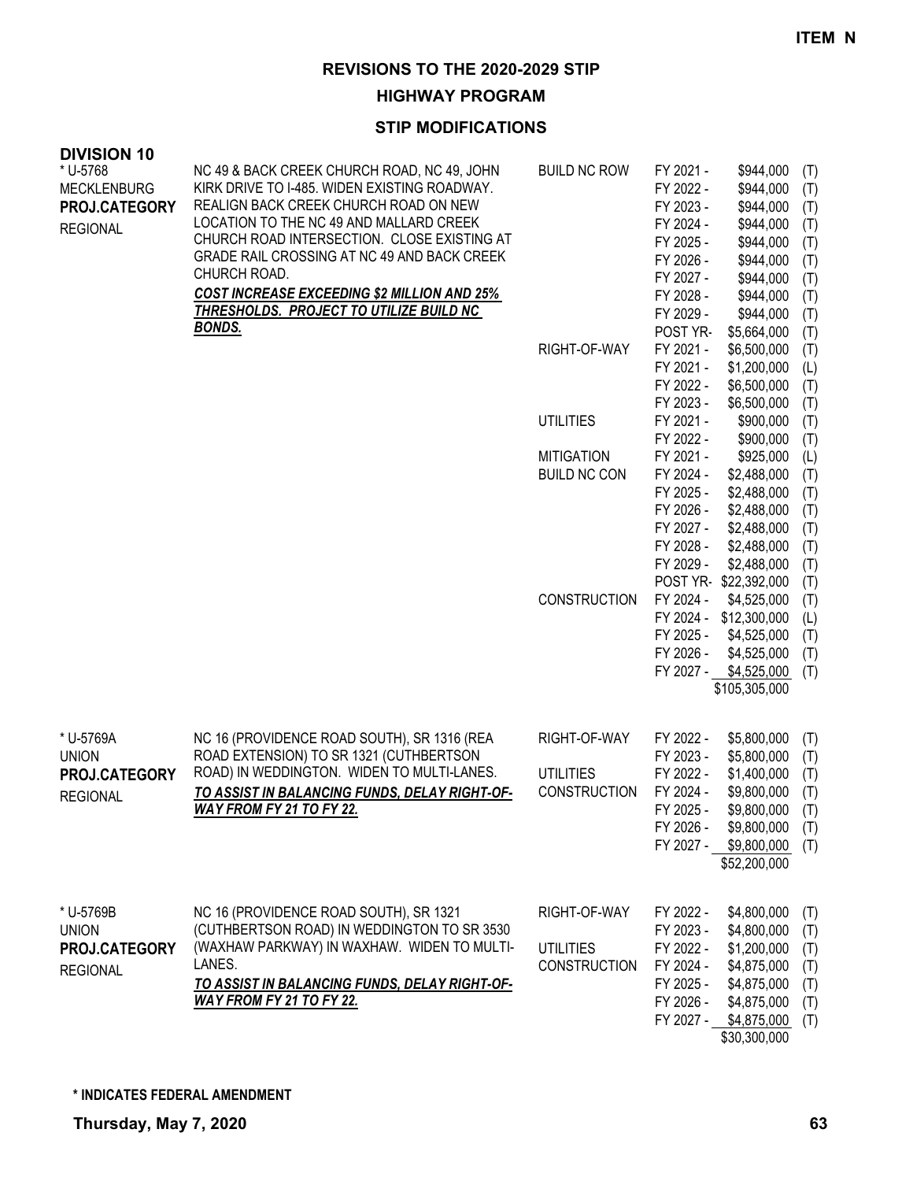**ITEM N**

## REVISIONS TO THE 2020-2029 STIP

### HIGHWAY PROGRAM

### STIP MODIFICATIONS

**DIVISION 10**

| Project | Description | Category | Year | Amount | Source |
|---|---|---|---|---|---|
| * U-5768<br>MECKLENBURG<br>**PROJ.CATEGORY**<br>REGIONAL | NC 49 & BACK CREEK CHURCH ROAD, NC 49, JOHN KIRK DRIVE TO I-485. WIDEN EXISTING ROADWAY. REALIGN BACK CREEK CHURCH ROAD ON NEW LOCATION TO THE NC 49 AND MALLARD CREEK CHURCH ROAD INTERSECTION. CLOSE EXISTING AT GRADE RAIL CROSSING AT NC 49 AND BACK CREEK CHURCH ROAD.<br>***COST INCREASE EXCEEDING $2 MILLION AND 25% THRESHOLDS. PROJECT TO UTILIZE BUILD NC BONDS.*** | BUILD NC ROW | FY 2021 - | $944,000 | (T) |
| | | | FY 2022 - | $944,000 | (T) |
| | | | FY 2023 - | $944,000 | (T) |
| | | | FY 2024 - | $944,000 | (T) |
| | | | FY 2025 - | $944,000 | (T) |
| | | | FY 2026 - | $944,000 | (T) |
| | | | FY 2027 - | $944,000 | (T) |
| | | | FY 2028 - | $944,000 | (T) |
| | | | FY 2029 - | $944,000 | (T) |
| | | | POST YR- | $5,664,000 | (T) |
| | | RIGHT-OF-WAY | FY 2021 - | $6,500,000 | (T) |
| | | | FY 2021 - | $1,200,000 | (L) |
| | | | FY 2022 - | $6,500,000 | (T) |
| | | | FY 2023 - | $6,500,000 | (T) |
| | | UTILITIES | FY 2021 - | $900,000 | (T) |
| | | | FY 2022 - | $900,000 | (T) |
| | | MITIGATION | FY 2021 - | $925,000 | (L) |
| | | BUILD NC CON | FY 2024 - | $2,488,000 | (T) |
| | | | FY 2025 - | $2,488,000 | (T) |
| | | | FY 2026 - | $2,488,000 | (T) |
| | | | FY 2027 - | $2,488,000 | (T) |
| | | | FY 2028 - | $2,488,000 | (T) |
| | | | FY 2029 - | $2,488,000 | (T) |
| | | | POST YR- | $22,392,000 | (T) |
| | | CONSTRUCTION | FY 2024 - | $4,525,000 | (T) |
| | | | FY 2024 - | $12,300,000 | (L) |
| | | | FY 2025 - | $4,525,000 | (T) |
| | | | FY 2026 - | $4,525,000 | (T) |
| | | | FY 2027 - | $4,525,000 | (T) |
| | | | | $105,305,000 | |
| * U-5769A<br>UNION<br>**PROJ.CATEGORY**<br>REGIONAL | NC 16 (PROVIDENCE ROAD SOUTH), SR 1316 (REA ROAD EXTENSION) TO SR 1321 (CUTHBERTSON ROAD) IN WEDDINGTON. WIDEN TO MULTI-LANES.<br>***TO ASSIST IN BALANCING FUNDS, DELAY RIGHT-OF-WAY FROM FY 21 TO FY 22.*** | RIGHT-OF-WAY | FY 2022 - | $5,800,000 | (T) |
| | | | FY 2023 - | $5,800,000 | (T) |
| | | UTILITIES | FY 2022 - | $1,400,000 | (T) |
| | | CONSTRUCTION | FY 2024 - | $9,800,000 | (T) |
| | | | FY 2025 - | $9,800,000 | (T) |
| | | | FY 2026 - | $9,800,000 | (T) |
| | | | FY 2027 - | $9,800,000 | (T) |
| | | | | $52,200,000 | |
| * U-5769B<br>UNION<br>**PROJ.CATEGORY**<br>REGIONAL | NC 16 (PROVIDENCE ROAD SOUTH), SR 1321 (CUTHBERTSON ROAD) IN WEDDINGTON TO SR 3530 (WAXHAW PARKWAY) IN WAXHAW. WIDEN TO MULTI-LANES.<br>***TO ASSIST IN BALANCING FUNDS, DELAY RIGHT-OF-WAY FROM FY 21 TO FY 22.*** | RIGHT-OF-WAY | FY 2022 - | $4,800,000 | (T) |
| | | | FY 2023 - | $4,800,000 | (T) |
| | | UTILITIES | FY 2022 - | $1,200,000 | (T) |
| | | CONSTRUCTION | FY 2024 - | $4,875,000 | (T) |
| | | | FY 2025 - | $4,875,000 | (T) |
| | | | FY 2026 - | $4,875,000 | (T) |
| | | | FY 2027 - | $4,875,000 | (T) |
| | | | | $30,300,000 | |

**\* INDICATES FEDERAL AMENDMENT**

**Thursday, May 7, 2020**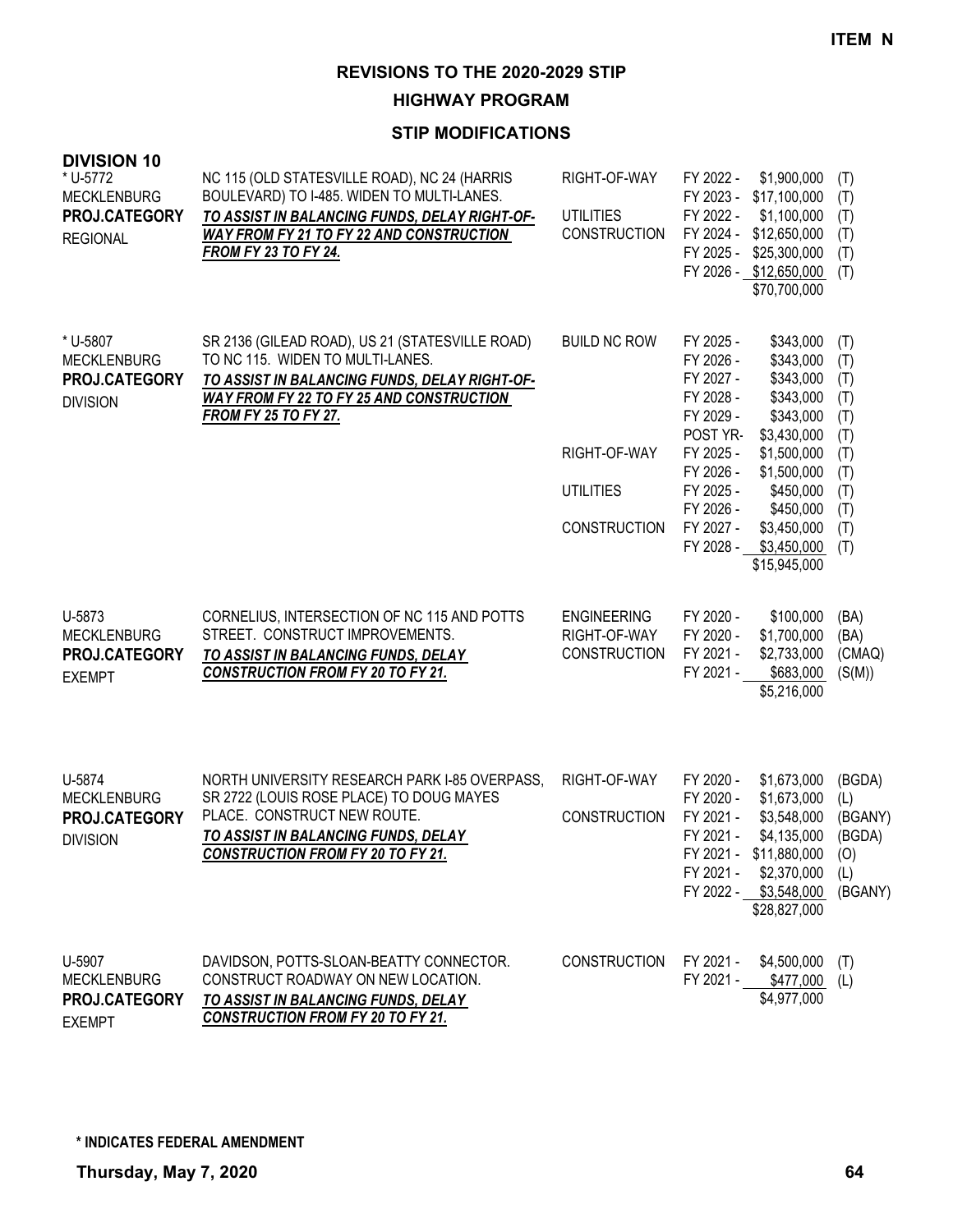**ITEM N**

# REVISIONS TO THE 2020-2029 STIP

## HIGHWAY PROGRAM

### STIP MODIFICATIONS

**DIVISION 10**

| Project | Description | Work Type | Fiscal Year | Amount | Fund |
|---|---|---|---|---|---|
| * U-5772<br>MECKLENBURG<br>**PROJ.CATEGORY**<br>REGIONAL | NC 115 (OLD STATESVILLE ROAD), NC 24 (HARRIS BOULEVARD) TO I-485. WIDEN TO MULTI-LANES.<br>***TO ASSIST IN BALANCING FUNDS, DELAY RIGHT-OF-WAY FROM FY 21 TO FY 22 AND CONSTRUCTION FROM FY 23 TO FY 24.*** | RIGHT-OF-WAY | FY 2022 - | $1,900,000 | (T) |
| | | | FY 2023 - | $17,100,000 | (T) |
| | | UTILITIES | FY 2022 - | $1,100,000 | (T) |
| | | CONSTRUCTION | FY 2024 - | $12,650,000 | (T) |
| | | | FY 2025 - | $25,300,000 | (T) |
| | | | FY 2026 - | $12,650,000 | (T) |
| | | | | $70,700,000 | |
| * U-5807<br>MECKLENBURG<br>**PROJ.CATEGORY**<br>DIVISION | SR 2136 (GILEAD ROAD), US 21 (STATESVILLE ROAD) TO NC 115. WIDEN TO MULTI-LANES.<br>***TO ASSIST IN BALANCING FUNDS, DELAY RIGHT-OF-WAY FROM FY 22 TO FY 25 AND CONSTRUCTION FROM FY 25 TO FY 27.*** | BUILD NC ROW | FY 2025 - | $343,000 | (T) |
| | | | FY 2026 - | $343,000 | (T) |
| | | | FY 2027 - | $343,000 | (T) |
| | | | FY 2028 - | $343,000 | (T) |
| | | | FY 2029 - | $343,000 | (T) |
| | | | POST YR- | $3,430,000 | (T) |
| | | RIGHT-OF-WAY | FY 2025 - | $1,500,000 | (T) |
| | | | FY 2026 - | $1,500,000 | (T) |
| | | UTILITIES | FY 2025 - | $450,000 | (T) |
| | | | FY 2026 - | $450,000 | (T) |
| | | CONSTRUCTION | FY 2027 - | $3,450,000 | (T) |
| | | | FY 2028 - | $3,450,000 | (T) |
| | | | | $15,945,000 | |
| U-5873<br>MECKLENBURG<br>**PROJ.CATEGORY**<br>EXEMPT | CORNELIUS, INTERSECTION OF NC 115 AND POTTS STREET. CONSTRUCT IMPROVEMENTS.<br>***TO ASSIST IN BALANCING FUNDS, DELAY CONSTRUCTION FROM FY 20 TO FY 21.*** | ENGINEERING | FY 2020 - | $100,000 | (BA) |
| | | RIGHT-OF-WAY | FY 2020 - | $1,700,000 | (BA) |
| | | CONSTRUCTION | FY 2021 - | $2,733,000 | (CMAQ) |
| | | | FY 2021 - | $683,000 | (S(M)) |
| | | | | $5,216,000 | |
| U-5874<br>MECKLENBURG<br>**PROJ.CATEGORY**<br>DIVISION | NORTH UNIVERSITY RESEARCH PARK I-85 OVERPASS, SR 2722 (LOUIS ROSE PLACE) TO DOUG MAYES PLACE. CONSTRUCT NEW ROUTE.<br>***TO ASSIST IN BALANCING FUNDS, DELAY CONSTRUCTION FROM FY 20 TO FY 21.*** | RIGHT-OF-WAY | FY 2020 - | $1,673,000 | (BGDA) |
| | | | FY 2020 - | $1,673,000 | (L) |
| | | CONSTRUCTION | FY 2021 - | $3,548,000 | (BGANY) |
| | | | FY 2021 - | $4,135,000 | (BGDA) |
| | | | FY 2021 - | $11,880,000 | (O) |
| | | | FY 2021 - | $2,370,000 | (L) |
| | | | FY 2022 - | $3,548,000 | (BGANY) |
| | | | | $28,827,000 | |
| U-5907<br>MECKLENBURG<br>**PROJ.CATEGORY**<br>EXEMPT | DAVIDSON, POTTS-SLOAN-BEATTY CONNECTOR. CONSTRUCT ROADWAY ON NEW LOCATION.<br>***TO ASSIST IN BALANCING FUNDS, DELAY CONSTRUCTION FROM FY 20 TO FY 21.*** | CONSTRUCTION | FY 2021 - | $4,500,000 | (T) |
| | | | FY 2021 - | $477,000 | (L) |
| | | | | $4,977,000 | |

**\* INDICATES FEDERAL AMENDMENT**

**Thursday, May 7, 2020**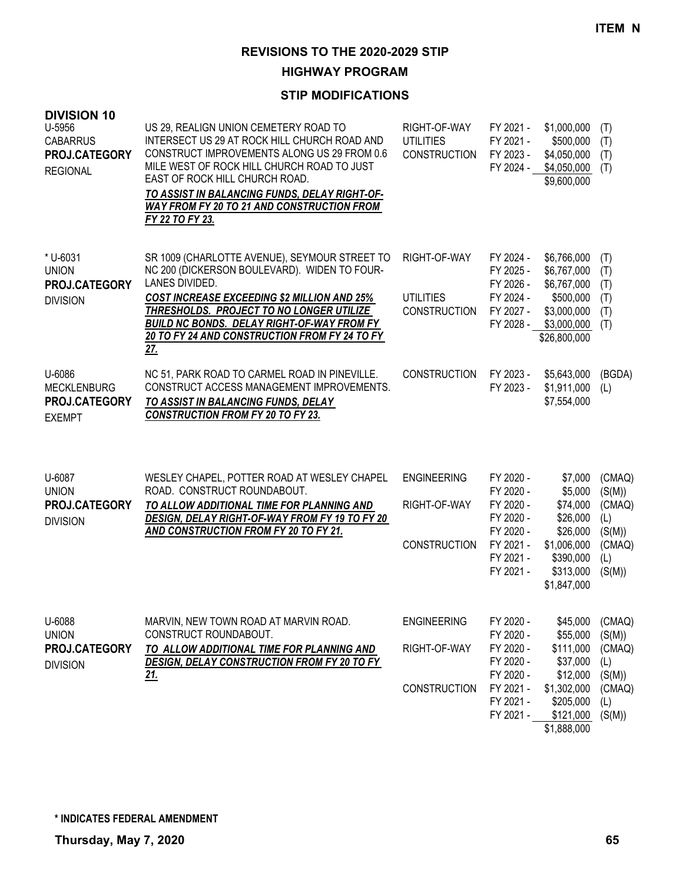ITEM N

# REVISIONS TO THE 2020-2029 STIP

## HIGHWAY PROGRAM

### STIP MODIFICATIONS

**DIVISION 10**

| Project | Description | Work Type | Fiscal Year | Amount | Source |
|---|---|---|---|---|---|
| U-5956<br>CABARRUS<br>**PROJ.CATEGORY**<br>REGIONAL | US 29, REALIGN UNION CEMETERY ROAD TO INTERSECT US 29 AT ROCK HILL CHURCH ROAD AND CONSTRUCT IMPROVEMENTS ALONG US 29 FROM 0.6 MILE WEST OF ROCK HILL CHURCH ROAD TO JUST EAST OF ROCK HILL CHURCH ROAD.<br>***TO ASSIST IN BALANCING FUNDS, DELAY RIGHT-OF-WAY FROM FY 20 TO 21 AND CONSTRUCTION FROM FY 22 TO FY 23.*** | RIGHT-OF-WAY | FY 2021 - | $1,000,000 | (T) |
| | | UTILITIES | FY 2021 - | $500,000 | (T) |
| | | CONSTRUCTION | FY 2023 - | $4,050,000 | (T) |
| | | | FY 2024 - | $4,050,000 | (T) |
| | | | | $9,600,000 | |
| * U-6031<br>UNION<br>**PROJ.CATEGORY**<br>DIVISION | SR 1009 (CHARLOTTE AVENUE), SEYMOUR STREET TO NC 200 (DICKERSON BOULEVARD). WIDEN TO FOUR-LANES DIVIDED.<br>***COST INCREASE EXCEEDING $2 MILLION AND 25% THRESHOLDS. PROJECT TO NO LONGER UTILIZE BUILD NC BONDS. DELAY RIGHT-OF-WAY FROM FY 20 TO FY 24 AND CONSTRUCTION FROM FY 24 TO FY 27.*** | RIGHT-OF-WAY | FY 2024 - | $6,766,000 | (T) |
| | | | FY 2025 - | $6,767,000 | (T) |
| | | | FY 2026 - | $6,767,000 | (T) |
| | | UTILITIES | FY 2024 - | $500,000 | (T) |
| | | CONSTRUCTION | FY 2027 - | $3,000,000 | (T) |
| | | | FY 2028 - | $3,000,000 | (T) |
| | | | | $26,800,000 | |
| U-6086<br>MECKLENBURG<br>**PROJ.CATEGORY**<br>EXEMPT | NC 51, PARK ROAD TO CARMEL ROAD IN PINEVILLE. CONSTRUCT ACCESS MANAGEMENT IMPROVEMENTS.<br>***TO ASSIST IN BALANCING FUNDS, DELAY CONSTRUCTION FROM FY 20 TO FY 23.*** | CONSTRUCTION | FY 2023 - | $5,643,000 | (BGDA) |
| | | | FY 2023 - | $1,911,000 | (L) |
| | | | | $7,554,000 | |
| U-6087<br>UNION<br>**PROJ.CATEGORY**<br>DIVISION | WESLEY CHAPEL, POTTER ROAD AT WESLEY CHAPEL ROAD. CONSTRUCT ROUNDABOUT.<br>***TO ALLOW ADDITIONAL TIME FOR PLANNING AND DESIGN, DELAY RIGHT-OF-WAY FROM FY 19 TO FY 20 AND CONSTRUCTION FROM FY 20 TO FY 21.*** | ENGINEERING | FY 2020 - | $7,000 | (CMAQ) |
| | | | FY 2020 - | $5,000 | (S(M)) |
| | | RIGHT-OF-WAY | FY 2020 - | $74,000 | (CMAQ) |
| | | | FY 2020 - | $26,000 | (L) |
| | | | FY 2020 - | $26,000 | (S(M)) |
| | | CONSTRUCTION | FY 2021 - | $1,006,000 | (CMAQ) |
| | | | FY 2021 - | $390,000 | (L) |
| | | | FY 2021 - | $313,000 | (S(M)) |
| | | | | $1,847,000 | |
| U-6088<br>UNION<br>**PROJ.CATEGORY**<br>DIVISION | MARVIN, NEW TOWN ROAD AT MARVIN ROAD. CONSTRUCT ROUNDABOUT.<br>***TO ALLOW ADDITIONAL TIME FOR PLANNING AND DESIGN, DELAY CONSTRUCTION FROM FY 20 TO FY 21.*** | ENGINEERING | FY 2020 - | $45,000 | (CMAQ) |
| | | | FY 2020 - | $55,000 | (S(M)) |
| | | RIGHT-OF-WAY | FY 2020 - | $111,000 | (CMAQ) |
| | | | FY 2020 - | $37,000 | (L) |
| | | | FY 2020 - | $12,000 | (S(M)) |
| | | CONSTRUCTION | FY 2021 - | $1,302,000 | (CMAQ) |
| | | | FY 2021 - | $205,000 | (L) |
| | | | FY 2021 - | $121,000 | (S(M)) |
| | | | | $1,888,000 | |

**\* INDICATES FEDERAL AMENDMENT**

**Thursday, May 7, 2020**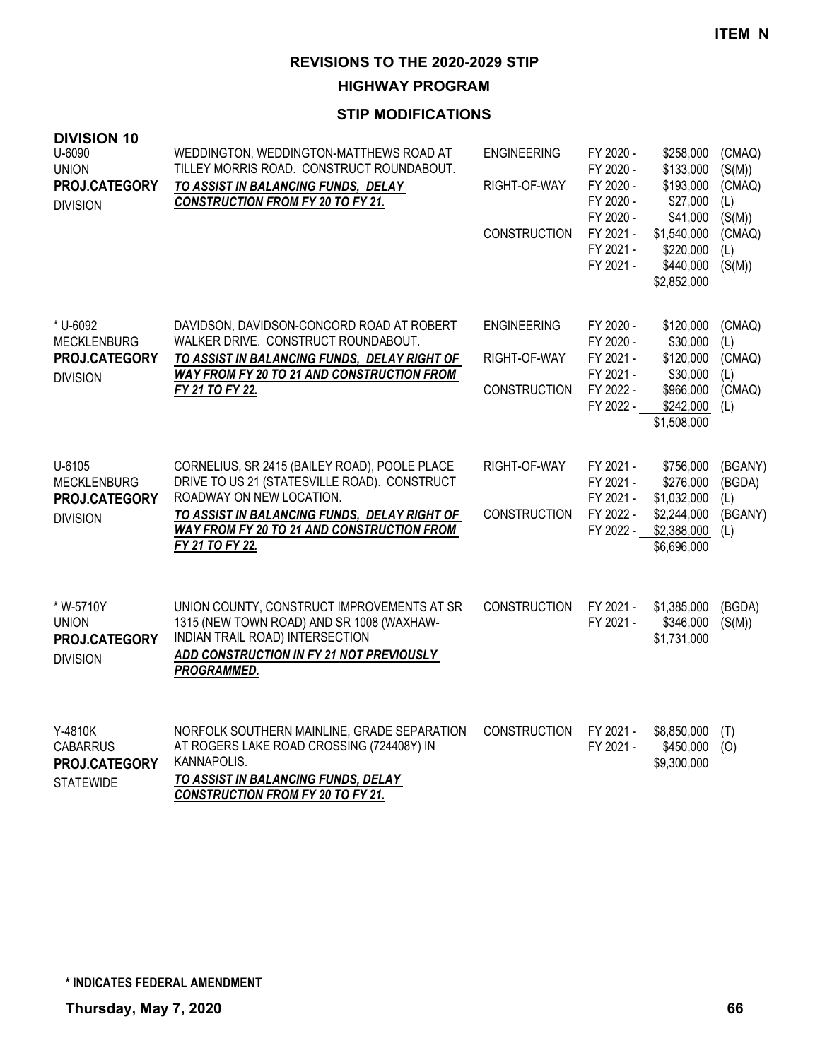**ITEM N**

# REVISIONS TO THE 2020-2029 STIP

## HIGHWAY PROGRAM

### STIP MODIFICATIONS

**DIVISION 10**

| Project | Description | Phase | Year | Amount | Source |
|---|---|---|---|---|---|
| U-6090<br>UNION<br>**PROJ.CATEGORY**<br>DIVISION | WEDDINGTON, WEDDINGTON-MATTHEWS ROAD AT TILLEY MORRIS ROAD. CONSTRUCT ROUNDABOUT.<br>***TO ASSIST IN BALANCING FUNDS, DELAY CONSTRUCTION FROM FY 20 TO FY 21.*** | ENGINEERING | FY 2020 - | $258,000 | (CMAQ) |
| | | | FY 2020 - | $133,000 | (S(M)) |
| | | RIGHT-OF-WAY | FY 2020 - | $193,000 | (CMAQ) |
| | | | FY 2020 - | $27,000 | (L) |
| | | | FY 2020 - | $41,000 | (S(M)) |
| | | CONSTRUCTION | FY 2021 - | $1,540,000 | (CMAQ) |
| | | | FY 2021 - | $220,000 | (L) |
| | | | FY 2021 - | $440,000 | (S(M)) |
| | | | | $2,852,000 | |
| * U-6092<br>MECKLENBURG<br>**PROJ.CATEGORY**<br>DIVISION | DAVIDSON, DAVIDSON-CONCORD ROAD AT ROBERT WALKER DRIVE. CONSTRUCT ROUNDABOUT.<br>***TO ASSIST IN BALANCING FUNDS, DELAY RIGHT OF WAY FROM FY 20 TO 21 AND CONSTRUCTION FROM FY 21 TO FY 22.*** | ENGINEERING | FY 2020 - | $120,000 | (CMAQ) |
| | | | FY 2020 - | $30,000 | (L) |
| | | RIGHT-OF-WAY | FY 2021 - | $120,000 | (CMAQ) |
| | | | FY 2021 - | $30,000 | (L) |
| | | CONSTRUCTION | FY 2022 - | $966,000 | (CMAQ) |
| | | | FY 2022 - | $242,000 | (L) |
| | | | | $1,508,000 | |
| U-6105<br>MECKLENBURG<br>**PROJ.CATEGORY**<br>DIVISION | CORNELIUS, SR 2415 (BAILEY ROAD), POOLE PLACE DRIVE TO US 21 (STATESVILLE ROAD). CONSTRUCT ROADWAY ON NEW LOCATION.<br>***TO ASSIST IN BALANCING FUNDS, DELAY RIGHT OF WAY FROM FY 20 TO 21 AND CONSTRUCTION FROM FY 21 TO FY 22.*** | RIGHT-OF-WAY | FY 2021 - | $756,000 | (BGANY) |
| | | | FY 2021 - | $276,000 | (BGDA) |
| | | | FY 2021 - | $1,032,000 | (L) |
| | | CONSTRUCTION | FY 2022 - | $2,244,000 | (BGANY) |
| | | | FY 2022 - | $2,388,000 | (L) |
| | | | | $6,696,000 | |
| * W-5710Y<br>UNION<br>**PROJ.CATEGORY**<br>DIVISION | UNION COUNTY, CONSTRUCT IMPROVEMENTS AT SR 1315 (NEW TOWN ROAD) AND SR 1008 (WAXHAW-INDIAN TRAIL ROAD) INTERSECTION<br>***ADD CONSTRUCTION IN FY 21 NOT PREVIOUSLY PROGRAMMED.*** | CONSTRUCTION | FY 2021 - | $1,385,000 | (BGDA) |
| | | | FY 2021 - | $346,000 | (S(M)) |
| | | | | $1,731,000 | |
| Y-4810K<br>CABARRUS<br>**PROJ.CATEGORY**<br>STATEWIDE | NORFOLK SOUTHERN MAINLINE, GRADE SEPARATION AT ROGERS LAKE ROAD CROSSING (724408Y) IN KANNAPOLIS.<br>***TO ASSIST IN BALANCING FUNDS, DELAY CONSTRUCTION FROM FY 20 TO FY 21.*** | CONSTRUCTION | FY 2021 - | $8,850,000 | (T) |
| | | | FY 2021 - | $450,000 | (O) |
| | | | | $9,300,000 | |

**\* INDICATES FEDERAL AMENDMENT**

**Thursday, May 7, 2020**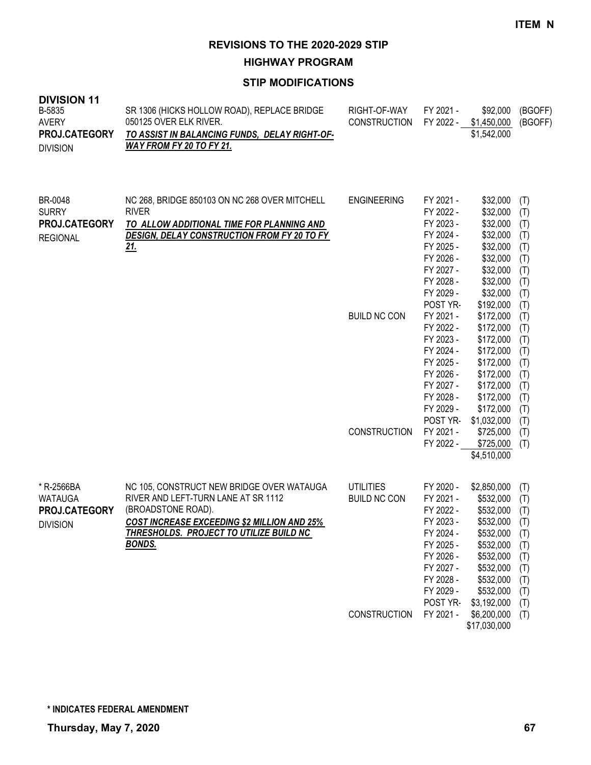ITEM N

# REVISIONS TO THE 2020-2029 STIP

## HIGHWAY PROGRAM

### STIP MODIFICATIONS

**DIVISION 11**

| Project | Description | Work Type | Fiscal Year | Amount | Fund |
|---|---|---|---|---|---|
| B-5835<br>AVERY<br>**PROJ.CATEGORY**<br>DIVISION | SR 1306 (HICKS HOLLOW ROAD), REPLACE BRIDGE 050125 OVER ELK RIVER.<br>***TO ASSIST IN BALANCING FUNDS, DELAY RIGHT-OF-WAY FROM FY 20 TO FY 21.*** | RIGHT-OF-WAY | FY 2021 - | $92,000 | (BGOFF) |
| | | CONSTRUCTION | FY 2022 - | $1,450,000 | (BGOFF) |
| | | | | $1,542,000 | |
| BR-0048<br>SURRY<br>**PROJ.CATEGORY**<br>REGIONAL | NC 268, BRIDGE 850103 ON NC 268 OVER MITCHELL RIVER<br>***TO ALLOW ADDITIONAL TIME FOR PLANNING AND DESIGN, DELAY CONSTRUCTION FROM FY 20 TO FY 21.*** | ENGINEERING | FY 2021 - | $32,000 | (T) |
| | | | FY 2022 - | $32,000 | (T) |
| | | | FY 2023 - | $32,000 | (T) |
| | | | FY 2024 - | $32,000 | (T) |
| | | | FY 2025 - | $32,000 | (T) |
| | | | FY 2026 - | $32,000 | (T) |
| | | | FY 2027 - | $32,000 | (T) |
| | | | FY 2028 - | $32,000 | (T) |
| | | | FY 2029 - | $32,000 | (T) |
| | | | POST YR- | $192,000 | (T) |
| | | BUILD NC CON | FY 2021 - | $172,000 | (T) |
| | | | FY 2022 - | $172,000 | (T) |
| | | | FY 2023 - | $172,000 | (T) |
| | | | FY 2024 - | $172,000 | (T) |
| | | | FY 2025 - | $172,000 | (T) |
| | | | FY 2026 - | $172,000 | (T) |
| | | | FY 2027 - | $172,000 | (T) |
| | | | FY 2028 - | $172,000 | (T) |
| | | | FY 2029 - | $172,000 | (T) |
| | | | POST YR- | $1,032,000 | (T) |
| | | CONSTRUCTION | FY 2021 - | $725,000 | (T) |
| | | | FY 2022 - | $725,000 | (T) |
| | | | | $4,510,000 | |
| * R-2566BA<br>WATAUGA<br>**PROJ.CATEGORY**<br>DIVISION | NC 105, CONSTRUCT NEW BRIDGE OVER WATAUGA RIVER AND LEFT-TURN LANE AT SR 1112 (BROADSTONE ROAD).<br>***COST INCREASE EXCEEDING $2 MILLION AND 25% THRESHOLDS. PROJECT TO UTILIZE BUILD NC BONDS.*** | UTILITIES | FY 2020 - | $2,850,000 | (T) |
| | | BUILD NC CON | FY 2021 - | $532,000 | (T) |
| | | | FY 2022 - | $532,000 | (T) |
| | | | FY 2023 - | $532,000 | (T) |
| | | | FY 2024 - | $532,000 | (T) |
| | | | FY 2025 - | $532,000 | (T) |
| | | | FY 2026 - | $532,000 | (T) |
| | | | FY 2027 - | $532,000 | (T) |
| | | | FY 2028 - | $532,000 | (T) |
| | | | FY 2029 - | $532,000 | (T) |
| | | | POST YR- | $3,192,000 | (T) |
| | | CONSTRUCTION | FY 2021 - | $6,200,000 | (T) |
| | | | | $17,030,000 | |

**\* INDICATES FEDERAL AMENDMENT**

**Thursday, May 7, 2020**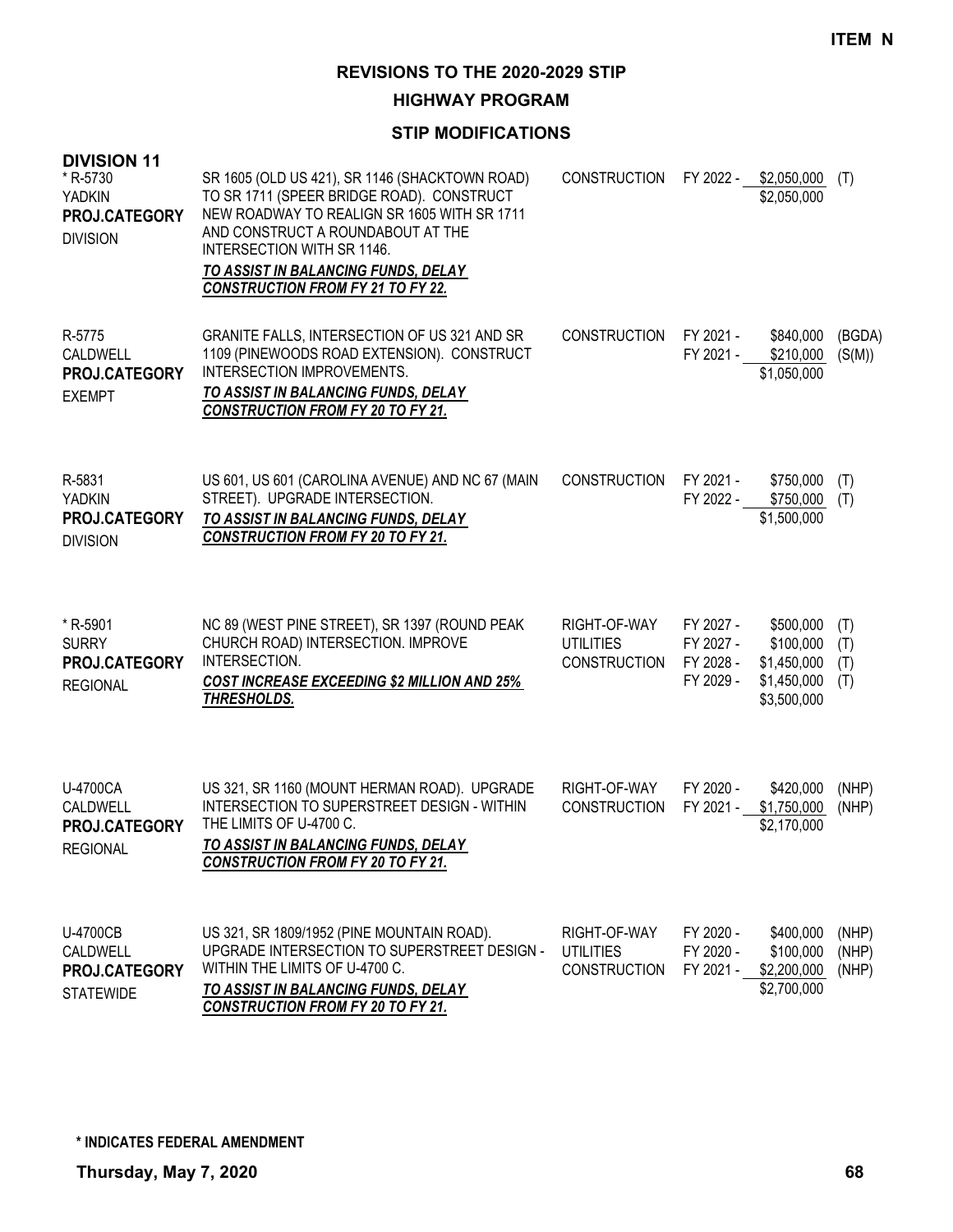**ITEM N**

# REVISIONS TO THE 2020-2029 STIP

## HIGHWAY PROGRAM

### STIP MODIFICATIONS

**DIVISION 11**

| Project | Description | Work Type | FY | Amount | Fund |
|---|---|---|---|---|---|
| * R-5730<br>YADKIN<br>**PROJ.CATEGORY**<br>DIVISION | SR 1605 (OLD US 421), SR 1146 (SHACKTOWN ROAD) TO SR 1711 (SPEER BRIDGE ROAD). CONSTRUCT NEW ROADWAY TO REALIGN SR 1605 WITH SR 1711 AND CONSTRUCT A ROUNDABOUT AT THE INTERSECTION WITH SR 1146.<br>***TO ASSIST IN BALANCING FUNDS, DELAY CONSTRUCTION FROM FY 21 TO FY 22.*** | CONSTRUCTION | FY 2022 - | $2,050,000 | (T) |
| | | | | $2,050,000 | |
| R-5775<br>CALDWELL<br>**PROJ.CATEGORY**<br>EXEMPT | GRANITE FALLS, INTERSECTION OF US 321 AND SR 1109 (PINEWOODS ROAD EXTENSION). CONSTRUCT INTERSECTION IMPROVEMENTS.<br>***TO ASSIST IN BALANCING FUNDS, DELAY CONSTRUCTION FROM FY 20 TO FY 21.*** | CONSTRUCTION | FY 2021 - | $840,000 | (BGDA) |
| | | | FY 2021 - | $210,000 | (S(M)) |
| | | | | $1,050,000 | |
| R-5831<br>YADKIN<br>**PROJ.CATEGORY**<br>DIVISION | US 601, US 601 (CAROLINA AVENUE) AND NC 67 (MAIN STREET). UPGRADE INTERSECTION.<br>***TO ASSIST IN BALANCING FUNDS, DELAY CONSTRUCTION FROM FY 20 TO FY 21.*** | CONSTRUCTION | FY 2021 - | $750,000 | (T) |
| | | | FY 2022 - | $750,000 | (T) |
| | | | | $1,500,000 | |
| * R-5901<br>SURRY<br>**PROJ.CATEGORY**<br>REGIONAL | NC 89 (WEST PINE STREET), SR 1397 (ROUND PEAK CHURCH ROAD) INTERSECTION. IMPROVE INTERSECTION.<br>***COST INCREASE EXCEEDING $2 MILLION AND 25% THRESHOLDS.*** | RIGHT-OF-WAY | FY 2027 - | $500,000 | (T) |
| | | UTILITIES | FY 2027 - | $100,000 | (T) |
| | | CONSTRUCTION | FY 2028 - | $1,450,000 | (T) |
| | | | FY 2029 - | $1,450,000 | (T) |
| | | | | $3,500,000 | |
| U-4700CA<br>CALDWELL<br>**PROJ.CATEGORY**<br>REGIONAL | US 321, SR 1160 (MOUNT HERMAN ROAD). UPGRADE INTERSECTION TO SUPERSTREET DESIGN - WITHIN THE LIMITS OF U-4700 C.<br>***TO ASSIST IN BALANCING FUNDS, DELAY CONSTRUCTION FROM FY 20 TO FY 21.*** | RIGHT-OF-WAY | FY 2020 - | $420,000 | (NHP) |
| | | CONSTRUCTION | FY 2021 - | $1,750,000 | (NHP) |
| | | | | $2,170,000 | |
| U-4700CB<br>CALDWELL<br>**PROJ.CATEGORY**<br>STATEWIDE | US 321, SR 1809/1952 (PINE MOUNTAIN ROAD). UPGRADE INTERSECTION TO SUPERSTREET DESIGN - WITHIN THE LIMITS OF U-4700 C.<br>***TO ASSIST IN BALANCING FUNDS, DELAY CONSTRUCTION FROM FY 20 TO FY 21.*** | RIGHT-OF-WAY | FY 2020 - | $400,000 | (NHP) |
| | | UTILITIES | FY 2020 - | $100,000 | (NHP) |
| | | CONSTRUCTION | FY 2021 - | $2,200,000 | (NHP) |
| | | | | $2,700,000 | |

**\* INDICATES FEDERAL AMENDMENT**

**Thursday, May 7, 2020**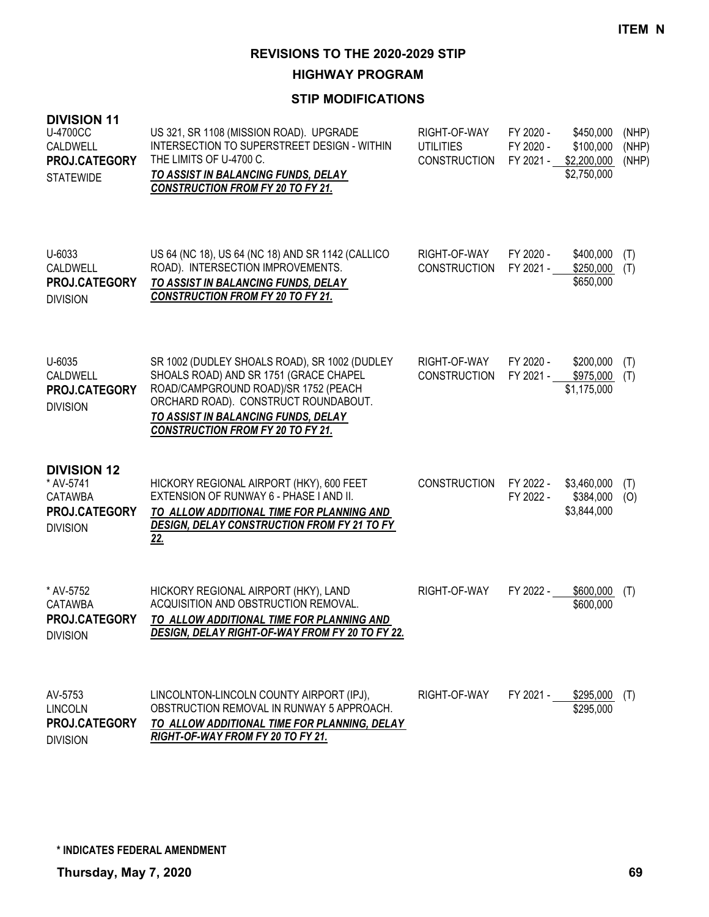**ITEM N**

# REVISIONS TO THE 2020-2029 STIP

## HIGHWAY PROGRAM

### STIP MODIFICATIONS

**DIVISION 11**

| Project | Description | Work Type | Fiscal Year | Amount | Fund |
|---|---|---|---|---|---|
| U-4700CC<br>CALDWELL<br>**PROJ.CATEGORY**<br>STATEWIDE | US 321, SR 1108 (MISSION ROAD). UPGRADE INTERSECTION TO SUPERSTREET DESIGN - WITHIN THE LIMITS OF U-4700 C.<br>***TO ASSIST IN BALANCING FUNDS, DELAY CONSTRUCTION FROM FY 20 TO FY 21.*** | RIGHT-OF-WAY<br>UTILITIES<br>CONSTRUCTION | FY 2020 -<br>FY 2020 -<br>FY 2021 - | $450,000<br>$100,000<br>$2,200,000<br>$2,750,000 | (NHP)<br>(NHP)<br>(NHP) |
| U-6033<br>CALDWELL<br>**PROJ.CATEGORY**<br>DIVISION | US 64 (NC 18), US 64 (NC 18) AND SR 1142 (CALLICO ROAD). INTERSECTION IMPROVEMENTS.<br>***TO ASSIST IN BALANCING FUNDS, DELAY CONSTRUCTION FROM FY 20 TO FY 21.*** | RIGHT-OF-WAY<br>CONSTRUCTION | FY 2020 -<br>FY 2021 - | $400,000<br>$250,000<br>$650,000 | (T)<br>(T) |
| U-6035<br>CALDWELL<br>**PROJ.CATEGORY**<br>DIVISION | SR 1002 (DUDLEY SHOALS ROAD), SR 1002 (DUDLEY SHOALS ROAD) AND SR 1751 (GRACE CHAPEL ROAD/CAMPGROUND ROAD)/SR 1752 (PEACH ORCHARD ROAD). CONSTRUCT ROUNDABOUT.<br>***TO ASSIST IN BALANCING FUNDS, DELAY CONSTRUCTION FROM FY 20 TO FY 21.*** | RIGHT-OF-WAY<br>CONSTRUCTION | FY 2020 -<br>FY 2021 - | $200,000<br>$975,000<br>$1,175,000 | (T)<br>(T) |

**DIVISION 12**

| Project | Description | Work Type | Fiscal Year | Amount | Fund |
|---|---|---|---|---|---|
| * AV-5741<br>CATAWBA<br>**PROJ.CATEGORY**<br>DIVISION | HICKORY REGIONAL AIRPORT (HKY), 600 FEET EXTENSION OF RUNWAY 6 - PHASE I AND II.<br>***TO ALLOW ADDITIONAL TIME FOR PLANNING AND DESIGN, DELAY CONSTRUCTION FROM FY 21 TO FY 22.*** | CONSTRUCTION | FY 2022 -<br>FY 2022 - | $3,460,000<br>$384,000<br>$3,844,000 | (T)<br>(O) |
| * AV-5752<br>CATAWBA<br>**PROJ.CATEGORY**<br>DIVISION | HICKORY REGIONAL AIRPORT (HKY), LAND ACQUISITION AND OBSTRUCTION REMOVAL.<br>***TO ALLOW ADDITIONAL TIME FOR PLANNING AND DESIGN, DELAY RIGHT-OF-WAY FROM FY 20 TO FY 22.*** | RIGHT-OF-WAY | FY 2022 - | $600,000<br>$600,000 | (T) |
| AV-5753<br>LINCOLN<br>**PROJ.CATEGORY**<br>DIVISION | LINCOLNTON-LINCOLN COUNTY AIRPORT (IPJ), OBSTRUCTION REMOVAL IN RUNWAY 5 APPROACH.<br>***TO ALLOW ADDITIONAL TIME FOR PLANNING, DELAY RIGHT-OF-WAY FROM FY 20 TO FY 21.*** | RIGHT-OF-WAY | FY 2021 - | $295,000<br>$295,000 | (T) |

**\* INDICATES FEDERAL AMENDMENT**

**Thursday, May 7, 2020**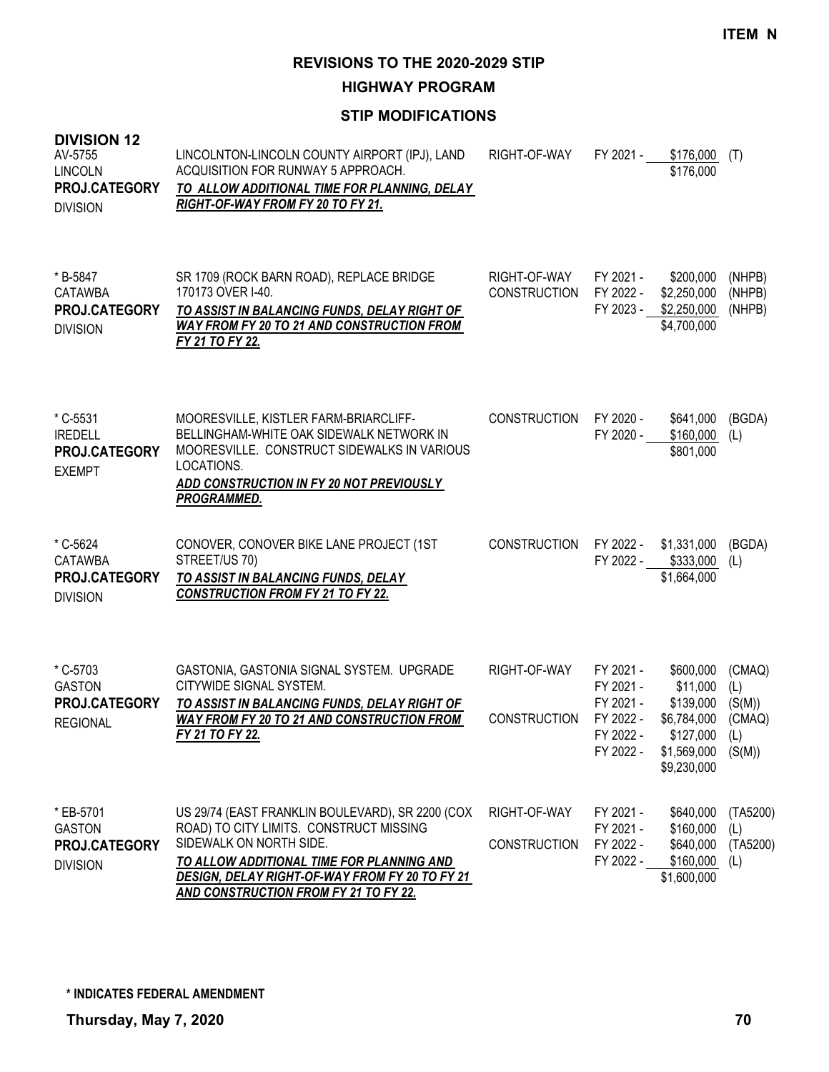**ITEM N**

# REVISIONS TO THE 2020-2029 STIP

## HIGHWAY PROGRAM

### STIP MODIFICATIONS

**DIVISION 12**

| Project | Description | Phase | Fiscal Year | Amount | Fund |
|---|---|---|---|---|---|
| AV-5755<br>LINCOLN<br>**PROJ.CATEGORY**<br>DIVISION | LINCOLNTON-LINCOLN COUNTY AIRPORT (IPJ), LAND ACQUISITION FOR RUNWAY 5 APPROACH.<br>***TO ALLOW ADDITIONAL TIME FOR PLANNING, DELAY RIGHT-OF-WAY FROM FY 20 TO FY 21.*** | RIGHT-OF-WAY | FY 2021 - | $176,000 | (T) |
| | | | | $176,000 | |
| * B-5847<br>CATAWBA<br>**PROJ.CATEGORY**<br>DIVISION | SR 1709 (ROCK BARN ROAD), REPLACE BRIDGE 170173 OVER I-40.<br>***TO ASSIST IN BALANCING FUNDS, DELAY RIGHT OF WAY FROM FY 20 TO 21 AND CONSTRUCTION FROM FY 21 TO FY 22.*** | RIGHT-OF-WAY | FY 2021 - | $200,000 | (NHPB) |
| | | CONSTRUCTION | FY 2022 - | $2,250,000 | (NHPB) |
| | | | FY 2023 - | $2,250,000 | (NHPB) |
| | | | | $4,700,000 | |
| * C-5531<br>IREDELL<br>**PROJ.CATEGORY**<br>EXEMPT | MOORESVILLE, KISTLER FARM-BRIARCLIFF-BELLINGHAM-WHITE OAK SIDEWALK NETWORK IN MOORESVILLE. CONSTRUCT SIDEWALKS IN VARIOUS LOCATIONS.<br>***ADD CONSTRUCTION IN FY 20 NOT PREVIOUSLY PROGRAMMED.*** | CONSTRUCTION | FY 2020 - | $641,000 | (BGDA) |
| | | | FY 2020 - | $160,000 | (L) |
| | | | | $801,000 | |
| * C-5624<br>CATAWBA<br>**PROJ.CATEGORY**<br>DIVISION | CONOVER, CONOVER BIKE LANE PROJECT (1ST STREET/US 70)<br>***TO ASSIST IN BALANCING FUNDS, DELAY CONSTRUCTION FROM FY 21 TO FY 22.*** | CONSTRUCTION | FY 2022 - | $1,331,000 | (BGDA) |
| | | | FY 2022 - | $333,000 | (L) |
| | | | | $1,664,000 | |
| * C-5703<br>GASTON<br>**PROJ.CATEGORY**<br>REGIONAL | GASTONIA, GASTONIA SIGNAL SYSTEM. UPGRADE CITYWIDE SIGNAL SYSTEM.<br>***TO ASSIST IN BALANCING FUNDS, DELAY RIGHT OF WAY FROM FY 20 TO 21 AND CONSTRUCTION FROM FY 21 TO FY 22.*** | RIGHT-OF-WAY | FY 2021 - | $600,000 | (CMAQ) |
| | | | FY 2021 - | $11,000 | (L) |
| | | | FY 2021 - | $139,000 | (S(M)) |
| | | CONSTRUCTION | FY 2022 - | $6,784,000 | (CMAQ) |
| | | | FY 2022 - | $127,000 | (L) |
| | | | FY 2022 - | $1,569,000 | (S(M)) |
| | | | | $9,230,000 | |
| * EB-5701<br>GASTON<br>**PROJ.CATEGORY**<br>DIVISION | US 29/74 (EAST FRANKLIN BOULEVARD), SR 2200 (COX ROAD) TO CITY LIMITS. CONSTRUCT MISSING SIDEWALK ON NORTH SIDE.<br>***TO ALLOW ADDITIONAL TIME FOR PLANNING AND DESIGN, DELAY RIGHT-OF-WAY FROM FY 20 TO FY 21 AND CONSTRUCTION FROM FY 21 TO FY 22.*** | RIGHT-OF-WAY | FY 2021 - | $640,000 | (TA5200) |
| | | | FY 2021 - | $160,000 | (L) |
| | | CONSTRUCTION | FY 2022 - | $640,000 | (TA5200) |
| | | | FY 2022 - | $160,000 | (L) |
| | | | | $1,600,000 | |

**\* INDICATES FEDERAL AMENDMENT**

**Thursday, May 7, 2020**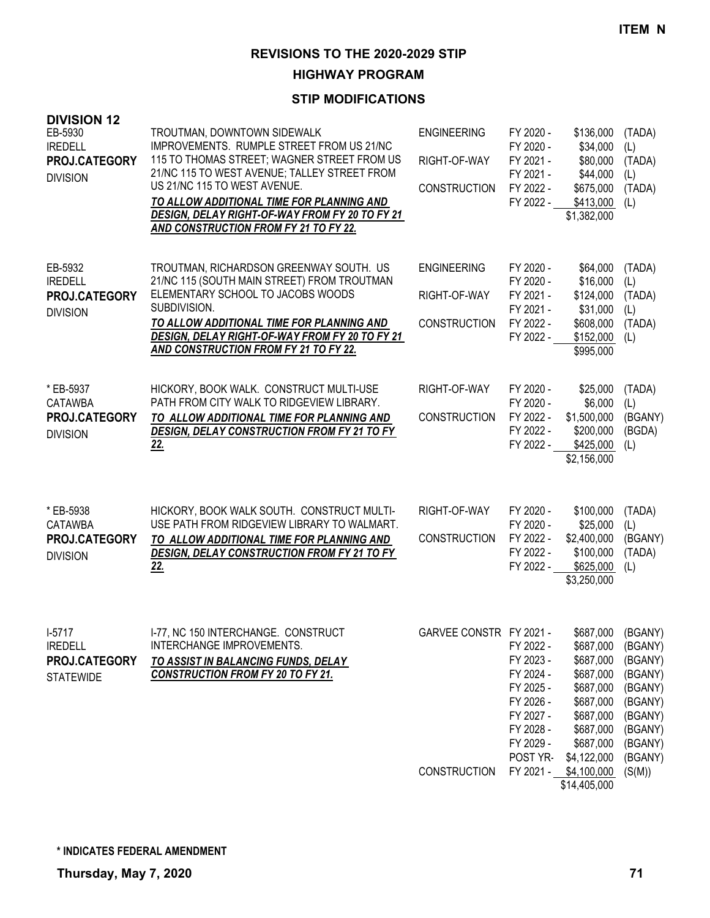**ITEM N**

# REVISIONS TO THE 2020-2029 STIP

## HIGHWAY PROGRAM

### STIP MODIFICATIONS

**DIVISION 12**

| Project | Description | Phase | Fiscal Year | Amount | Fund |
|---|---|---|---|---|---|
| EB-5930<br>IREDELL<br>**PROJ.CATEGORY**<br>DIVISION | TROUTMAN, DOWNTOWN SIDEWALK IMPROVEMENTS. RUMPLE STREET FROM US 21/NC 115 TO THOMAS STREET; WAGNER STREET FROM US 21/NC 115 TO WEST AVENUE; TALLEY STREET FROM US 21/NC 115 TO WEST AVENUE.<br>***TO ALLOW ADDITIONAL TIME FOR PLANNING AND DESIGN, DELAY RIGHT-OF-WAY FROM FY 20 TO FY 21 AND CONSTRUCTION FROM FY 21 TO FY 22.*** | ENGINEERING | FY 2020 - | $136,000 | (TADA) |
| | | | FY 2020 - | $34,000 | (L) |
| | | RIGHT-OF-WAY | FY 2021 - | $80,000 | (TADA) |
| | | | FY 2021 - | $44,000 | (L) |
| | | CONSTRUCTION | FY 2022 - | $675,000 | (TADA) |
| | | | FY 2022 - | $413,000 | (L) |
| | | | | $1,382,000 | |
| EB-5932<br>IREDELL<br>**PROJ.CATEGORY**<br>DIVISION | TROUTMAN, RICHARDSON GREENWAY SOUTH. US 21/NC 115 (SOUTH MAIN STREET) FROM TROUTMAN ELEMENTARY SCHOOL TO JACOBS WOODS SUBDIVISION.<br>***TO ALLOW ADDITIONAL TIME FOR PLANNING AND DESIGN, DELAY RIGHT-OF-WAY FROM FY 20 TO FY 21 AND CONSTRUCTION FROM FY 21 TO FY 22.*** | ENGINEERING | FY 2020 - | $64,000 | (TADA) |
| | | | FY 2020 - | $16,000 | (L) |
| | | RIGHT-OF-WAY | FY 2021 - | $124,000 | (TADA) |
| | | | FY 2021 - | $31,000 | (L) |
| | | CONSTRUCTION | FY 2022 - | $608,000 | (TADA) |
| | | | FY 2022 - | $152,000 | (L) |
| | | | | $995,000 | |
| * EB-5937<br>CATAWBA<br>**PROJ.CATEGORY**<br>DIVISION | HICKORY, BOOK WALK. CONSTRUCT MULTI-USE PATH FROM CITY WALK TO RIDGEVIEW LIBRARY.<br>***TO ALLOW ADDITIONAL TIME FOR PLANNING AND DESIGN, DELAY CONSTRUCTION FROM FY 21 TO FY 22.*** | RIGHT-OF-WAY | FY 2020 - | $25,000 | (TADA) |
| | | | FY 2020 - | $6,000 | (L) |
| | | CONSTRUCTION | FY 2022 - | $1,500,000 | (BGANY) |
| | | | FY 2022 - | $200,000 | (BGDA) |
| | | | FY 2022 - | $425,000 | (L) |
| | | | | $2,156,000 | |
| * EB-5938<br>CATAWBA<br>**PROJ.CATEGORY**<br>DIVISION | HICKORY, BOOK WALK SOUTH. CONSTRUCT MULTI-USE PATH FROM RIDGEVIEW LIBRARY TO WALMART.<br>***TO ALLOW ADDITIONAL TIME FOR PLANNING AND DESIGN, DELAY CONSTRUCTION FROM FY 21 TO FY 22.*** | RIGHT-OF-WAY | FY 2020 - | $100,000 | (TADA) |
| | | | FY 2020 - | $25,000 | (L) |
| | | CONSTRUCTION | FY 2022 - | $2,400,000 | (BGANY) |
| | | | FY 2022 - | $100,000 | (TADA) |
| | | | FY 2022 - | $625,000 | (L) |
| | | | | $3,250,000 | |
| I-5717<br>IREDELL<br>**PROJ.CATEGORY**<br>STATEWIDE | I-77, NC 150 INTERCHANGE. CONSTRUCT INTERCHANGE IMPROVEMENTS.<br>***TO ASSIST IN BALANCING FUNDS, DELAY CONSTRUCTION FROM FY 20 TO FY 21.*** | GARVEE CONSTR | FY 2021 - | $687,000 | (BGANY) |
| | | | FY 2022 - | $687,000 | (BGANY) |
| | | | FY 2023 - | $687,000 | (BGANY) |
| | | | FY 2024 - | $687,000 | (BGANY) |
| | | | FY 2025 - | $687,000 | (BGANY) |
| | | | FY 2026 - | $687,000 | (BGANY) |
| | | | FY 2027 - | $687,000 | (BGANY) |
| | | | FY 2028 - | $687,000 | (BGANY) |
| | | | FY 2029 - | $687,000 | (BGANY) |
| | | | POST YR- | $4,122,000 | (BGANY) |
| | | CONSTRUCTION | FY 2021 - | $4,100,000 | (S(M)) |
| | | | | $14,405,000 | |

**\* INDICATES FEDERAL AMENDMENT**

**Thursday, May 7, 2020**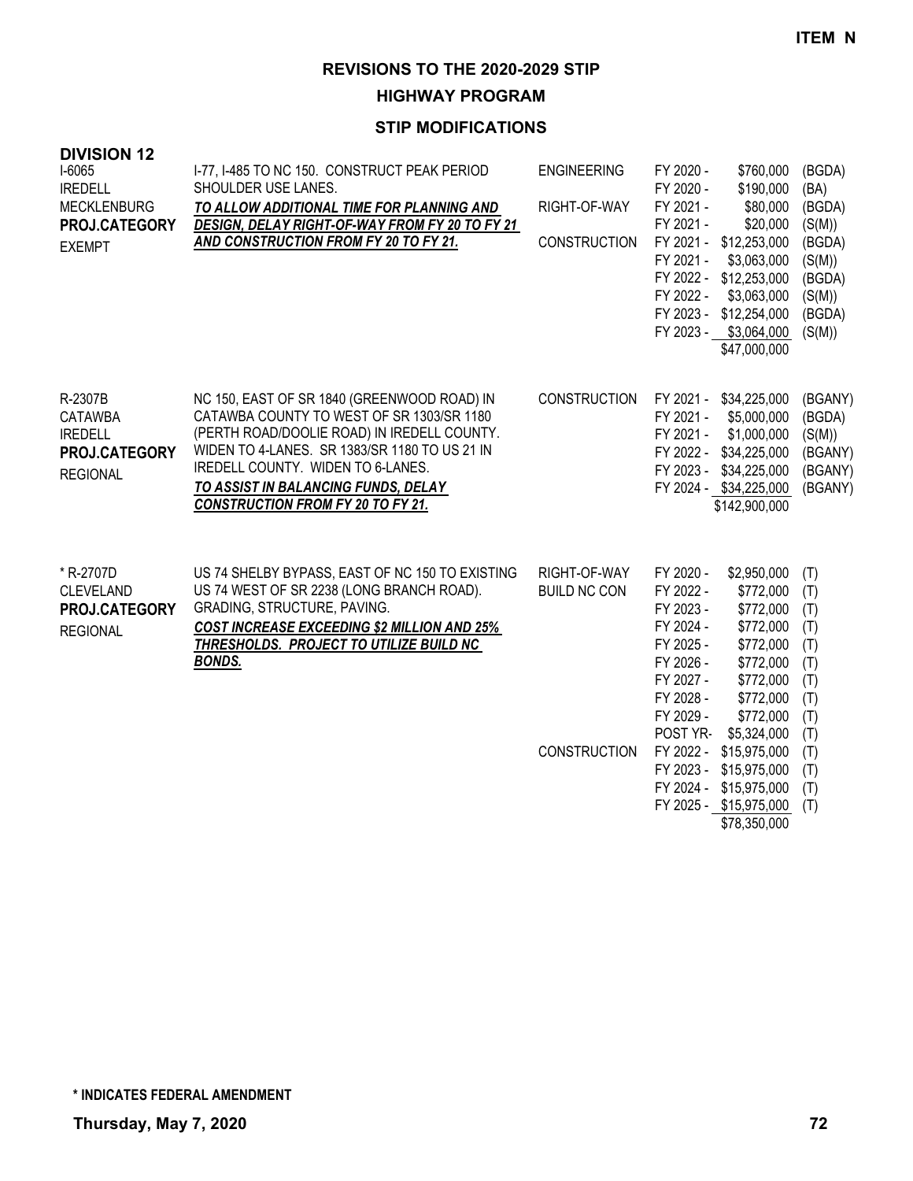**ITEM N**

# REVISIONS TO THE 2020-2029 STIP

## HIGHWAY PROGRAM

### STIP MODIFICATIONS

**DIVISION 12**

| Project | Description | Phase | Fiscal Year | Amount | Source |
|---|---|---|---|---|---|
| I-6065<br>IREDELL<br>MECKLENBURG<br>**PROJ.CATEGORY**<br>EXEMPT | I-77, I-485 TO NC 150. CONSTRUCT PEAK PERIOD SHOULDER USE LANES.<br>***TO ALLOW ADDITIONAL TIME FOR PLANNING AND DESIGN, DELAY RIGHT-OF-WAY FROM FY 20 TO FY 21 AND CONSTRUCTION FROM FY 20 TO FY 21.*** | ENGINEERING | FY 2020 - | $760,000 | (BGDA) |
| | | | FY 2020 - | $190,000 | (BA) |
| | | RIGHT-OF-WAY | FY 2021 - | $80,000 | (BGDA) |
| | | | FY 2021 - | $20,000 | (S(M)) |
| | | CONSTRUCTION | FY 2021 - | $12,253,000 | (BGDA) |
| | | | FY 2021 - | $3,063,000 | (S(M)) |
| | | | FY 2022 - | $12,253,000 | (BGDA) |
| | | | FY 2022 - | $3,063,000 | (S(M)) |
| | | | FY 2023 - | $12,254,000 | (BGDA) |
| | | | FY 2023 - | $3,064,000 | (S(M)) |
| | | | | $47,000,000 | |
| R-2307B<br>CATAWBA<br>IREDELL<br>**PROJ.CATEGORY**<br>REGIONAL | NC 150, EAST OF SR 1840 (GREENWOOD ROAD) IN CATAWBA COUNTY TO WEST OF SR 1303/SR 1180 (PERTH ROAD/DOOLIE ROAD) IN IREDELL COUNTY. WIDEN TO 4-LANES. SR 1383/SR 1180 TO US 21 IN IREDELL COUNTY. WIDEN TO 6-LANES.<br>***TO ASSIST IN BALANCING FUNDS, DELAY CONSTRUCTION FROM FY 20 TO FY 21.*** | CONSTRUCTION | FY 2021 - | $34,225,000 | (BGANY) |
| | | | FY 2021 - | $5,000,000 | (BGDA) |
| | | | FY 2021 - | $1,000,000 | (S(M)) |
| | | | FY 2022 - | $34,225,000 | (BGANY) |
| | | | FY 2023 - | $34,225,000 | (BGANY) |
| | | | FY 2024 - | $34,225,000 | (BGANY) |
| | | | | $142,900,000 | |
| * R-2707D<br>CLEVELAND<br>**PROJ.CATEGORY**<br>REGIONAL | US 74 SHELBY BYPASS, EAST OF NC 150 TO EXISTING US 74 WEST OF SR 2238 (LONG BRANCH ROAD). GRADING, STRUCTURE, PAVING.<br>***COST INCREASE EXCEEDING $2 MILLION AND 25% THRESHOLDS. PROJECT TO UTILIZE BUILD NC BONDS.*** | RIGHT-OF-WAY | FY 2020 - | $2,950,000 | (T) |
| | | BUILD NC CON | FY 2022 - | $772,000 | (T) |
| | | | FY 2023 - | $772,000 | (T) |
| | | | FY 2024 - | $772,000 | (T) |
| | | | FY 2025 - | $772,000 | (T) |
| | | | FY 2026 - | $772,000 | (T) |
| | | | FY 2027 - | $772,000 | (T) |
| | | | FY 2028 - | $772,000 | (T) |
| | | | FY 2029 - | $772,000 | (T) |
| | | | POST YR- | $5,324,000 | (T) |
| | | CONSTRUCTION | FY 2022 - | $15,975,000 | (T) |
| | | | FY 2023 - | $15,975,000 | (T) |
| | | | FY 2024 - | $15,975,000 | (T) |
| | | | FY 2025 - | $15,975,000 | (T) |
| | | | | $78,350,000 | |

**\* INDICATES FEDERAL AMENDMENT**

**Thursday, May 7, 2020**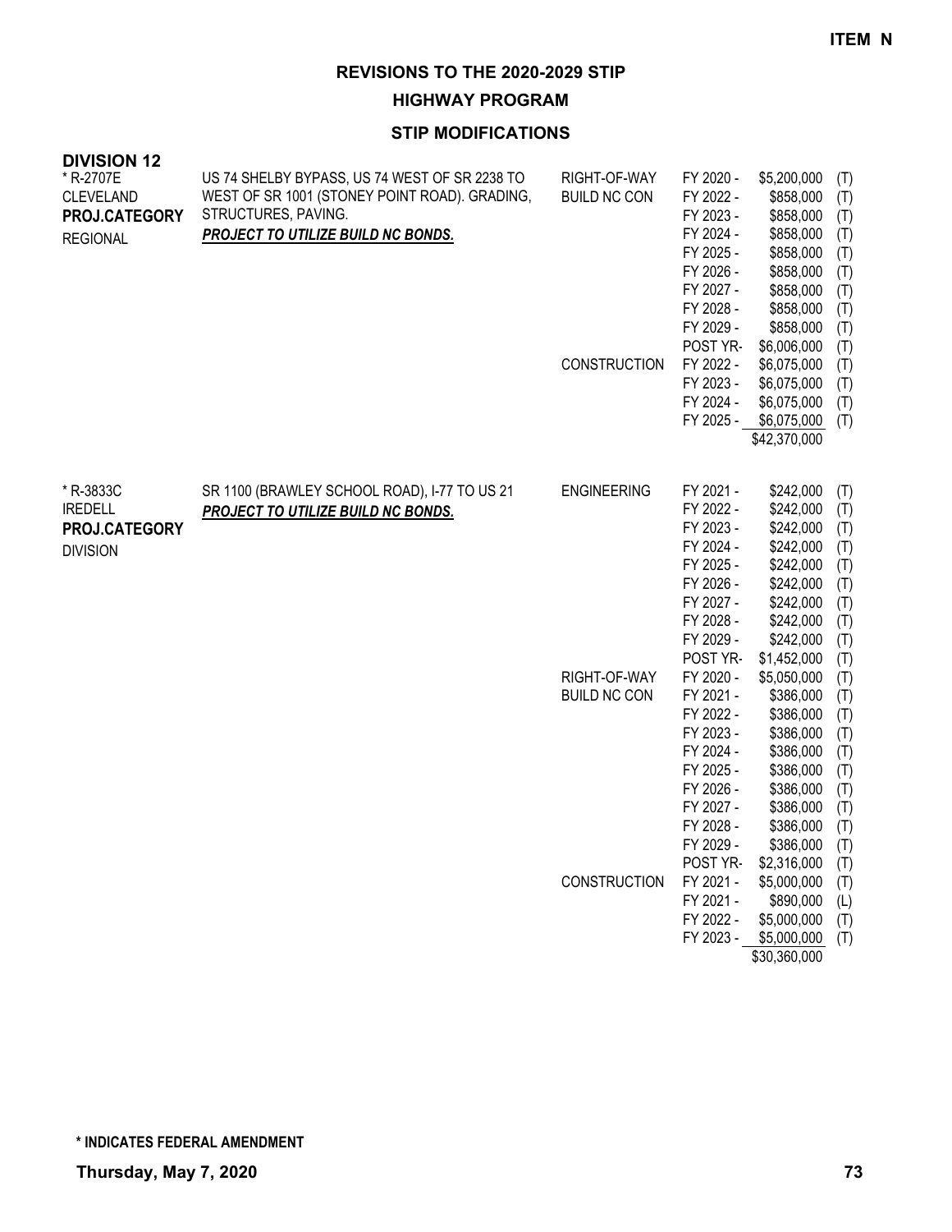ITEM N

# REVISIONS TO THE 2020-2029 STIP

## HIGHWAY PROGRAM

### STIP MODIFICATIONS

**DIVISION 12**

| Project | Description | Phase | Year | Amount | Source |
|---|---|---|---|---|---|
| * R-2707E<br>CLEVELAND<br>**PROJ.CATEGORY**<br>REGIONAL | US 74 SHELBY BYPASS, US 74 WEST OF SR 2238 TO WEST OF SR 1001 (STONEY POINT ROAD). GRADING, STRUCTURES, PAVING.<br>***PROJECT TO UTILIZE BUILD NC BONDS.*** | RIGHT-OF-WAY | FY 2020 - | $5,200,000 | (T) |
| | | BUILD NC CON | FY 2022 - | $858,000 | (T) |
| | | | FY 2023 - | $858,000 | (T) |
| | | | FY 2024 - | $858,000 | (T) |
| | | | FY 2025 - | $858,000 | (T) |
| | | | FY 2026 - | $858,000 | (T) |
| | | | FY 2027 - | $858,000 | (T) |
| | | | FY 2028 - | $858,000 | (T) |
| | | | FY 2029 - | $858,000 | (T) |
| | | | POST YR- | $6,006,000 | (T) |
| | | CONSTRUCTION | FY 2022 - | $6,075,000 | (T) |
| | | | FY 2023 - | $6,075,000 | (T) |
| | | | FY 2024 - | $6,075,000 | (T) |
| | | | FY 2025 - | $6,075,000 | (T) |
| | | | | $42,370,000 | |
| * R-3833C<br>IREDELL<br>**PROJ.CATEGORY**<br>DIVISION | SR 1100 (BRAWLEY SCHOOL ROAD), I-77 TO US 21<br>***PROJECT TO UTILIZE BUILD NC BONDS.*** | ENGINEERING | FY 2021 - | $242,000 | (T) |
| | | | FY 2022 - | $242,000 | (T) |
| | | | FY 2023 - | $242,000 | (T) |
| | | | FY 2024 - | $242,000 | (T) |
| | | | FY 2025 - | $242,000 | (T) |
| | | | FY 2026 - | $242,000 | (T) |
| | | | FY 2027 - | $242,000 | (T) |
| | | | FY 2028 - | $242,000 | (T) |
| | | | FY 2029 - | $242,000 | (T) |
| | | | POST YR- | $1,452,000 | (T) |
| | | RIGHT-OF-WAY | FY 2020 - | $5,050,000 | (T) |
| | | BUILD NC CON | FY 2021 - | $386,000 | (T) |
| | | | FY 2022 - | $386,000 | (T) |
| | | | FY 2023 - | $386,000 | (T) |
| | | | FY 2024 - | $386,000 | (T) |
| | | | FY 2025 - | $386,000 | (T) |
| | | | FY 2026 - | $386,000 | (T) |
| | | | FY 2027 - | $386,000 | (T) |
| | | | FY 2028 - | $386,000 | (T) |
| | | | FY 2029 - | $386,000 | (T) |
| | | | POST YR- | $2,316,000 | (T) |
| | | CONSTRUCTION | FY 2021 - | $5,000,000 | (T) |
| | | | FY 2021 - | $890,000 | (L) |
| | | | FY 2022 - | $5,000,000 | (T) |
| | | | FY 2023 - | $5,000,000 | (T) |
| | | | | $30,360,000 | |

**\* INDICATES FEDERAL AMENDMENT**

**Thursday, May 7, 2020**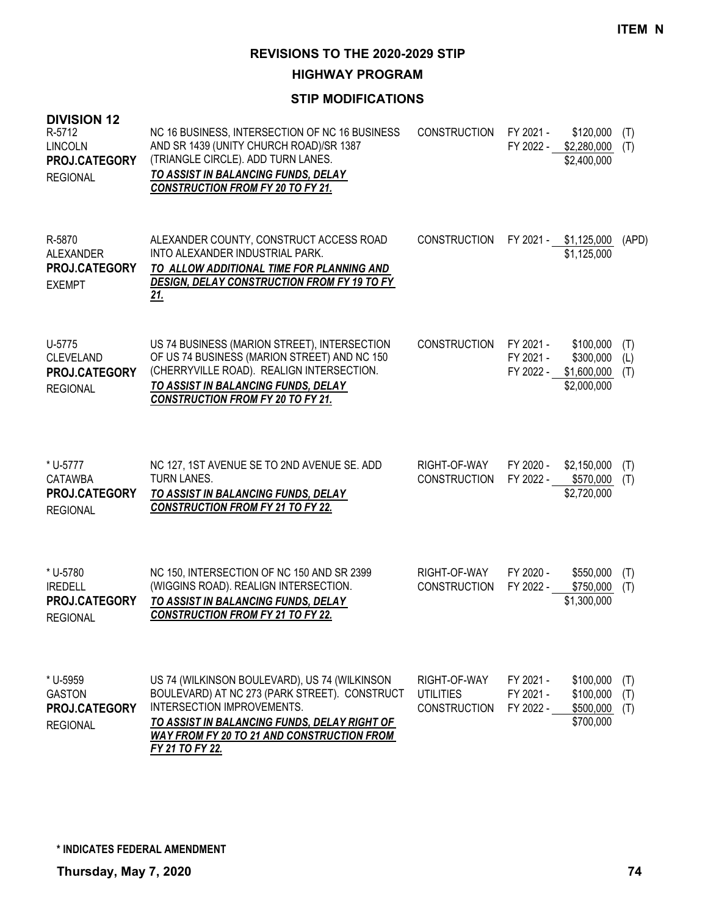ITEM N

# REVISIONS TO THE 2020-2029 STIP

## HIGHWAY PROGRAM

### STIP MODIFICATIONS

**DIVISION 12**

| Project | Description | Work Type | Fiscal Year | Amount | Fund |
|---|---|---|---|---|---|
| R-5712<br>LINCOLN<br>**PROJ.CATEGORY**<br>REGIONAL | NC 16 BUSINESS, INTERSECTION OF NC 16 BUSINESS AND SR 1439 (UNITY CHURCH ROAD)/SR 1387 (TRIANGLE CIRCLE). ADD TURN LANES.<br>***TO ASSIST IN BALANCING FUNDS, DELAY CONSTRUCTION FROM FY 20 TO FY 21.*** | CONSTRUCTION | FY 2021 -<br>FY 2022 - | \$120,000<br>\$2,280,000<br>\$2,400,000 | (T)<br>(T) |
| R-5870<br>ALEXANDER<br>**PROJ.CATEGORY**<br>EXEMPT | ALEXANDER COUNTY, CONSTRUCT ACCESS ROAD INTO ALEXANDER INDUSTRIAL PARK.<br>***TO ALLOW ADDITIONAL TIME FOR PLANNING AND DESIGN, DELAY CONSTRUCTION FROM FY 19 TO FY 21.*** | CONSTRUCTION | FY 2021 - | \$1,125,000<br>\$1,125,000 | (APD) |
| U-5775<br>CLEVELAND<br>**PROJ.CATEGORY**<br>REGIONAL | US 74 BUSINESS (MARION STREET), INTERSECTION OF US 74 BUSINESS (MARION STREET) AND NC 150 (CHERRYVILLE ROAD). REALIGN INTERSECTION.<br>***TO ASSIST IN BALANCING FUNDS, DELAY CONSTRUCTION FROM FY 20 TO FY 21.*** | CONSTRUCTION | FY 2021 -<br>FY 2021 -<br>FY 2022 - | \$100,000<br>\$300,000<br>\$1,600,000<br>\$2,000,000 | (T)<br>(L)<br>(T) |
| * U-5777<br>CATAWBA<br>**PROJ.CATEGORY**<br>REGIONAL | NC 127, 1ST AVENUE SE TO 2ND AVENUE SE. ADD TURN LANES.<br>***TO ASSIST IN BALANCING FUNDS, DELAY CONSTRUCTION FROM FY 21 TO FY 22.*** | RIGHT-OF-WAY<br>CONSTRUCTION | FY 2020 -<br>FY 2022 - | \$2,150,000<br>\$570,000<br>\$2,720,000 | (T)<br>(T) |
| * U-5780<br>IREDELL<br>**PROJ.CATEGORY**<br>REGIONAL | NC 150, INTERSECTION OF NC 150 AND SR 2399 (WIGGINS ROAD). REALIGN INTERSECTION.<br>***TO ASSIST IN BALANCING FUNDS, DELAY CONSTRUCTION FROM FY 21 TO FY 22.*** | RIGHT-OF-WAY<br>CONSTRUCTION | FY 2020 -<br>FY 2022 - | \$550,000<br>\$750,000<br>\$1,300,000 | (T)<br>(T) |
| * U-5959<br>GASTON<br>**PROJ.CATEGORY**<br>REGIONAL | US 74 (WILKINSON BOULEVARD), US 74 (WILKINSON BOULEVARD) AT NC 273 (PARK STREET). CONSTRUCT INTERSECTION IMPROVEMENTS.<br>***TO ASSIST IN BALANCING FUNDS, DELAY RIGHT OF WAY FROM FY 20 TO 21 AND CONSTRUCTION FROM FY 21 TO FY 22.*** | RIGHT-OF-WAY<br>UTILITIES<br>CONSTRUCTION | FY 2021 -<br>FY 2021 -<br>FY 2022 - | \$100,000<br>\$100,000<br>\$500,000<br>\$700,000 | (T)<br>(T)<br>(T) |

**\* INDICATES FEDERAL AMENDMENT**

**Thursday, May 7, 2020**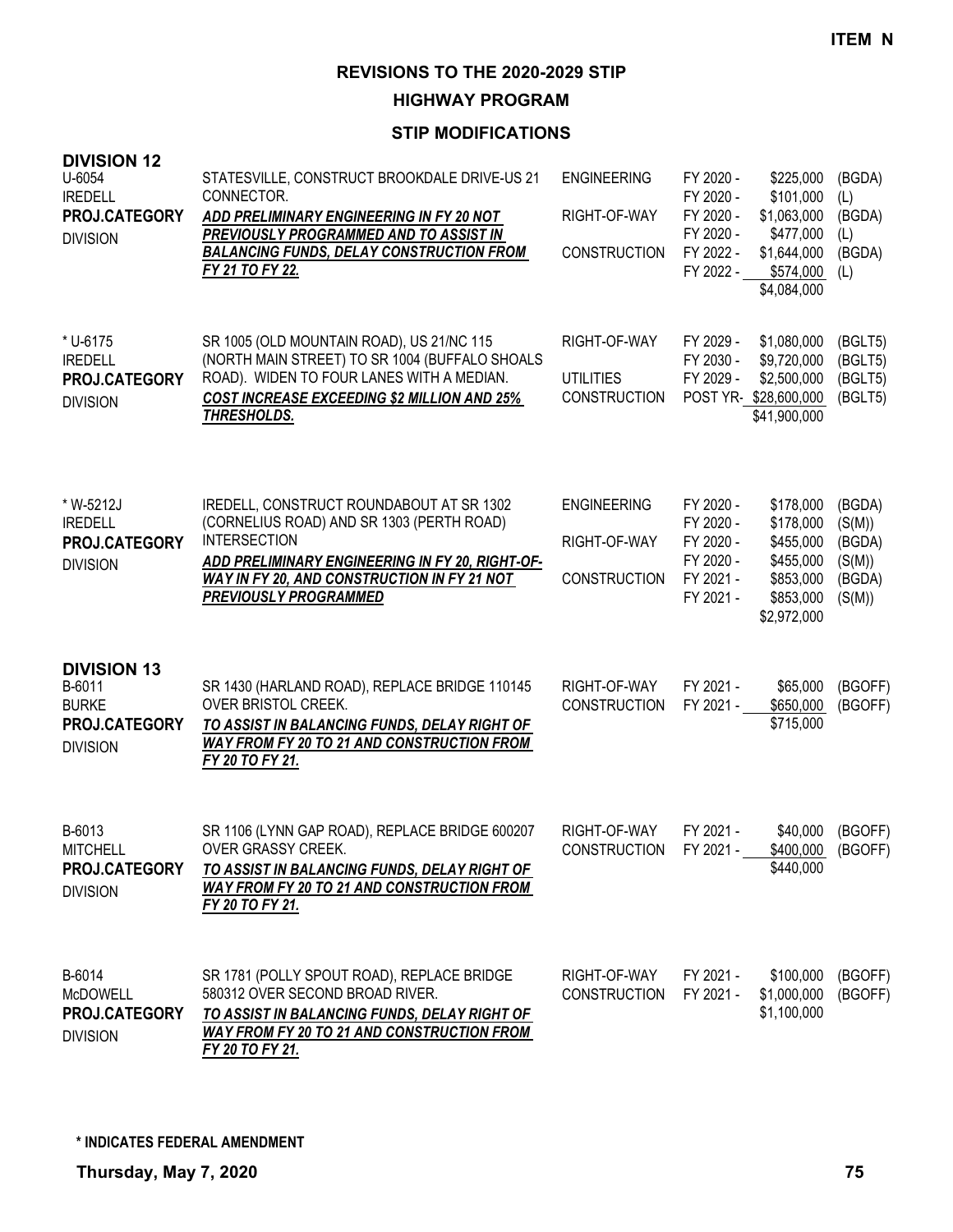**ITEM N**

# REVISIONS TO THE 2020-2029 STIP

## HIGHWAY PROGRAM

### STIP MODIFICATIONS

## DIVISION 12

U-6054
IREDELL
**PROJ.CATEGORY**
DIVISION

STATESVILLE, CONSTRUCT BROOKDALE DRIVE-US 21 CONNECTOR.
***ADD PRELIMINARY ENGINEERING IN FY 20 NOT PREVIOUSLY PROGRAMMED AND TO ASSIST IN BALANCING FUNDS, DELAY CONSTRUCTION FROM FY 21 TO FY 22.***

| Phase | Year | Amount | Fund |
|---|---|---|---|
| ENGINEERING | FY 2020 - | $225,000 | (BGDA) |
| | FY 2020 - | $101,000 | (L) |
| RIGHT-OF-WAY | FY 2020 - | $1,063,000 | (BGDA) |
| | FY 2020 - | $477,000 | (L) |
| CONSTRUCTION | FY 2022 - | $1,644,000 | (BGDA) |
| | FY 2022 - | $574,000 | (L) |
| | | $4,084,000 | |

\* U-6175
IREDELL
**PROJ.CATEGORY**
DIVISION

SR 1005 (OLD MOUNTAIN ROAD), US 21/NC 115 (NORTH MAIN STREET) TO SR 1004 (BUFFALO SHOALS ROAD). WIDEN TO FOUR LANES WITH A MEDIAN.
***COST INCREASE EXCEEDING $2 MILLION AND 25% THRESHOLDS.***

| Phase | Year | Amount | Fund |
|---|---|---|---|
| RIGHT-OF-WAY | FY 2029 - | $1,080,000 | (BGLT5) |
| | FY 2030 - | $9,720,000 | (BGLT5) |
| UTILITIES | FY 2029 - | $2,500,000 | (BGLT5) |
| CONSTRUCTION | POST YR- | $28,600,000 | (BGLT5) |
| | | $41,900,000 | |

\* W-5212J
IREDELL
**PROJ.CATEGORY**
DIVISION

IREDELL, CONSTRUCT ROUNDABOUT AT SR 1302 (CORNELIUS ROAD) AND SR 1303 (PERTH ROAD) INTERSECTION
***ADD PRELIMINARY ENGINEERING IN FY 20, RIGHT-OF-WAY IN FY 20, AND CONSTRUCTION IN FY 21 NOT PREVIOUSLY PROGRAMMED***

| Phase | Year | Amount | Fund |
|---|---|---|---|
| ENGINEERING | FY 2020 - | $178,000 | (BGDA) |
| | FY 2020 - | $178,000 | (S(M)) |
| RIGHT-OF-WAY | FY 2020 - | $455,000 | (BGDA) |
| | FY 2020 - | $455,000 | (S(M)) |
| CONSTRUCTION | FY 2021 - | $853,000 | (BGDA) |
| | FY 2021 - | $853,000 | (S(M)) |
| | | $2,972,000 | |

## DIVISION 13

B-6011
BURKE
**PROJ.CATEGORY**
DIVISION

SR 1430 (HARLAND ROAD), REPLACE BRIDGE 110145 OVER BRISTOL CREEK.
***TO ASSIST IN BALANCING FUNDS, DELAY RIGHT OF WAY FROM FY 20 TO 21 AND CONSTRUCTION FROM FY 20 TO FY 21.***

| Phase | Year | Amount | Fund |
|---|---|---|---|
| RIGHT-OF-WAY | FY 2021 - | $65,000 | (BGOFF) |
| CONSTRUCTION | FY 2021 - | $650,000 | (BGOFF) |
| | | $715,000 | |

B-6013
MITCHELL
**PROJ.CATEGORY**
DIVISION

SR 1106 (LYNN GAP ROAD), REPLACE BRIDGE 600207 OVER GRASSY CREEK.
***TO ASSIST IN BALANCING FUNDS, DELAY RIGHT OF WAY FROM FY 20 TO 21 AND CONSTRUCTION FROM FY 20 TO FY 21.***

| Phase | Year | Amount | Fund |
|---|---|---|---|
| RIGHT-OF-WAY | FY 2021 - | $40,000 | (BGOFF) |
| CONSTRUCTION | FY 2021 - | $400,000 | (BGOFF) |
| | | $440,000 | |

B-6014
McDOWELL
**PROJ.CATEGORY**
DIVISION

SR 1781 (POLLY SPOUT ROAD), REPLACE BRIDGE 580312 OVER SECOND BROAD RIVER.
***TO ASSIST IN BALANCING FUNDS, DELAY RIGHT OF WAY FROM FY 20 TO 21 AND CONSTRUCTION FROM FY 20 TO FY 21.***

| Phase | Year | Amount | Fund |
|---|---|---|---|
| RIGHT-OF-WAY | FY 2021 - | $100,000 | (BGOFF) |
| CONSTRUCTION | FY 2021 - | $1,000,000 | (BGOFF) |
| | | $1,100,000 | |

**\* INDICATES FEDERAL AMENDMENT**

**Thursday, May 7, 2020**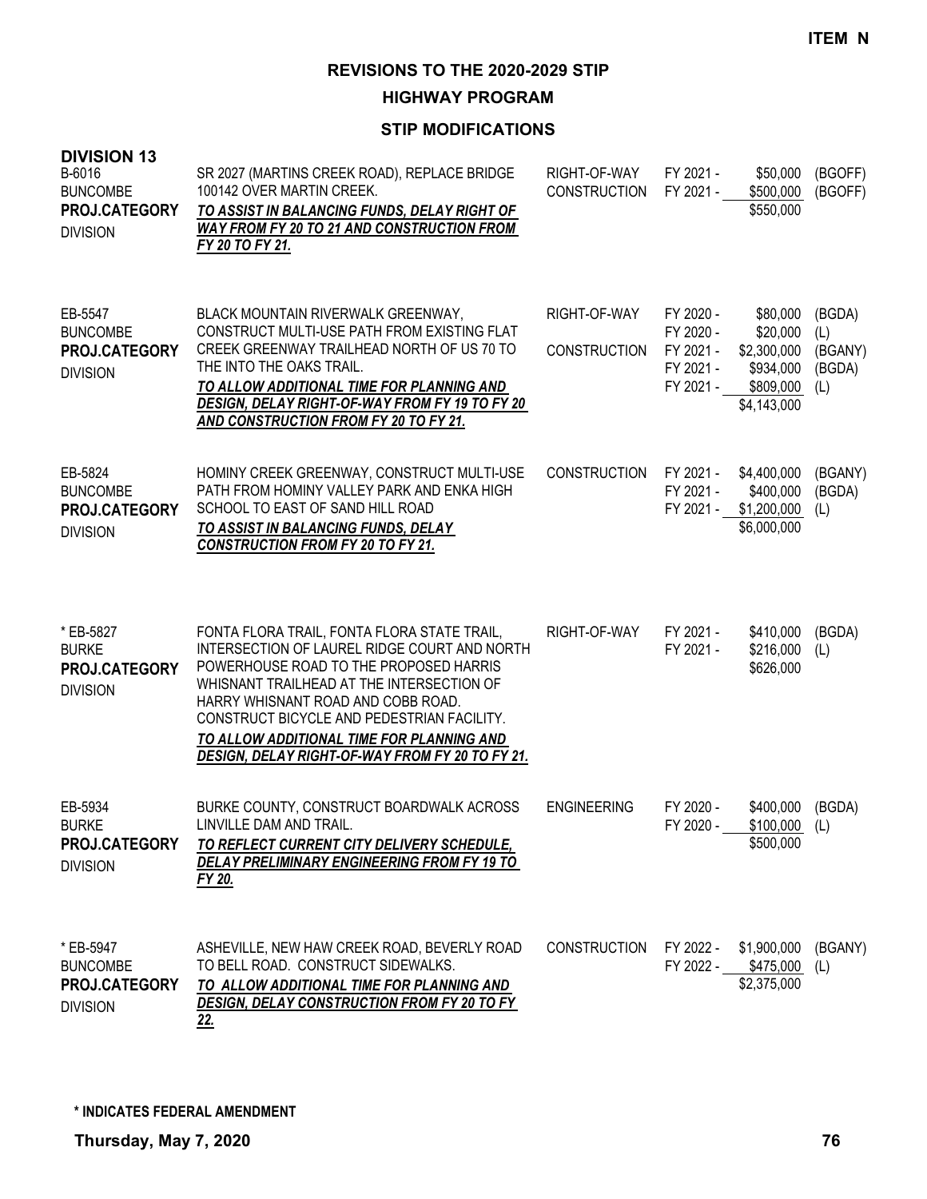**ITEM N**

# REVISIONS TO THE 2020-2029 STIP

## HIGHWAY PROGRAM

### STIP MODIFICATIONS

**DIVISION 13**

| Project | Description | Work Type | Year | Amount | Funding |
|---|---|---|---|---|---|
| B-6016<br>BUNCOMBE<br>**PROJ.CATEGORY**<br>DIVISION | SR 2027 (MARTINS CREEK ROAD), REPLACE BRIDGE 100142 OVER MARTIN CREEK.<br>***TO ASSIST IN BALANCING FUNDS, DELAY RIGHT OF WAY FROM FY 20 TO 21 AND CONSTRUCTION FROM FY 20 TO FY 21.*** | RIGHT-OF-WAY<br>CONSTRUCTION | FY 2021 -<br>FY 2021 - | \$50,000<br>\$500,000<br>\$550,000 | (BGOFF)<br>(BGOFF) |
| EB-5547<br>BUNCOMBE<br>**PROJ.CATEGORY**<br>DIVISION | BLACK MOUNTAIN RIVERWALK GREENWAY, CONSTRUCT MULTI-USE PATH FROM EXISTING FLAT CREEK GREENWAY TRAILHEAD NORTH OF US 70 TO THE INTO THE OAKS TRAIL.<br>***TO ALLOW ADDITIONAL TIME FOR PLANNING AND DESIGN, DELAY RIGHT-OF-WAY FROM FY 19 TO FY 20 AND CONSTRUCTION FROM FY 20 TO FY 21.*** | RIGHT-OF-WAY<br><br>CONSTRUCTION | FY 2020 -<br>FY 2020 -<br>FY 2021 -<br>FY 2021 -<br>FY 2021 - | \$80,000<br>\$20,000<br>\$2,300,000<br>\$934,000<br>\$809,000<br>\$4,143,000 | (BGDA)<br>(L)<br>(BGANY)<br>(BGDA)<br>(L) |
| EB-5824<br>BUNCOMBE<br>**PROJ.CATEGORY**<br>DIVISION | HOMINY CREEK GREENWAY, CONSTRUCT MULTI-USE PATH FROM HOMINY VALLEY PARK AND ENKA HIGH SCHOOL TO EAST OF SAND HILL ROAD<br>***TO ASSIST IN BALANCING FUNDS, DELAY CONSTRUCTION FROM FY 20 TO FY 21.*** | CONSTRUCTION | FY 2021 -<br>FY 2021 -<br>FY 2021 - | \$4,400,000<br>\$400,000<br>\$1,200,000<br>\$6,000,000 | (BGANY)<br>(BGDA)<br>(L) |
| * EB-5827<br>BURKE<br>**PROJ.CATEGORY**<br>DIVISION | FONTA FLORA TRAIL, FONTA FLORA STATE TRAIL, INTERSECTION OF LAUREL RIDGE COURT AND NORTH POWERHOUSE ROAD TO THE PROPOSED HARRIS WHISNANT TRAILHEAD AT THE INTERSECTION OF HARRY WHISNANT ROAD AND COBB ROAD. CONSTRUCT BICYCLE AND PEDESTRIAN FACILITY.<br>***TO ALLOW ADDITIONAL TIME FOR PLANNING AND DESIGN, DELAY RIGHT-OF-WAY FROM FY 20 TO FY 21.*** | RIGHT-OF-WAY | FY 2021 -<br>FY 2021 - | \$410,000<br>\$216,000<br>\$626,000 | (BGDA)<br>(L) |
| EB-5934<br>BURKE<br>**PROJ.CATEGORY**<br>DIVISION | BURKE COUNTY, CONSTRUCT BOARDWALK ACROSS LINVILLE DAM AND TRAIL.<br>***TO REFLECT CURRENT CITY DELIVERY SCHEDULE, DELAY PRELIMINARY ENGINEERING FROM FY 19 TO FY 20.*** | ENGINEERING | FY 2020 -<br>FY 2020 - | \$400,000<br>\$100,000<br>\$500,000 | (BGDA)<br>(L) |
| * EB-5947<br>BUNCOMBE<br>**PROJ.CATEGORY**<br>DIVISION | ASHEVILLE, NEW HAW CREEK ROAD, BEVERLY ROAD TO BELL ROAD. CONSTRUCT SIDEWALKS.<br>***TO ALLOW ADDITIONAL TIME FOR PLANNING AND DESIGN, DELAY CONSTRUCTION FROM FY 20 TO FY 22.*** | CONSTRUCTION | FY 2022 -<br>FY 2022 - | \$1,900,000<br>\$475,000<br>\$2,375,000 | (BGANY)<br>(L) |

**\* INDICATES FEDERAL AMENDMENT**

**Thursday, May 7, 2020**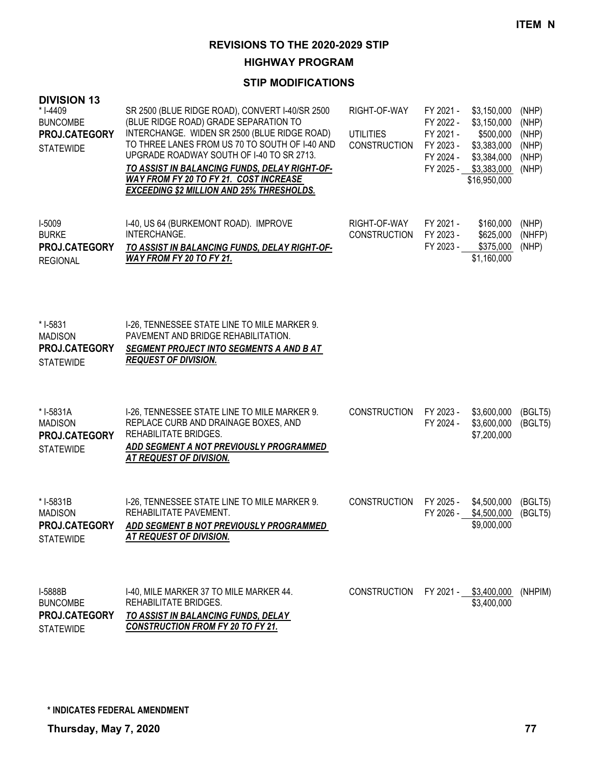**ITEM N**

# REVISIONS TO THE 2020-2029 STIP

## HIGHWAY PROGRAM

### STIP MODIFICATIONS

**DIVISION 13**

| Project | Description | Phase | Fiscal Year | Amount | Funding |
|---|---|---|---|---|---|
| * I-4409<br>BUNCOMBE<br>**PROJ.CATEGORY**<br>STATEWIDE | SR 2500 (BLUE RIDGE ROAD), CONVERT I-40/SR 2500 (BLUE RIDGE ROAD) GRADE SEPARATION TO INTERCHANGE. WIDEN SR 2500 (BLUE RIDGE ROAD) TO THREE LANES FROM US 70 TO SOUTH OF I-40 AND UPGRADE ROADWAY SOUTH OF I-40 TO SR 2713.<br>***TO ASSIST IN BALANCING FUNDS, DELAY RIGHT-OF-WAY FROM FY 20 TO FY 21. COST INCREASE EXCEEDING $2 MILLION AND 25% THRESHOLDS.*** | RIGHT-OF-WAY | FY 2021 - | $3,150,000 | (NHP) |
| | | | FY 2022 - | $3,150,000 | (NHP) |
| | | UTILITIES | FY 2021 - | $500,000 | (NHP) |
| | | CONSTRUCTION | FY 2023 - | $3,383,000 | (NHP) |
| | | | FY 2024 - | $3,384,000 | (NHP) |
| | | | FY 2025 - | $3,383,000 | (NHP) |
| | | | | $16,950,000 | |
| I-5009<br>BURKE<br>**PROJ.CATEGORY**<br>REGIONAL | I-40, US 64 (BURKEMONT ROAD). IMPROVE INTERCHANGE.<br>***TO ASSIST IN BALANCING FUNDS, DELAY RIGHT-OF-WAY FROM FY 20 TO FY 21.*** | RIGHT-OF-WAY | FY 2021 - | $160,000 | (NHP) |
| | | CONSTRUCTION | FY 2023 - | $625,000 | (NHFP) |
| | | | FY 2023 - | $375,000 | (NHP) |
| | | | | $1,160,000 | |
| * I-5831<br>MADISON<br>**PROJ.CATEGORY**<br>STATEWIDE | I-26, TENNESSEE STATE LINE TO MILE MARKER 9. PAVEMENT AND BRIDGE REHABILITATION.<br>***SEGMENT PROJECT INTO SEGMENTS A AND B AT REQUEST OF DIVISION.*** | | | | |
| * I-5831A<br>MADISON<br>**PROJ.CATEGORY**<br>STATEWIDE | I-26, TENNESSEE STATE LINE TO MILE MARKER 9. REPLACE CURB AND DRAINAGE BOXES, AND REHABILITATE BRIDGES.<br>***ADD SEGMENT A NOT PREVIOUSLY PROGRAMMED AT REQUEST OF DIVISION.*** | CONSTRUCTION | FY 2023 - | $3,600,000 | (BGLT5) |
| | | | FY 2024 - | $3,600,000 | (BGLT5) |
| | | | | $7,200,000 | |
| * I-5831B<br>MADISON<br>**PROJ.CATEGORY**<br>STATEWIDE | I-26, TENNESSEE STATE LINE TO MILE MARKER 9. REHABILITATE PAVEMENT.<br>***ADD SEGMENT B NOT PREVIOUSLY PROGRAMMED AT REQUEST OF DIVISION.*** | CONSTRUCTION | FY 2025 - | $4,500,000 | (BGLT5) |
| | | | FY 2026 - | $4,500,000 | (BGLT5) |
| | | | | $9,000,000 | |
| I-5888B<br>BUNCOMBE<br>**PROJ.CATEGORY**<br>STATEWIDE | I-40, MILE MARKER 37 TO MILE MARKER 44. REHABILITATE BRIDGES.<br>***TO ASSIST IN BALANCING FUNDS, DELAY CONSTRUCTION FROM FY 20 TO FY 21.*** | CONSTRUCTION | FY 2021 - | $3,400,000 | (NHPIM) |
| | | | | $3,400,000 | |

**\* INDICATES FEDERAL AMENDMENT**

**Thursday, May 7, 2020**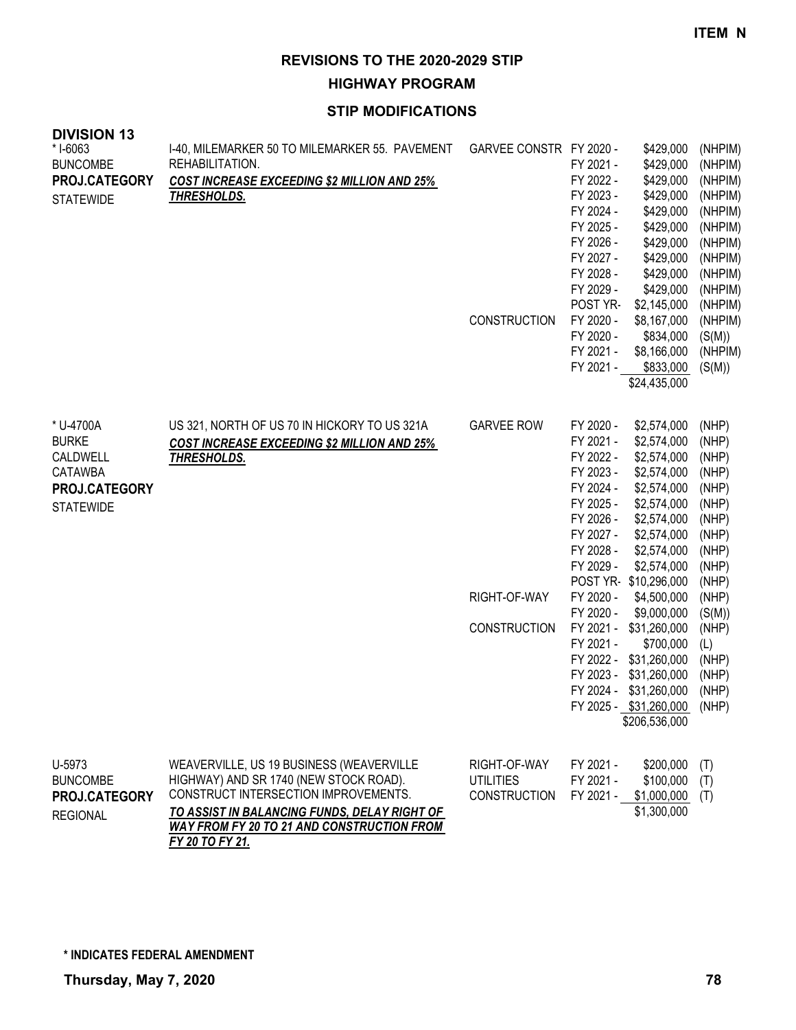ITEM N

# REVISIONS TO THE 2020-2029 STIP

## HIGHWAY PROGRAM

### STIP MODIFICATIONS

**DIVISION 13**

| Project | Description | Work Type | Fiscal Year | Amount | Fund |
|---|---|---|---|---|---|
| * I-6063<br>BUNCOMBE<br>**PROJ.CATEGORY**<br>STATEWIDE | I-40, MILEMARKER 50 TO MILEMARKER 55. PAVEMENT REHABILITATION.<br>***COST INCREASE EXCEEDING $2 MILLION AND 25% THRESHOLDS.*** | GARVEE CONSTR | FY 2020 - | $429,000 | (NHPIM) |
| | | | FY 2021 - | $429,000 | (NHPIM) |
| | | | FY 2022 - | $429,000 | (NHPIM) |
| | | | FY 2023 - | $429,000 | (NHPIM) |
| | | | FY 2024 - | $429,000 | (NHPIM) |
| | | | FY 2025 - | $429,000 | (NHPIM) |
| | | | FY 2026 - | $429,000 | (NHPIM) |
| | | | FY 2027 - | $429,000 | (NHPIM) |
| | | | FY 2028 - | $429,000 | (NHPIM) |
| | | | FY 2029 - | $429,000 | (NHPIM) |
| | | | POST YR- | $2,145,000 | (NHPIM) |
| | | CONSTRUCTION | FY 2020 - | $8,167,000 | (NHPIM) |
| | | | FY 2020 - | $834,000 | (S(M)) |
| | | | FY 2021 - | $8,166,000 | (NHPIM) |
| | | | FY 2021 - | $833,000 | (S(M)) |
| | | | | $24,435,000 | |
| * U-4700A<br>BURKE<br>CALDWELL<br>CATAWBA<br>**PROJ.CATEGORY**<br>STATEWIDE | US 321, NORTH OF US 70 IN HICKORY TO US 321A<br>***COST INCREASE EXCEEDING $2 MILLION AND 25% THRESHOLDS.*** | GARVEE ROW | FY 2020 - | $2,574,000 | (NHP) |
| | | | FY 2021 - | $2,574,000 | (NHP) |
| | | | FY 2022 - | $2,574,000 | (NHP) |
| | | | FY 2023 - | $2,574,000 | (NHP) |
| | | | FY 2024 - | $2,574,000 | (NHP) |
| | | | FY 2025 - | $2,574,000 | (NHP) |
| | | | FY 2026 - | $2,574,000 | (NHP) |
| | | | FY 2027 - | $2,574,000 | (NHP) |
| | | | FY 2028 - | $2,574,000 | (NHP) |
| | | | FY 2029 - | $2,574,000 | (NHP) |
| | | | POST YR- | $10,296,000 | (NHP) |
| | | RIGHT-OF-WAY | FY 2020 - | $4,500,000 | (NHP) |
| | | | FY 2020 - | $9,000,000 | (S(M)) |
| | | CONSTRUCTION | FY 2021 - | $31,260,000 | (NHP) |
| | | | FY 2021 - | $700,000 | (L) |
| | | | FY 2022 - | $31,260,000 | (NHP) |
| | | | FY 2023 - | $31,260,000 | (NHP) |
| | | | FY 2024 - | $31,260,000 | (NHP) |
| | | | FY 2025 - | $31,260,000 | (NHP) |
| | | | | $206,536,000 | |
| U-5973<br>BUNCOMBE<br>**PROJ.CATEGORY**<br>REGIONAL | WEAVERVILLE, US 19 BUSINESS (WEAVERVILLE HIGHWAY) AND SR 1740 (NEW STOCK ROAD). CONSTRUCT INTERSECTION IMPROVEMENTS.<br>***TO ASSIST IN BALANCING FUNDS, DELAY RIGHT OF WAY FROM FY 20 TO 21 AND CONSTRUCTION FROM FY 20 TO FY 21.*** | RIGHT-OF-WAY | FY 2021 - | $200,000 | (T) |
| | | UTILITIES | FY 2021 - | $100,000 | (T) |
| | | CONSTRUCTION | FY 2021 - | $1,000,000 | (T) |
| | | | | $1,300,000 | |

**\* INDICATES FEDERAL AMENDMENT**

**Thursday, May 7, 2020**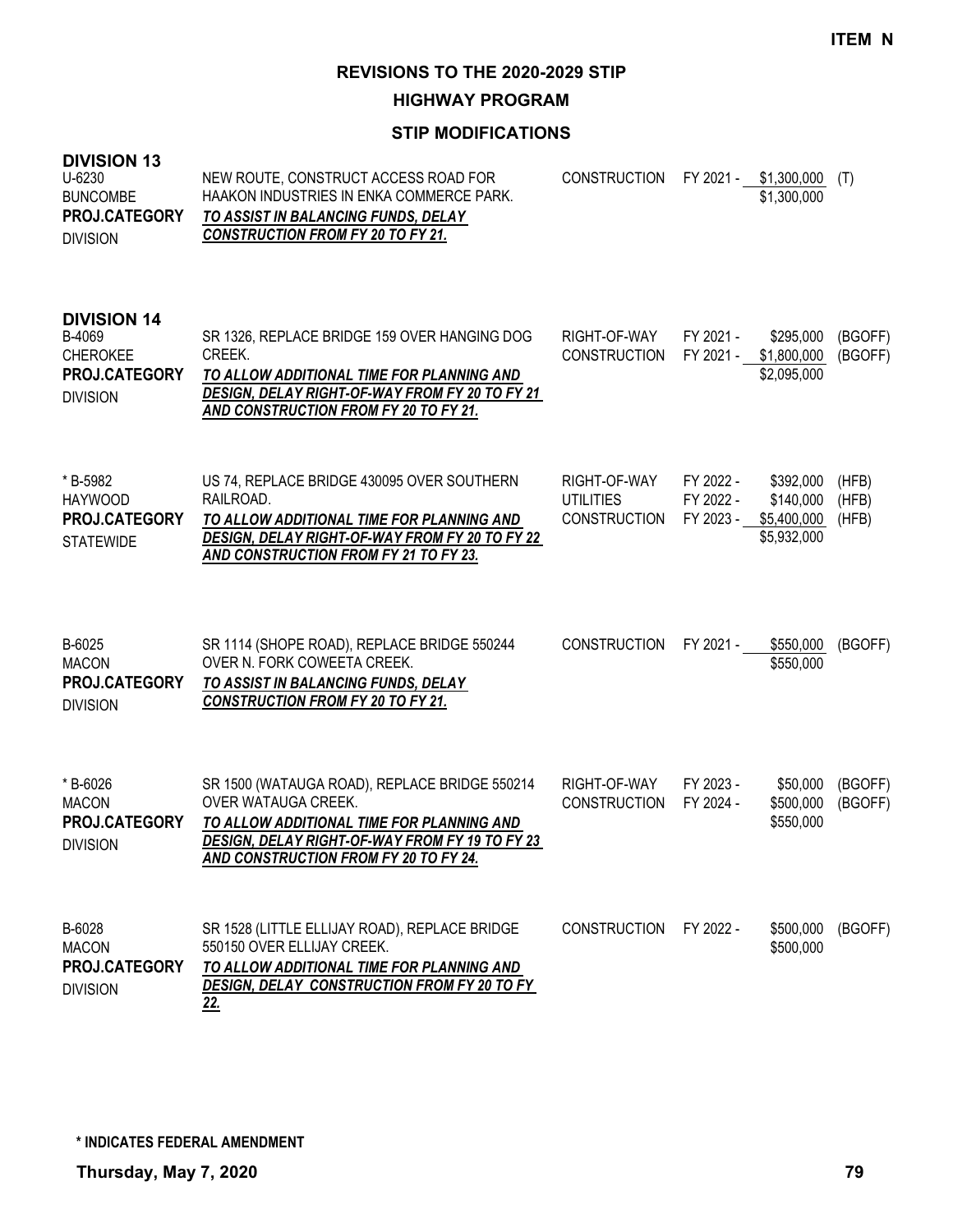ITEM N

# REVISIONS TO THE 2020-2029 STIP

## HIGHWAY PROGRAM

### STIP MODIFICATIONS

**DIVISION 13**

U-6230
BUNCOMBE
**PROJ.CATEGORY**
DIVISION

NEW ROUTE, CONSTRUCT ACCESS ROAD FOR HAAKON INDUSTRIES IN ENKA COMMERCE PARK.
***TO ASSIST IN BALANCING FUNDS, DELAY CONSTRUCTION FROM FY 20 TO FY 21.***

| | | | |
|---|---|---|---|
| CONSTRUCTION | FY 2021 - | $1,300,000 | (T) |
| | | $1,300,000 | |

**DIVISION 14**

B-4069
CHEROKEE
**PROJ.CATEGORY**
DIVISION

SR 1326, REPLACE BRIDGE 159 OVER HANGING DOG CREEK.
***TO ALLOW ADDITIONAL TIME FOR PLANNING AND DESIGN, DELAY RIGHT-OF-WAY FROM FY 20 TO FY 21 AND CONSTRUCTION FROM FY 20 TO FY 21.***

| | | | |
|---|---|---|---|
| RIGHT-OF-WAY | FY 2021 - | $295,000 | (BGOFF) |
| CONSTRUCTION | FY 2021 - | $1,800,000 | (BGOFF) |
| | | $2,095,000 | |

\* B-5982
HAYWOOD
**PROJ.CATEGORY**
STATEWIDE

US 74, REPLACE BRIDGE 430095 OVER SOUTHERN RAILROAD.
***TO ALLOW ADDITIONAL TIME FOR PLANNING AND DESIGN, DELAY RIGHT-OF-WAY FROM FY 20 TO FY 22 AND CONSTRUCTION FROM FY 21 TO FY 23.***

| | | | |
|---|---|---|---|
| RIGHT-OF-WAY | FY 2022 - | $392,000 | (HFB) |
| UTILITIES | FY 2022 - | $140,000 | (HFB) |
| CONSTRUCTION | FY 2023 - | $5,400,000 | (HFB) |
| | | $5,932,000 | |

B-6025
MACON
**PROJ.CATEGORY**
DIVISION

SR 1114 (SHOPE ROAD), REPLACE BRIDGE 550244 OVER N. FORK COWEETA CREEK.
***TO ASSIST IN BALANCING FUNDS, DELAY CONSTRUCTION FROM FY 20 TO FY 21.***

| | | | |
|---|---|---|---|
| CONSTRUCTION | FY 2021 - | $550,000 | (BGOFF) |
| | | $550,000 | |

\* B-6026
MACON
**PROJ.CATEGORY**
DIVISION

SR 1500 (WATAUGA ROAD), REPLACE BRIDGE 550214 OVER WATAUGA CREEK.
***TO ALLOW ADDITIONAL TIME FOR PLANNING AND DESIGN, DELAY RIGHT-OF-WAY FROM FY 19 TO FY 23 AND CONSTRUCTION FROM FY 20 TO FY 24.***

| | | | |
|---|---|---|---|
| RIGHT-OF-WAY | FY 2023 - | $50,000 | (BGOFF) |
| CONSTRUCTION | FY 2024 - | $500,000 | (BGOFF) |
| | | $550,000 | |

B-6028
MACON
**PROJ.CATEGORY**
DIVISION

SR 1528 (LITTLE ELLIJAY ROAD), REPLACE BRIDGE 550150 OVER ELLIJAY CREEK.
***TO ALLOW ADDITIONAL TIME FOR PLANNING AND DESIGN, DELAY CONSTRUCTION FROM FY 20 TO FY 22.***

| | | | |
|---|---|---|---|
| CONSTRUCTION | FY 2022 - | $500,000 | (BGOFF) |
| | | $500,000 | |

**\* INDICATES FEDERAL AMENDMENT**

**Thursday, May 7, 2020**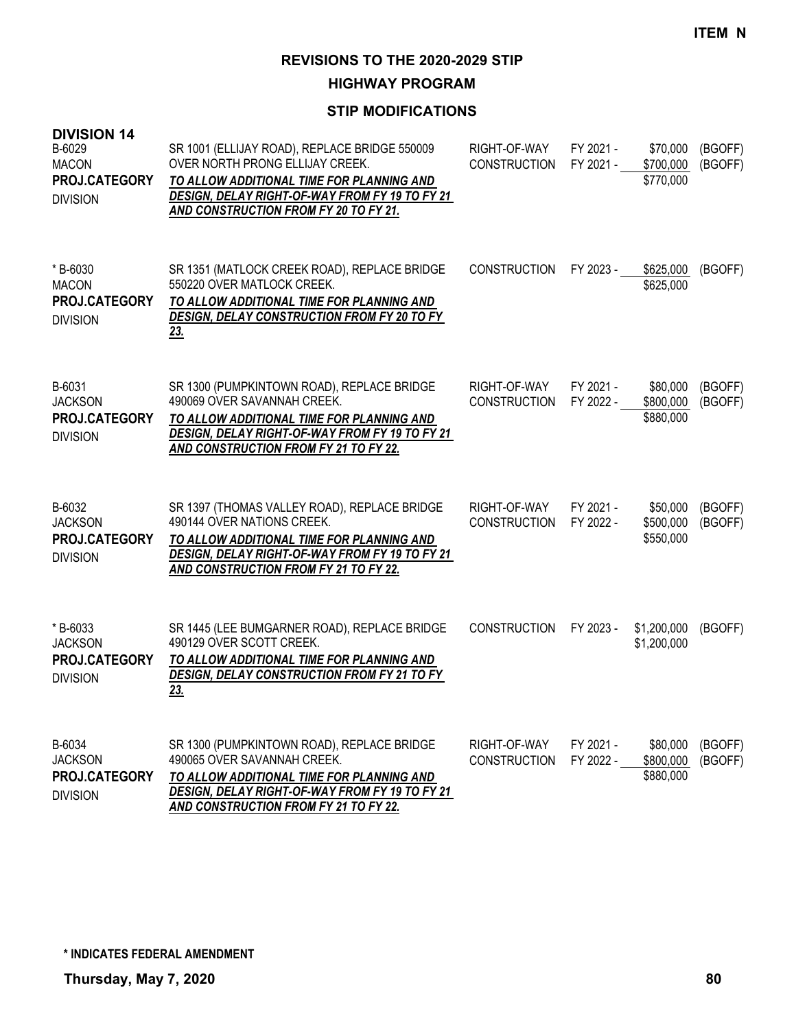**ITEM N**

# REVISIONS TO THE 2020-2029 STIP

## HIGHWAY PROGRAM

### STIP MODIFICATIONS

**DIVISION 14**

| Project | Description | Work Type | Fiscal Year | Amount | Funding |
|---|---|---|---|---|---|
| B-6029<br>MACON<br>**PROJ.CATEGORY**<br>DIVISION | SR 1001 (ELLIJAY ROAD), REPLACE BRIDGE 550009 OVER NORTH PRONG ELLIJAY CREEK.<br>***TO ALLOW ADDITIONAL TIME FOR PLANNING AND DESIGN, DELAY RIGHT-OF-WAY FROM FY 19 TO FY 21 AND CONSTRUCTION FROM FY 20 TO FY 21.*** | RIGHT-OF-WAY<br>CONSTRUCTION | FY 2021 -<br>FY 2021 - | \$70,000<br>\$700,000<br>\$770,000 | (BGOFF)<br>(BGOFF) |
| * B-6030<br>MACON<br>**PROJ.CATEGORY**<br>DIVISION | SR 1351 (MATLOCK CREEK ROAD), REPLACE BRIDGE 550220 OVER MATLOCK CREEK.<br>***TO ALLOW ADDITIONAL TIME FOR PLANNING AND DESIGN, DELAY CONSTRUCTION FROM FY 20 TO FY 23.*** | CONSTRUCTION | FY 2023 - | \$625,000<br>\$625,000 | (BGOFF) |
| B-6031<br>JACKSON<br>**PROJ.CATEGORY**<br>DIVISION | SR 1300 (PUMPKINTOWN ROAD), REPLACE BRIDGE 490069 OVER SAVANNAH CREEK.<br>***TO ALLOW ADDITIONAL TIME FOR PLANNING AND DESIGN, DELAY RIGHT-OF-WAY FROM FY 19 TO FY 21 AND CONSTRUCTION FROM FY 21 TO FY 22.*** | RIGHT-OF-WAY<br>CONSTRUCTION | FY 2021 -<br>FY 2022 - | \$80,000<br>\$800,000<br>\$880,000 | (BGOFF)<br>(BGOFF) |
| B-6032<br>JACKSON<br>**PROJ.CATEGORY**<br>DIVISION | SR 1397 (THOMAS VALLEY ROAD), REPLACE BRIDGE 490144 OVER NATIONS CREEK.<br>***TO ALLOW ADDITIONAL TIME FOR PLANNING AND DESIGN, DELAY RIGHT-OF-WAY FROM FY 19 TO FY 21 AND CONSTRUCTION FROM FY 21 TO FY 22.*** | RIGHT-OF-WAY<br>CONSTRUCTION | FY 2021 -<br>FY 2022 - | \$50,000<br>\$500,000<br>\$550,000 | (BGOFF)<br>(BGOFF) |
| * B-6033<br>JACKSON<br>**PROJ.CATEGORY**<br>DIVISION | SR 1445 (LEE BUMGARNER ROAD), REPLACE BRIDGE 490129 OVER SCOTT CREEK.<br>***TO ALLOW ADDITIONAL TIME FOR PLANNING AND DESIGN, DELAY CONSTRUCTION FROM FY 21 TO FY 23.*** | CONSTRUCTION | FY 2023 - | \$1,200,000<br>\$1,200,000 | (BGOFF) |
| B-6034<br>JACKSON<br>**PROJ.CATEGORY**<br>DIVISION | SR 1300 (PUMPKINTOWN ROAD), REPLACE BRIDGE 490065 OVER SAVANNAH CREEK.<br>***TO ALLOW ADDITIONAL TIME FOR PLANNING AND DESIGN, DELAY RIGHT-OF-WAY FROM FY 19 TO FY 21 AND CONSTRUCTION FROM FY 21 TO FY 22.*** | RIGHT-OF-WAY<br>CONSTRUCTION | FY 2021 -<br>FY 2022 - | \$80,000<br>\$800,000<br>\$880,000 | (BGOFF)<br>(BGOFF) |

**\* INDICATES FEDERAL AMENDMENT**

**Thursday, May 7, 2020**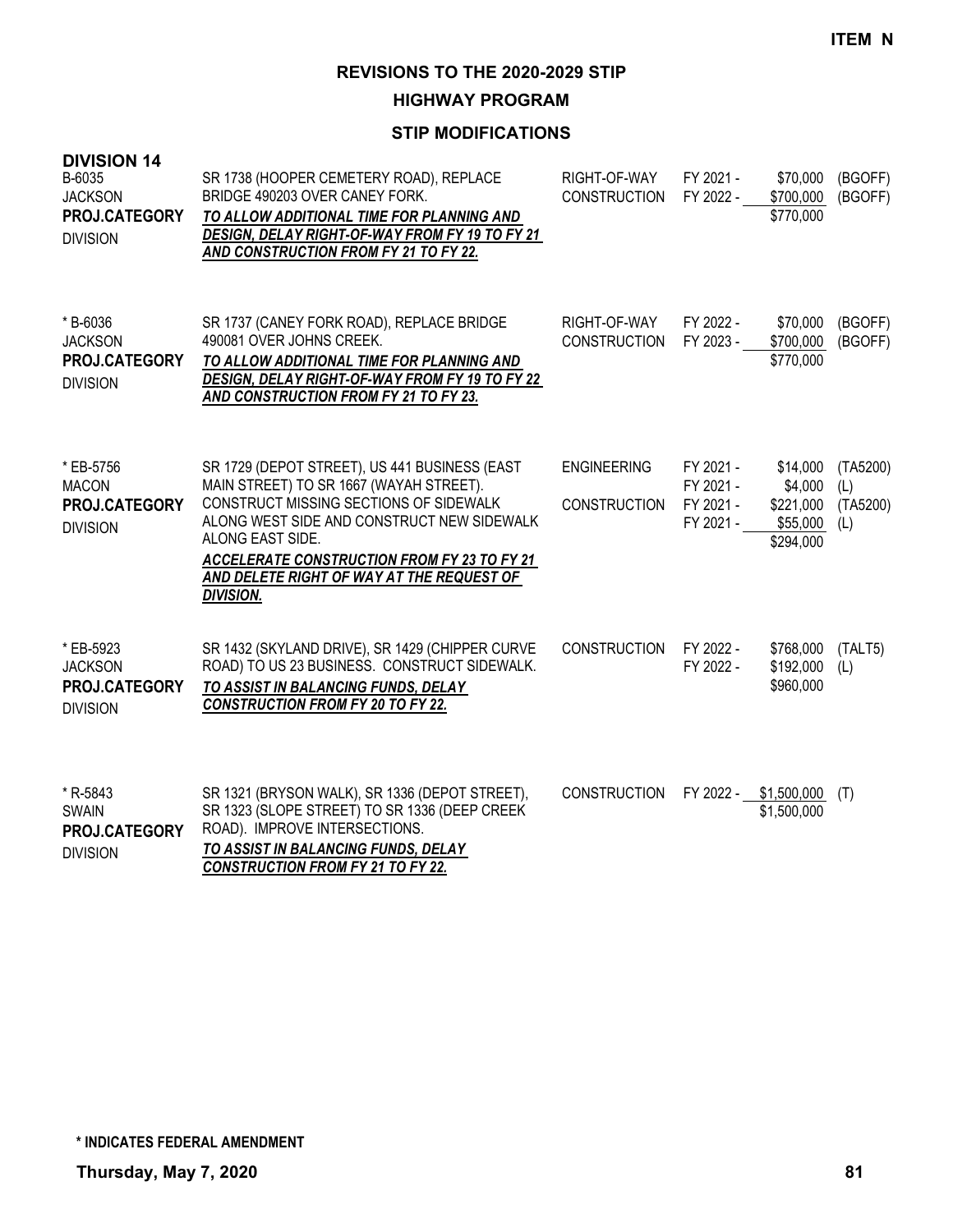**ITEM N**

# REVISIONS TO THE 2020-2029 STIP

## HIGHWAY PROGRAM

### STIP MODIFICATIONS

**DIVISION 14**

| Project | Description | Work Type | Fiscal Year | Amount | Fund |
|---|---|---|---|---|---|
| B-6035<br>JACKSON<br>**PROJ.CATEGORY**<br>DIVISION | SR 1738 (HOOPER CEMETERY ROAD), REPLACE BRIDGE 490203 OVER CANEY FORK.<br>***TO ALLOW ADDITIONAL TIME FOR PLANNING AND DESIGN, DELAY RIGHT-OF-WAY FROM FY 19 TO FY 21 AND CONSTRUCTION FROM FY 21 TO FY 22.*** | RIGHT-OF-WAY<br>CONSTRUCTION | FY 2021 -<br>FY 2022 - | $70,000<br>$700,000<br>$770,000 | (BGOFF)<br>(BGOFF) |
| * B-6036<br>JACKSON<br>**PROJ.CATEGORY**<br>DIVISION | SR 1737 (CANEY FORK ROAD), REPLACE BRIDGE 490081 OVER JOHNS CREEK.<br>***TO ALLOW ADDITIONAL TIME FOR PLANNING AND DESIGN, DELAY RIGHT-OF-WAY FROM FY 19 TO FY 22 AND CONSTRUCTION FROM FY 21 TO FY 23.*** | RIGHT-OF-WAY<br>CONSTRUCTION | FY 2022 -<br>FY 2023 - | $70,000<br>$700,000<br>$770,000 | (BGOFF)<br>(BGOFF) |
| * EB-5756<br>MACON<br>**PROJ.CATEGORY**<br>DIVISION | SR 1729 (DEPOT STREET), US 441 BUSINESS (EAST MAIN STREET) TO SR 1667 (WAYAH STREET). CONSTRUCT MISSING SECTIONS OF SIDEWALK ALONG WEST SIDE AND CONSTRUCT NEW SIDEWALK ALONG EAST SIDE.<br>***ACCELERATE CONSTRUCTION FROM FY 23 TO FY 21 AND DELETE RIGHT OF WAY AT THE REQUEST OF DIVISION.*** | ENGINEERING<br><br>CONSTRUCTION | FY 2021 -<br>FY 2021 -<br>FY 2021 -<br>FY 2021 - | $14,000<br>$4,000<br>$221,000<br>$55,000<br>$294,000 | (TA5200)<br>(L)<br>(TA5200)<br>(L) |
| * EB-5923<br>JACKSON<br>**PROJ.CATEGORY**<br>DIVISION | SR 1432 (SKYLAND DRIVE), SR 1429 (CHIPPER CURVE ROAD) TO US 23 BUSINESS. CONSTRUCT SIDEWALK.<br>***TO ASSIST IN BALANCING FUNDS, DELAY CONSTRUCTION FROM FY 20 TO FY 22.*** | CONSTRUCTION | FY 2022 -<br>FY 2022 - | $768,000<br>$192,000<br>$960,000 | (TALT5)<br>(L) |
| * R-5843<br>SWAIN<br>**PROJ.CATEGORY**<br>DIVISION | SR 1321 (BRYSON WALK), SR 1336 (DEPOT STREET), SR 1323 (SLOPE STREET) TO SR 1336 (DEEP CREEK ROAD). IMPROVE INTERSECTIONS.<br>***TO ASSIST IN BALANCING FUNDS, DELAY CONSTRUCTION FROM FY 21 TO FY 22.*** | CONSTRUCTION | FY 2022 - | $1,500,000<br>$1,500,000 | (T) |

**\* INDICATES FEDERAL AMENDMENT**

**Thursday, May 7, 2020**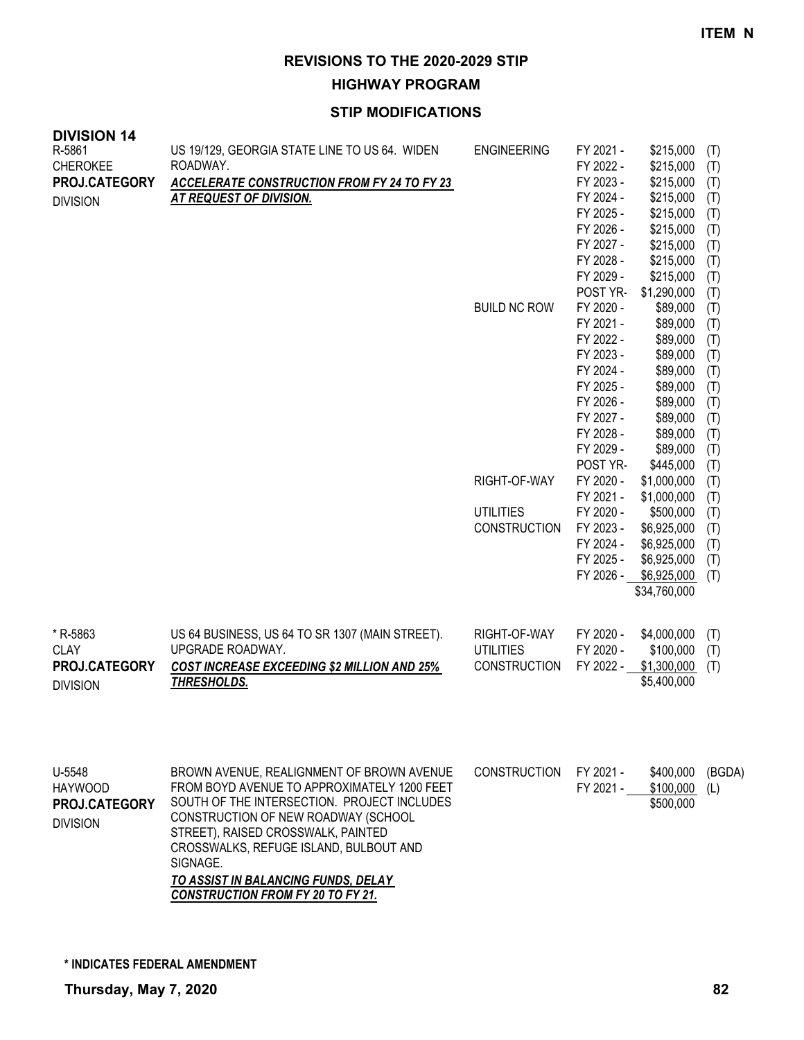**ITEM N**

# REVISIONS TO THE 2020-2029 STIP

## HIGHWAY PROGRAM

### STIP MODIFICATIONS

**DIVISION 14**

| Project | Description | Work Type | Fiscal Year | Amount | Source |
|---|---|---|---|---|---|
| R-5861<br>CHEROKEE<br>**PROJ.CATEGORY**<br>DIVISION | US 19/129, GEORGIA STATE LINE TO US 64. WIDEN ROADWAY.<br>***ACCELERATE CONSTRUCTION FROM FY 24 TO FY 23 AT REQUEST OF DIVISION.*** | ENGINEERING | FY 2021 - | $215,000 | (T) |
| | | | FY 2022 - | $215,000 | (T) |
| | | | FY 2023 - | $215,000 | (T) |
| | | | FY 2024 - | $215,000 | (T) |
| | | | FY 2025 - | $215,000 | (T) |
| | | | FY 2026 - | $215,000 | (T) |
| | | | FY 2027 - | $215,000 | (T) |
| | | | FY 2028 - | $215,000 | (T) |
| | | | FY 2029 - | $215,000 | (T) |
| | | | POST YR- | $1,290,000 | (T) |
| | | BUILD NC ROW | FY 2020 - | $89,000 | (T) |
| | | | FY 2021 - | $89,000 | (T) |
| | | | FY 2022 - | $89,000 | (T) |
| | | | FY 2023 - | $89,000 | (T) |
| | | | FY 2024 - | $89,000 | (T) |
| | | | FY 2025 - | $89,000 | (T) |
| | | | FY 2026 - | $89,000 | (T) |
| | | | FY 2027 - | $89,000 | (T) |
| | | | FY 2028 - | $89,000 | (T) |
| | | | FY 2029 - | $89,000 | (T) |
| | | | POST YR- | $445,000 | (T) |
| | | RIGHT-OF-WAY | FY 2020 - | $1,000,000 | (T) |
| | | | FY 2021 - | $1,000,000 | (T) |
| | | UTILITIES | FY 2020 - | $500,000 | (T) |
| | | CONSTRUCTION | FY 2023 - | $6,925,000 | (T) |
| | | | FY 2024 - | $6,925,000 | (T) |
| | | | FY 2025 - | $6,925,000 | (T) |
| | | | FY 2026 - | $6,925,000 | (T) |
| | | | | $34,760,000 | |
| * R-5863<br>CLAY<br>**PROJ.CATEGORY**<br>DIVISION | US 64 BUSINESS, US 64 TO SR 1307 (MAIN STREET). UPGRADE ROADWAY.<br>***COST INCREASE EXCEEDING $2 MILLION AND 25% THRESHOLDS.*** | RIGHT-OF-WAY | FY 2020 - | $4,000,000 | (T) |
| | | UTILITIES | FY 2020 - | $100,000 | (T) |
| | | CONSTRUCTION | FY 2022 - | $1,300,000 | (T) |
| | | | | $5,400,000 | |
| U-5548<br>HAYWOOD<br>**PROJ.CATEGORY**<br>DIVISION | BROWN AVENUE, REALIGNMENT OF BROWN AVENUE FROM BOYD AVENUE TO APPROXIMATELY 1200 FEET SOUTH OF THE INTERSECTION. PROJECT INCLUDES CONSTRUCTION OF NEW ROADWAY (SCHOOL STREET), RAISED CROSSWALK, PAINTED CROSSWALKS, REFUGE ISLAND, BULBOUT AND SIGNAGE.<br>***TO ASSIST IN BALANCING FUNDS, DELAY CONSTRUCTION FROM FY 20 TO FY 21.*** | CONSTRUCTION | FY 2021 - | $400,000 | (BGDA) |
| | | | FY 2021 - | $100,000 | (L) |
| | | | | $500,000 | |

**\* INDICATES FEDERAL AMENDMENT**

**Thursday, May 7, 2020**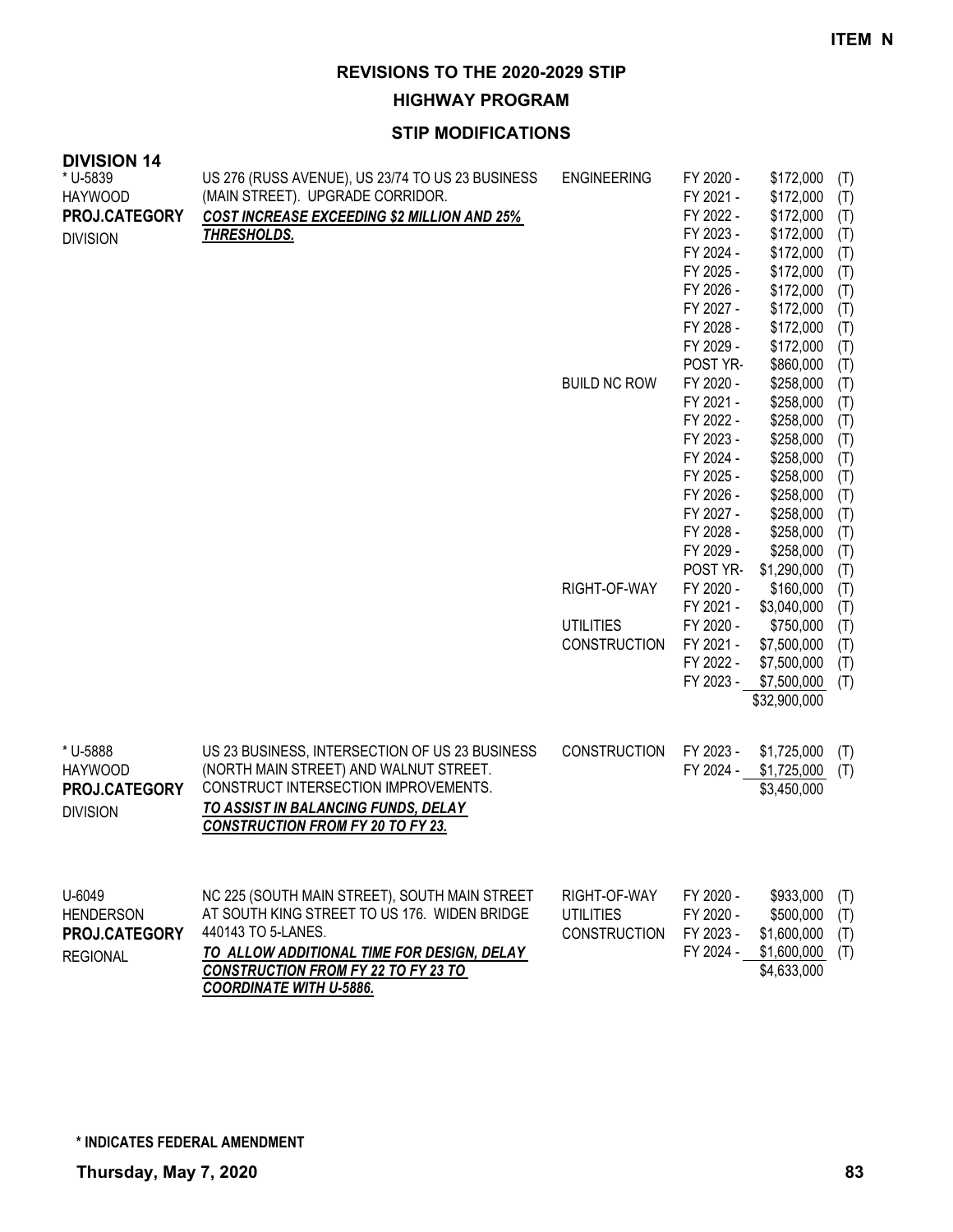**ITEM N**

# REVISIONS TO THE 2020-2029 STIP

## HIGHWAY PROGRAM

### STIP MODIFICATIONS

**DIVISION 14**

| Project | Description | Work Type | Fiscal Year | Amount | Fund |
|---|---|---|---|---|---|
| * U-5839<br>HAYWOOD<br>**PROJ.CATEGORY**<br>DIVISION | US 276 (RUSS AVENUE), US 23/74 TO US 23 BUSINESS (MAIN STREET). UPGRADE CORRIDOR.<br>***COST INCREASE EXCEEDING $2 MILLION AND 25% THRESHOLDS.*** | ENGINEERING | FY 2020 - | $172,000 | (T) |
| | | | FY 2021 - | $172,000 | (T) |
| | | | FY 2022 - | $172,000 | (T) |
| | | | FY 2023 - | $172,000 | (T) |
| | | | FY 2024 - | $172,000 | (T) |
| | | | FY 2025 - | $172,000 | (T) |
| | | | FY 2026 - | $172,000 | (T) |
| | | | FY 2027 - | $172,000 | (T) |
| | | | FY 2028 - | $172,000 | (T) |
| | | | FY 2029 - | $172,000 | (T) |
| | | | POST YR- | $860,000 | (T) |
| | | BUILD NC ROW | FY 2020 - | $258,000 | (T) |
| | | | FY 2021 - | $258,000 | (T) |
| | | | FY 2022 - | $258,000 | (T) |
| | | | FY 2023 - | $258,000 | (T) |
| | | | FY 2024 - | $258,000 | (T) |
| | | | FY 2025 - | $258,000 | (T) |
| | | | FY 2026 - | $258,000 | (T) |
| | | | FY 2027 - | $258,000 | (T) |
| | | | FY 2028 - | $258,000 | (T) |
| | | | FY 2029 - | $258,000 | (T) |
| | | | POST YR- | $1,290,000 | (T) |
| | | RIGHT-OF-WAY | FY 2020 - | $160,000 | (T) |
| | | | FY 2021 - | $3,040,000 | (T) |
| | | UTILITIES | FY 2020 - | $750,000 | (T) |
| | | CONSTRUCTION | FY 2021 - | $7,500,000 | (T) |
| | | | FY 2022 - | $7,500,000 | (T) |
| | | | FY 2023 - | $7,500,000 | (T) |
| | | | | $32,900,000 | |
| * U-5888<br>HAYWOOD<br>**PROJ.CATEGORY**<br>DIVISION | US 23 BUSINESS, INTERSECTION OF US 23 BUSINESS (NORTH MAIN STREET) AND WALNUT STREET. CONSTRUCT INTERSECTION IMPROVEMENTS.<br>***TO ASSIST IN BALANCING FUNDS, DELAY CONSTRUCTION FROM FY 20 TO FY 23.*** | CONSTRUCTION | FY 2023 - | $1,725,000 | (T) |
| | | | FY 2024 - | $1,725,000 | (T) |
| | | | | $3,450,000 | |
| U-6049<br>HENDERSON<br>**PROJ.CATEGORY**<br>REGIONAL | NC 225 (SOUTH MAIN STREET), SOUTH MAIN STREET AT SOUTH KING STREET TO US 176. WIDEN BRIDGE 440143 TO 5-LANES.<br>***TO ALLOW ADDITIONAL TIME FOR DESIGN, DELAY CONSTRUCTION FROM FY 22 TO FY 23 TO COORDINATE WITH U-5886.*** | RIGHT-OF-WAY | FY 2020 - | $933,000 | (T) |
| | | UTILITIES | FY 2020 - | $500,000 | (T) |
| | | CONSTRUCTION | FY 2023 - | $1,600,000 | (T) |
| | | | FY 2024 - | $1,600,000 | (T) |
| | | | | $4,633,000 | |

**\* INDICATES FEDERAL AMENDMENT**

**Thursday, May 7, 2020**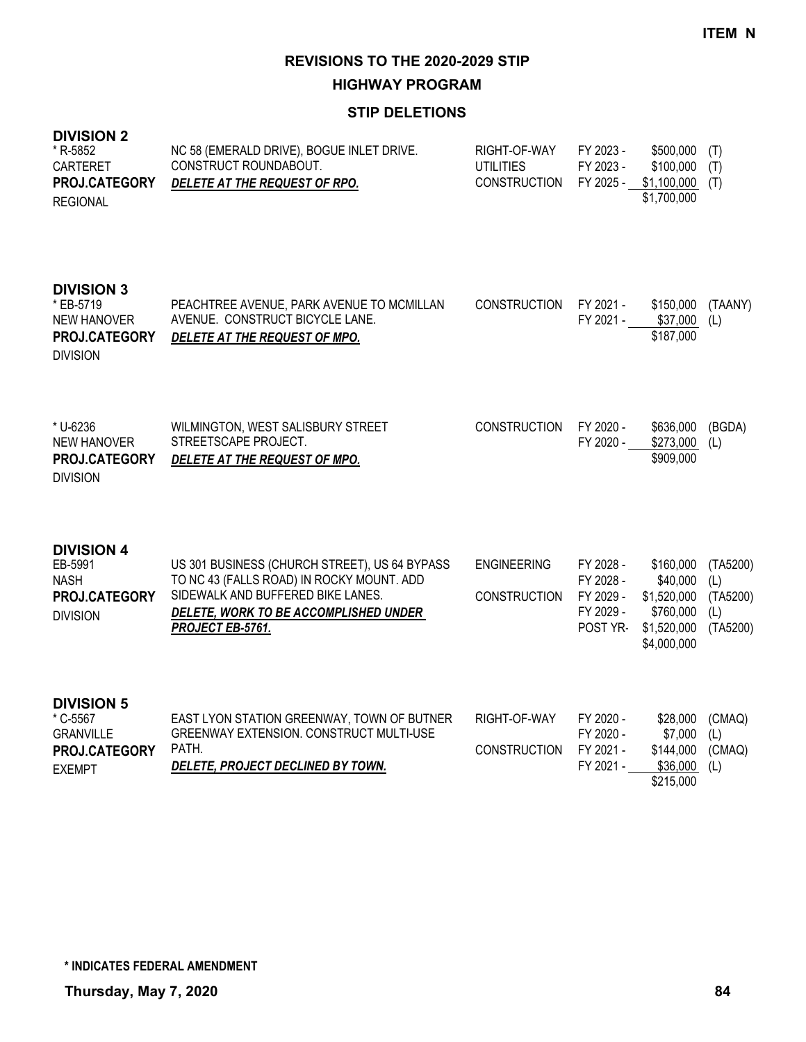**ITEM N**

# REVISIONS TO THE 2020-2029 STIP

## HIGHWAY PROGRAM

### STIP DELETIONS

**DIVISION 2**

| Project | Description | Phase | FY | Amount | Fund |
|---|---|---|---|---|---|
| * R-5852<br>CARTERET<br>**PROJ.CATEGORY**<br>REGIONAL | NC 58 (EMERALD DRIVE), BOGUE INLET DRIVE. CONSTRUCT ROUNDABOUT.<br>***DELETE AT THE REQUEST OF RPO.*** | RIGHT-OF-WAY | FY 2023 - | $500,000 | (T) |
| | | UTILITIES | FY 2023 - | $100,000 | (T) |
| | | CONSTRUCTION | FY 2025 - | $1,100,000 | (T) |
| | | | | $1,700,000 | |

**DIVISION 3**

| Project | Description | Phase | FY | Amount | Fund |
|---|---|---|---|---|---|
| * EB-5719<br>NEW HANOVER<br>**PROJ.CATEGORY**<br>DIVISION | PEACHTREE AVENUE, PARK AVENUE TO MCMILLAN AVENUE. CONSTRUCT BICYCLE LANE.<br>***DELETE AT THE REQUEST OF MPO.*** | CONSTRUCTION | FY 2021 - | $150,000 | (TAANY) |
| | | | FY 2021 - | $37,000 | (L) |
| | | | | $187,000 | |
| * U-6236<br>NEW HANOVER<br>**PROJ.CATEGORY**<br>DIVISION | WILMINGTON, WEST SALISBURY STREET STREETSCAPE PROJECT.<br>***DELETE AT THE REQUEST OF MPO.*** | CONSTRUCTION | FY 2020 - | $636,000 | (BGDA) |
| | | | FY 2020 - | $273,000 | (L) |
| | | | | $909,000 | |

**DIVISION 4**

| Project | Description | Phase | FY | Amount | Fund |
|---|---|---|---|---|---|
| EB-5991<br>NASH<br>**PROJ.CATEGORY**<br>DIVISION | US 301 BUSINESS (CHURCH STREET), US 64 BYPASS TO NC 43 (FALLS ROAD) IN ROCKY MOUNT. ADD SIDEWALK AND BUFFERED BIKE LANES.<br>***DELETE, WORK TO BE ACCOMPLISHED UNDER PROJECT EB-5761.*** | ENGINEERING | FY 2028 - | $160,000 | (TA5200) |
| | | | FY 2028 - | $40,000 | (L) |
| | | CONSTRUCTION | FY 2029 - | $1,520,000 | (TA5200) |
| | | | FY 2029 - | $760,000 | (L) |
| | | | POST YR- | $1,520,000 | (TA5200) |
| | | | | $4,000,000 | |

**DIVISION 5**

| Project | Description | Phase | FY | Amount | Fund |
|---|---|---|---|---|---|
| * C-5567<br>GRANVILLE<br>**PROJ.CATEGORY**<br>EXEMPT | EAST LYON STATION GREENWAY, TOWN OF BUTNER GREENWAY EXTENSION. CONSTRUCT MULTI-USE PATH.<br>***DELETE, PROJECT DECLINED BY TOWN.*** | RIGHT-OF-WAY | FY 2020 - | $28,000 | (CMAQ) |
| | | | FY 2020 - | $7,000 | (L) |
| | | CONSTRUCTION | FY 2021 - | $144,000 | (CMAQ) |
| | | | FY 2021 - | $36,000 | (L) |
| | | | | $215,000 | |

**\* INDICATES FEDERAL AMENDMENT**

**Thursday, May 7, 2020**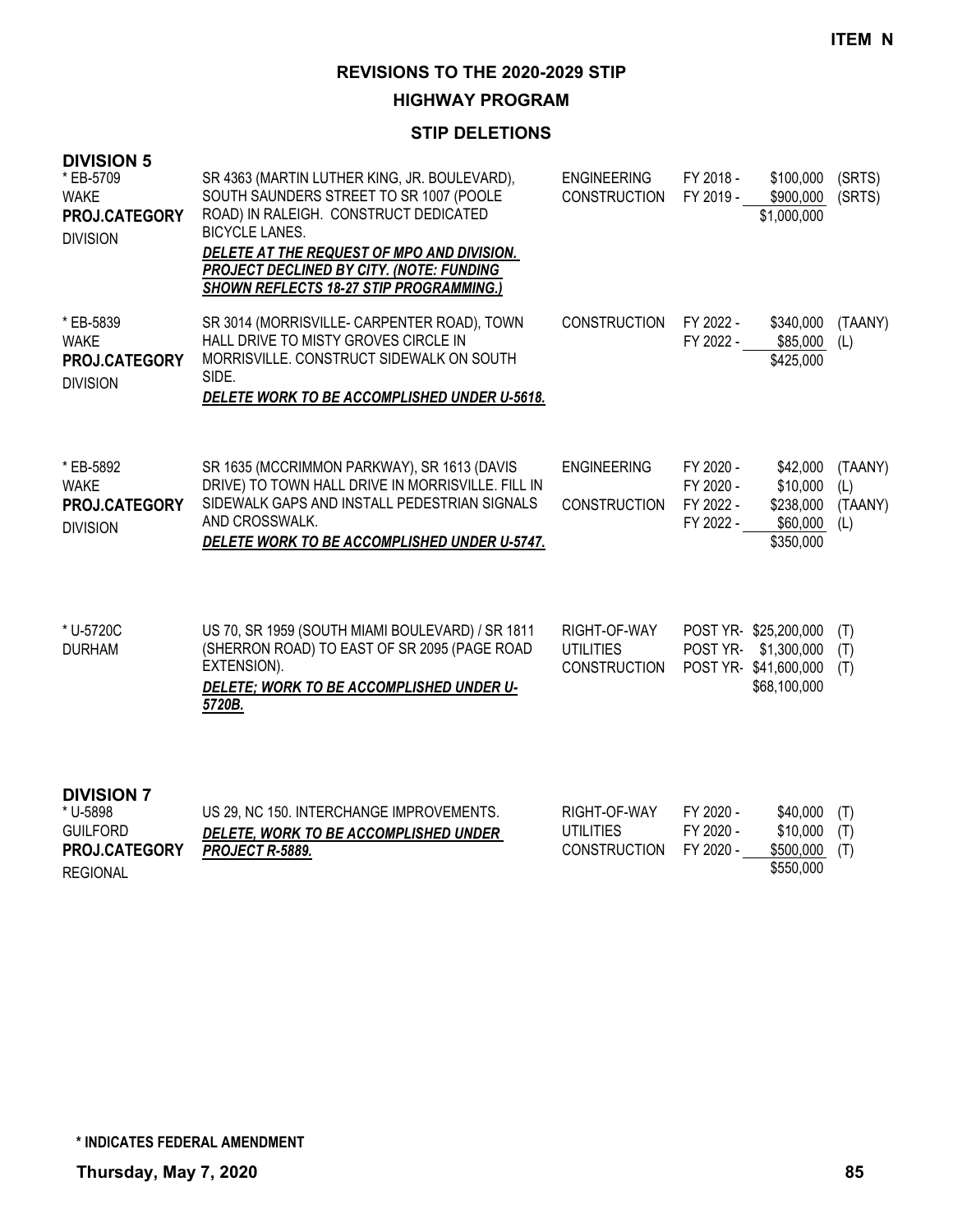**ITEM N**

# REVISIONS TO THE 2020-2029 STIP

## HIGHWAY PROGRAM

### STIP DELETIONS

**DIVISION 5**

| Project | Description | Phase | Year | Amount | Fund |
|---|---|---|---|---|---|
| * EB-5709<br>WAKE<br>**PROJ.CATEGORY**<br>DIVISION | SR 4363 (MARTIN LUTHER KING, JR. BOULEVARD), SOUTH SAUNDERS STREET TO SR 1007 (POOLE ROAD) IN RALEIGH. CONSTRUCT DEDICATED BICYCLE LANES.<br>***DELETE AT THE REQUEST OF MPO AND DIVISION. PROJECT DECLINED BY CITY. (NOTE: FUNDING SHOWN REFLECTS 18-27 STIP PROGRAMMING.)*** | ENGINEERING<br>CONSTRUCTION | FY 2018 -<br>FY 2019 - | \$100,000<br>\$900,000<br>\$1,000,000 | (SRTS)<br>(SRTS) |
| * EB-5839<br>WAKE<br>**PROJ.CATEGORY**<br>DIVISION | SR 3014 (MORRISVILLE- CARPENTER ROAD), TOWN HALL DRIVE TO MISTY GROVES CIRCLE IN MORRISVILLE. CONSTRUCT SIDEWALK ON SOUTH SIDE.<br>***DELETE WORK TO BE ACCOMPLISHED UNDER U-5618.*** | CONSTRUCTION | FY 2022 -<br>FY 2022 - | \$340,000<br>\$85,000<br>\$425,000 | (TAANY)<br>(L) |
| * EB-5892<br>WAKE<br>**PROJ.CATEGORY**<br>DIVISION | SR 1635 (MCCRIMMON PARKWAY), SR 1613 (DAVIS DRIVE) TO TOWN HALL DRIVE IN MORRISVILLE. FILL IN SIDEWALK GAPS AND INSTALL PEDESTRIAN SIGNALS AND CROSSWALK.<br>***DELETE WORK TO BE ACCOMPLISHED UNDER U-5747.*** | ENGINEERING<br><br>CONSTRUCTION | FY 2020 -<br>FY 2020 -<br>FY 2022 -<br>FY 2022 - | \$42,000<br>\$10,000<br>\$238,000<br>\$60,000<br>\$350,000 | (TAANY)<br>(L)<br>(TAANY)<br>(L) |
| * U-5720C<br>DURHAM | US 70, SR 1959 (SOUTH MIAMI BOULEVARD) / SR 1811 (SHERRON ROAD) TO EAST OF SR 2095 (PAGE ROAD EXTENSION).<br>***DELETE; WORK TO BE ACCOMPLISHED UNDER U-5720B.*** | RIGHT-OF-WAY<br>UTILITIES<br>CONSTRUCTION | POST YR-<br>POST YR-<br>POST YR- | \$25,200,000<br>\$1,300,000<br>\$41,600,000<br>\$68,100,000 | (T)<br>(T)<br>(T) |

**DIVISION 7**

| Project | Description | Phase | Year | Amount | Fund |
|---|---|---|---|---|---|
| * U-5898<br>GUILFORD<br>**PROJ.CATEGORY**<br>REGIONAL | US 29, NC 150. INTERCHANGE IMPROVEMENTS.<br>***DELETE, WORK TO BE ACCOMPLISHED UNDER PROJECT R-5889.*** | RIGHT-OF-WAY<br>UTILITIES<br>CONSTRUCTION | FY 2020 -<br>FY 2020 -<br>FY 2020 - | \$40,000<br>\$10,000<br>\$500,000<br>\$550,000 | (T)<br>(T)<br>(T) |

**\* INDICATES FEDERAL AMENDMENT**

**Thursday, May 7, 2020**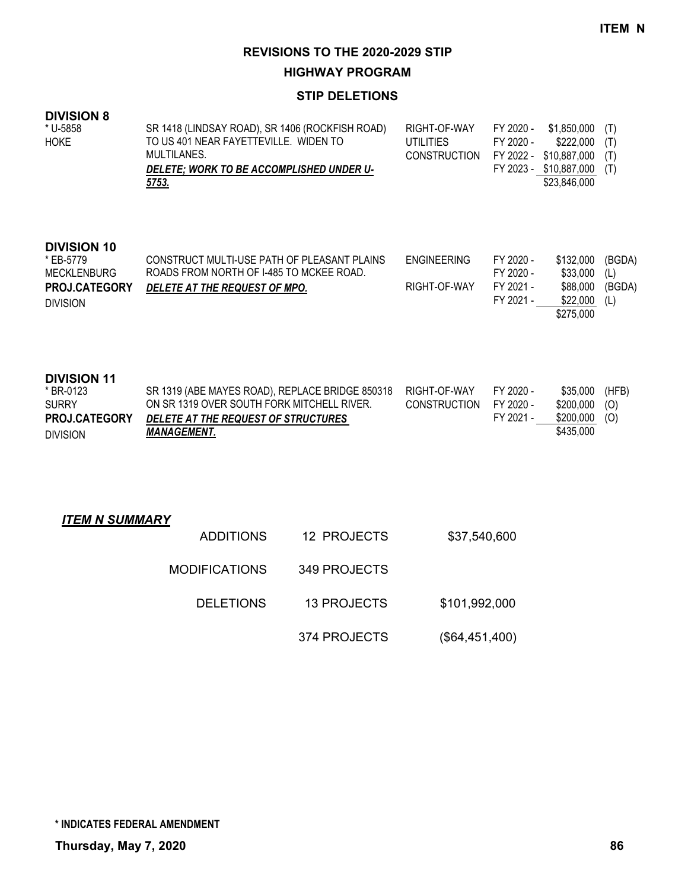**ITEM N**

## REVISIONS TO THE 2020-2029 STIP

## HIGHWAY PROGRAM

### STIP DELETIONS

**DIVISION 8**

| | | | | | |
|---|---|---|---|---|---|
| * U-5858<br>HOKE | SR 1418 (LINDSAY ROAD), SR 1406 (ROCKFISH ROAD) TO US 401 NEAR FAYETTEVILLE. WIDEN TO MULTILANES.<br>***DELETE; WORK TO BE ACCOMPLISHED UNDER U-5753.*** | RIGHT-OF-WAY | FY 2020 - | $1,850,000 | (T) |
| | | UTILITIES | FY 2020 - | $222,000 | (T) |
| | | CONSTRUCTION | FY 2022 - | $10,887,000 | (T) |
| | | | FY 2023 - | $10,887,000 | (T) |
| | | | | $23,846,000 | |

**DIVISION 10**

| | | | | | |
|---|---|---|---|---|---|
| * EB-5779<br>MECKLENBURG<br>**PROJ.CATEGORY**<br>DIVISION | CONSTRUCT MULTI-USE PATH OF PLEASANT PLAINS ROADS FROM NORTH OF I-485 TO MCKEE ROAD.<br>***DELETE AT THE REQUEST OF MPO.*** | ENGINEERING | FY 2020 - | $132,000 | (BGDA) |
| | | | FY 2020 - | $33,000 | (L) |
| | | RIGHT-OF-WAY | FY 2021 - | $88,000 | (BGDA) |
| | | | FY 2021 - | $22,000 | (L) |
| | | | | $275,000 | |

**DIVISION 11**

| | | | | | |
|---|---|---|---|---|---|
| * BR-0123<br>SURRY<br>**PROJ.CATEGORY**<br>DIVISION | SR 1319 (ABE MAYES ROAD), REPLACE BRIDGE 850318 ON SR 1319 OVER SOUTH FORK MITCHELL RIVER.<br>***DELETE AT THE REQUEST OF STRUCTURES MANAGEMENT.*** | RIGHT-OF-WAY | FY 2020 - | $35,000 | (HFB) |
| | | CONSTRUCTION | FY 2020 - | $200,000 | (O) |
| | | | FY 2021 - | $200,000 | (O) |
| | | | | $435,000 | |

***ITEM N SUMMARY***

| | | |
|---|---|---|
| ADDITIONS | 12 PROJECTS | $37,540,600 |
| MODIFICATIONS | 349 PROJECTS | |
| DELETIONS | 13 PROJECTS | $101,992,000 |
| | 374 PROJECTS | ($64,451,400) |

**\* INDICATES FEDERAL AMENDMENT**

**Thursday, May 7, 2020**